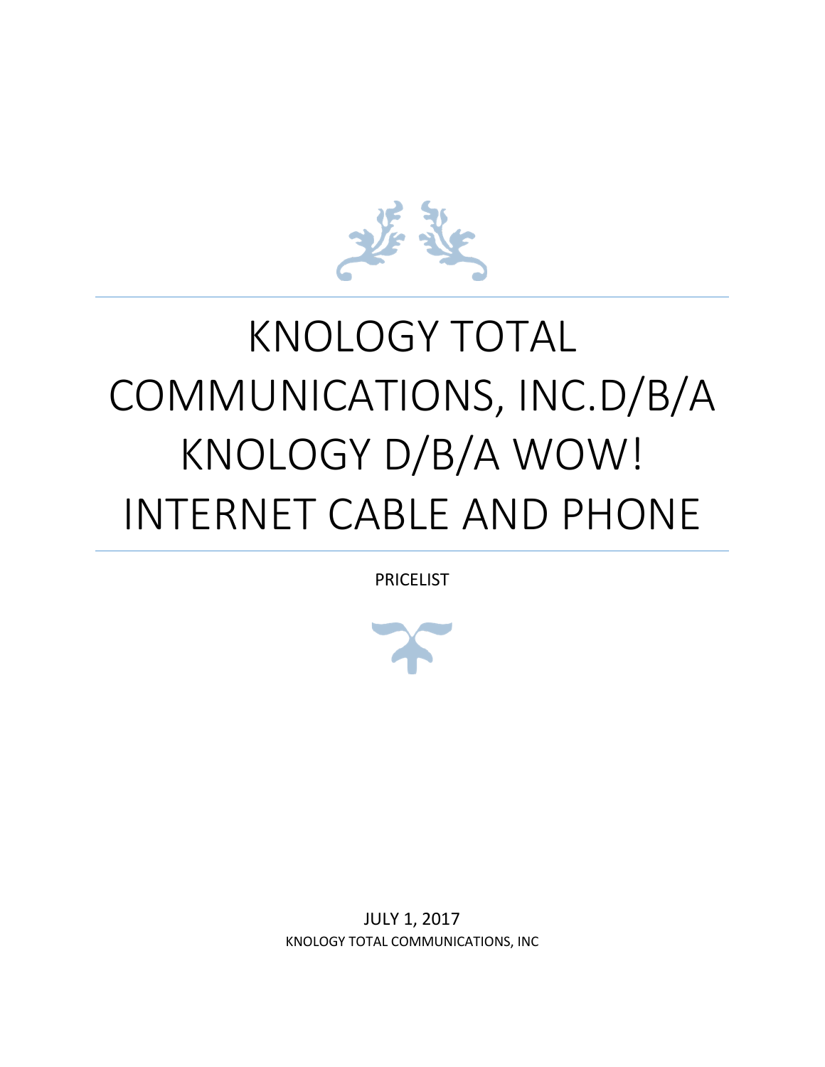# KNOLOGY TOTAL COMMUNICATIONS, INC.D/B/A KNOLOGY D/B/A WOW! INTERNET CABLE AND PHONE

PRICELIST

JULY 1, 2017

KNOLOGY TOTAL COMMUNICATIONS, INC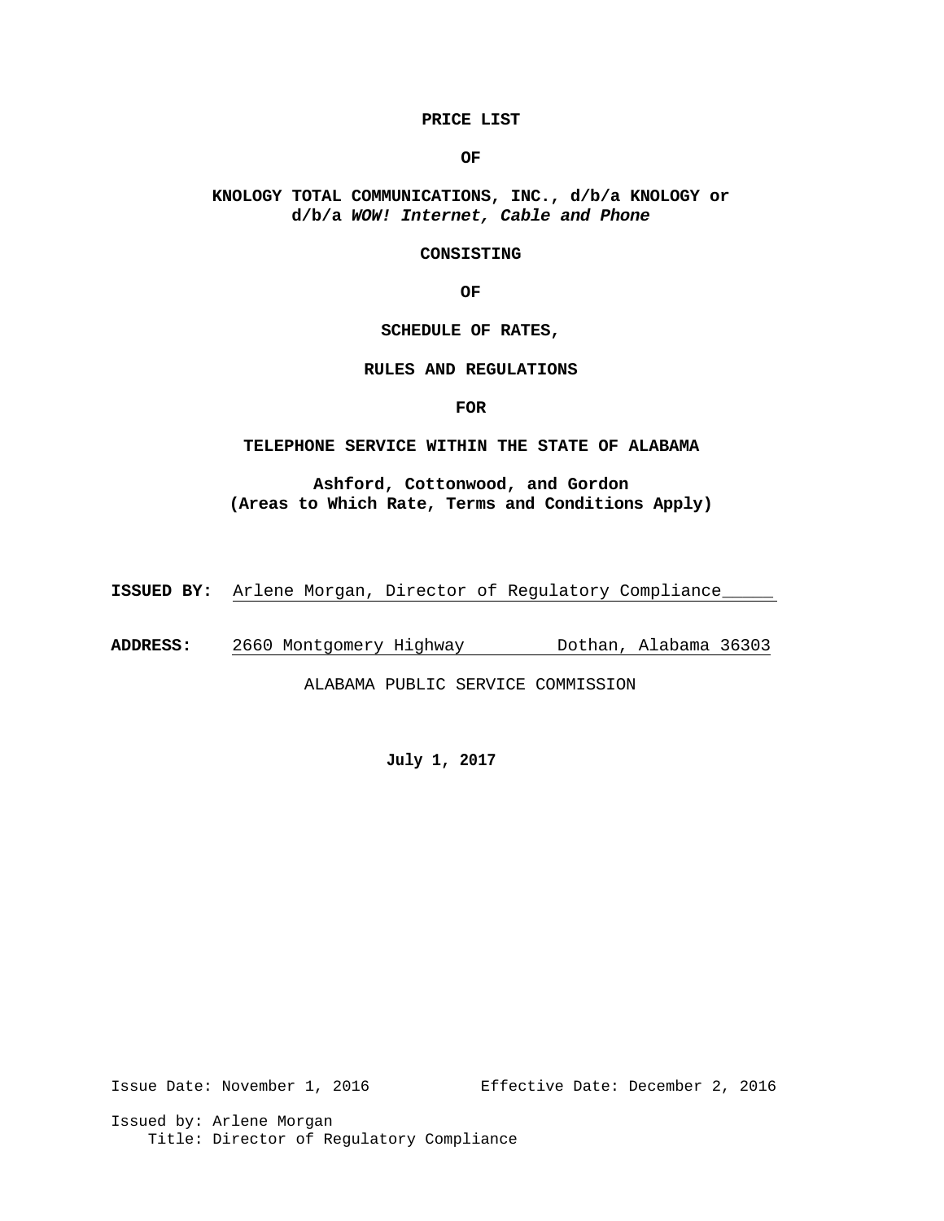**PRICE LIST**

**OF**

**KNOLOGY TOTAL COMMUNICATIONS, INC., d/b/a KNOLOGY or d/b/a *WOW! Internet, Cable and Phone***

**CONSISTING**

**OF**

**SCHEDULE OF RATES,**

**RULES AND REGULATIONS**

**FOR**

**TELEPHONE SERVICE WITHIN THE STATE OF ALABAMA**

**Ashford, Cottonwood, and Gordon**
**(Areas to Which Rate, Terms and Conditions Apply)**

**ISSUED BY:** Arlene Morgan, Director of Regulatory Compliance

**ADDRESS:** 2660 Montgomery Highway Dothan, Alabama 36303

ALABAMA PUBLIC SERVICE COMMISSION

**July 1, 2017**

Issue Date: November 1, 2016 Effective Date: December 2, 2016

Issued by: Arlene Morgan
Title: Director of Regulatory Compliance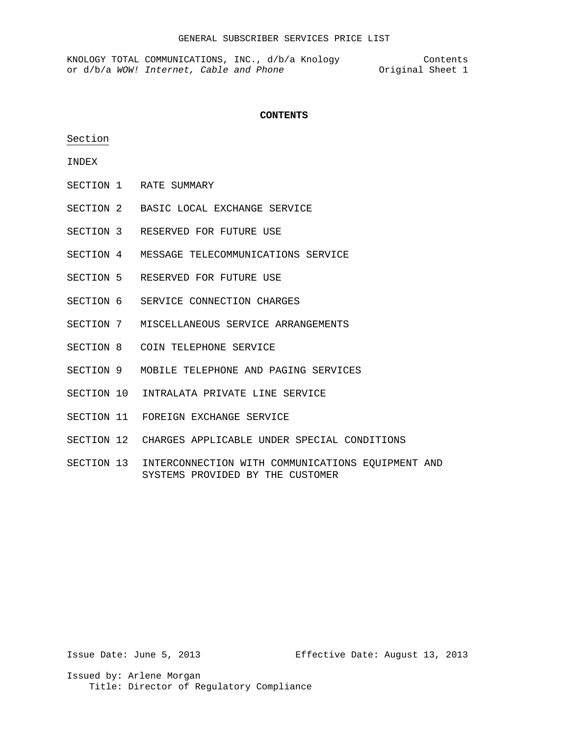# CONTENTS

Section

INDEX

SECTION 1 RATE SUMMARY

SECTION 2 BASIC LOCAL EXCHANGE SERVICE

SECTION 3 RESERVED FOR FUTURE USE

SECTION 4 MESSAGE TELECOMMUNICATIONS SERVICE

SECTION 5 RESERVED FOR FUTURE USE

SECTION 6 SERVICE CONNECTION CHARGES

SECTION 7 MISCELLANEOUS SERVICE ARRANGEMENTS

SECTION 8 COIN TELEPHONE SERVICE

SECTION 9 MOBILE TELEPHONE AND PAGING SERVICES

SECTION 10 INTRALATA PRIVATE LINE SERVICE

SECTION 11 FOREIGN EXCHANGE SERVICE

SECTION 12 CHARGES APPLICABLE UNDER SPECIAL CONDITIONS

SECTION 13 INTERCONNECTION WITH COMMUNICATIONS EQUIPMENT AND SYSTEMS PROVIDED BY THE CUSTOMER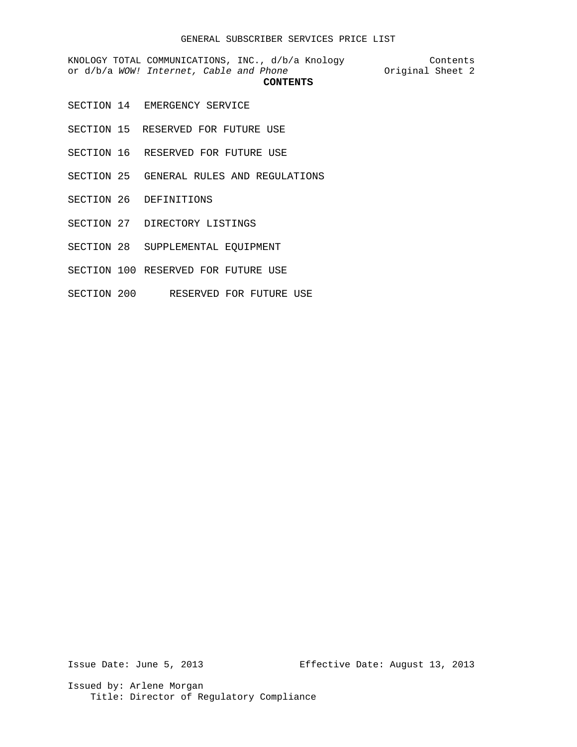KNOLOGY TOTAL COMMUNICATIONS, INC., d/b/a Knology or d/b/a *WOW! Internet, Cable and Phone*

Contents
Original Sheet 2

**CONTENTS**

SECTION 14 EMERGENCY SERVICE

SECTION 15 RESERVED FOR FUTURE USE

SECTION 16 RESERVED FOR FUTURE USE

SECTION 25 GENERAL RULES AND REGULATIONS

SECTION 26 DEFINITIONS

SECTION 27 DIRECTORY LISTINGS

SECTION 28 SUPPLEMENTAL EQUIPMENT

SECTION 100 RESERVED FOR FUTURE USE

SECTION 200 RESERVED FOR FUTURE USE

Issue Date: June 5, 2013 Effective Date: August 13, 2013

Issued by: Arlene Morgan
Title: Director of Regulatory Compliance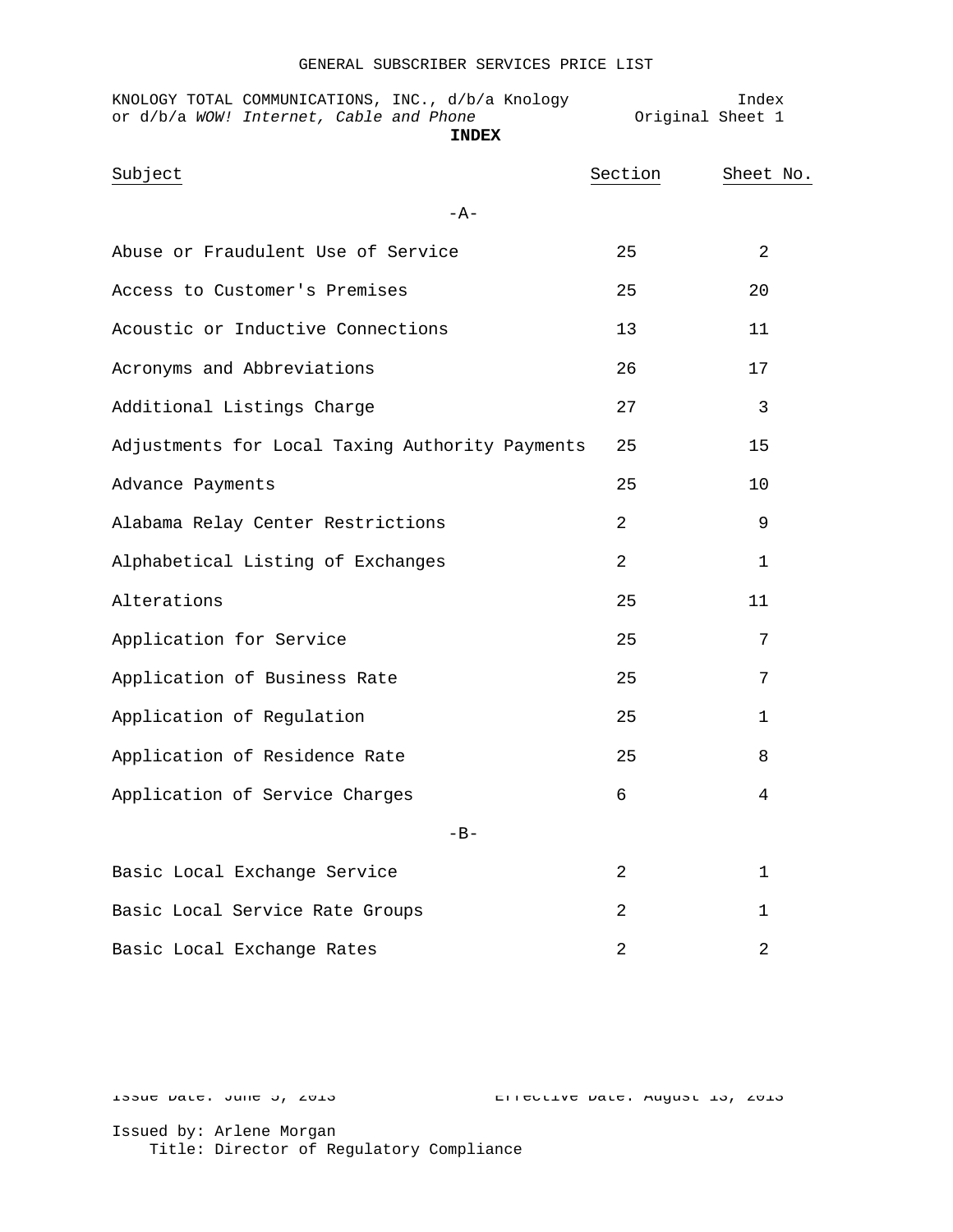# INDEX

| Subject | Section | Sheet No. |
|---|---|---|
| **-A-** | | |
| Abuse or Fraudulent Use of Service | 25 | 2 |
| Access to Customer's Premises | 25 | 20 |
| Acoustic or Inductive Connections | 13 | 11 |
| Acronyms and Abbreviations | 26 | 17 |
| Additional Listings Charge | 27 | 3 |
| Adjustments for Local Taxing Authority Payments | 25 | 15 |
| Advance Payments | 25 | 10 |
| Alabama Relay Center Restrictions | 2 | 9 |
| Alphabetical Listing of Exchanges | 2 | 1 |
| Alterations | 25 | 11 |
| Application for Service | 25 | 7 |
| Application of Business Rate | 25 | 7 |
| Application of Regulation | 25 | 1 |
| Application of Residence Rate | 25 | 8 |
| Application of Service Charges | 6 | 4 |
| **-B-** | | |
| Basic Local Exchange Service | 2 | 1 |
| Basic Local Service Rate Groups | 2 | 1 |
| Basic Local Exchange Rates | 2 | 2 |

Issue Date: June 5, 2013    Effective Date: August 13, 2013

Issued by: Arlene Morgan
Title: Director of Regulatory Compliance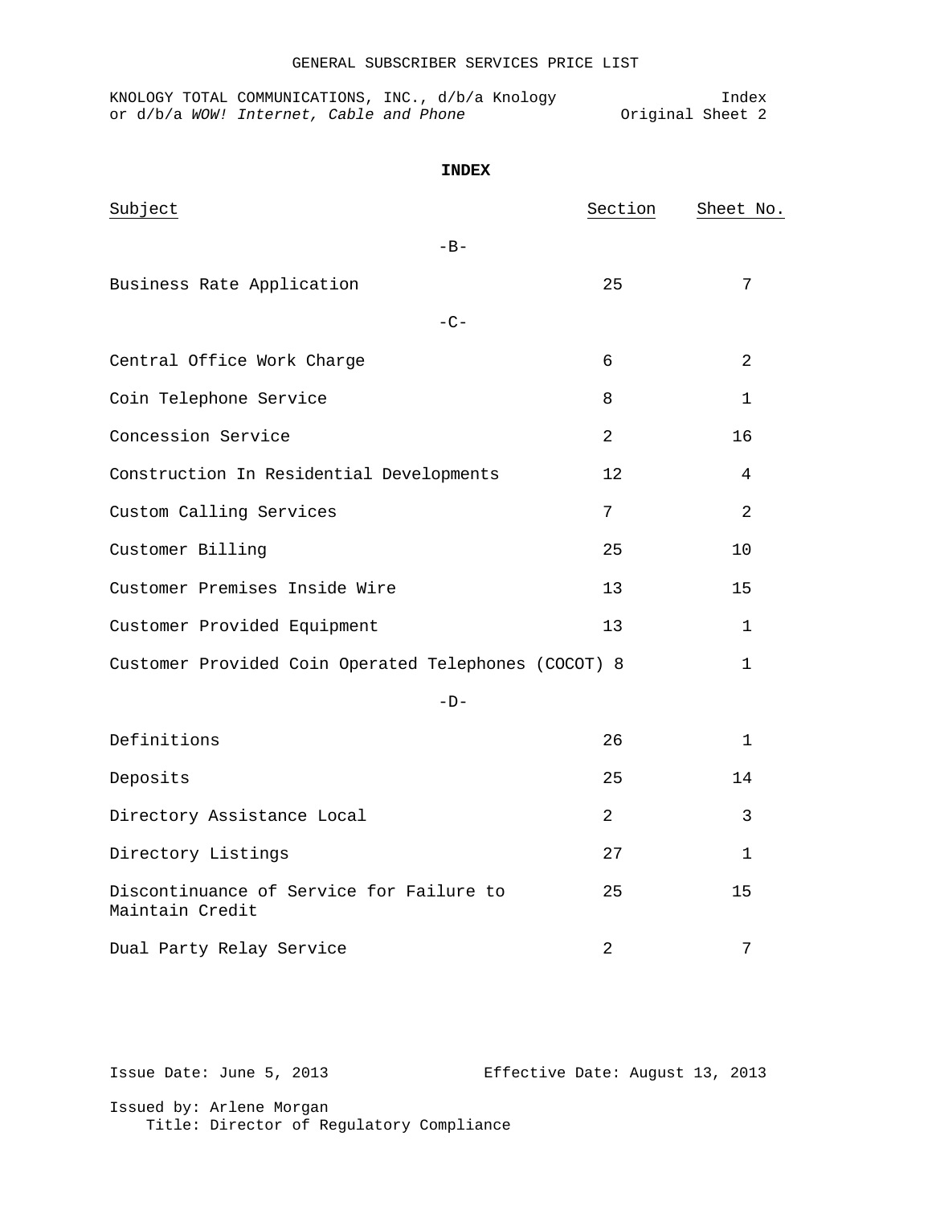GENERAL SUBSCRIBER SERVICES PRICE LIST

KNOLOGY TOTAL COMMUNICATIONS, INC., d/b/a Knology
or d/b/a *WOW! Internet, Cable and Phone*

Index
Original Sheet 2

**INDEX**

| Subject | Section | Sheet No. |
|---|---|---|
| -B- | | |
| Business Rate Application | 25 | 7 |
| -C- | | |
| Central Office Work Charge | 6 | 2 |
| Coin Telephone Service | 8 | 1 |
| Concession Service | 2 | 16 |
| Construction In Residential Developments | 12 | 4 |
| Custom Calling Services | 7 | 2 |
| Customer Billing | 25 | 10 |
| Customer Premises Inside Wire | 13 | 15 |
| Customer Provided Equipment | 13 | 1 |
| Customer Provided Coin Operated Telephones (COCOT) | 8 | 1 |
| -D- | | |
| Definitions | 26 | 1 |
| Deposits | 25 | 14 |
| Directory Assistance Local | 2 | 3 |
| Directory Listings | 27 | 1 |
| Discontinuance of Service for Failure to Maintain Credit | 25 | 15 |
| Dual Party Relay Service | 2 | 7 |

Issue Date: June 5, 2013 Effective Date: August 13, 2013

Issued by: Arlene Morgan
Title: Director of Regulatory Compliance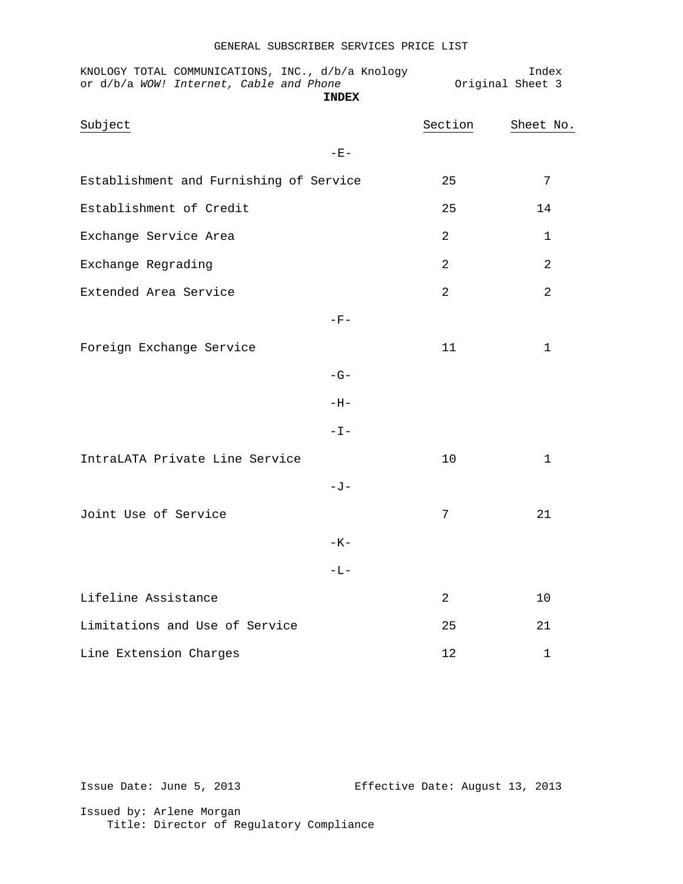GENERAL SUBSCRIBER SERVICES PRICE LIST

KNOLOGY TOTAL COMMUNICATIONS, INC., d/b/a Knology
or d/b/a *WOW! Internet, Cable and Phone*

Index
Original Sheet 3

**INDEX**

| Subject | Section | Sheet No. |
|---|---|---|
| -E- | | |
| Establishment and Furnishing of Service | 25 | 7 |
| Establishment of Credit | 25 | 14 |
| Exchange Service Area | 2 | 1 |
| Exchange Regrading | 2 | 2 |
| Extended Area Service | 2 | 2 |
| -F- | | |
| Foreign Exchange Service | 11 | 1 |
| -G- | | |
| -H- | | |
| -I- | | |
| IntraLATA Private Line Service | 10 | 1 |
| -J- | | |
| Joint Use of Service | 7 | 21 |
| -K- | | |
| -L- | | |
| Lifeline Assistance | 2 | 10 |
| Limitations and Use of Service | 25 | 21 |
| Line Extension Charges | 12 | 1 |

Issue Date: June 5, 2013

Effective Date: August 13, 2013

Issued by: Arlene Morgan
Title: Director of Regulatory Compliance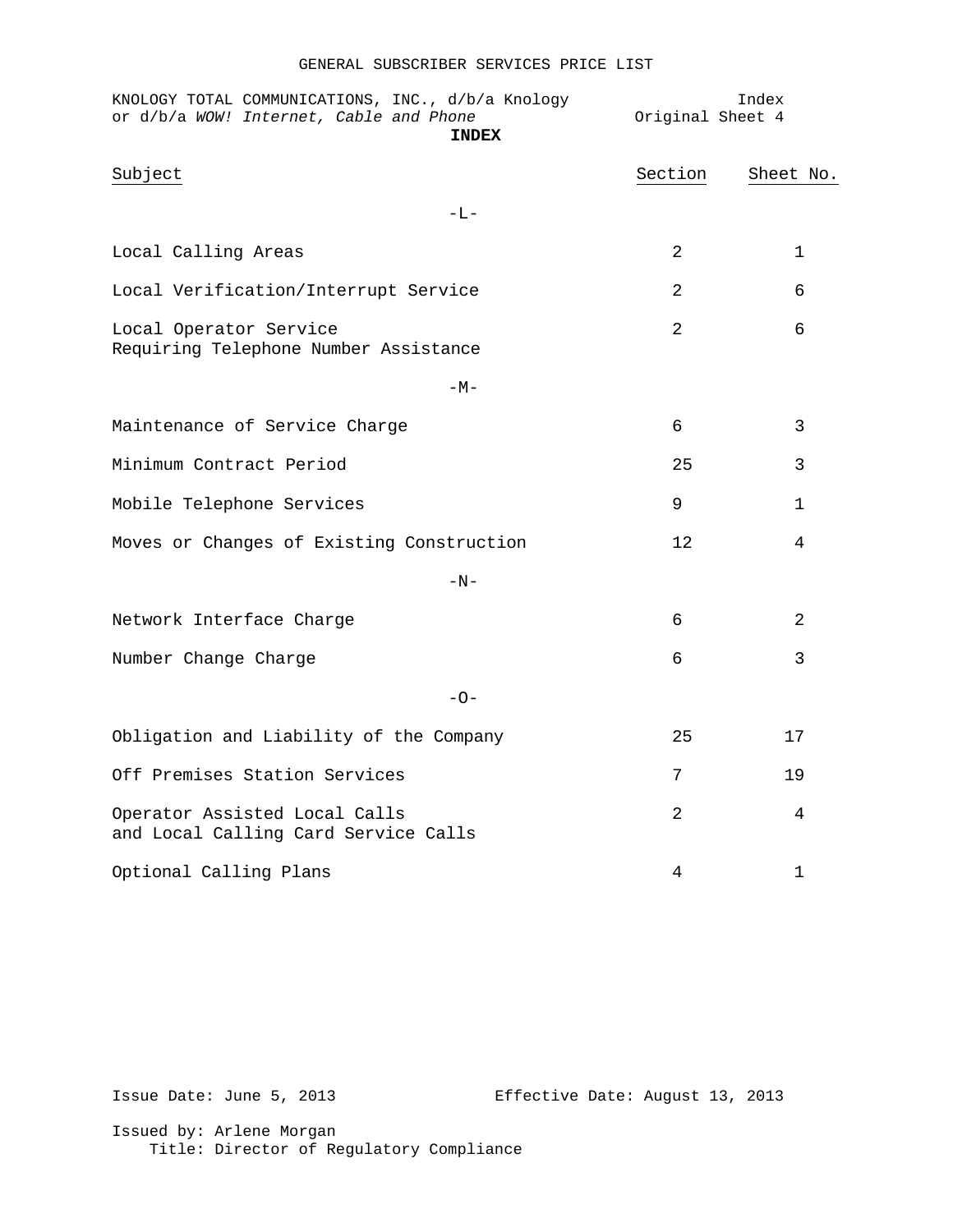GENERAL SUBSCRIBER SERVICES PRICE LIST

KNOLOGY TOTAL COMMUNICATIONS, INC., d/b/a Knology or d/b/a *WOW! Internet, Cable and Phone*

Index
Original Sheet 4

# INDEX

| Subject | Section | Sheet No. |
|---|---|---|
| **-L-** | | |
| Local Calling Areas | 2 | 1 |
| Local Verification/Interrupt Service | 2 | 6 |
| Local Operator Service Requiring Telephone Number Assistance | 2 | 6 |
| **-M-** | | |
| Maintenance of Service Charge | 6 | 3 |
| Minimum Contract Period | 25 | 3 |
| Mobile Telephone Services | 9 | 1 |
| Moves or Changes of Existing Construction | 12 | 4 |
| **-N-** | | |
| Network Interface Charge | 6 | 2 |
| Number Change Charge | 6 | 3 |
| **-O-** | | |
| Obligation and Liability of the Company | 25 | 17 |
| Off Premises Station Services | 7 | 19 |
| Operator Assisted Local Calls and Local Calling Card Service Calls | 2 | 4 |
| Optional Calling Plans | 4 | 1 |

Issue Date: June 5, 2013 Effective Date: August 13, 2013

Issued by: Arlene Morgan
Title: Director of Regulatory Compliance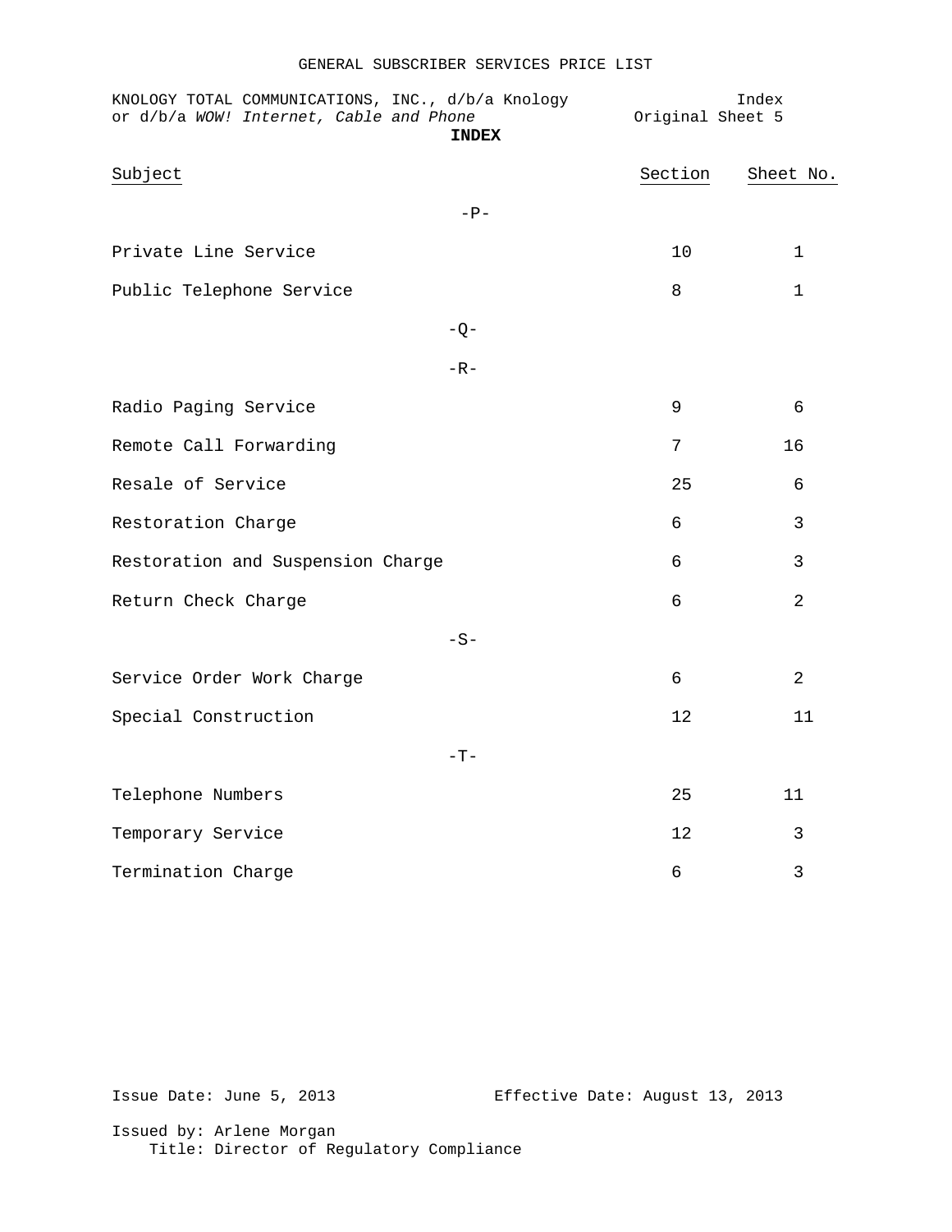GENERAL SUBSCRIBER SERVICES PRICE LIST

KNOLOGY TOTAL COMMUNICATIONS, INC., d/b/a Knology or d/b/a *WOW! Internet, Cable and Phone*

Index
Original Sheet 5

**INDEX**

| Subject | Section | Sheet No. |
|---|---|---|
| -P- | | |
| Private Line Service | 10 | 1 |
| Public Telephone Service | 8 | 1 |
| -Q- | | |
| -R- | | |
| Radio Paging Service | 9 | 6 |
| Remote Call Forwarding | 7 | 16 |
| Resale of Service | 25 | 6 |
| Restoration Charge | 6 | 3 |
| Restoration and Suspension Charge | 6 | 3 |
| Return Check Charge | 6 | 2 |
| -S- | | |
| Service Order Work Charge | 6 | 2 |
| Special Construction | 12 | 11 |
| -T- | | |
| Telephone Numbers | 25 | 11 |
| Temporary Service | 12 | 3 |
| Termination Charge | 6 | 3 |

Issue Date: June 5, 2013 Effective Date: August 13, 2013

Issued by: Arlene Morgan
Title: Director of Regulatory Compliance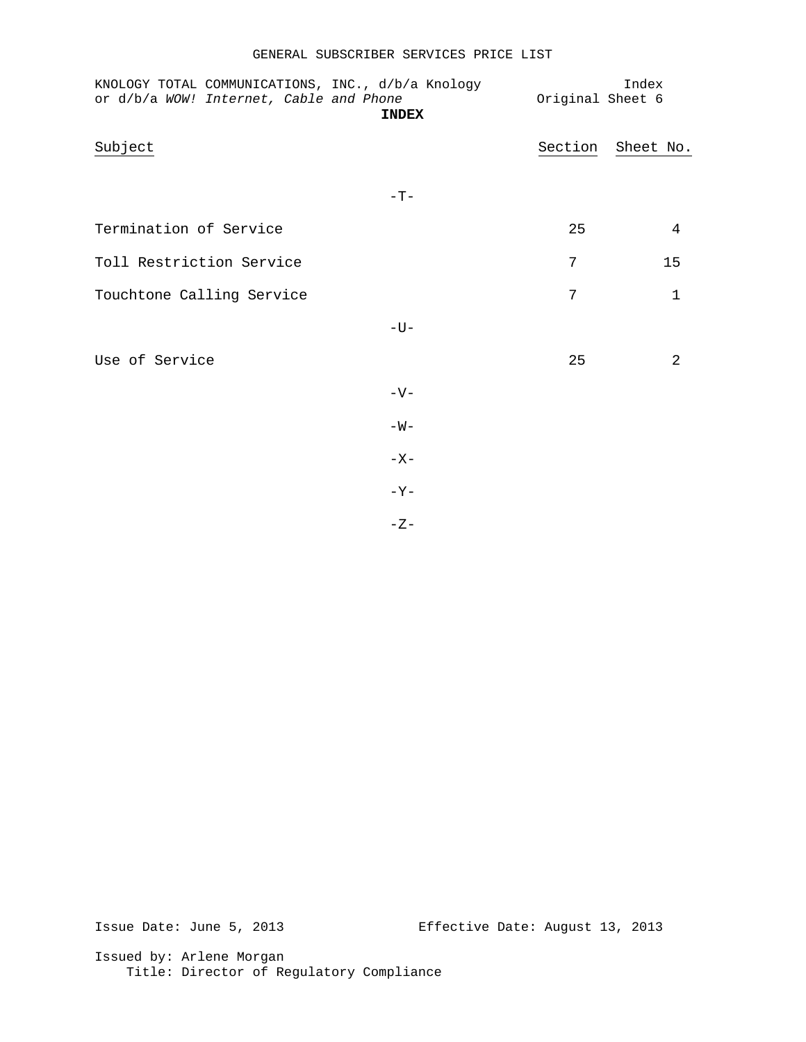GENERAL SUBSCRIBER SERVICES PRICE LIST

KNOLOGY TOTAL COMMUNICATIONS, INC., d/b/a Knology or d/b/a *WOW! Internet, Cable and Phone*

Index
Original Sheet 6

**INDEX**

| Subject | Section | Sheet No. |
|---|---|---|
| -T- | | |
| Termination of Service | 25 | 4 |
| Toll Restriction Service | 7 | 15 |
| Touchtone Calling Service | 7 | 1 |
| -U- | | |
| Use of Service | 25 | 2 |
| -V- | | |
| -W- | | |
| -X- | | |
| -Y- | | |
| -Z- | | |

Issue Date: June 5, 2013 Effective Date: August 13, 2013

Issued by: Arlene Morgan
Title: Director of Regulatory Compliance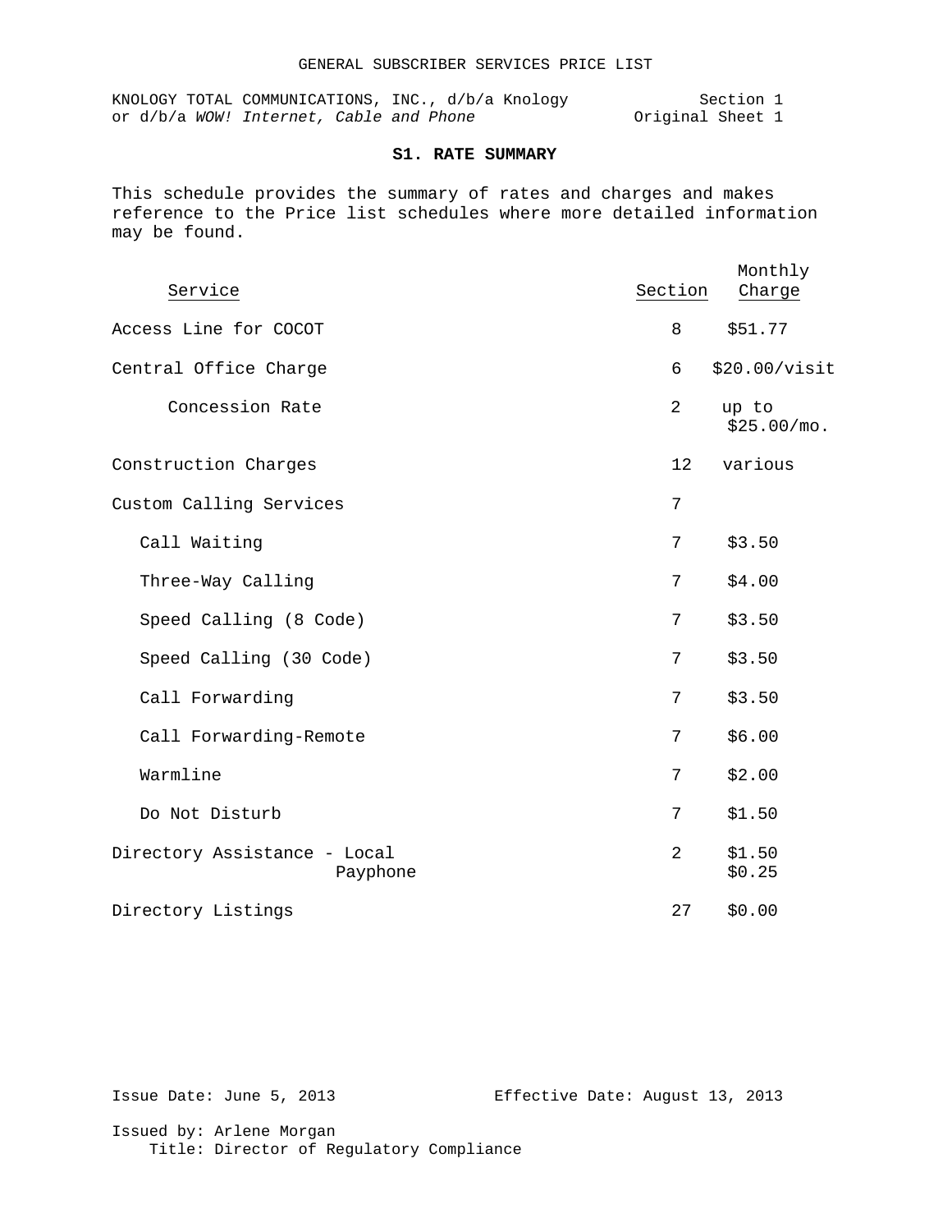GENERAL SUBSCRIBER SERVICES PRICE LIST

KNOLOGY TOTAL COMMUNICATIONS, INC., d/b/a Knology or d/b/a *WOW! Internet, Cable and Phone*

Section 1
Original Sheet 1

## S1. RATE SUMMARY

This schedule provides the summary of rates and charges and makes reference to the Price list schedules where more detailed information may be found.

| Service | Section | Monthly Charge |
|---|---|---|
| Access Line for COCOT | 8 | $51.77 |
| Central Office Charge | 6 | $20.00/visit |
| Concession Rate | 2 | up to $25.00/mo. |
| Construction Charges | 12 | various |
| Custom Calling Services | 7 | |
| Call Waiting | 7 | $3.50 |
| Three-Way Calling | 7 | $4.00 |
| Speed Calling (8 Code) | 7 | $3.50 |
| Speed Calling (30 Code) | 7 | $3.50 |
| Call Forwarding | 7 | $3.50 |
| Call Forwarding-Remote | 7 | $6.00 |
| Warmline | 7 | $2.00 |
| Do Not Disturb | 7 | $1.50 |
| Directory Assistance - Local | 2 | $1.50 |
| Payphone | | $0.25 |
| Directory Listings | 27 | $0.00 |

Issue Date: June 5, 2013

Effective Date: August 13, 2013

Issued by: Arlene Morgan
Title: Director of Regulatory Compliance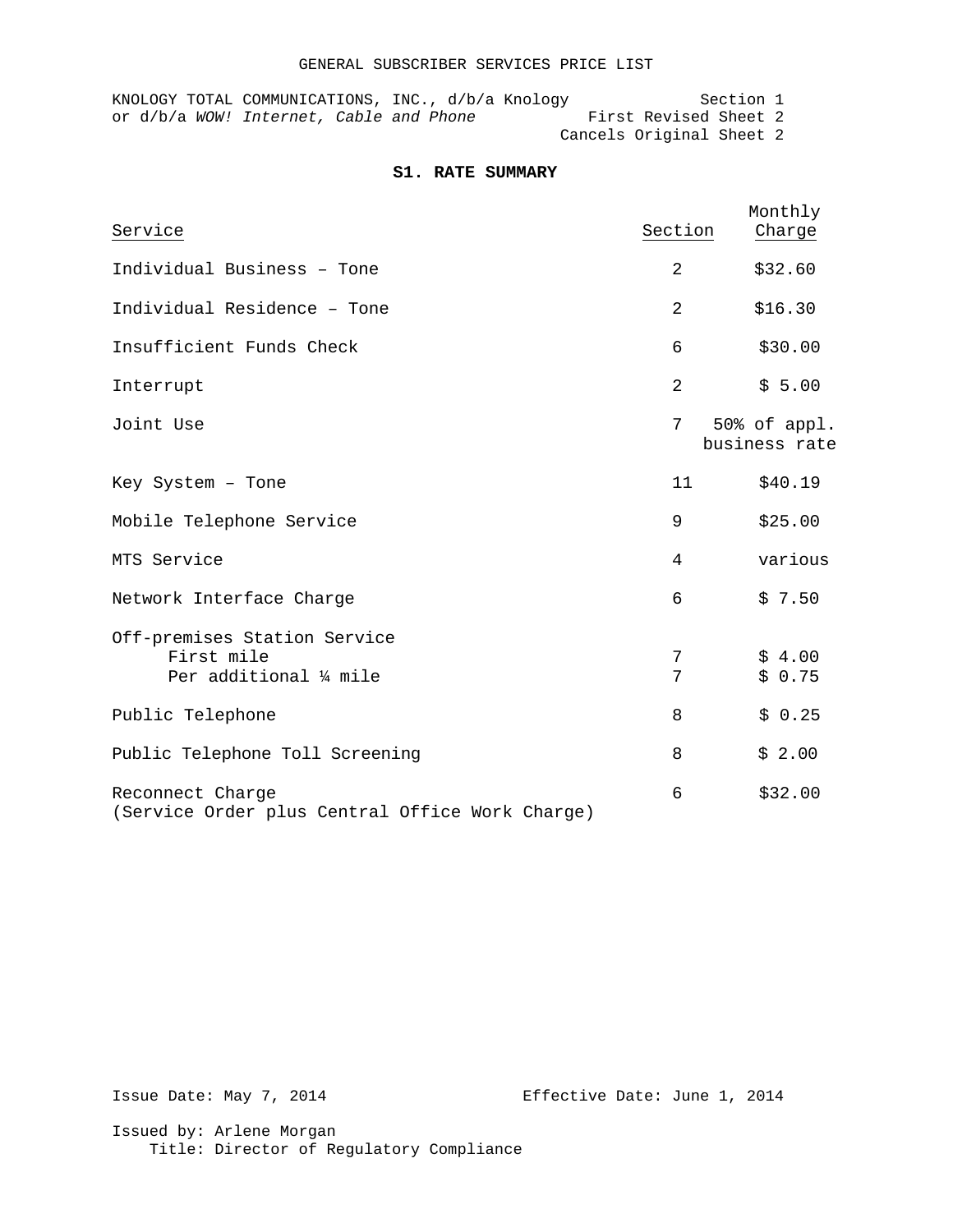GENERAL SUBSCRIBER SERVICES PRICE LIST

KNOLOGY TOTAL COMMUNICATIONS, INC., d/b/a Knology or d/b/a *WOW! Internet, Cable and Phone*

Section 1
First Revised Sheet 2
Cancels Original Sheet 2

## S1. RATE SUMMARY

| Service | Section | Monthly Charge |
|---|---|---|
| Individual Business – Tone | 2 | $32.60 |
| Individual Residence – Tone | 2 | $16.30 |
| Insufficient Funds Check | 6 | $30.00 |
| Interrupt | 2 | $ 5.00 |
| Joint Use | 7 | 50% of appl. business rate |
| Key System – Tone | 11 | $40.19 |
| Mobile Telephone Service | 9 | $25.00 |
| MTS Service | 4 | various |
| Network Interface Charge | 6 | $ 7.50 |
| Off-premises Station Service | | |
| First mile | 7 | $ 4.00 |
| Per additional ¼ mile | 7 | $ 0.75 |
| Public Telephone | 8 | $ 0.25 |
| Public Telephone Toll Screening | 8 | $ 2.00 |
| Reconnect Charge (Service Order plus Central Office Work Charge) | 6 | $32.00 |

Issue Date: May 7, 2014

Effective Date: June 1, 2014

Issued by: Arlene Morgan
Title: Director of Regulatory Compliance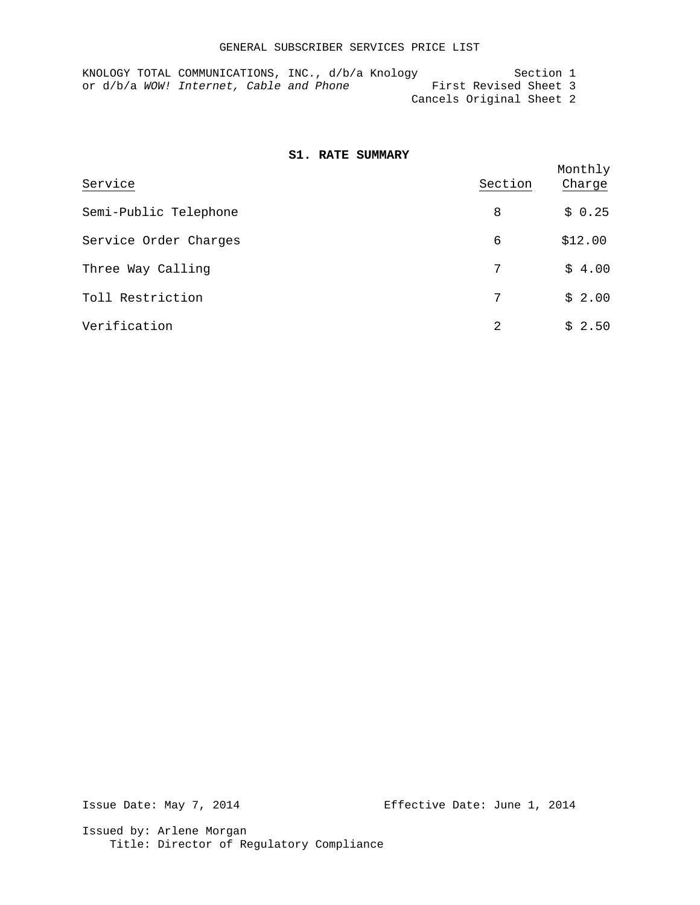GENERAL SUBSCRIBER SERVICES PRICE LIST

KNOLOGY TOTAL COMMUNICATIONS, INC., d/b/a Knology or d/b/a *WOW! Internet, Cable and Phone*

Section 1
First Revised Sheet 3
Cancels Original Sheet 2

**S1. RATE SUMMARY**

| Service | Section | Monthly Charge |
|---|---|---|
| Semi-Public Telephone | 8 | $ 0.25 |
| Service Order Charges | 6 | $12.00 |
| Three Way Calling | 7 | $ 4.00 |
| Toll Restriction | 7 | $ 2.00 |
| Verification | 2 | $ 2.50 |

Issue Date: May 7, 2014

Effective Date: June 1, 2014

Issued by: Arlene Morgan
Title: Director of Regulatory Compliance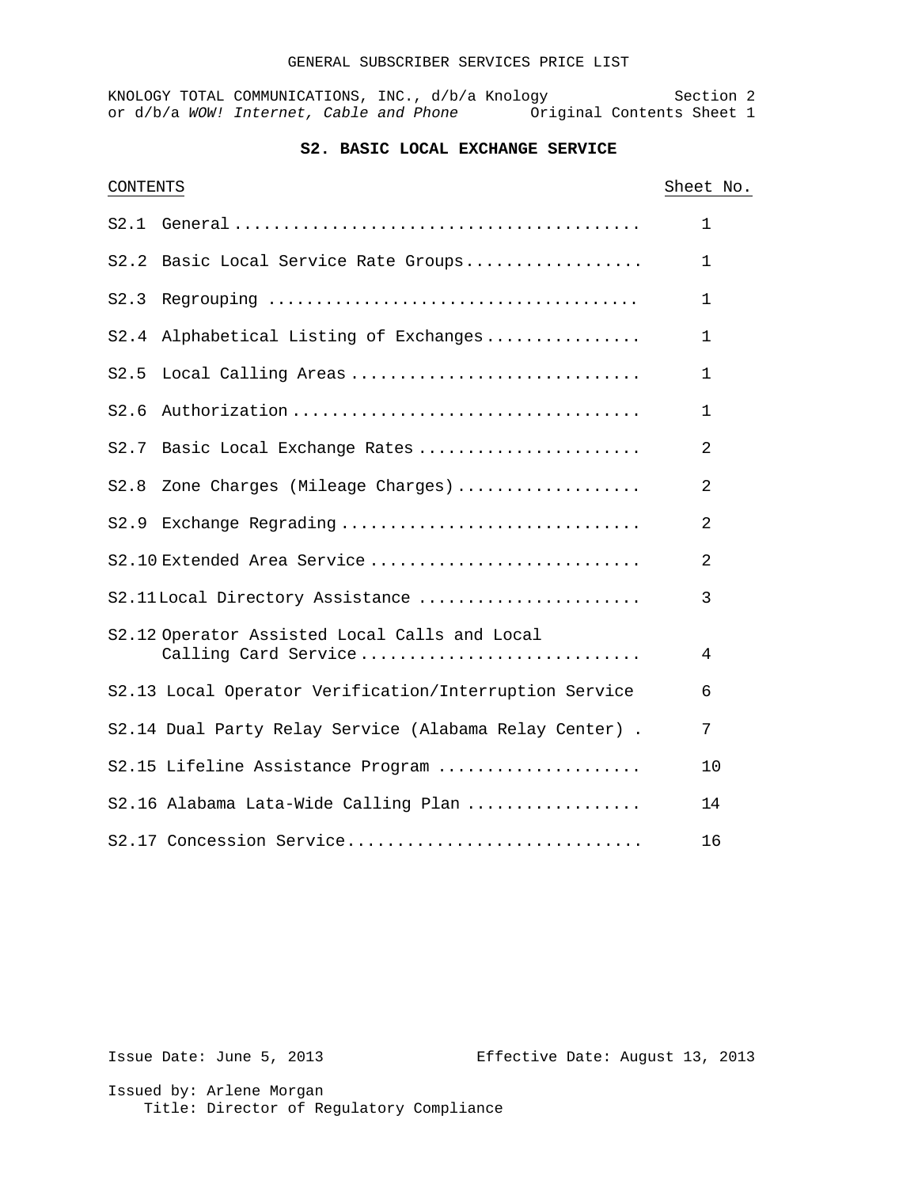GENERAL SUBSCRIBER SERVICES PRICE LIST

KNOLOGY TOTAL COMMUNICATIONS, INC., d/b/a Knology — Section 2
or d/b/a *WOW! Internet, Cable and Phone* — Original Contents Sheet 1

## S2. BASIC LOCAL EXCHANGE SERVICE

| CONTENTS | Sheet No. |
|---|---|
| S2.1 General | 1 |
| S2.2 Basic Local Service Rate Groups | 1 |
| S2.3 Regrouping | 1 |
| S2.4 Alphabetical Listing of Exchanges | 1 |
| S2.5 Local Calling Areas | 1 |
| S2.6 Authorization | 1 |
| S2.7 Basic Local Exchange Rates | 2 |
| S2.8 Zone Charges (Mileage Charges) | 2 |
| S2.9 Exchange Regrading | 2 |
| S2.10 Extended Area Service | 2 |
| S2.11 Local Directory Assistance | 3 |
| S2.12 Operator Assisted Local Calls and Local Calling Card Service | 4 |
| S2.13 Local Operator Verification/Interruption Service | 6 |
| S2.14 Dual Party Relay Service (Alabama Relay Center) | 7 |
| S2.15 Lifeline Assistance Program | 10 |
| S2.16 Alabama Lata-Wide Calling Plan | 14 |
| S2.17 Concession Service | 16 |

Issue Date: June 5, 2013 — Effective Date: August 13, 2013

Issued by: Arlene Morgan
Title: Director of Regulatory Compliance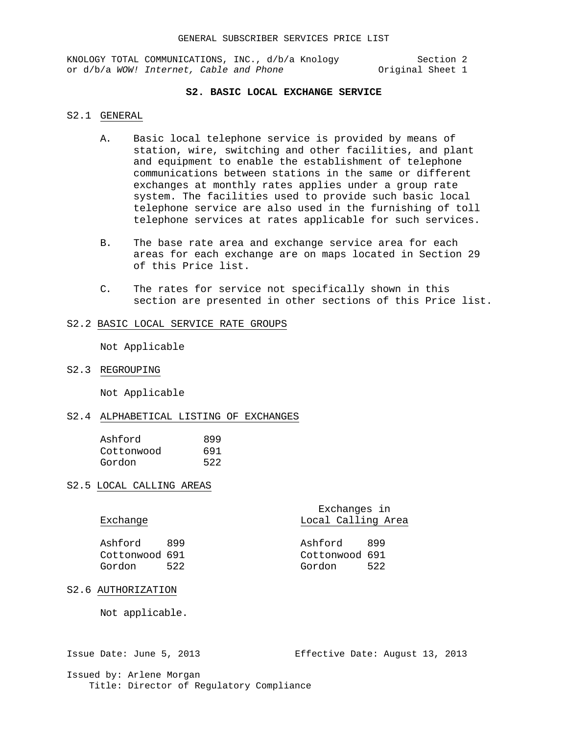KNOLOGY TOTAL COMMUNICATIONS, INC., d/b/a Knology or d/b/a *WOW! Internet, Cable and Phone*

Section 2
Original Sheet 1

## S2. BASIC LOCAL EXCHANGE SERVICE

### S2.1 GENERAL

A. Basic local telephone service is provided by means of station, wire, switching and other facilities, and plant and equipment to enable the establishment of telephone communications between stations in the same or different exchanges at monthly rates applies under a group rate system. The facilities used to provide such basic local telephone service are also used in the furnishing of toll telephone services at rates applicable for such services.

B. The base rate area and exchange service area for each areas for each exchange are on maps located in Section 29 of this Price list.

C. The rates for service not specifically shown in this section are presented in other sections of this Price list.

### S2.2 BASIC LOCAL SERVICE RATE GROUPS

Not Applicable

### S2.3 REGROUPING

Not Applicable

### S2.4 ALPHABETICAL LISTING OF EXCHANGES

| | |
|---|---|
| Ashford | 899 |
| Cottonwood | 691 |
| Gordon | 522 |

### S2.5 LOCAL CALLING AREAS

| Exchange | Exchanges in Local Calling Area |
|---|---|
| Ashford 899 | Ashford 899 |
| Cottonwood 691 | Cottonwood 691 |
| Gordon 522 | Gordon 522 |

### S2.6 AUTHORIZATION

Not applicable.

Issue Date: June 5, 2013

Effective Date: August 13, 2013

Issued by: Arlene Morgan
Title: Director of Regulatory Compliance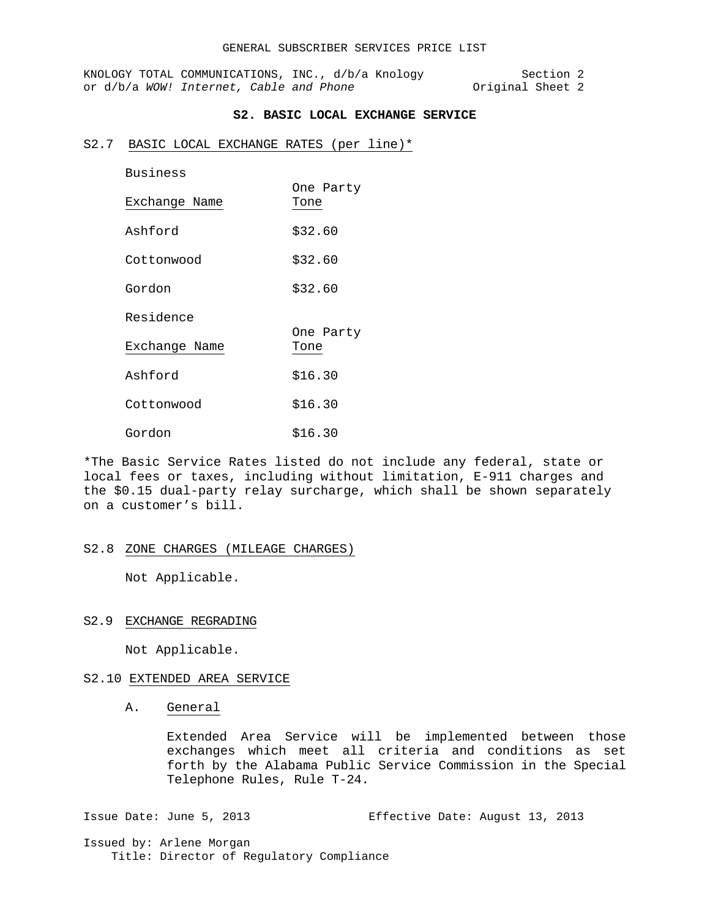GENERAL SUBSCRIBER SERVICES PRICE LIST

KNOLOGY TOTAL COMMUNICATIONS, INC., d/b/a Knology or d/b/a *WOW! Internet, Cable and Phone*

Section 2
Original Sheet 2

## S2. BASIC LOCAL EXCHANGE SERVICE

### S2.7 BASIC LOCAL EXCHANGE RATES (per line)*

Business

| Exchange Name | One Party Tone |
|---|---|
| Ashford | $32.60 |
| Cottonwood | $32.60 |
| Gordon | $32.60 |

Residence

| Exchange Name | One Party Tone |
|---|---|
| Ashford | $16.30 |
| Cottonwood | $16.30 |
| Gordon | $16.30 |

*The Basic Service Rates listed do not include any federal, state or local fees or taxes, including without limitation, E-911 charges and the $0.15 dual-party relay surcharge, which shall be shown separately on a customer's bill.

### S2.8 ZONE CHARGES (MILEAGE CHARGES)

Not Applicable.

### S2.9 EXCHANGE REGRADING

Not Applicable.

### S2.10 EXTENDED AREA SERVICE

A. General

Extended Area Service will be implemented between those exchanges which meet all criteria and conditions as set forth by the Alabama Public Service Commission in the Special Telephone Rules, Rule T-24.

Issue Date: June 5, 2013 Effective Date: August 13, 2013

Issued by: Arlene Morgan
Title: Director of Regulatory Compliance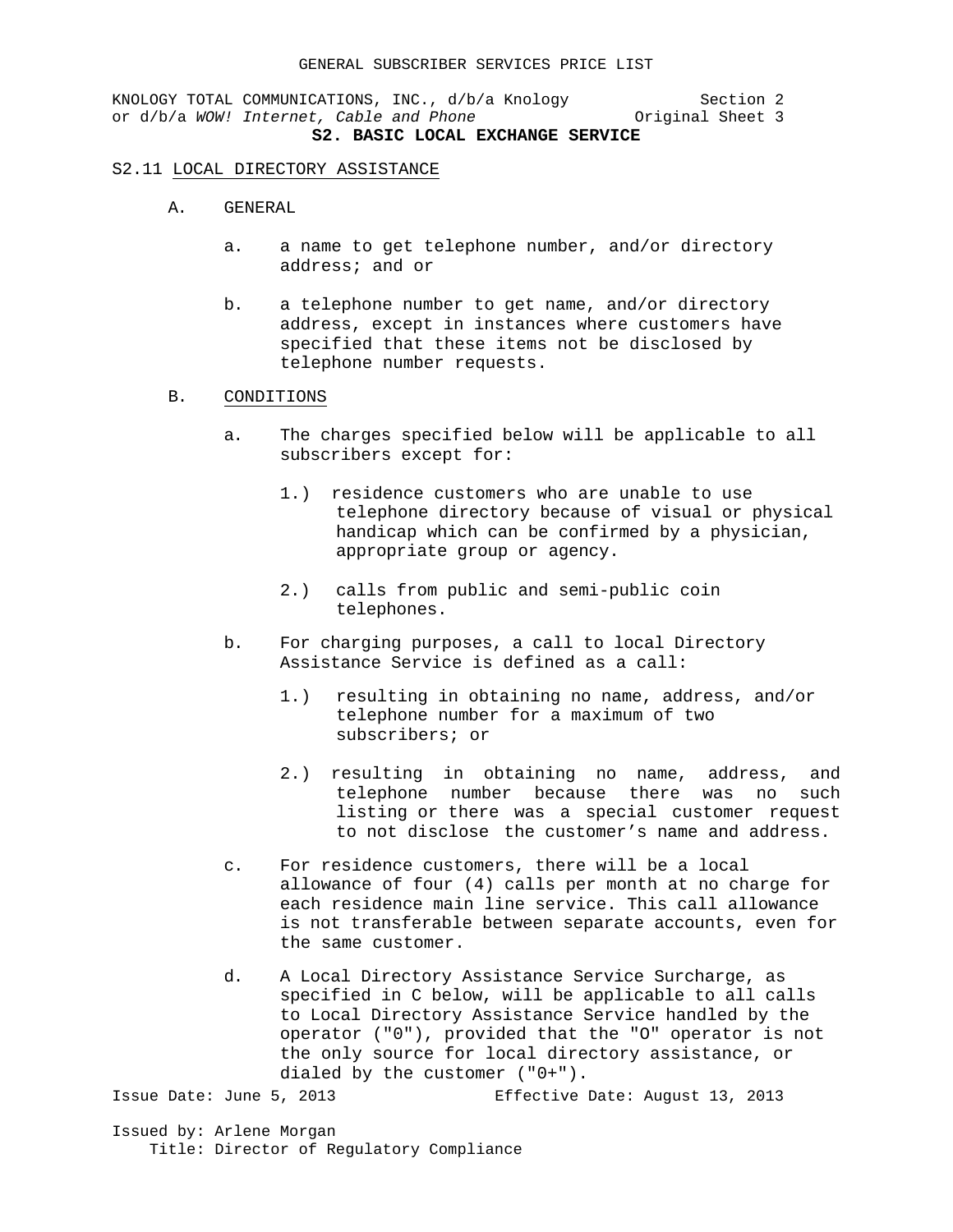**S2. BASIC LOCAL EXCHANGE SERVICE**

S2.11 LOCAL DIRECTORY ASSISTANCE

A. GENERAL

a. a name to get telephone number, and/or directory address; and or

b. a telephone number to get name, and/or directory address, except in instances where customers have specified that these items not be disclosed by telephone number requests.

B. CONDITIONS

a. The charges specified below will be applicable to all subscribers except for:

1.) residence customers who are unable to use telephone directory because of visual or physical handicap which can be confirmed by a physician, appropriate group or agency.

2.) calls from public and semi-public coin telephones.

b. For charging purposes, a call to local Directory Assistance Service is defined as a call:

1.) resulting in obtaining no name, address, and/or telephone number for a maximum of two subscribers; or

2.) resulting in obtaining no name, address, and telephone number because there was no such listing or there was a special customer request to not disclose the customer's name and address.

c. For residence customers, there will be a local allowance of four (4) calls per month at no charge for each residence main line service. This call allowance is not transferable between separate accounts, even for the same customer.

d. A Local Directory Assistance Service Surcharge, as specified in C below, will be applicable to all calls to Local Directory Assistance Service handled by the operator ("0"), provided that the "O" operator is not the only source for local directory assistance, or dialed by the customer ("0+").

Issue Date: June 5, 2013 Effective Date: August 13, 2013

Issued by: Arlene Morgan
Title: Director of Regulatory Compliance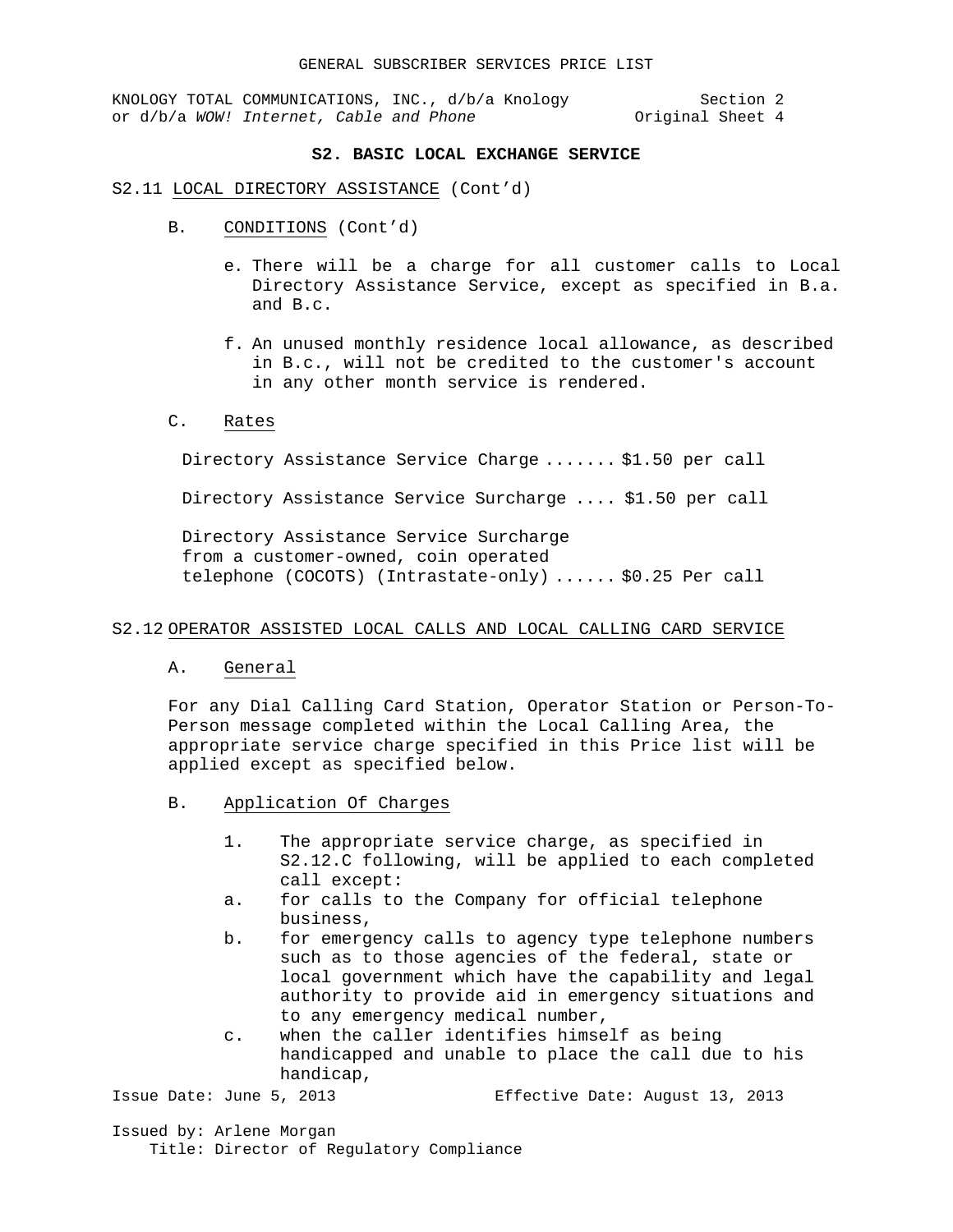## S2. BASIC LOCAL EXCHANGE SERVICE

S2.11 LOCAL DIRECTORY ASSISTANCE (Cont'd)

B. CONDITIONS (Cont'd)

e. There will be a charge for all customer calls to Local Directory Assistance Service, except as specified in B.a. and B.c.

f. An unused monthly residence local allowance, as described in B.c., will not be credited to the customer's account in any other month service is rendered.

C. Rates

Directory Assistance Service Charge ....... $1.50 per call

Directory Assistance Service Surcharge .... $1.50 per call

Directory Assistance Service Surcharge from a customer-owned, coin operated telephone (COCOTS) (Intrastate-only) ...... $0.25 Per call

S2.12 OPERATOR ASSISTED LOCAL CALLS AND LOCAL CALLING CARD SERVICE

A. General

For any Dial Calling Card Station, Operator Station or Person-To-Person message completed within the Local Calling Area, the appropriate service charge specified in this Price list will be applied except as specified below.

B. Application Of Charges

1. The appropriate service charge, as specified in S2.12.C following, will be applied to each completed call except:

a. for calls to the Company for official telephone business,

b. for emergency calls to agency type telephone numbers such as to those agencies of the federal, state or local government which have the capability and legal authority to provide aid in emergency situations and to any emergency medical number,

c. when the caller identifies himself as being handicapped and unable to place the call due to his handicap,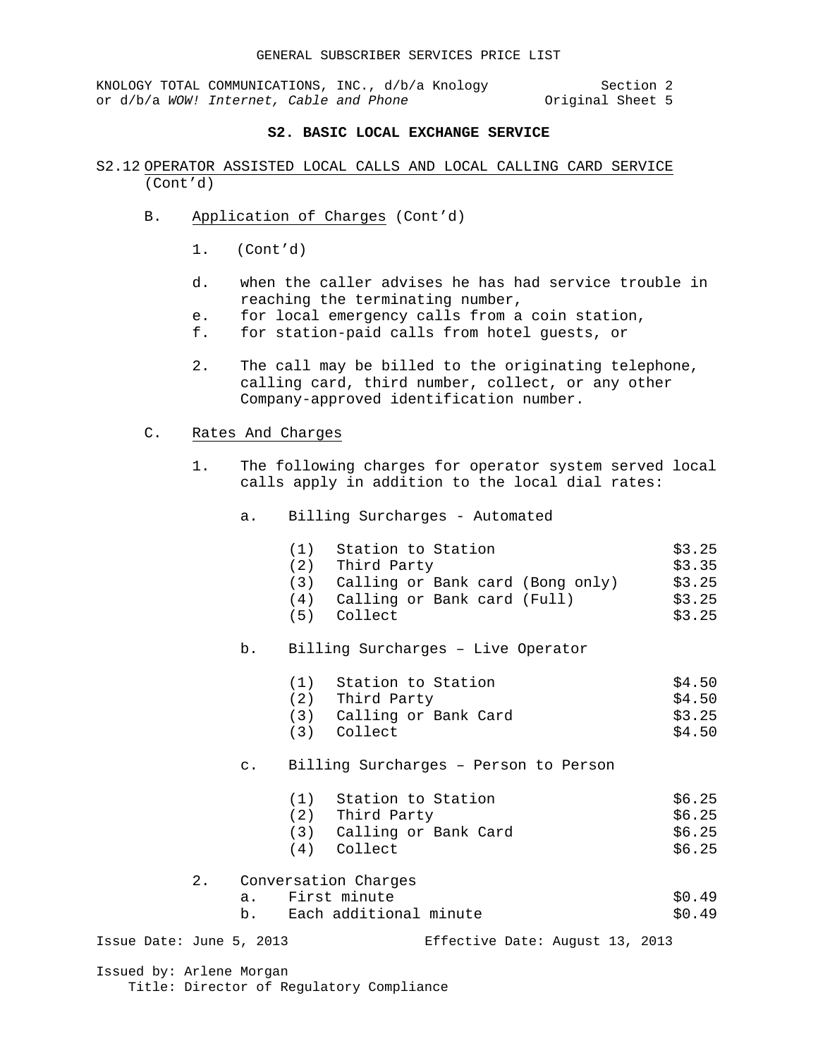## S2. BASIC LOCAL EXCHANGE SERVICE

S2.12 OPERATOR ASSISTED LOCAL CALLS AND LOCAL CALLING CARD SERVICE (Cont'd)

B. Application of Charges (Cont'd)

1. (Cont'd)

d. when the caller advises he has had service trouble in reaching the terminating number,
e. for local emergency calls from a coin station,
f. for station-paid calls from hotel guests, or

2. The call may be billed to the originating telephone, calling card, third number, collect, or any other Company-approved identification number.

C. Rates And Charges

1. The following charges for operator system served local calls apply in addition to the local dial rates:

a. Billing Surcharges - Automated

| | | |
|---|---|---|
| (1) | Station to Station | $3.25 |
| (2) | Third Party | $3.35 |
| (3) | Calling or Bank card (Bong only) | $3.25 |
| (4) | Calling or Bank card (Full) | $3.25 |
| (5) | Collect | $3.25 |

b. Billing Surcharges – Live Operator

| | | |
|---|---|---|
| (1) | Station to Station | $4.50 |
| (2) | Third Party | $4.50 |
| (3) | Calling or Bank Card | $3.25 |
| (3) | Collect | $4.50 |

c. Billing Surcharges – Person to Person

| | | |
|---|---|---|
| (1) | Station to Station | $6.25 |
| (2) | Third Party | $6.25 |
| (3) | Calling or Bank Card | $6.25 |
| (4) | Collect | $6.25 |

2. Conversation Charges

| | | |
|---|---|---|
| a. | First minute | $0.49 |
| b. | Each additional minute | $0.49 |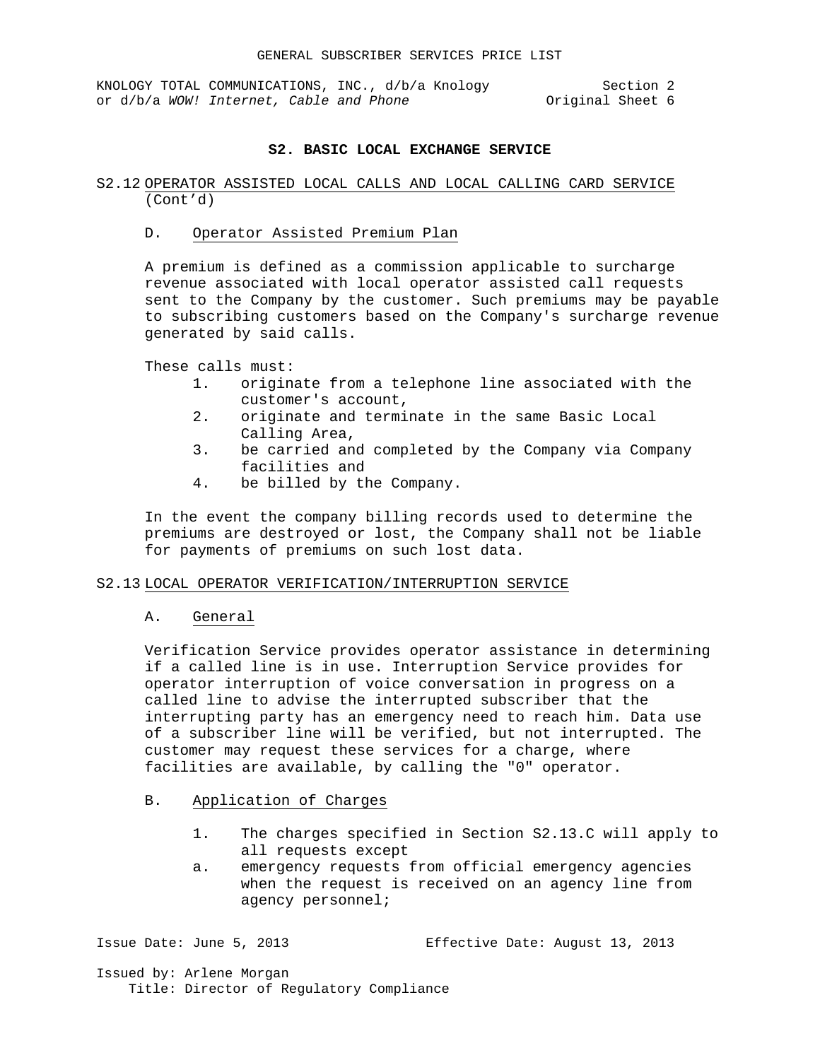## S2. BASIC LOCAL EXCHANGE SERVICE

### S2.12 OPERATOR ASSISTED LOCAL CALLS AND LOCAL CALLING CARD SERVICE (Cont'd)

#### D. Operator Assisted Premium Plan

A premium is defined as a commission applicable to surcharge revenue associated with local operator assisted call requests sent to the Company by the customer. Such premiums may be payable to subscribing customers based on the Company's surcharge revenue generated by said calls.

These calls must:

1. originate from a telephone line associated with the customer's account,
2. originate and terminate in the same Basic Local Calling Area,
3. be carried and completed by the Company via Company facilities and
4. be billed by the Company.

In the event the company billing records used to determine the premiums are destroyed or lost, the Company shall not be liable for payments of premiums on such lost data.

### S2.13 LOCAL OPERATOR VERIFICATION/INTERRUPTION SERVICE

#### A. General

Verification Service provides operator assistance in determining if a called line is in use. Interruption Service provides for operator interruption of voice conversation in progress on a called line to advise the interrupted subscriber that the interrupting party has an emergency need to reach him. Data use of a subscriber line will be verified, but not interrupted. The customer may request these services for a charge, where facilities are available, by calling the "0" operator.

#### B. Application of Charges

1. The charges specified in Section S2.13.C will apply to all requests except

   a. emergency requests from official emergency agencies when the request is received on an agency line from agency personnel;

Issue Date: June 5, 2013 Effective Date: August 13, 2013

Issued by: Arlene Morgan
Title: Director of Regulatory Compliance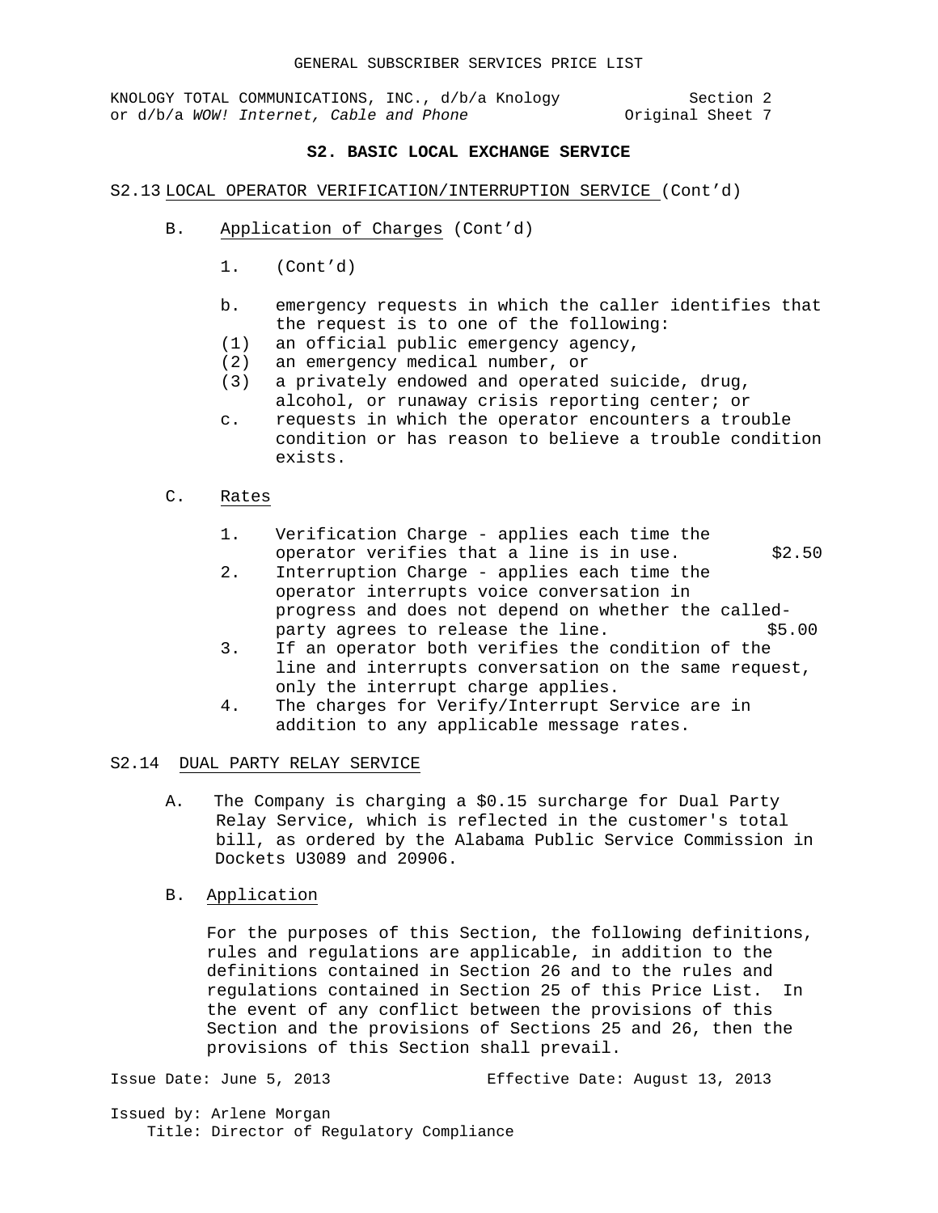## S2. BASIC LOCAL EXCHANGE SERVICE

S2.13 LOCAL OPERATOR VERIFICATION/INTERRUPTION SERVICE (Cont'd)

B. Application of Charges (Cont'd)

1. (Cont'd)

   b. emergency requests in which the caller identifies that the request is to one of the following:
      (1) an official public emergency agency,
      (2) an emergency medical number, or
      (3) a privately endowed and operated suicide, drug, alcohol, or runaway crisis reporting center; or
   c. requests in which the operator encounters a trouble condition or has reason to believe a trouble condition exists.

C. Rates

1. Verification Charge - applies each time the operator verifies that a line is in use. $2.50
2. Interruption Charge - applies each time the operator interrupts voice conversation in progress and does not depend on whether the called-party agrees to release the line. $5.00
3. If an operator both verifies the condition of the line and interrupts conversation on the same request, only the interrupt charge applies.
4. The charges for Verify/Interrupt Service are in addition to any applicable message rates.

S2.14 DUAL PARTY RELAY SERVICE

A. The Company is charging a $0.15 surcharge for Dual Party Relay Service, which is reflected in the customer's total bill, as ordered by the Alabama Public Service Commission in Dockets U3089 and 20906.

B. Application

For the purposes of this Section, the following definitions, rules and regulations are applicable, in addition to the definitions contained in Section 26 and to the rules and regulations contained in Section 25 of this Price List. In the event of any conflict between the provisions of this Section and the provisions of Sections 25 and 26, then the provisions of this Section shall prevail.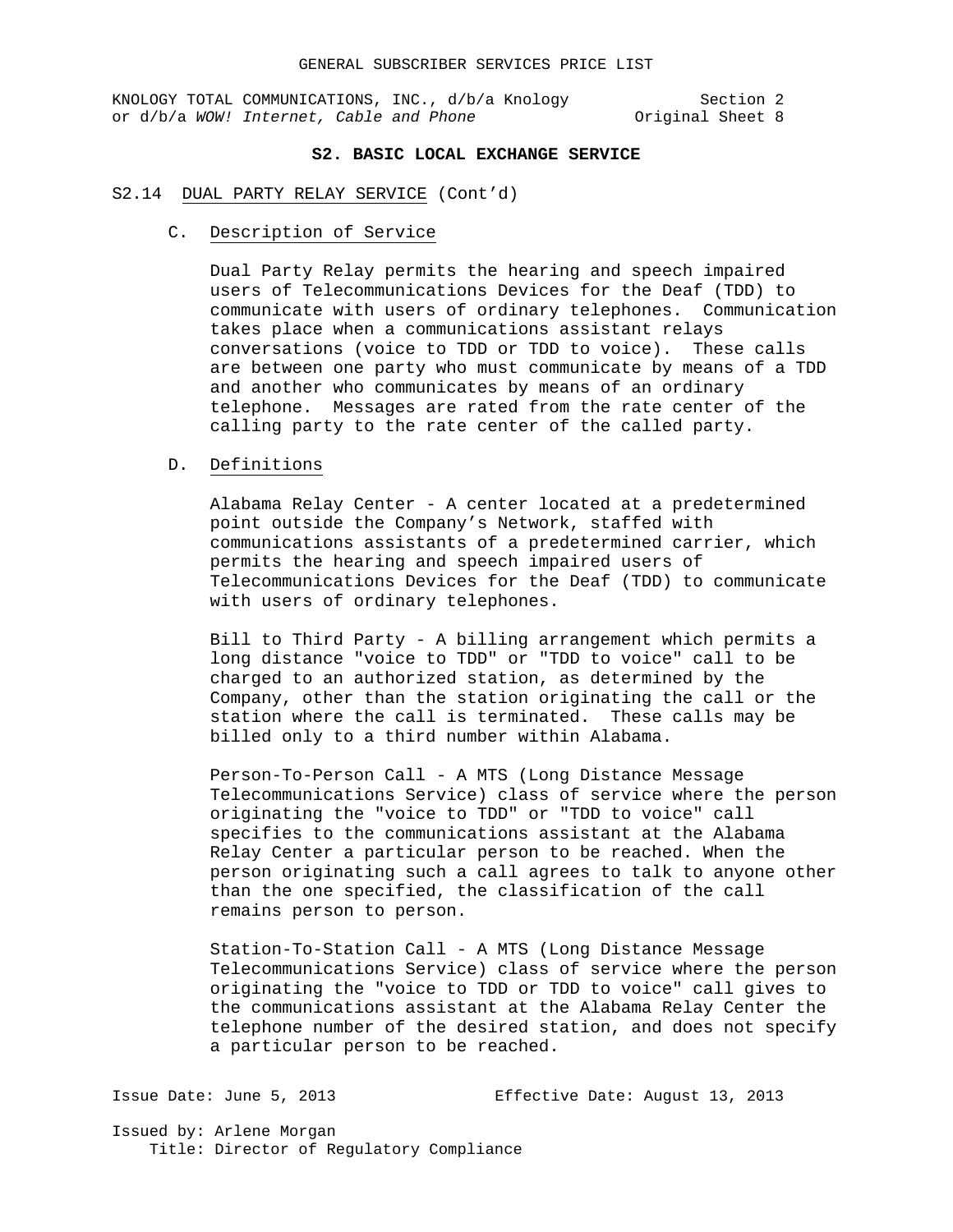## S2. BASIC LOCAL EXCHANGE SERVICE

S2.14 DUAL PARTY RELAY SERVICE (Cont'd)

C. Description of Service

Dual Party Relay permits the hearing and speech impaired users of Telecommunications Devices for the Deaf (TDD) to communicate with users of ordinary telephones. Communication takes place when a communications assistant relays conversations (voice to TDD or TDD to voice). These calls are between one party who must communicate by means of a TDD and another who communicates by means of an ordinary telephone. Messages are rated from the rate center of the calling party to the rate center of the called party.

D. Definitions

Alabama Relay Center - A center located at a predetermined point outside the Company's Network, staffed with communications assistants of a predetermined carrier, which permits the hearing and speech impaired users of Telecommunications Devices for the Deaf (TDD) to communicate with users of ordinary telephones.

Bill to Third Party - A billing arrangement which permits a long distance "voice to TDD" or "TDD to voice" call to be charged to an authorized station, as determined by the Company, other than the station originating the call or the station where the call is terminated. These calls may be billed only to a third number within Alabama.

Person-To-Person Call - A MTS (Long Distance Message Telecommunications Service) class of service where the person originating the "voice to TDD" or "TDD to voice" call specifies to the communications assistant at the Alabama Relay Center a particular person to be reached. When the person originating such a call agrees to talk to anyone other than the one specified, the classification of the call remains person to person.

Station-To-Station Call - A MTS (Long Distance Message Telecommunications Service) class of service where the person originating the "voice to TDD or TDD to voice" call gives to the communications assistant at the Alabama Relay Center the telephone number of the desired station, and does not specify a particular person to be reached.

Issue Date: June 5, 2013 Effective Date: August 13, 2013

Issued by: Arlene Morgan
Title: Director of Regulatory Compliance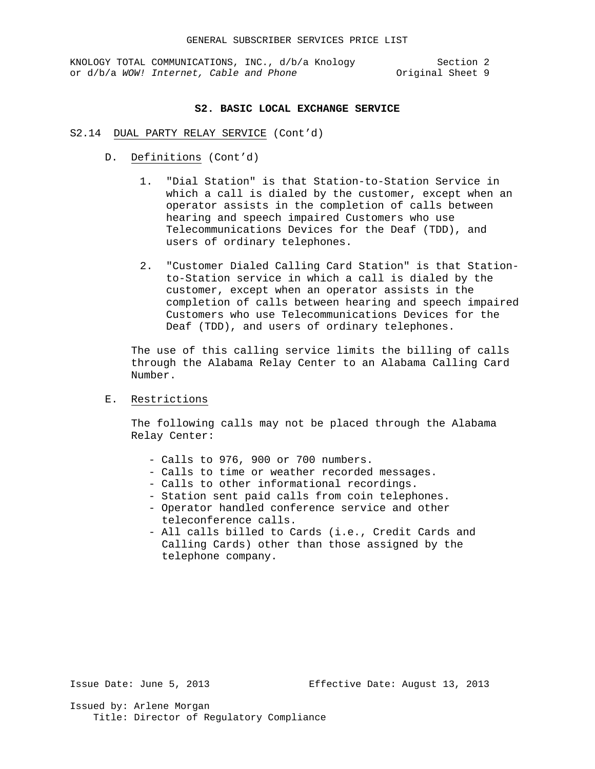## S2. BASIC LOCAL EXCHANGE SERVICE

S2.14 DUAL PARTY RELAY SERVICE (Cont'd)

D. Definitions (Cont'd)

1. "Dial Station" is that Station-to-Station Service in which a call is dialed by the customer, except when an operator assists in the completion of calls between hearing and speech impaired Customers who use Telecommunications Devices for the Deaf (TDD), and users of ordinary telephones.

2. "Customer Dialed Calling Card Station" is that Station-to-Station service in which a call is dialed by the customer, except when an operator assists in the completion of calls between hearing and speech impaired Customers who use Telecommunications Devices for the Deaf (TDD), and users of ordinary telephones.

The use of this calling service limits the billing of calls through the Alabama Relay Center to an Alabama Calling Card Number.

E. Restrictions

The following calls may not be placed through the Alabama Relay Center:

- Calls to 976, 900 or 700 numbers.
- Calls to time or weather recorded messages.
- Calls to other informational recordings.
- Station sent paid calls from coin telephones.
- Operator handled conference service and other teleconference calls.
- All calls billed to Cards (i.e., Credit Cards and Calling Cards) other than those assigned by the telephone company.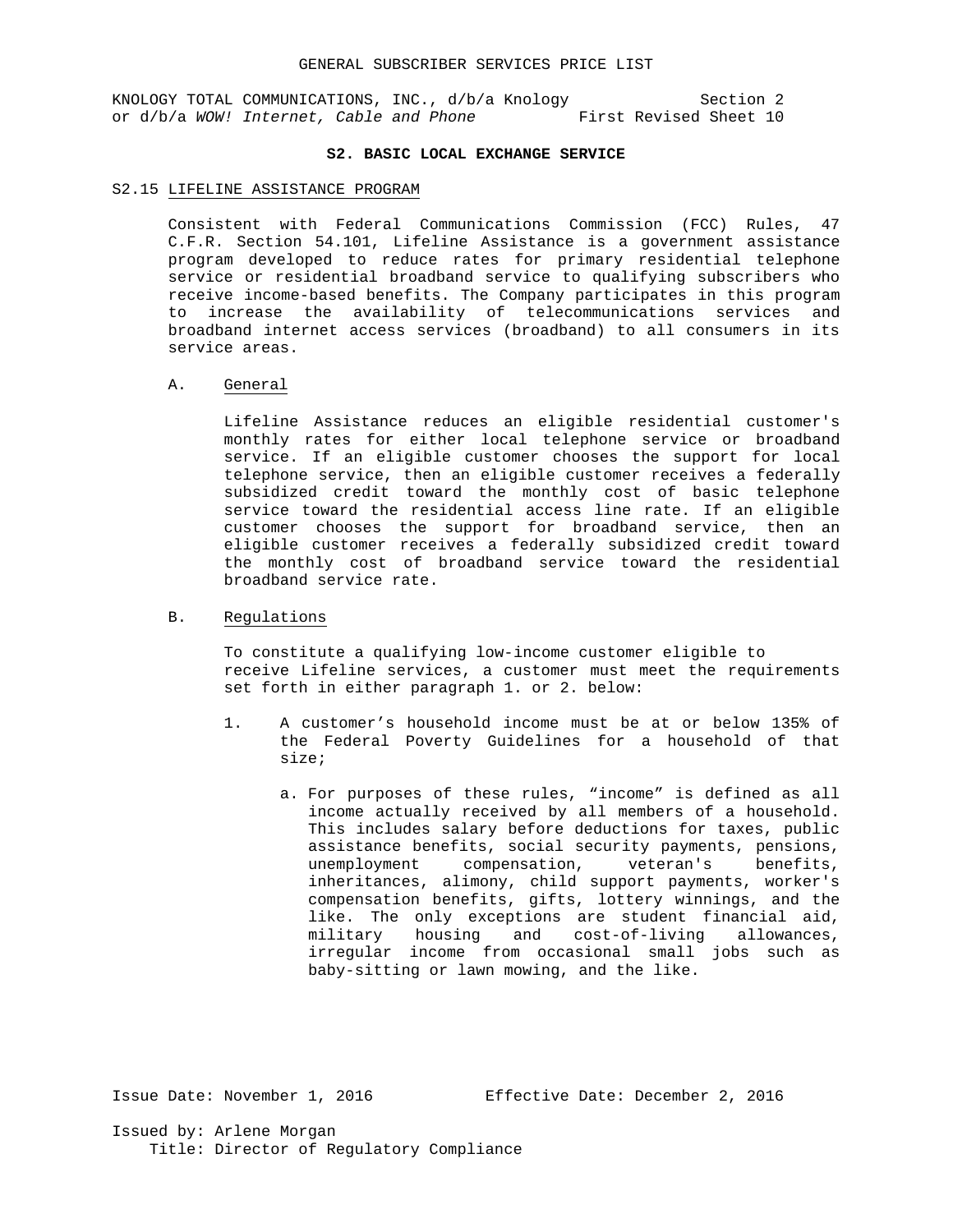## S2. BASIC LOCAL EXCHANGE SERVICE

### S2.15 LIFELINE ASSISTANCE PROGRAM

Consistent with Federal Communications Commission (FCC) Rules, 47 C.F.R. Section 54.101, Lifeline Assistance is a government assistance program developed to reduce rates for primary residential telephone service or residential broadband service to qualifying subscribers who receive income-based benefits. The Company participates in this program to increase the availability of telecommunications services and broadband internet access services (broadband) to all consumers in its service areas.

A. General

Lifeline Assistance reduces an eligible residential customer's monthly rates for either local telephone service or broadband service. If an eligible customer chooses the support for local telephone service, then an eligible customer receives a federally subsidized credit toward the monthly cost of basic telephone service toward the residential access line rate. If an eligible customer chooses the support for broadband service, then an eligible customer receives a federally subsidized credit toward the monthly cost of broadband service toward the residential broadband service rate.

B. Regulations

To constitute a qualifying low-income customer eligible to receive Lifeline services, a customer must meet the requirements set forth in either paragraph 1. or 2. below:

1. A customer's household income must be at or below 135% of the Federal Poverty Guidelines for a household of that size;

   a. For purposes of these rules, "income" is defined as all income actually received by all members of a household. This includes salary before deductions for taxes, public assistance benefits, social security payments, pensions, unemployment compensation, veteran's benefits, inheritances, alimony, child support payments, worker's compensation benefits, gifts, lottery winnings, and the like. The only exceptions are student financial aid, military housing and cost-of-living allowances, irregular income from occasional small jobs such as baby-sitting or lawn mowing, and the like.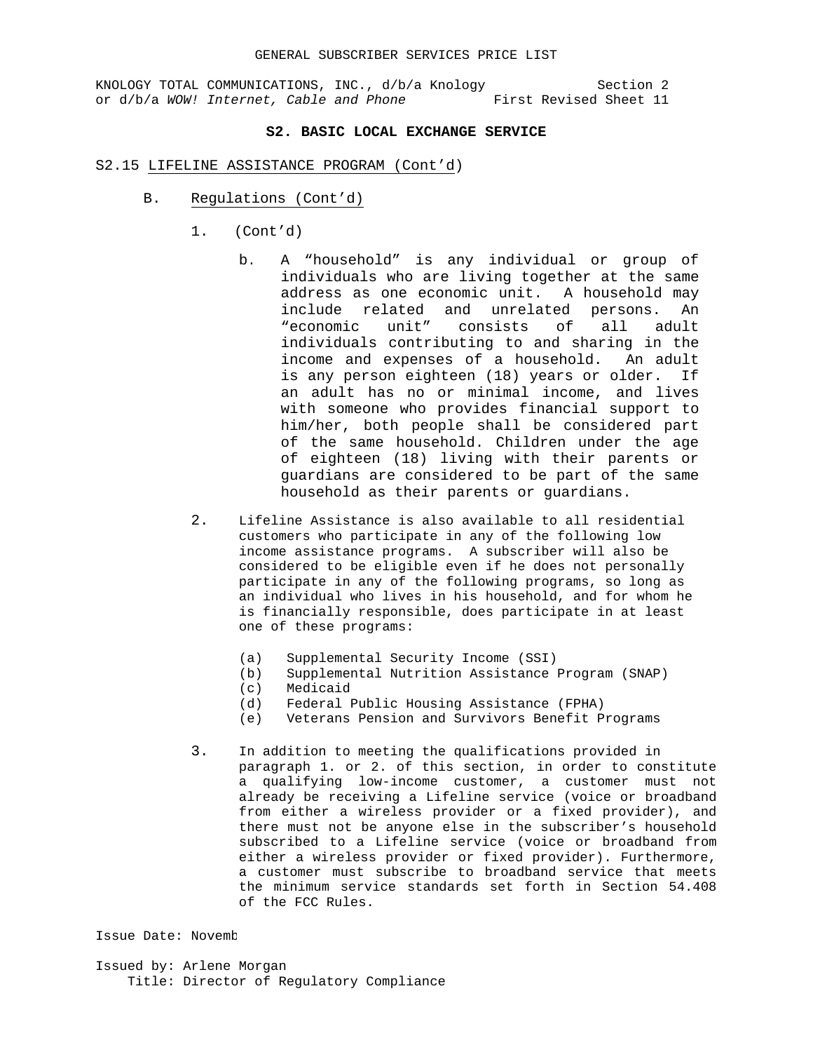GENERAL SUBSCRIBER SERVICES PRICE LIST

KNOLOGY TOTAL COMMUNICATIONS, INC., d/b/a Knology Section 2
or d/b/a *WOW! Internet, Cable and Phone* First Revised Sheet 11

## S2. BASIC LOCAL EXCHANGE SERVICE

S2.15 LIFELINE ASSISTANCE PROGRAM (Cont'd)

B. Regulations (Cont'd)

1. (Cont'd)

   b. A "household" is any individual or group of individuals who are living together at the same address as one economic unit. A household may include related and unrelated persons. An "economic unit" consists of all adult individuals contributing to and sharing in the income and expenses of a household. An adult is any person eighteen (18) years or older. If an adult has no or minimal income, and lives with someone who provides financial support to him/her, both people shall be considered part of the same household. Children under the age of eighteen (18) living with their parents or guardians are considered to be part of the same household as their parents or guardians.

2. Lifeline Assistance is also available to all residential customers who participate in any of the following low income assistance programs. A subscriber will also be considered to be eligible even if he does not personally participate in any of the following programs, so long as an individual who lives in his household, and for whom he is financially responsible, does participate in at least one of these programs:

   (a) Supplemental Security Income (SSI)
   (b) Supplemental Nutrition Assistance Program (SNAP)
   (c) Medicaid
   (d) Federal Public Housing Assistance (FPHA)
   (e) Veterans Pension and Survivors Benefit Programs

3. In addition to meeting the qualifications provided in paragraph 1. or 2. of this section, in order to constitute a qualifying low-income customer, a customer must not already be receiving a Lifeline service (voice or broadband from either a wireless provider or a fixed provider), and there must not be anyone else in the subscriber's household subscribed to a Lifeline service (voice or broadband from either a wireless provider or fixed provider). Furthermore, a customer must subscribe to broadband service that meets the minimum service standards set forth in Section 54.408 of the FCC Rules.

Issue Date: Novemb

Issued by: Arlene Morgan
Title: Director of Regulatory Compliance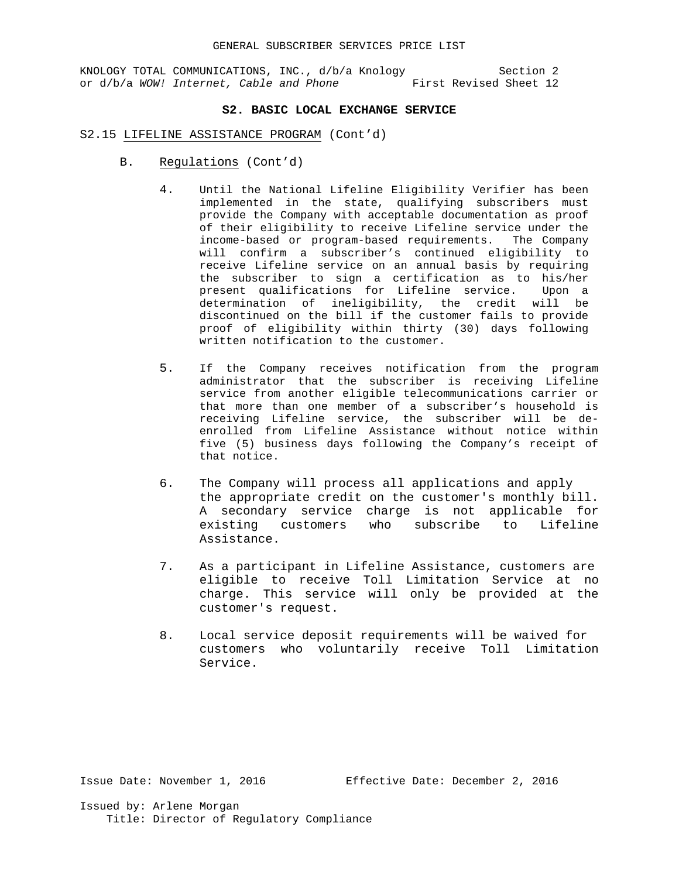## S2. BASIC LOCAL EXCHANGE SERVICE

S2.15 LIFELINE ASSISTANCE PROGRAM (Cont'd)

B. Regulations (Cont'd)

4. Until the National Lifeline Eligibility Verifier has been implemented in the state, qualifying subscribers must provide the Company with acceptable documentation as proof of their eligibility to receive Lifeline service under the income-based or program-based requirements. The Company will confirm a subscriber's continued eligibility to receive Lifeline service on an annual basis by requiring the subscriber to sign a certification as to his/her present qualifications for Lifeline service. Upon a determination of ineligibility, the credit will be discontinued on the bill if the customer fails to provide proof of eligibility within thirty (30) days following written notification to the customer.

5. If the Company receives notification from the program administrator that the subscriber is receiving Lifeline service from another eligible telecommunications carrier or that more than one member of a subscriber's household is receiving Lifeline service, the subscriber will be de-enrolled from Lifeline Assistance without notice within five (5) business days following the Company's receipt of that notice.

6. The Company will process all applications and apply the appropriate credit on the customer's monthly bill. A secondary service charge is not applicable for existing customers who subscribe to Lifeline Assistance.

7. As a participant in Lifeline Assistance, customers are eligible to receive Toll Limitation Service at no charge. This service will only be provided at the customer's request.

8. Local service deposit requirements will be waived for customers who voluntarily receive Toll Limitation Service.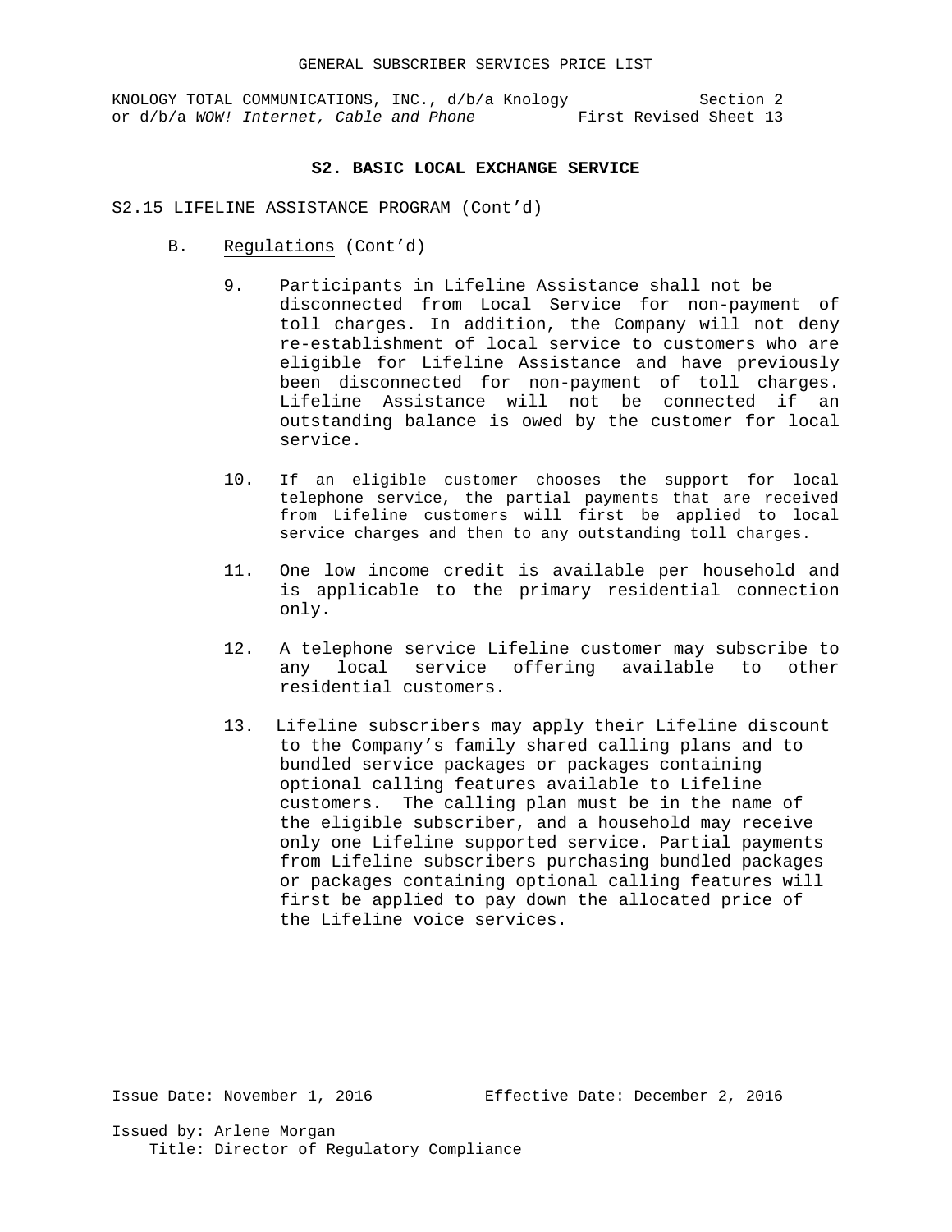## S2. BASIC LOCAL EXCHANGE SERVICE

S2.15 LIFELINE ASSISTANCE PROGRAM (Cont'd)

B. Regulations (Cont'd)

9. Participants in Lifeline Assistance shall not be disconnected from Local Service for non-payment of toll charges. In addition, the Company will not deny re-establishment of local service to customers who are eligible for Lifeline Assistance and have previously been disconnected for non-payment of toll charges. Lifeline Assistance will not be connected if an outstanding balance is owed by the customer for local service.

10. If an eligible customer chooses the support for local telephone service, the partial payments that are received from Lifeline customers will first be applied to local service charges and then to any outstanding toll charges.

11. One low income credit is available per household and is applicable to the primary residential connection only.

12. A telephone service Lifeline customer may subscribe to any local service offering available to other residential customers.

13. Lifeline subscribers may apply their Lifeline discount to the Company's family shared calling plans and to bundled service packages or packages containing optional calling features available to Lifeline customers. The calling plan must be in the name of the eligible subscriber, and a household may receive only one Lifeline supported service. Partial payments from Lifeline subscribers purchasing bundled packages or packages containing optional calling features will first be applied to pay down the allocated price of the Lifeline voice services.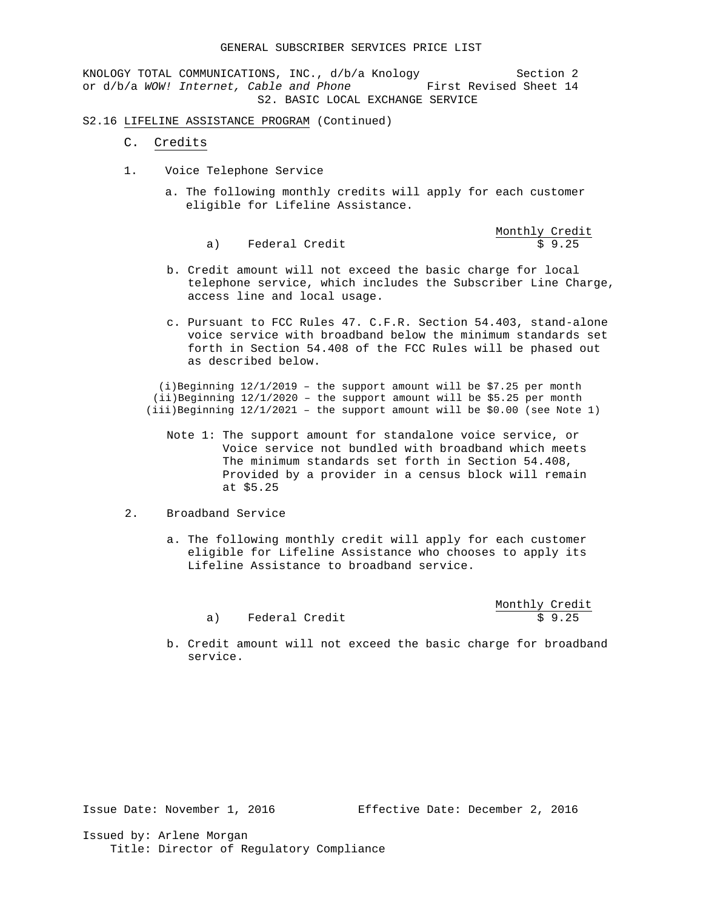S2.16 LIFELINE ASSISTANCE PROGRAM (Continued)

C. Credits

1. Voice Telephone Service

a. The following monthly credits will apply for each customer eligible for Lifeline Assistance.

| | Monthly Credit |
|---|---|
| a) Federal Credit | $ 9.25 |

b. Credit amount will not exceed the basic charge for local telephone service, which includes the Subscriber Line Charge, access line and local usage.

c. Pursuant to FCC Rules 47. C.F.R. Section 54.403, stand-alone voice service with broadband below the minimum standards set forth in Section 54.408 of the FCC Rules will be phased out as described below.

(i) Beginning 12/1/2019 – the support amount will be $7.25 per month
(ii) Beginning 12/1/2020 – the support amount will be $5.25 per month
(iii) Beginning 12/1/2021 – the support amount will be $0.00 (see Note 1)

Note 1: The support amount for standalone voice service, or Voice service not bundled with broadband which meets The minimum standards set forth in Section 54.408, Provided by a provider in a census block will remain at $5.25

2. Broadband Service

a. The following monthly credit will apply for each customer eligible for Lifeline Assistance who chooses to apply its Lifeline Assistance to broadband service.

| | Monthly Credit |
|---|---|
| a) Federal Credit | $ 9.25 |

b. Credit amount will not exceed the basic charge for broadband service.

Issue Date: November 1, 2016 Effective Date: December 2, 2016

Issued by: Arlene Morgan
Title: Director of Regulatory Compliance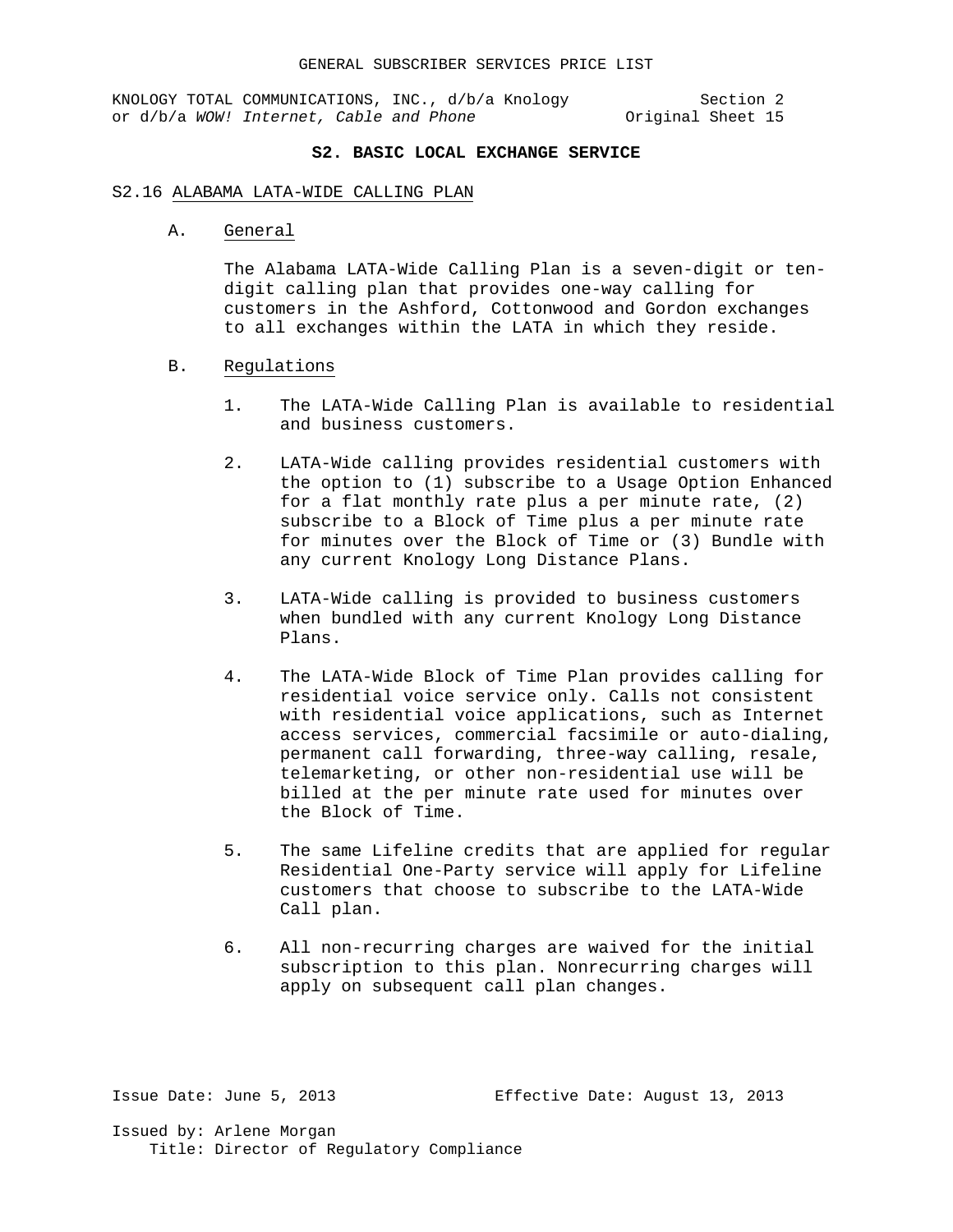## S2. BASIC LOCAL EXCHANGE SERVICE

### S2.16 ALABAMA LATA-WIDE CALLING PLAN

A. General

The Alabama LATA-Wide Calling Plan is a seven-digit or ten-digit calling plan that provides one-way calling for customers in the Ashford, Cottonwood and Gordon exchanges to all exchanges within the LATA in which they reside.

B. Regulations

1. The LATA-Wide Calling Plan is available to residential and business customers.

2. LATA-Wide calling provides residential customers with the option to (1) subscribe to a Usage Option Enhanced for a flat monthly rate plus a per minute rate, (2) subscribe to a Block of Time plus a per minute rate for minutes over the Block of Time or (3) Bundle with any current Knology Long Distance Plans.

3. LATA-Wide calling is provided to business customers when bundled with any current Knology Long Distance Plans.

4. The LATA-Wide Block of Time Plan provides calling for residential voice service only. Calls not consistent with residential voice applications, such as Internet access services, commercial facsimile or auto-dialing, permanent call forwarding, three-way calling, resale, telemarketing, or other non-residential use will be billed at the per minute rate used for minutes over the Block of Time.

5. The same Lifeline credits that are applied for regular Residential One-Party service will apply for Lifeline customers that choose to subscribe to the LATA-Wide Call plan.

6. All non-recurring charges are waived for the initial subscription to this plan. Nonrecurring charges will apply on subsequent call plan changes.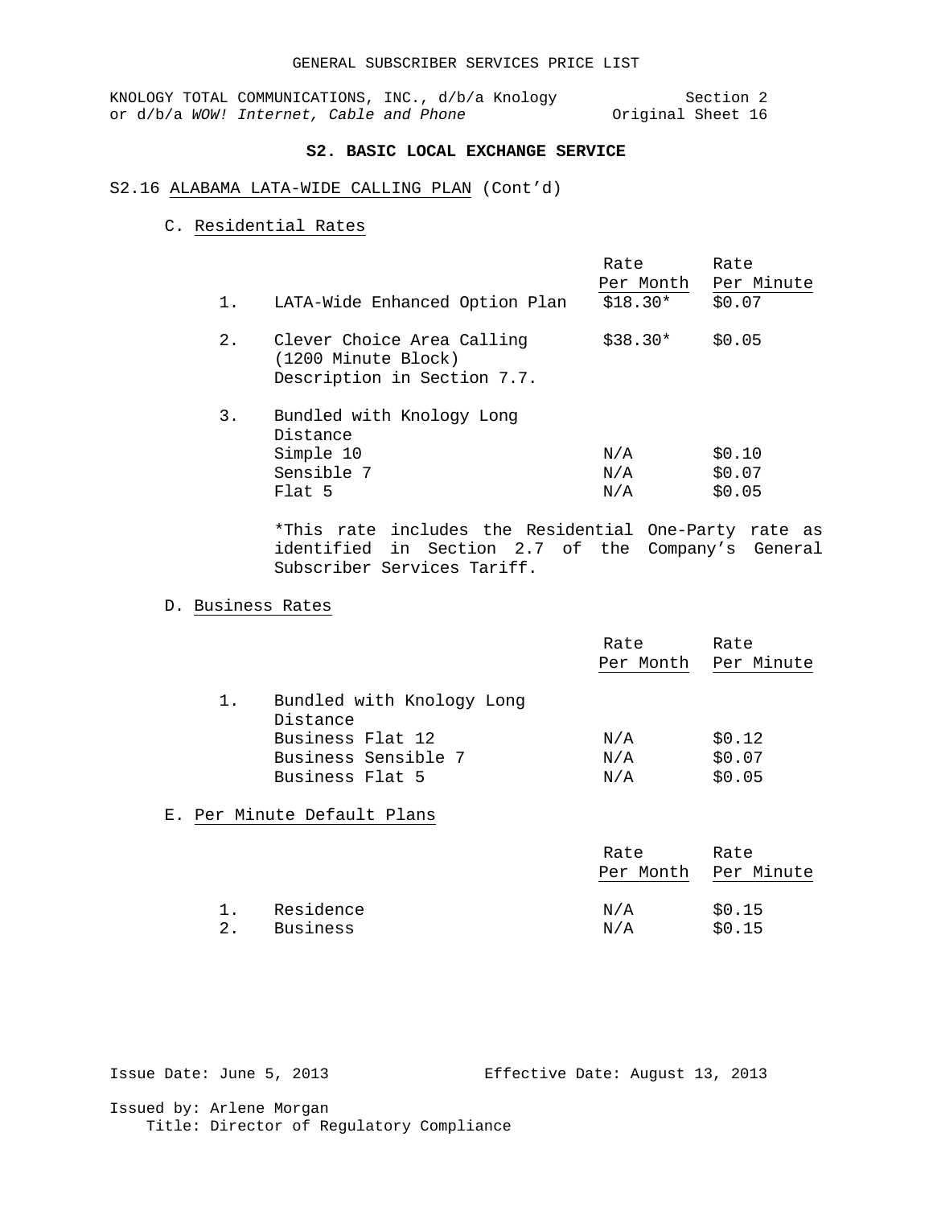## S2. BASIC LOCAL EXCHANGE SERVICE

### S2.16 ALABAMA LATA-WIDE CALLING PLAN (Cont'd)

#### C. Residential Rates

| | | Rate Per Month | Rate Per Minute |
|---|---|---|---|
| 1. | LATA-Wide Enhanced Option Plan | $18.30* | $0.07 |
| 2. | Clever Choice Area Calling (1200 Minute Block) Description in Section 7.7. | $38.30* | $0.05 |
| 3. | Bundled with Knology Long Distance | | |
| | Simple 10 | N/A | $0.10 |
| | Sensible 7 | N/A | $0.07 |
| | Flat 5 | N/A | $0.05 |

*This rate includes the Residential One-Party rate as identified in Section 2.7 of the Company's General Subscriber Services Tariff.

#### D. Business Rates

| | | Rate Per Month | Rate Per Minute |
|---|---|---|---|
| 1. | Bundled with Knology Long Distance | | |
| | Business Flat 12 | N/A | $0.12 |
| | Business Sensible 7 | N/A | $0.07 |
| | Business Flat 5 | N/A | $0.05 |

#### E. Per Minute Default Plans

| | | Rate Per Month | Rate Per Minute |
|---|---|---|---|
| 1. | Residence | N/A | $0.15 |
| 2. | Business | N/A | $0.15 |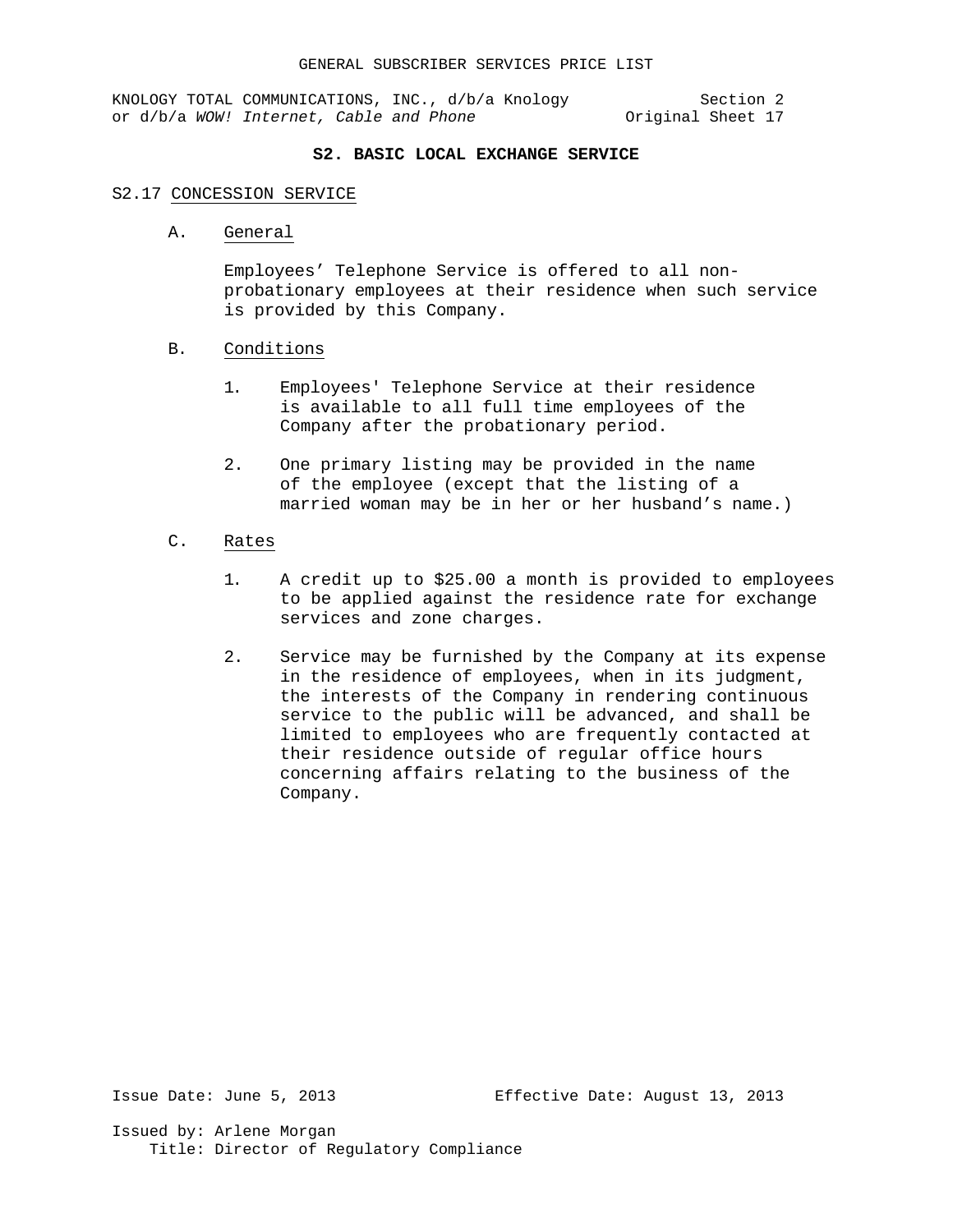## S2. BASIC LOCAL EXCHANGE SERVICE

S2.17 CONCESSION SERVICE

A. General

Employees' Telephone Service is offered to all non-probationary employees at their residence when such service is provided by this Company.

B. Conditions

1. Employees' Telephone Service at their residence is available to all full time employees of the Company after the probationary period.

2. One primary listing may be provided in the name of the employee (except that the listing of a married woman may be in her or her husband's name.)

C. Rates

1. A credit up to $25.00 a month is provided to employees to be applied against the residence rate for exchange services and zone charges.

2. Service may be furnished by the Company at its expense in the residence of employees, when in its judgment, the interests of the Company in rendering continuous service to the public will be advanced, and shall be limited to employees who are frequently contacted at their residence outside of regular office hours concerning affairs relating to the business of the Company.

Issue Date: June 5, 2013 Effective Date: August 13, 2013

Issued by: Arlene Morgan
Title: Director of Regulatory Compliance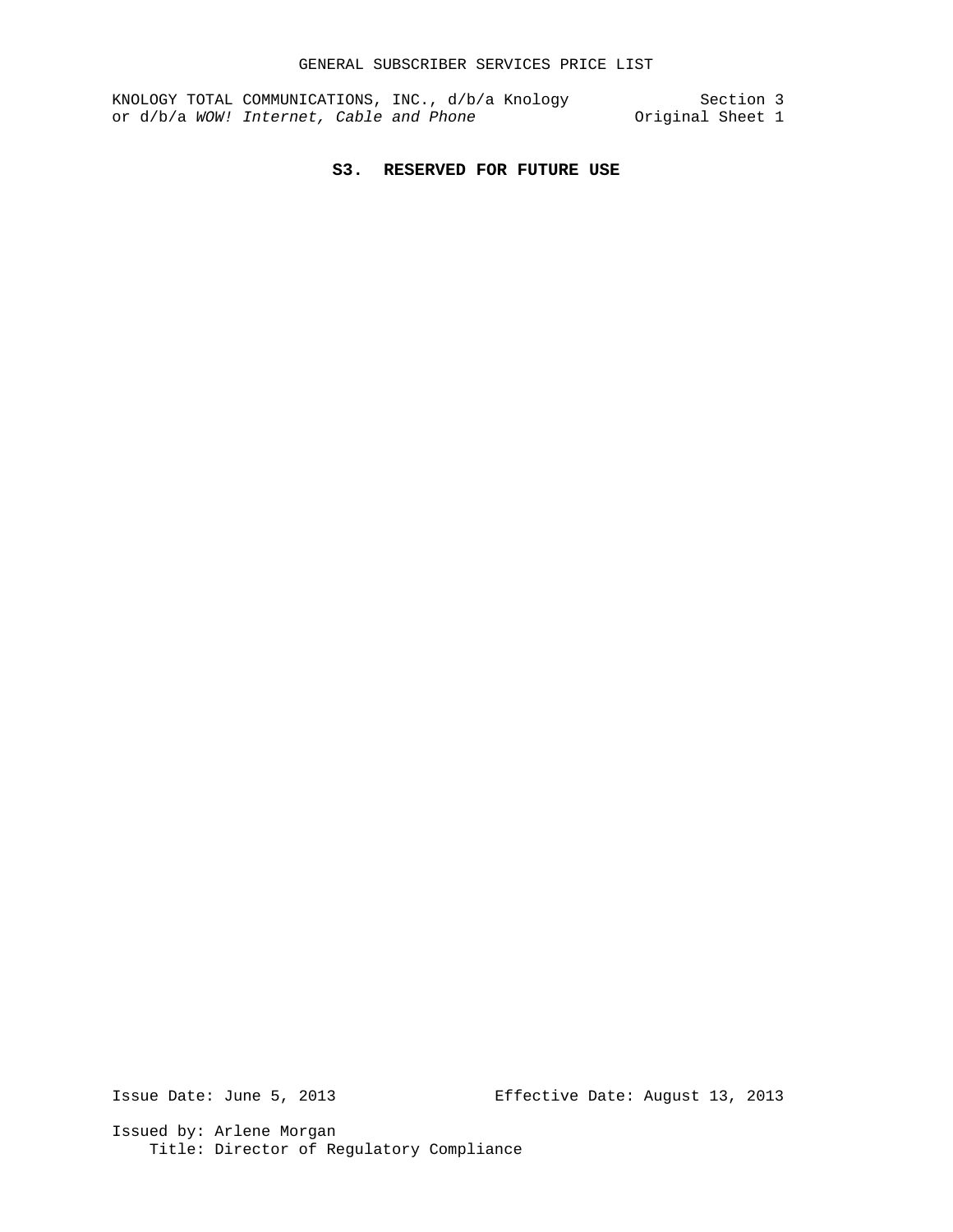# S3. RESERVED FOR FUTURE USE

Issue Date: June 5, 2013 Effective Date: August 13, 2013

Issued by: Arlene Morgan
Title: Director of Regulatory Compliance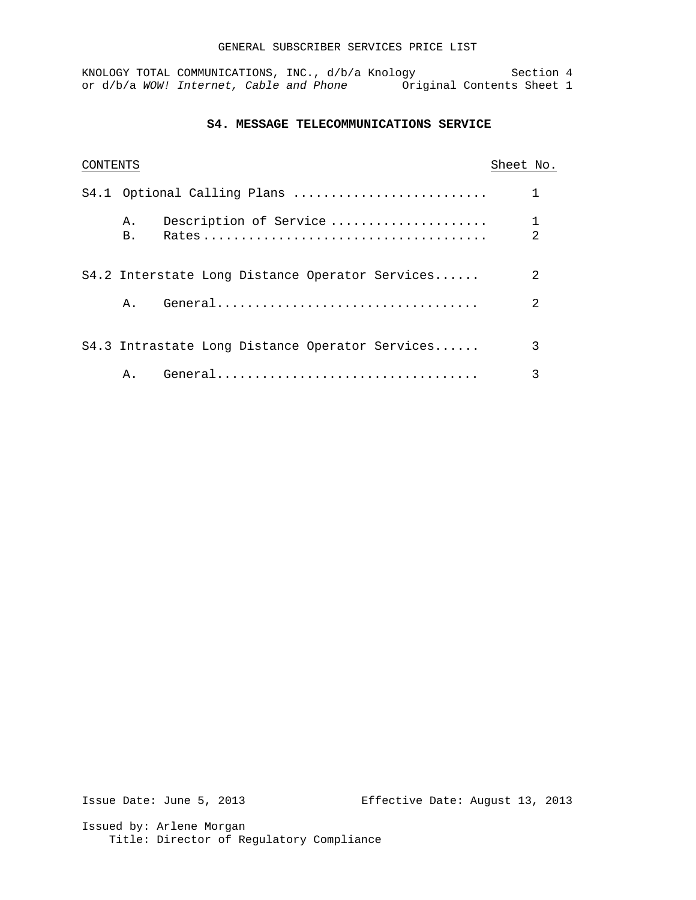# S4. MESSAGE TELECOMMUNICATIONS SERVICE

| CONTENTS | | Sheet No. |
|---|---|---|
| S4.1 Optional Calling Plans | | 1 |
| | A. Description of Service | 1 |
| | B. Rates | 2 |
| S4.2 Interstate Long Distance Operator Services | | 2 |
| | A. General | 2 |
| S4.3 Intrastate Long Distance Operator Services | | 3 |
| | A. General | 3 |

Issue Date: June 5, 2013 Effective Date: August 13, 2013

Issued by: Arlene Morgan
Title: Director of Regulatory Compliance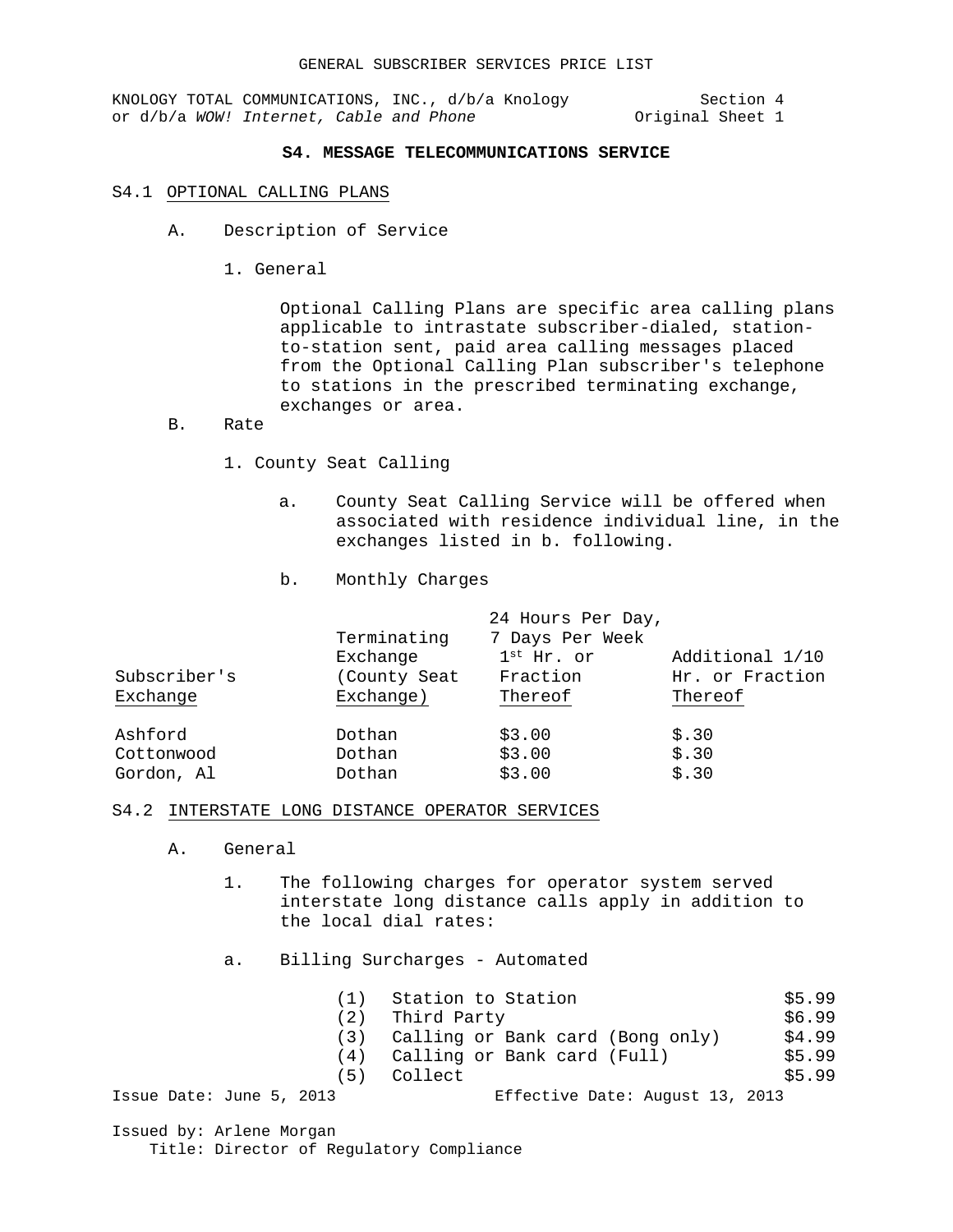GENERAL SUBSCRIBER SERVICES PRICE LIST

KNOLOGY TOTAL COMMUNICATIONS, INC., d/b/a Knology or d/b/a *WOW! Internet, Cable and Phone*

Section 4
Original Sheet 1

## S4. MESSAGE TELECOMMUNICATIONS SERVICE

### S4.1 OPTIONAL CALLING PLANS

A. Description of Service

1. General

Optional Calling Plans are specific area calling plans applicable to intrastate subscriber-dialed, station-to-station sent, paid area calling messages placed from the Optional Calling Plan subscriber's telephone to stations in the prescribed terminating exchange, exchanges or area.

B. Rate

1. County Seat Calling

a. County Seat Calling Service will be offered when associated with residence individual line, in the exchanges listed in b. following.

b. Monthly Charges

| Subscriber's Exchange | Terminating Exchange (County Seat Exchange) | 24 Hours Per Day, 7 Days Per Week 1st Hr. or Fraction Thereof | Additional 1/10 Hr. or Fraction Thereof |
|---|---|---|---|
| Ashford | Dothan | $3.00 | $.30 |
| Cottonwood | Dothan | $3.00 | $.30 |
| Gordon, Al | Dothan | $3.00 | $.30 |

### S4.2 INTERSTATE LONG DISTANCE OPERATOR SERVICES

A. General

1. The following charges for operator system served interstate long distance calls apply in addition to the local dial rates:

a. Billing Surcharges - Automated

| | | |
|---|---|---|
| (1) | Station to Station | $5.99 |
| (2) | Third Party | $6.99 |
| (3) | Calling or Bank card (Bong only) | $4.99 |
| (4) | Calling or Bank card (Full) | $5.99 |
| (5) | Collect | $5.99 |

Issue Date: June 5, 2013

Effective Date: August 13, 2013

Issued by: Arlene Morgan
Title: Director of Regulatory Compliance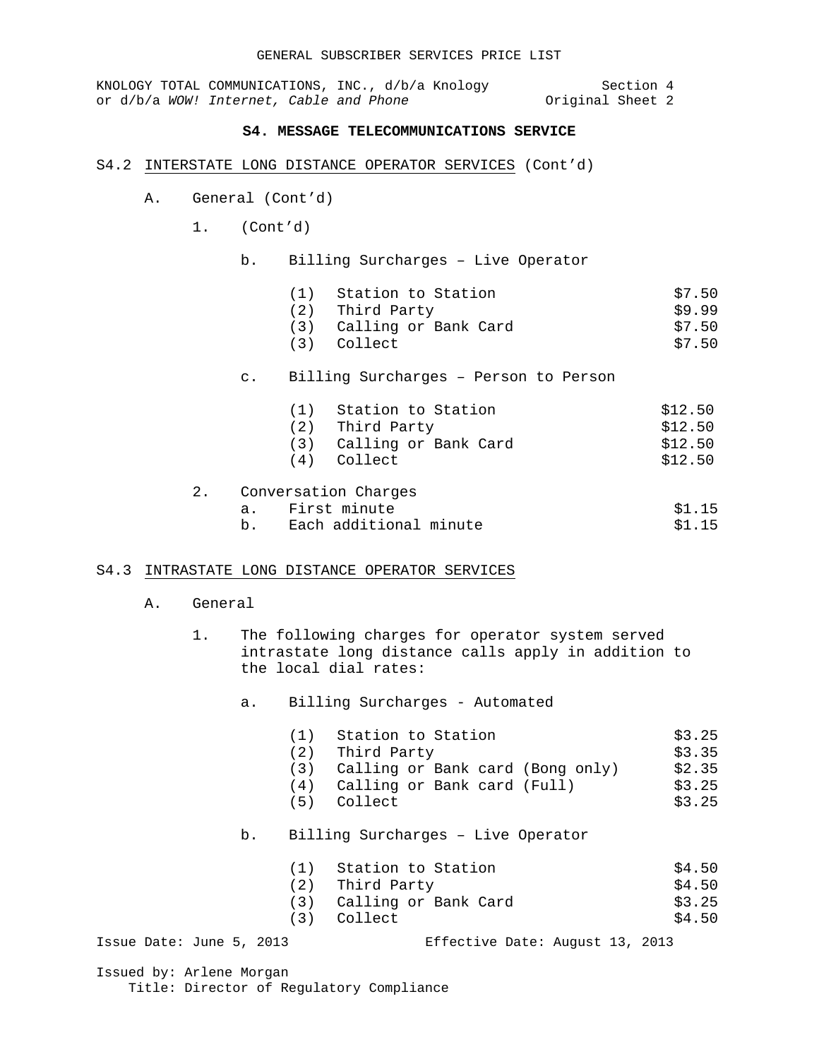KNOLOGY TOTAL COMMUNICATIONS, INC., d/b/a Knology or d/b/a *WOW! Internet, Cable and Phone*

Section 4
Original Sheet 2

## S4. MESSAGE TELECOMMUNICATIONS SERVICE

### S4.2 INTERSTATE LONG DISTANCE OPERATOR SERVICES (Cont'd)

A. General (Cont'd)

1. (Cont'd)

b. Billing Surcharges – Live Operator

| | | |
|---|---|---|
| (1) | Station to Station | $7.50 |
| (2) | Third Party | $9.99 |
| (3) | Calling or Bank Card | $7.50 |
| (3) | Collect | $7.50 |

c. Billing Surcharges – Person to Person

| | | |
|---|---|---|
| (1) | Station to Station | $12.50 |
| (2) | Third Party | $12.50 |
| (3) | Calling or Bank Card | $12.50 |
| (4) | Collect | $12.50 |

2. Conversation Charges

| | | |
|---|---|---|
| a. | First minute | $1.15 |
| b. | Each additional minute | $1.15 |

### S4.3 INTRASTATE LONG DISTANCE OPERATOR SERVICES

A. General

1. The following charges for operator system served intrastate long distance calls apply in addition to the local dial rates:

a. Billing Surcharges - Automated

| | | |
|---|---|---|
| (1) | Station to Station | $3.25 |
| (2) | Third Party | $3.35 |
| (3) | Calling or Bank card (Bong only) | $2.35 |
| (4) | Calling or Bank card (Full) | $3.25 |
| (5) | Collect | $3.25 |

b. Billing Surcharges – Live Operator

| | | |
|---|---|---|
| (1) | Station to Station | $4.50 |
| (2) | Third Party | $4.50 |
| (3) | Calling or Bank Card | $3.25 |
| (3) | Collect | $4.50 |

Issue Date: June 5, 2013

Effective Date: August 13, 2013

Issued by: Arlene Morgan
Title: Director of Regulatory Compliance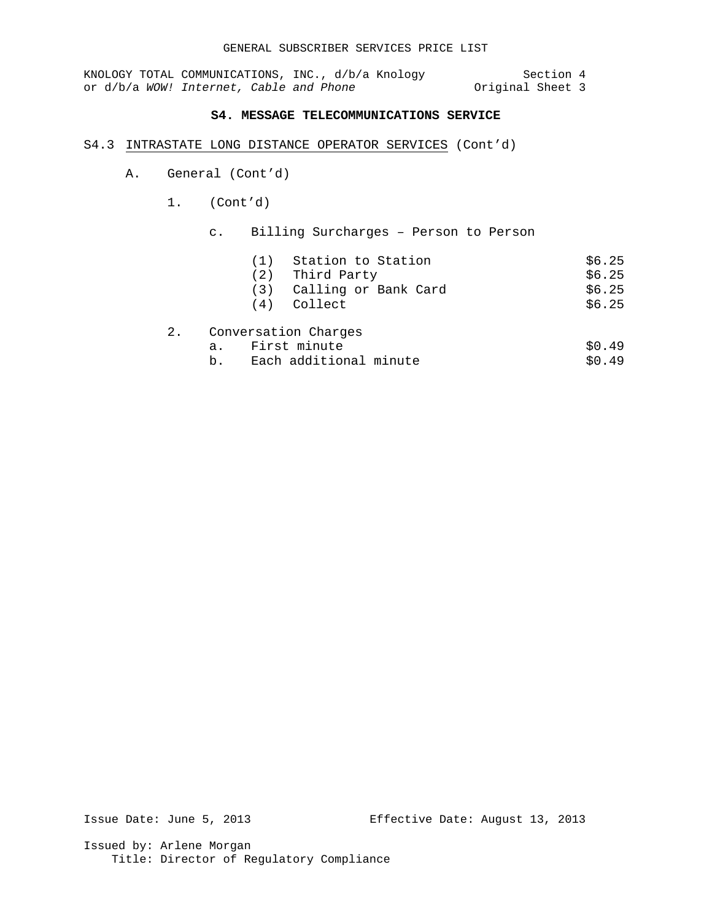GENERAL SUBSCRIBER SERVICES PRICE LIST

KNOLOGY TOTAL COMMUNICATIONS, INC., d/b/a Knology — Section 4
or d/b/a *WOW! Internet, Cable and Phone* — Original Sheet 3

## S4. MESSAGE TELECOMMUNICATIONS SERVICE

S4.3 INTRASTATE LONG DISTANCE OPERATOR SERVICES (Cont'd)

A. General (Cont'd)

1. (Cont'd)

c. Billing Surcharges – Person to Person

| | | |
|---|---|---|
| (1) | Station to Station | $6.25 |
| (2) | Third Party | $6.25 |
| (3) | Calling or Bank Card | $6.25 |
| (4) | Collect | $6.25 |

2. Conversation Charges

| | | |
|---|---|---|
| a. | First minute | $0.49 |
| b. | Each additional minute | $0.49 |

Issue Date: June 5, 2013 — Effective Date: August 13, 2013

Issued by: Arlene Morgan
Title: Director of Regulatory Compliance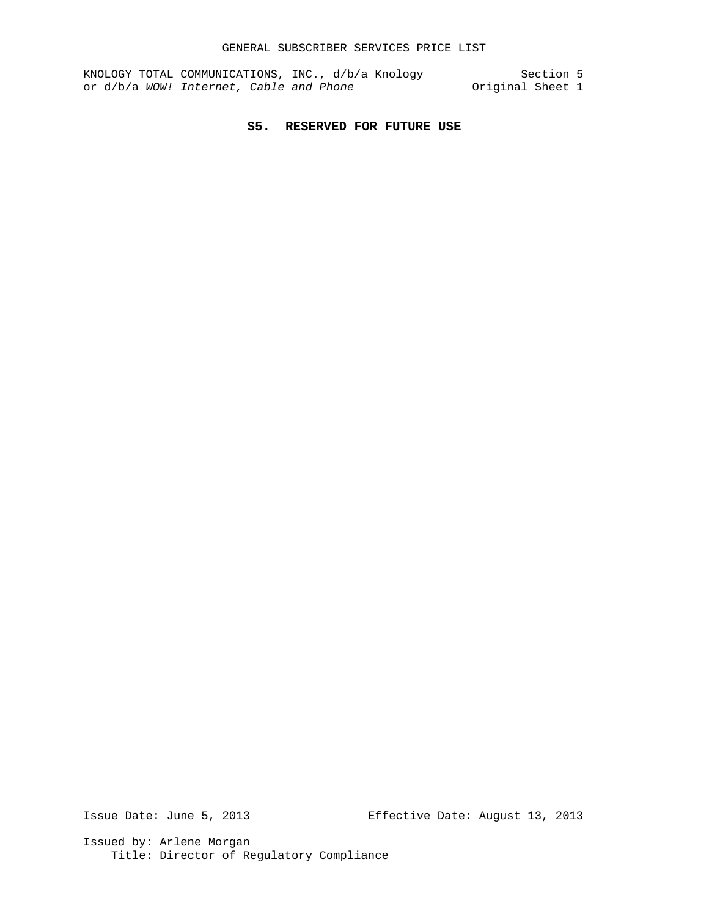## S5. RESERVED FOR FUTURE USE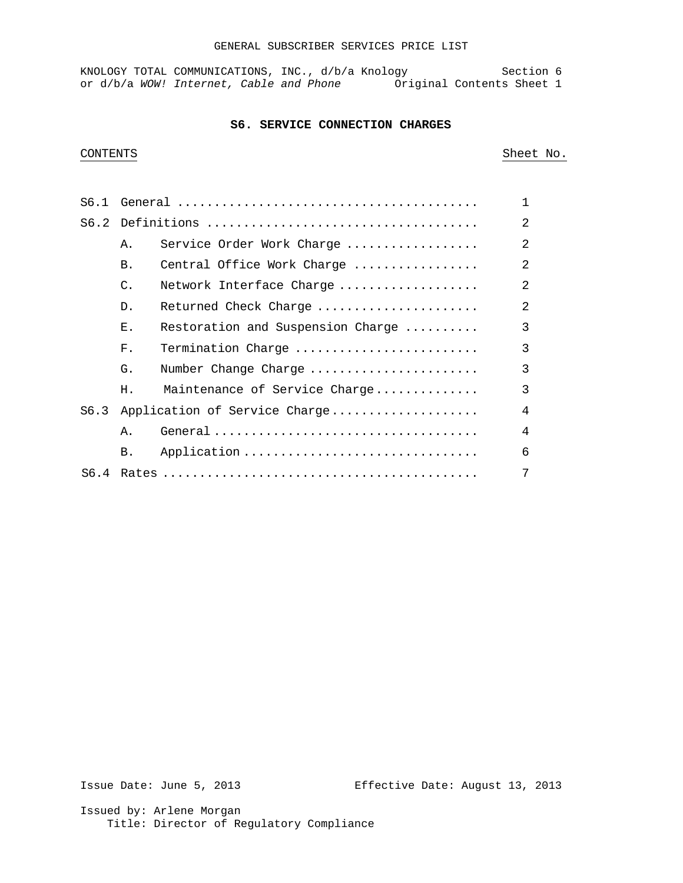## S6. SERVICE CONNECTION CHARGES

| CONTENTS | | Sheet No. |
|---|---|---|
| S6.1 | General | 1 |
| S6.2 | Definitions | 2 |
| | A. Service Order Work Charge | 2 |
| | B. Central Office Work Charge | 2 |
| | C. Network Interface Charge | 2 |
| | D. Returned Check Charge | 2 |
| | E. Restoration and Suspension Charge | 3 |
| | F. Termination Charge | 3 |
| | G. Number Change Charge | 3 |
| | H. Maintenance of Service Charge | 3 |
| S6.3 | Application of Service Charge | 4 |
| | A. General | 4 |
| | B. Application | 6 |
| S6.4 | Rates | 7 |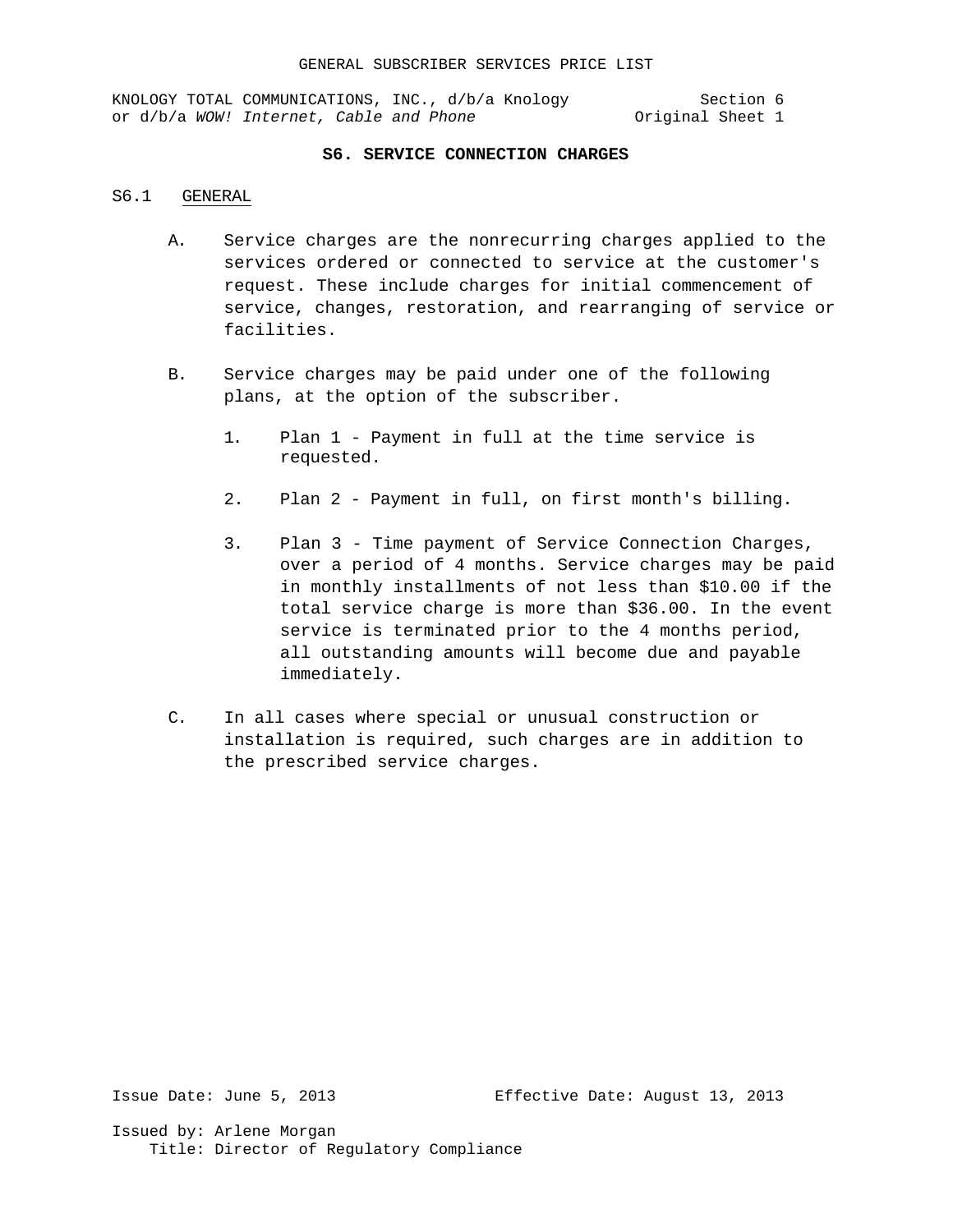# S6. SERVICE CONNECTION CHARGES

## S6.1 GENERAL

A. Service charges are the nonrecurring charges applied to the services ordered or connected to service at the customer's request. These include charges for initial commencement of service, changes, restoration, and rearranging of service or facilities.

B. Service charges may be paid under one of the following plans, at the option of the subscriber.

1. Plan 1 - Payment in full at the time service is requested.

2. Plan 2 - Payment in full, on first month's billing.

3. Plan 3 - Time payment of Service Connection Charges, over a period of 4 months. Service charges may be paid in monthly installments of not less than $10.00 if the total service charge is more than $36.00. In the event service is terminated prior to the 4 months period, all outstanding amounts will become due and payable immediately.

C. In all cases where special or unusual construction or installation is required, such charges are in addition to the prescribed service charges.

Issue Date: June 5, 2013 Effective Date: August 13, 2013

Issued by: Arlene Morgan
Title: Director of Regulatory Compliance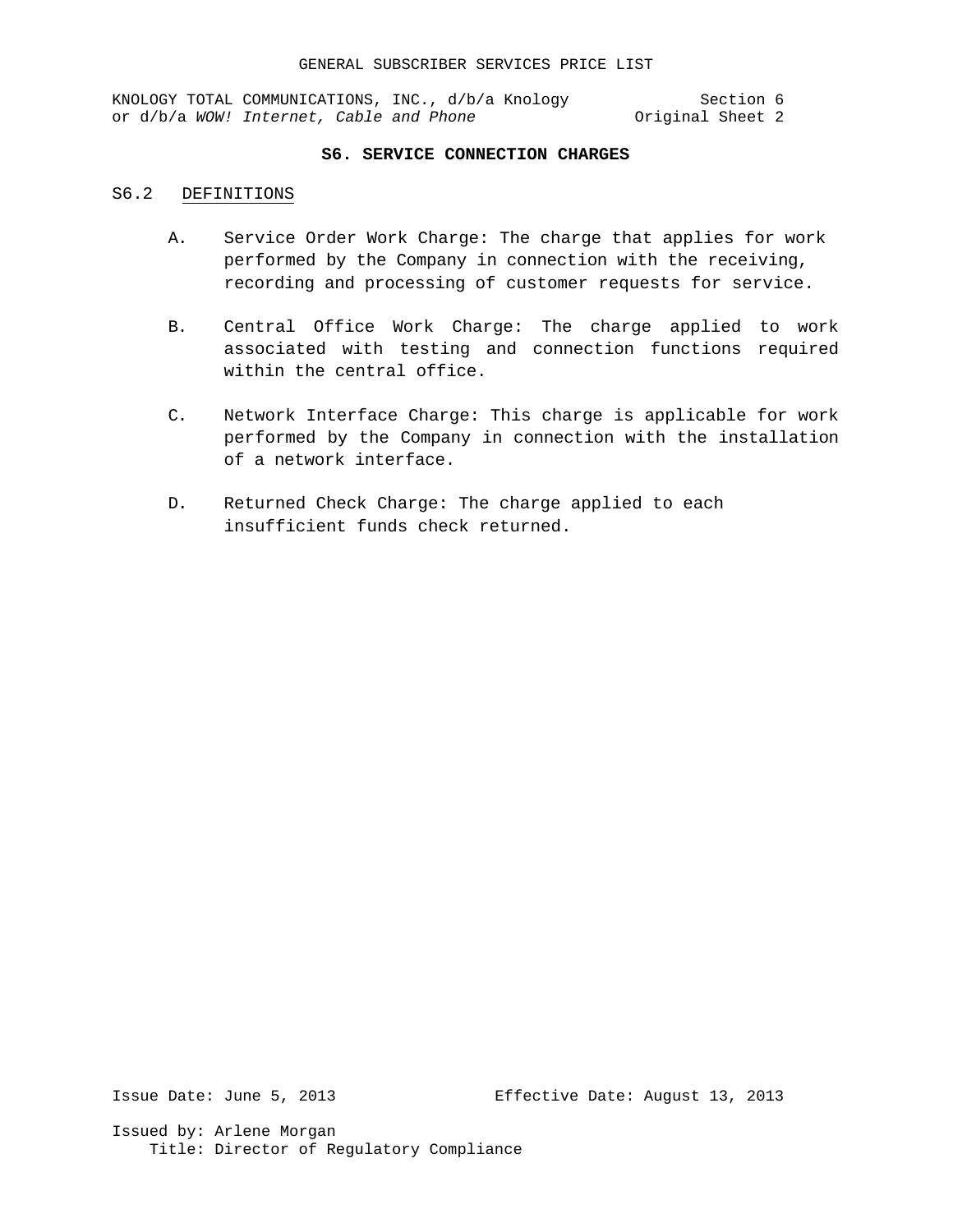## S6. SERVICE CONNECTION CHARGES

### S6.2 DEFINITIONS

A. Service Order Work Charge: The charge that applies for work performed by the Company in connection with the receiving, recording and processing of customer requests for service.

B. Central Office Work Charge: The charge applied to work associated with testing and connection functions required within the central office.

C. Network Interface Charge: This charge is applicable for work performed by the Company in connection with the installation of a network interface.

D. Returned Check Charge: The charge applied to each insufficient funds check returned.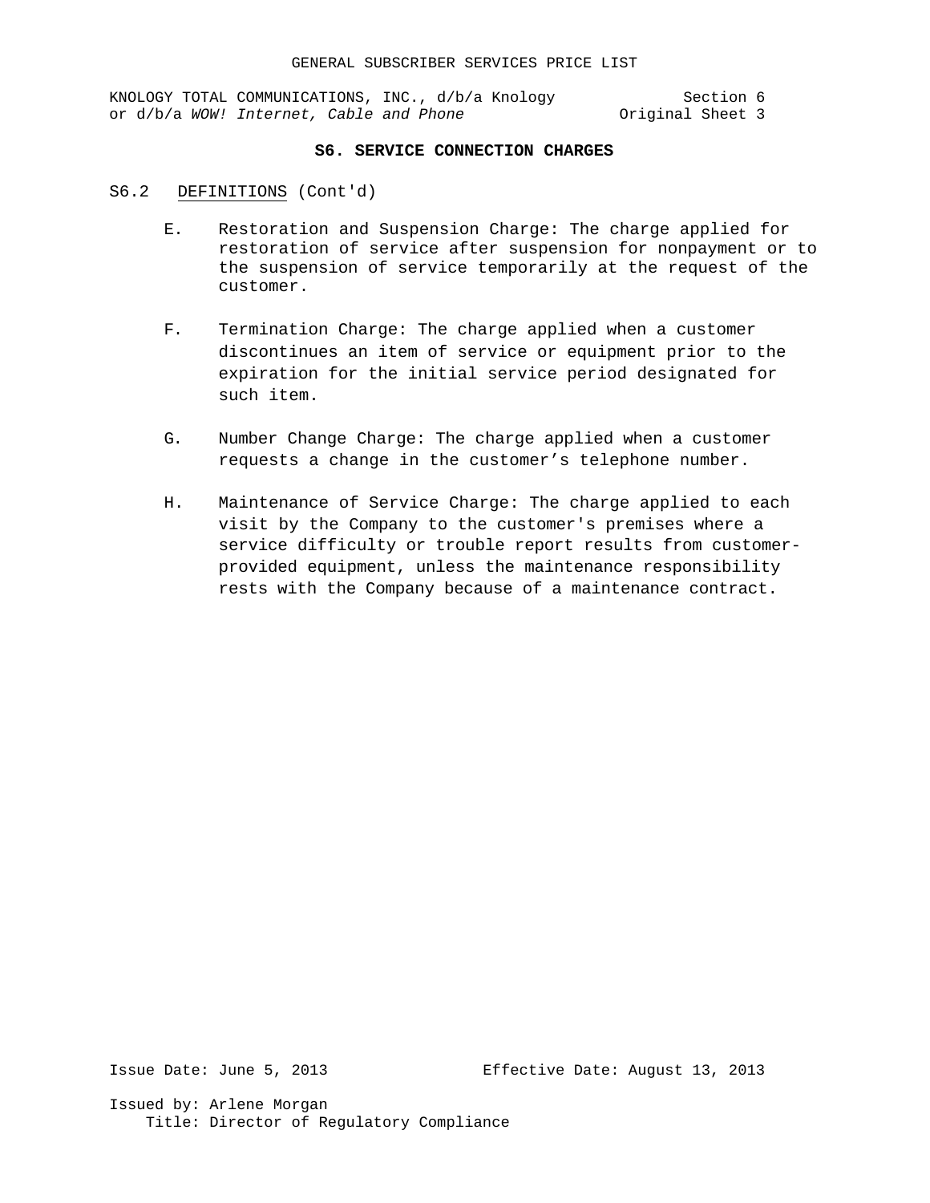## S6. SERVICE CONNECTION CHARGES

S6.2 DEFINITIONS (Cont'd)

E. Restoration and Suspension Charge: The charge applied for restoration of service after suspension for nonpayment or to the suspension of service temporarily at the request of the customer.

F. Termination Charge: The charge applied when a customer discontinues an item of service or equipment prior to the expiration for the initial service period designated for such item.

G. Number Change Charge: The charge applied when a customer requests a change in the customer's telephone number.

H. Maintenance of Service Charge: The charge applied to each visit by the Company to the customer's premises where a service difficulty or trouble report results from customer-provided equipment, unless the maintenance responsibility rests with the Company because of a maintenance contract.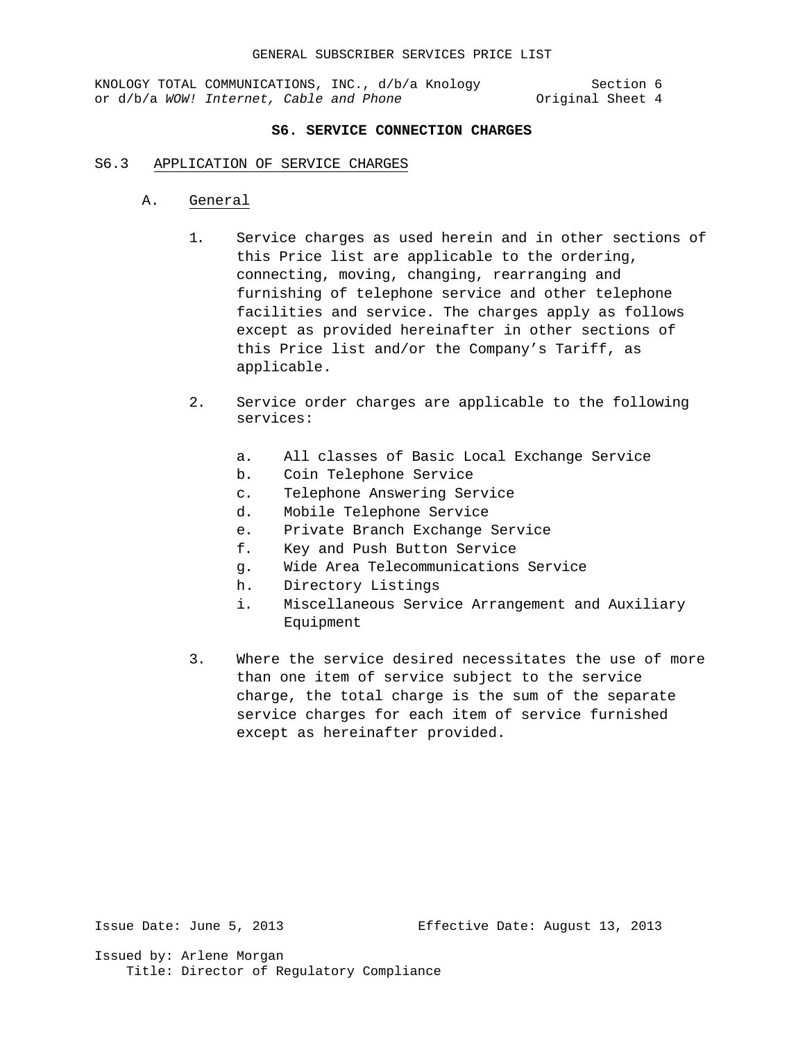## S6. SERVICE CONNECTION CHARGES

### S6.3 APPLICATION OF SERVICE CHARGES

#### A. General

1. Service charges as used herein and in other sections of this Price list are applicable to the ordering, connecting, moving, changing, rearranging and furnishing of telephone service and other telephone facilities and service. The charges apply as follows except as provided hereinafter in other sections of this Price list and/or the Company's Tariff, as applicable.

2. Service order charges are applicable to the following services:

   a. All classes of Basic Local Exchange Service
   b. Coin Telephone Service
   c. Telephone Answering Service
   d. Mobile Telephone Service
   e. Private Branch Exchange Service
   f. Key and Push Button Service
   g. Wide Area Telecommunications Service
   h. Directory Listings
   i. Miscellaneous Service Arrangement and Auxiliary Equipment

3. Where the service desired necessitates the use of more than one item of service subject to the service charge, the total charge is the sum of the separate service charges for each item of service furnished except as hereinafter provided.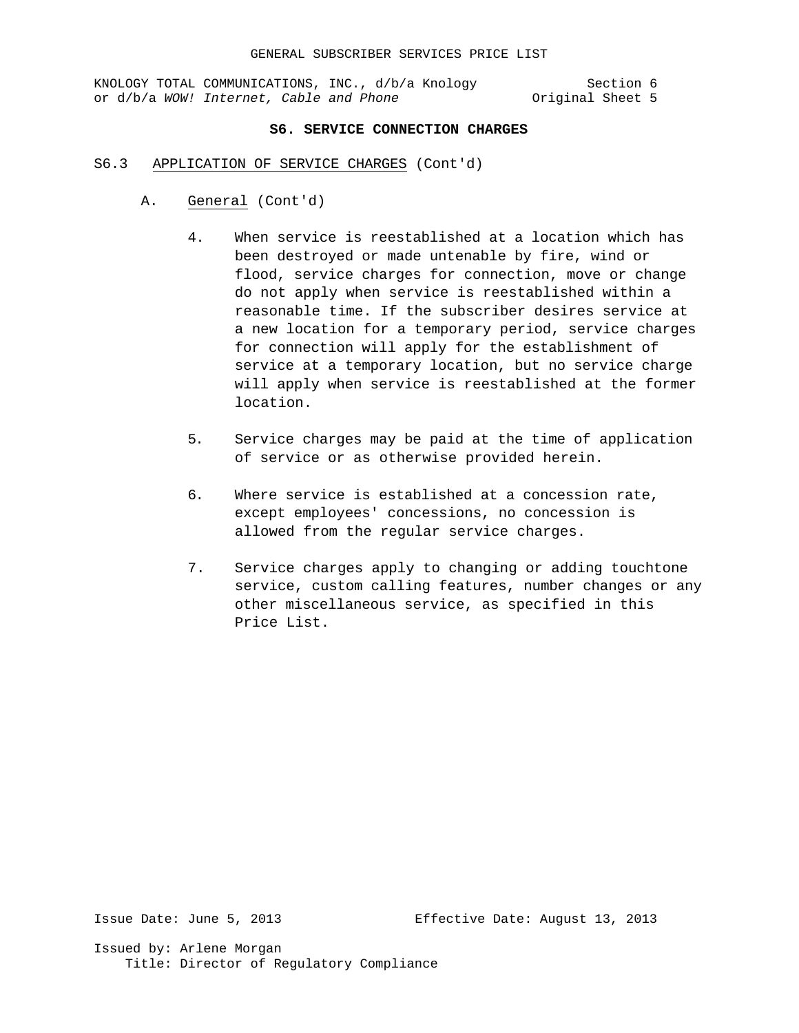## S6. SERVICE CONNECTION CHARGES

S6.3 APPLICATION OF SERVICE CHARGES (Cont'd)

A. General (Cont'd)

4. When service is reestablished at a location which has been destroyed or made untenable by fire, wind or flood, service charges for connection, move or change do not apply when service is reestablished within a reasonable time. If the subscriber desires service at a new location for a temporary period, service charges for connection will apply for the establishment of service at a temporary location, but no service charge will apply when service is reestablished at the former location.

5. Service charges may be paid at the time of application of service or as otherwise provided herein.

6. Where service is established at a concession rate, except employees' concessions, no concession is allowed from the regular service charges.

7. Service charges apply to changing or adding touchtone service, custom calling features, number changes or any other miscellaneous service, as specified in this Price List.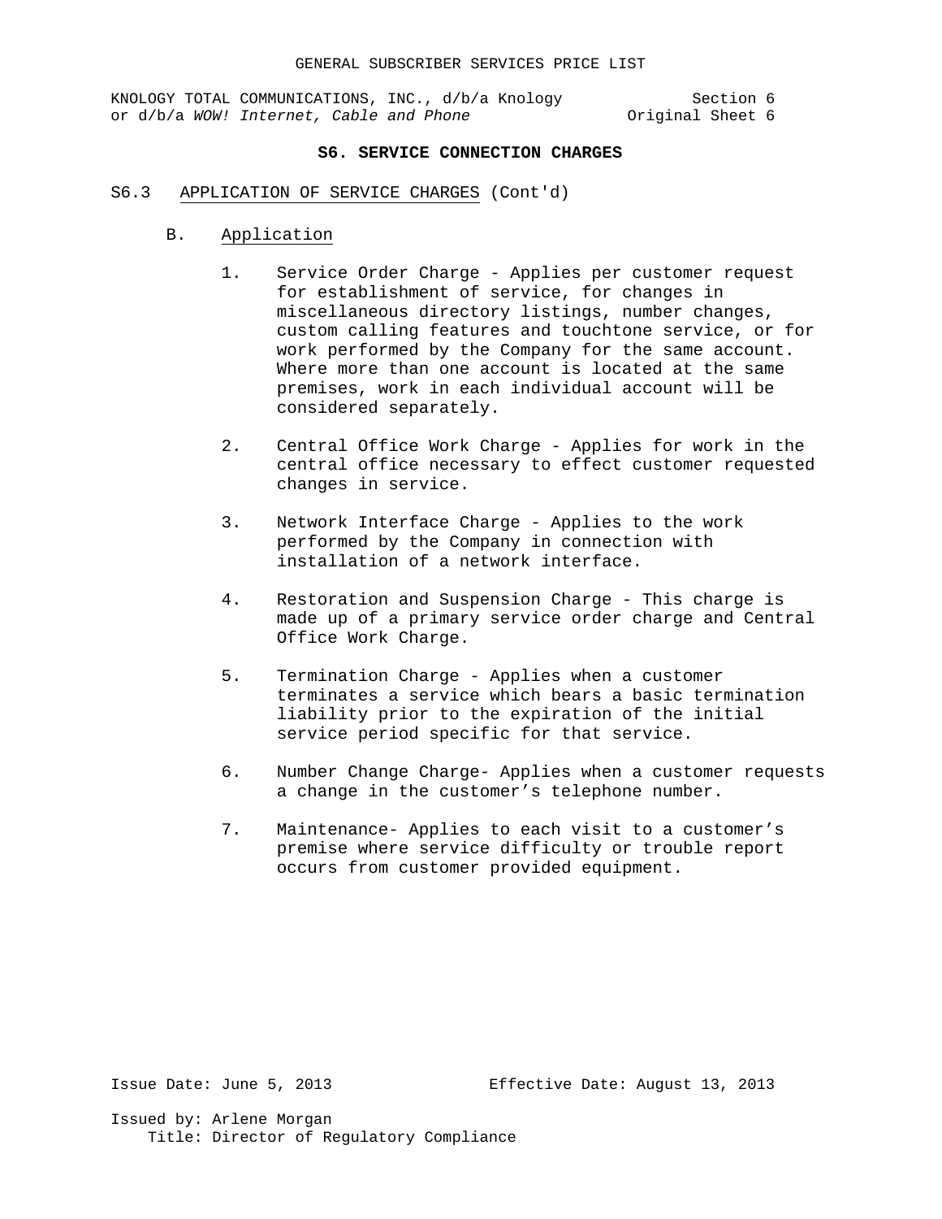## S6. SERVICE CONNECTION CHARGES

S6.3 APPLICATION OF SERVICE CHARGES (Cont'd)

B. Application

1. Service Order Charge - Applies per customer request for establishment of service, for changes in miscellaneous directory listings, number changes, custom calling features and touchtone service, or for work performed by the Company for the same account. Where more than one account is located at the same premises, work in each individual account will be considered separately.

2. Central Office Work Charge - Applies for work in the central office necessary to effect customer requested changes in service.

3. Network Interface Charge - Applies to the work performed by the Company in connection with installation of a network interface.

4. Restoration and Suspension Charge - This charge is made up of a primary service order charge and Central Office Work Charge.

5. Termination Charge - Applies when a customer terminates a service which bears a basic termination liability prior to the expiration of the initial service period specific for that service.

6. Number Change Charge- Applies when a customer requests a change in the customer's telephone number.

7. Maintenance- Applies to each visit to a customer's premise where service difficulty or trouble report occurs from customer provided equipment.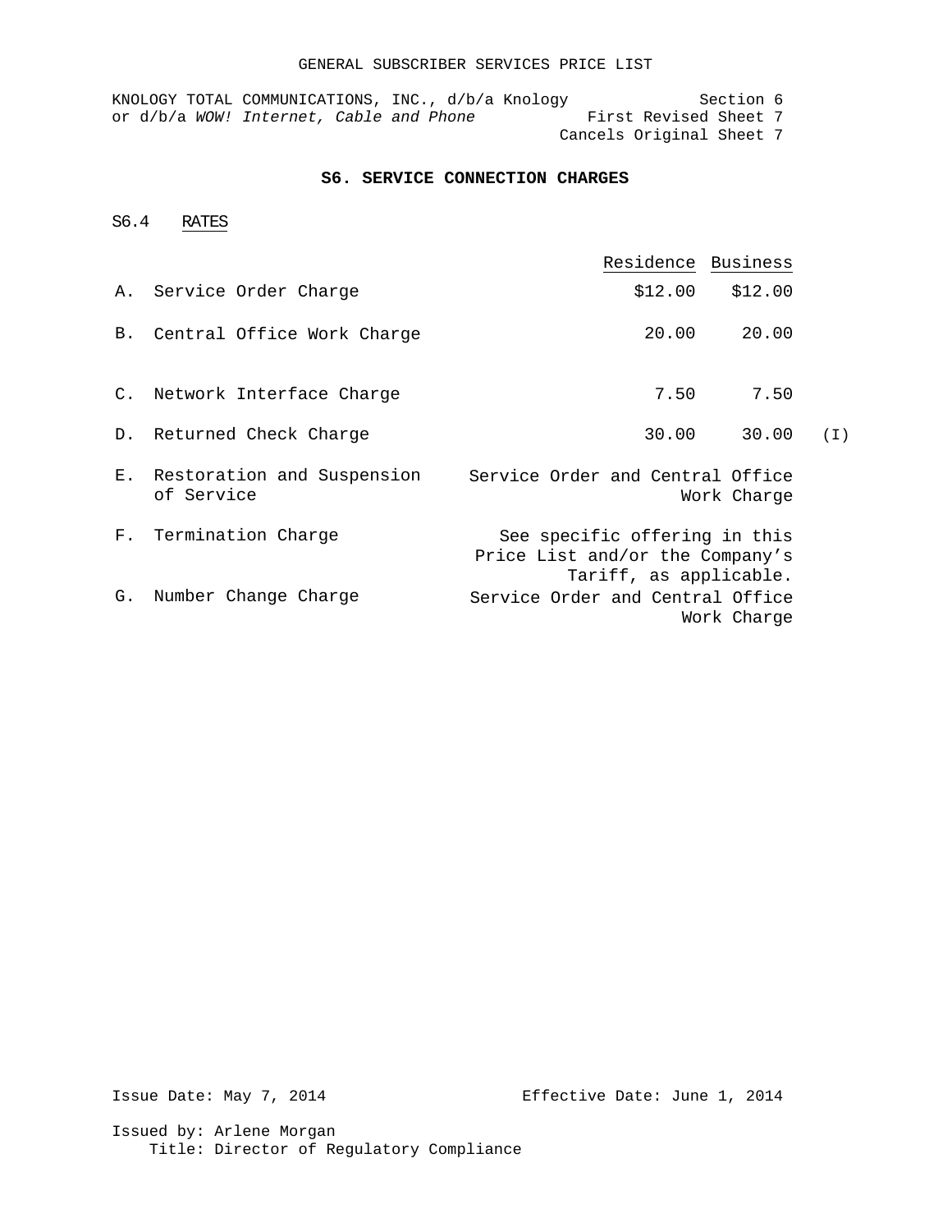GENERAL SUBSCRIBER SERVICES PRICE LIST

KNOLOGY TOTAL COMMUNICATIONS, INC., d/b/a Knology or d/b/a *WOW! Internet, Cable and Phone*

Section 6
First Revised Sheet 7
Cancels Original Sheet 7

## S6. SERVICE CONNECTION CHARGES

S6.4 RATES

| | | Residence | Business | |
|---|---|---|---|---|
| A. | Service Order Charge | $12.00 | $12.00 | |
| B. | Central Office Work Charge | 20.00 | 20.00 | |
| C. | Network Interface Charge | 7.50 | 7.50 | |
| D. | Returned Check Charge | 30.00 | 30.00 | (I) |
| E. | Restoration and Suspension of Service | Service Order and Central Office Work Charge | | |
| F. | Termination Charge | See specific offering in this Price List and/or the Company's Tariff, as applicable. | | |
| G. | Number Change Charge | Service Order and Central Office Work Charge | | |

Issue Date: May 7, 2014

Effective Date: June 1, 2014

Issued by: Arlene Morgan
Title: Director of Regulatory Compliance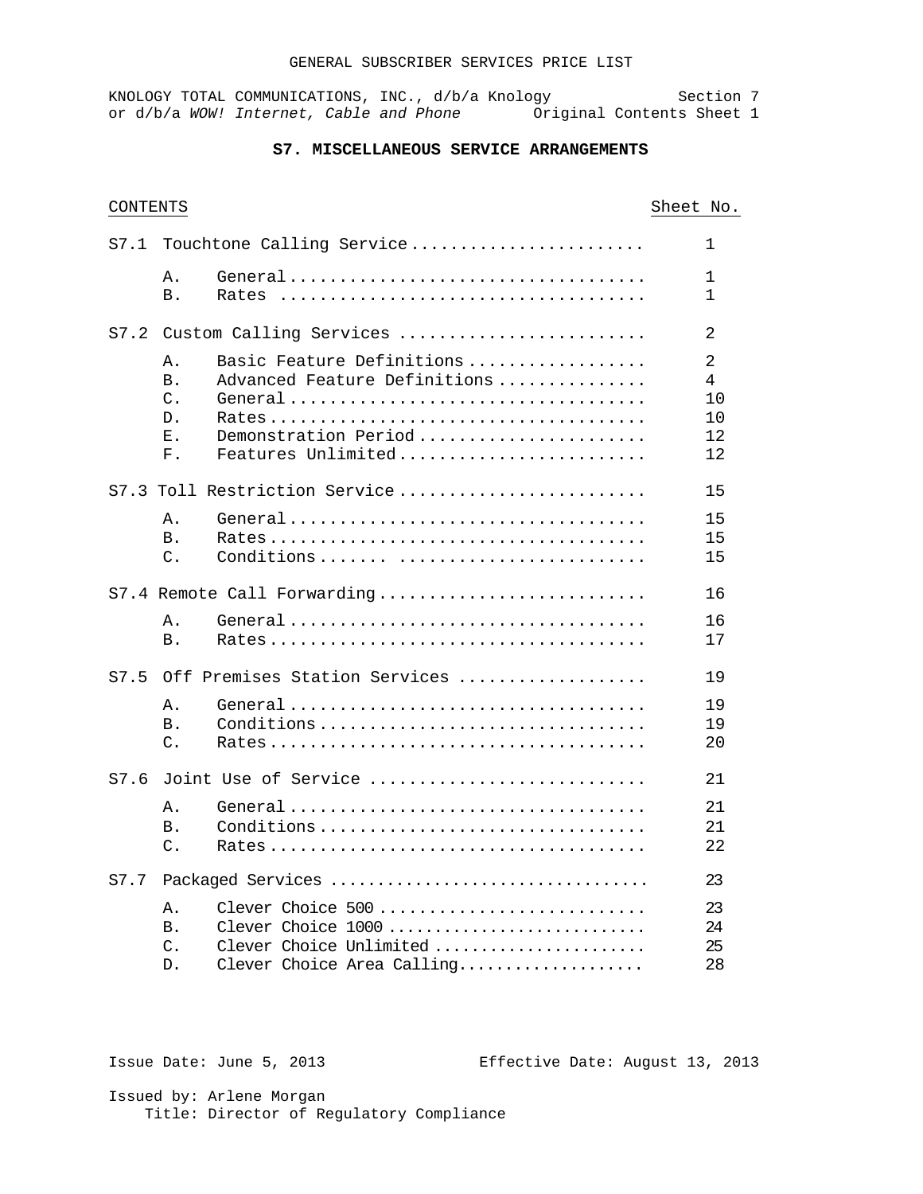GENERAL SUBSCRIBER SERVICES PRICE LIST

KNOLOGY TOTAL COMMUNICATIONS, INC., d/b/a Knology or d/b/a *WOW! Internet, Cable and Phone*

Section 7
Original Contents Sheet 1

## S7. MISCELLANEOUS SERVICE ARRANGEMENTS

| CONTENTS | | Sheet No. |
|---|---|---|
| S7.1 | Touchtone Calling Service | 1 |
| A. | General | 1 |
| B. | Rates | 1 |
| S7.2 | Custom Calling Services | 2 |
| A. | Basic Feature Definitions | 2 |
| B. | Advanced Feature Definitions | 4 |
| C. | General | 10 |
| D. | Rates | 10 |
| E. | Demonstration Period | 12 |
| F. | Features Unlimited | 12 |
| S7.3 | Toll Restriction Service | 15 |
| A. | General | 15 |
| B. | Rates | 15 |
| C. | Conditions | 15 |
| S7.4 | Remote Call Forwarding | 16 |
| A. | General | 16 |
| B. | Rates | 17 |
| S7.5 | Off Premises Station Services | 19 |
| A. | General | 19 |
| B. | Conditions | 19 |
| C. | Rates | 20 |
| S7.6 | Joint Use of Service | 21 |
| A. | General | 21 |
| B. | Conditions | 21 |
| C. | Rates | 22 |
| S7.7 | Packaged Services | 23 |
| A. | Clever Choice 500 | 23 |
| B. | Clever Choice 1000 | 24 |
| C. | Clever Choice Unlimited | 25 |
| D. | Clever Choice Area Calling | 28 |

Issue Date: June 5, 2013

Effective Date: August 13, 2013

Issued by: Arlene Morgan
Title: Director of Regulatory Compliance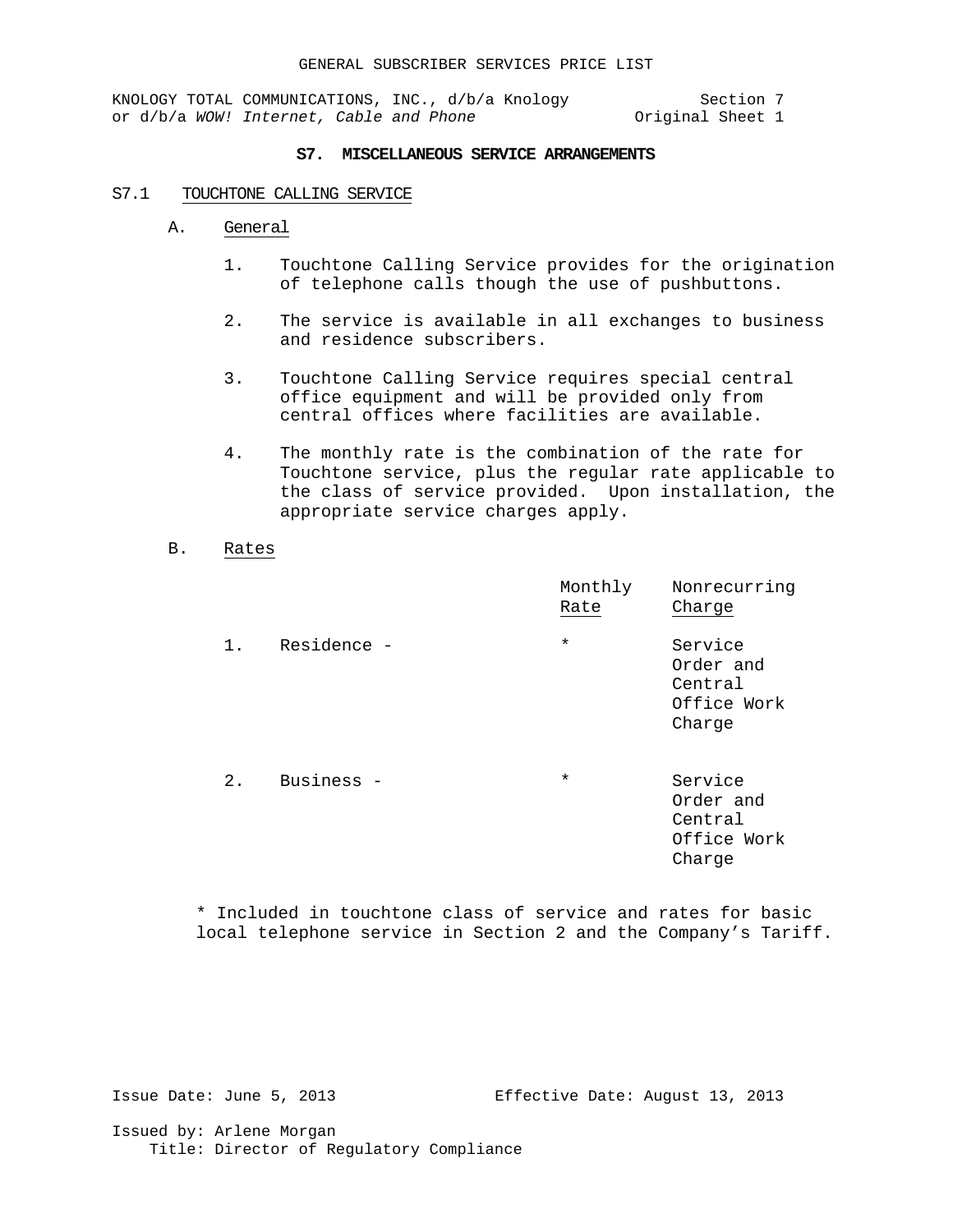# S7. MISCELLANEOUS SERVICE ARRANGEMENTS

## S7.1 TOUCHTONE CALLING SERVICE

### A. General

1. Touchtone Calling Service provides for the origination of telephone calls though the use of pushbuttons.

2. The service is available in all exchanges to business and residence subscribers.

3. Touchtone Calling Service requires special central office equipment and will be provided only from central offices where facilities are available.

4. The monthly rate is the combination of the rate for Touchtone service, plus the regular rate applicable to the class of service provided. Upon installation, the appropriate service charges apply.

### B. Rates

| | | Monthly Rate | Nonrecurring Charge |
|---|---|---|---|
| 1. | Residence - | * | Service Order and Central Office Work Charge |
| 2. | Business - | * | Service Order and Central Office Work Charge |

* Included in touchtone class of service and rates for basic local telephone service in Section 2 and the Company's Tariff.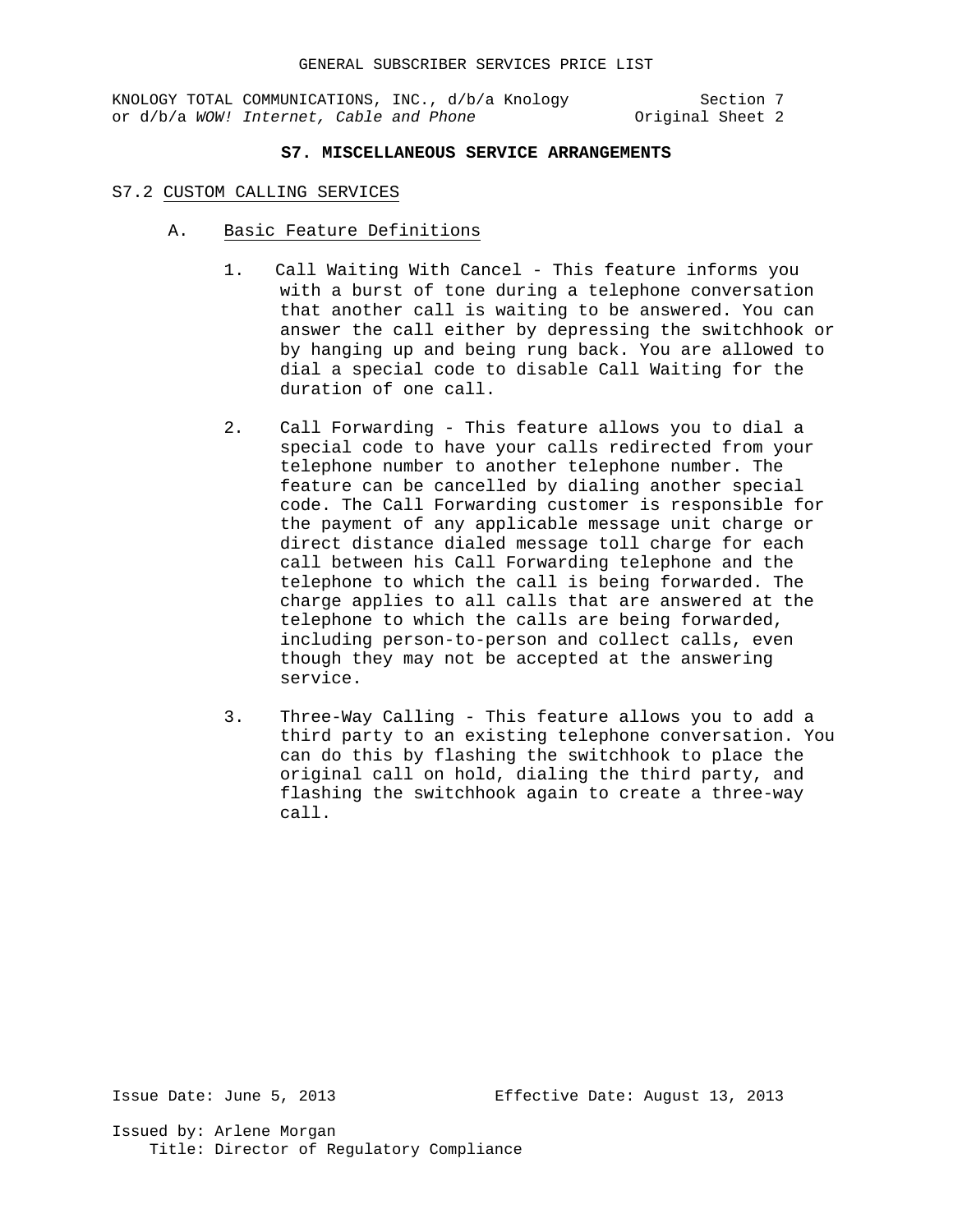## S7. MISCELLANEOUS SERVICE ARRANGEMENTS

### S7.2 CUSTOM CALLING SERVICES

#### A. Basic Feature Definitions

1. Call Waiting With Cancel - This feature informs you with a burst of tone during a telephone conversation that another call is waiting to be answered. You can answer the call either by depressing the switchhook or by hanging up and being rung back. You are allowed to dial a special code to disable Call Waiting for the duration of one call.

2. Call Forwarding - This feature allows you to dial a special code to have your calls redirected from your telephone number to another telephone number. The feature can be cancelled by dialing another special code. The Call Forwarding customer is responsible for the payment of any applicable message unit charge or direct distance dialed message toll charge for each call between his Call Forwarding telephone and the telephone to which the call is being forwarded. The charge applies to all calls that are answered at the telephone to which the calls are being forwarded, including person-to-person and collect calls, even though they may not be accepted at the answering service.

3. Three-Way Calling - This feature allows you to add a third party to an existing telephone conversation. You can do this by flashing the switchhook to place the original call on hold, dialing the third party, and flashing the switchhook again to create a three-way call.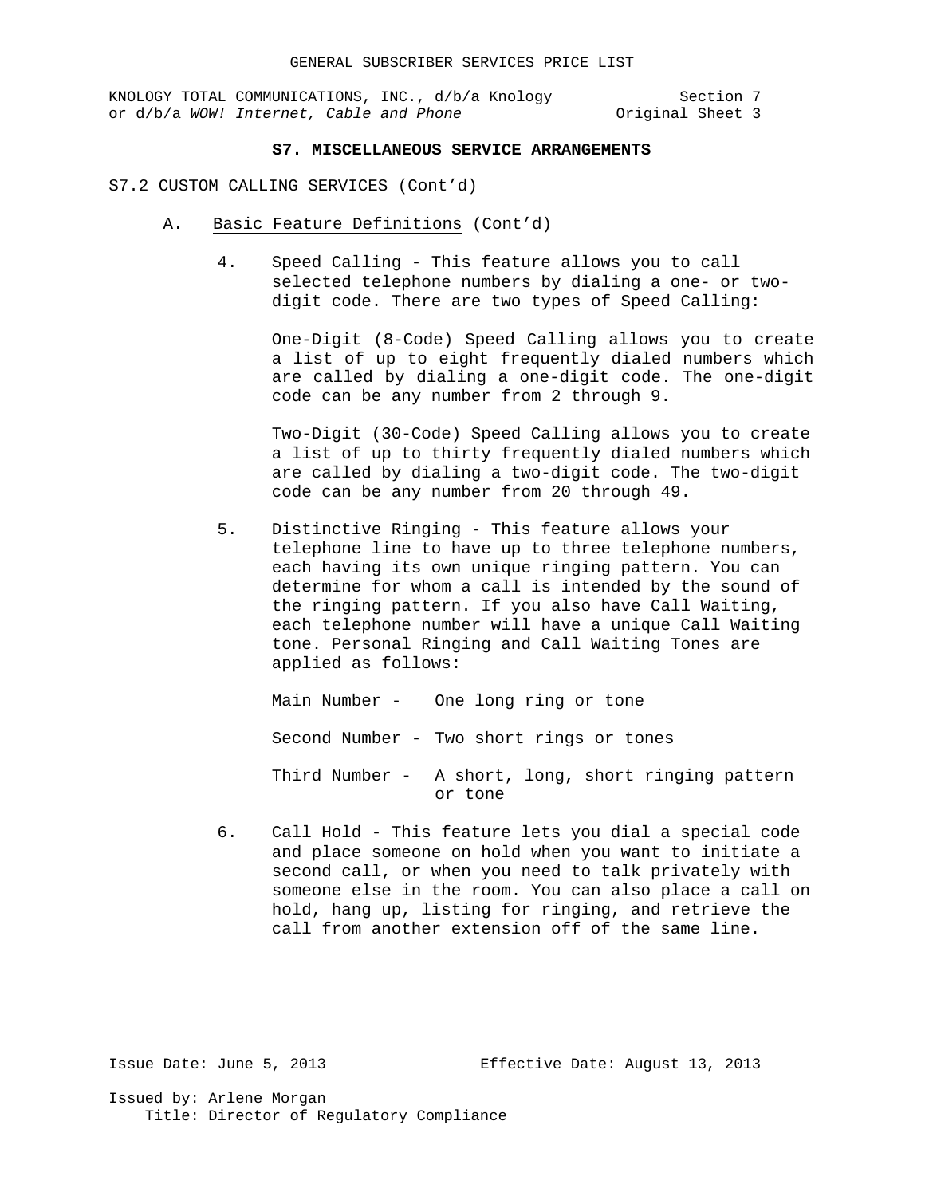## S7. MISCELLANEOUS SERVICE ARRANGEMENTS

S7.2 CUSTOM CALLING SERVICES (Cont'd)

A. Basic Feature Definitions (Cont'd)

4. Speed Calling - This feature allows you to call selected telephone numbers by dialing a one- or two-digit code. There are two types of Speed Calling:

   One-Digit (8-Code) Speed Calling allows you to create a list of up to eight frequently dialed numbers which are called by dialing a one-digit code. The one-digit code can be any number from 2 through 9.

   Two-Digit (30-Code) Speed Calling allows you to create a list of up to thirty frequently dialed numbers which are called by dialing a two-digit code. The two-digit code can be any number from 20 through 49.

5. Distinctive Ringing - This feature allows your telephone line to have up to three telephone numbers, each having its own unique ringing pattern. You can determine for whom a call is intended by the sound of the ringing pattern. If you also have Call Waiting, each telephone number will have a unique Call Waiting tone. Personal Ringing and Call Waiting Tones are applied as follows:

   Main Number - One long ring or tone

   Second Number - Two short rings or tones

   Third Number - A short, long, short ringing pattern or tone

6. Call Hold - This feature lets you dial a special code and place someone on hold when you want to initiate a second call, or when you need to talk privately with someone else in the room. You can also place a call on hold, hang up, listing for ringing, and retrieve the call from another extension off of the same line.

Issue Date: June 5, 2013 Effective Date: August 13, 2013

Issued by: Arlene Morgan
Title: Director of Regulatory Compliance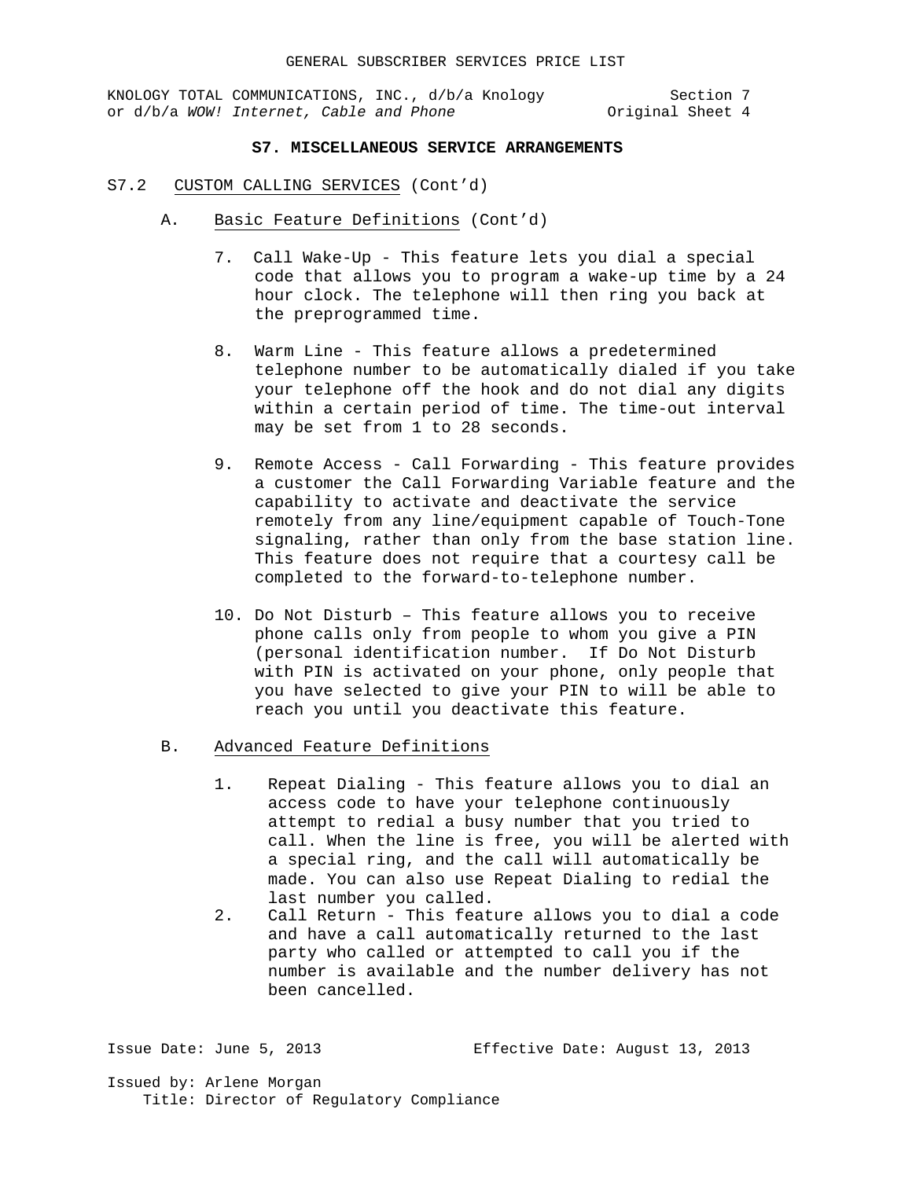## S7. MISCELLANEOUS SERVICE ARRANGEMENTS

### S7.2 CUSTOM CALLING SERVICES (Cont'd)

#### A. Basic Feature Definitions (Cont'd)

7. Call Wake-Up - This feature lets you dial a special code that allows you to program a wake-up time by a 24 hour clock. The telephone will then ring you back at the preprogrammed time.

8. Warm Line - This feature allows a predetermined telephone number to be automatically dialed if you take your telephone off the hook and do not dial any digits within a certain period of time. The time-out interval may be set from 1 to 28 seconds.

9. Remote Access - Call Forwarding - This feature provides a customer the Call Forwarding Variable feature and the capability to activate and deactivate the service remotely from any line/equipment capable of Touch-Tone signaling, rather than only from the base station line. This feature does not require that a courtesy call be completed to the forward-to-telephone number.

10. Do Not Disturb – This feature allows you to receive phone calls only from people to whom you give a PIN (personal identification number. If Do Not Disturb with PIN is activated on your phone, only people that you have selected to give your PIN to will be able to reach you until you deactivate this feature.

#### B. Advanced Feature Definitions

1. Repeat Dialing - This feature allows you to dial an access code to have your telephone continuously attempt to redial a busy number that you tried to call. When the line is free, you will be alerted with a special ring, and the call will automatically be made. You can also use Repeat Dialing to redial the last number you called.
2. Call Return - This feature allows you to dial a code and have a call automatically returned to the last party who called or attempted to call you if the number is available and the number delivery has not been cancelled.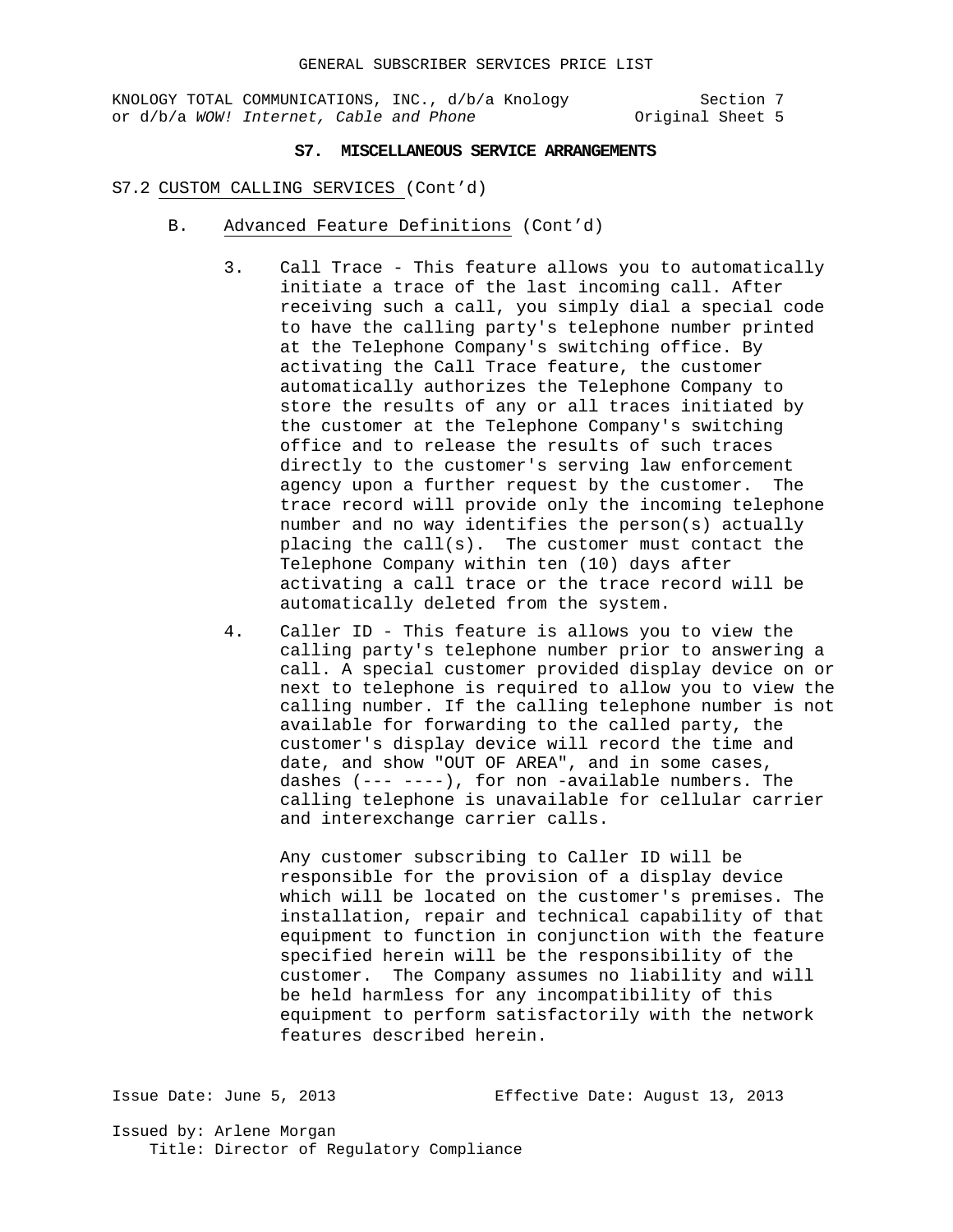## S7. MISCELLANEOUS SERVICE ARRANGEMENTS

S7.2 CUSTOM CALLING SERVICES (Cont'd)

B. Advanced Feature Definitions (Cont'd)

3. Call Trace - This feature allows you to automatically initiate a trace of the last incoming call. After receiving such a call, you simply dial a special code to have the calling party's telephone number printed at the Telephone Company's switching office. By activating the Call Trace feature, the customer automatically authorizes the Telephone Company to store the results of any or all traces initiated by the customer at the Telephone Company's switching office and to release the results of such traces directly to the customer's serving law enforcement agency upon a further request by the customer. The trace record will provide only the incoming telephone number and no way identifies the person(s) actually placing the call(s). The customer must contact the Telephone Company within ten (10) days after activating a call trace or the trace record will be automatically deleted from the system.

4. Caller ID - This feature is allows you to view the calling party's telephone number prior to answering a call. A special customer provided display device on or next to telephone is required to allow you to view the calling number. If the calling telephone number is not available for forwarding to the called party, the customer's display device will record the time and date, and show "OUT OF AREA", and in some cases, dashes (--- ----), for non -available numbers. The calling telephone is unavailable for cellular carrier and interexchange carrier calls.

   Any customer subscribing to Caller ID will be responsible for the provision of a display device which will be located on the customer's premises. The installation, repair and technical capability of that equipment to function in conjunction with the feature specified herein will be the responsibility of the customer. The Company assumes no liability and will be held harmless for any incompatibility of this equipment to perform satisfactorily with the network features described herein.

Issue Date: June 5, 2013 Effective Date: August 13, 2013

Issued by: Arlene Morgan
Title: Director of Regulatory Compliance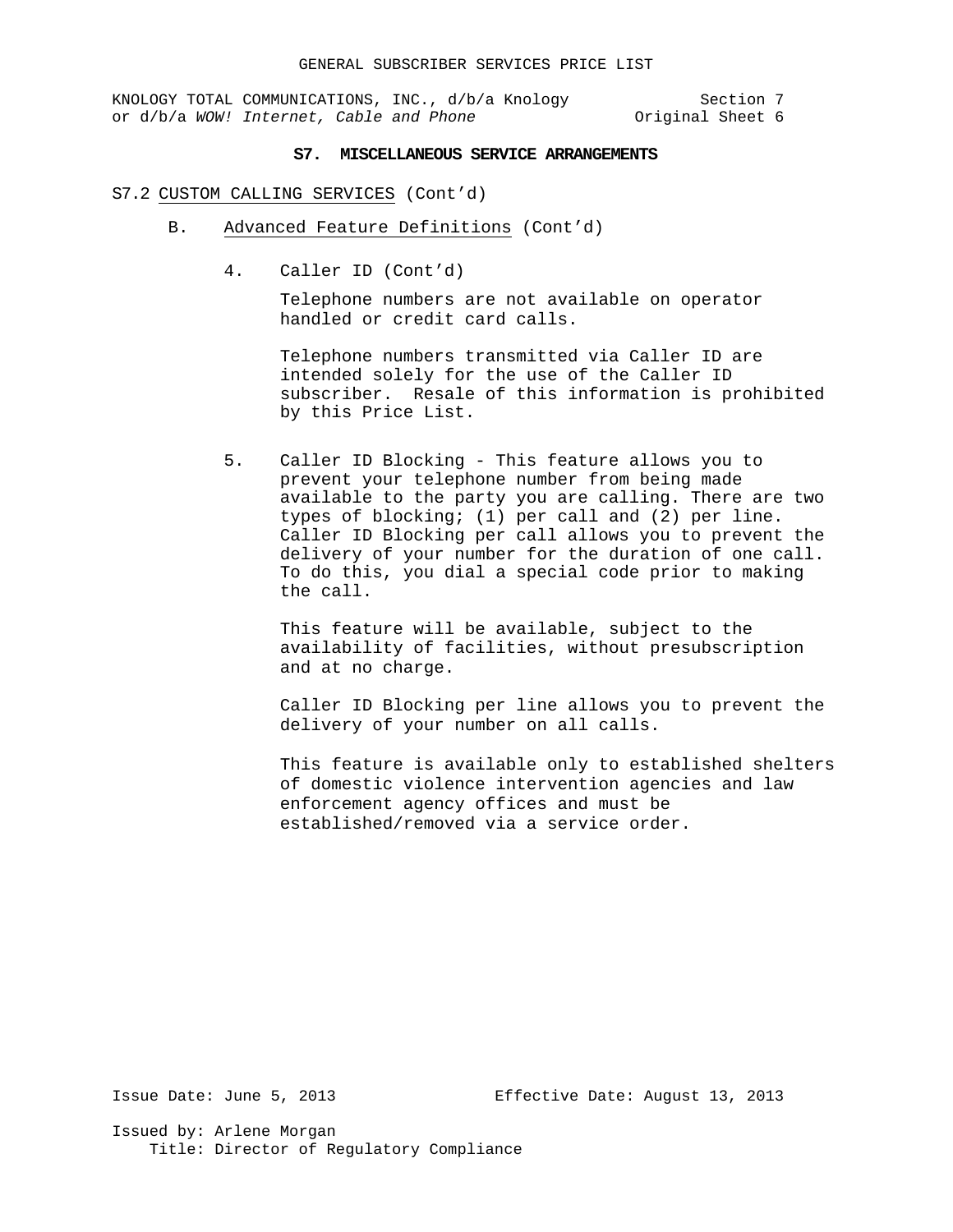## S7. MISCELLANEOUS SERVICE ARRANGEMENTS

S7.2 CUSTOM CALLING SERVICES (Cont'd)

B. Advanced Feature Definitions (Cont'd)

4. Caller ID (Cont'd)

   Telephone numbers are not available on operator handled or credit card calls.

   Telephone numbers transmitted via Caller ID are intended solely for the use of the Caller ID subscriber. Resale of this information is prohibited by this Price List.

5. Caller ID Blocking - This feature allows you to prevent your telephone number from being made available to the party you are calling. There are two types of blocking; (1) per call and (2) per line. Caller ID Blocking per call allows you to prevent the delivery of your number for the duration of one call. To do this, you dial a special code prior to making the call.

   This feature will be available, subject to the availability of facilities, without presubscription and at no charge.

   Caller ID Blocking per line allows you to prevent the delivery of your number on all calls.

   This feature is available only to established shelters of domestic violence intervention agencies and law enforcement agency offices and must be established/removed via a service order.

Issue Date: June 5, 2013 Effective Date: August 13, 2013

Issued by: Arlene Morgan
Title: Director of Regulatory Compliance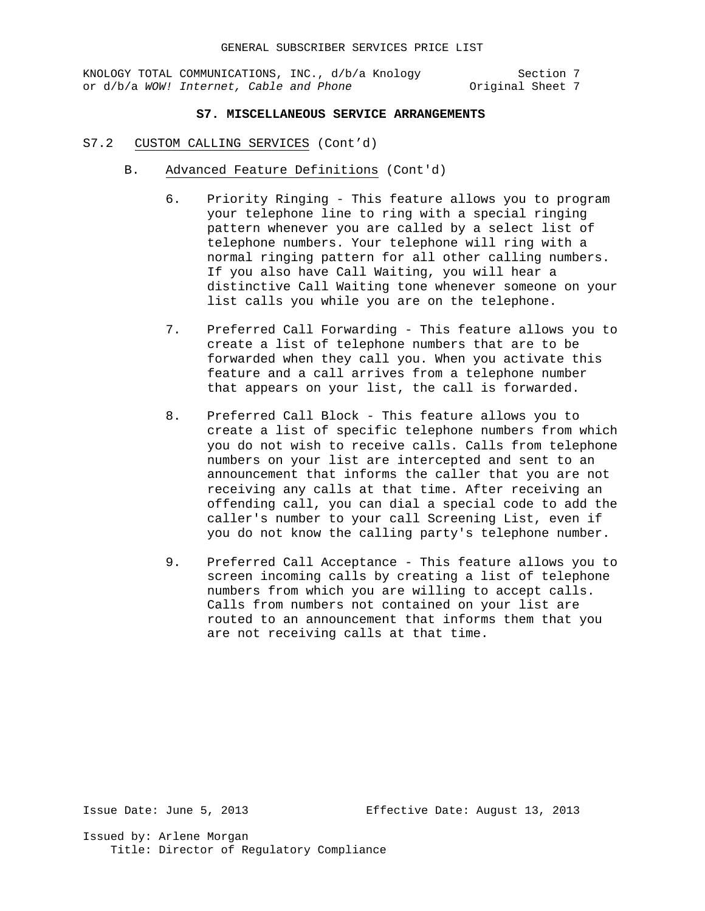## S7. MISCELLANEOUS SERVICE ARRANGEMENTS

S7.2 CUSTOM CALLING SERVICES (Cont'd)

B. Advanced Feature Definitions (Cont'd)

6. Priority Ringing - This feature allows you to program your telephone line to ring with a special ringing pattern whenever you are called by a select list of telephone numbers. Your telephone will ring with a normal ringing pattern for all other calling numbers. If you also have Call Waiting, you will hear a distinctive Call Waiting tone whenever someone on your list calls you while you are on the telephone.

7. Preferred Call Forwarding - This feature allows you to create a list of telephone numbers that are to be forwarded when they call you. When you activate this feature and a call arrives from a telephone number that appears on your list, the call is forwarded.

8. Preferred Call Block - This feature allows you to create a list of specific telephone numbers from which you do not wish to receive calls. Calls from telephone numbers on your list are intercepted and sent to an announcement that informs the caller that you are not receiving any calls at that time. After receiving an offending call, you can dial a special code to add the caller's number to your call Screening List, even if you do not know the calling party's telephone number.

9. Preferred Call Acceptance - This feature allows you to screen incoming calls by creating a list of telephone numbers from which you are willing to accept calls. Calls from numbers not contained on your list are routed to an announcement that informs them that you are not receiving calls at that time.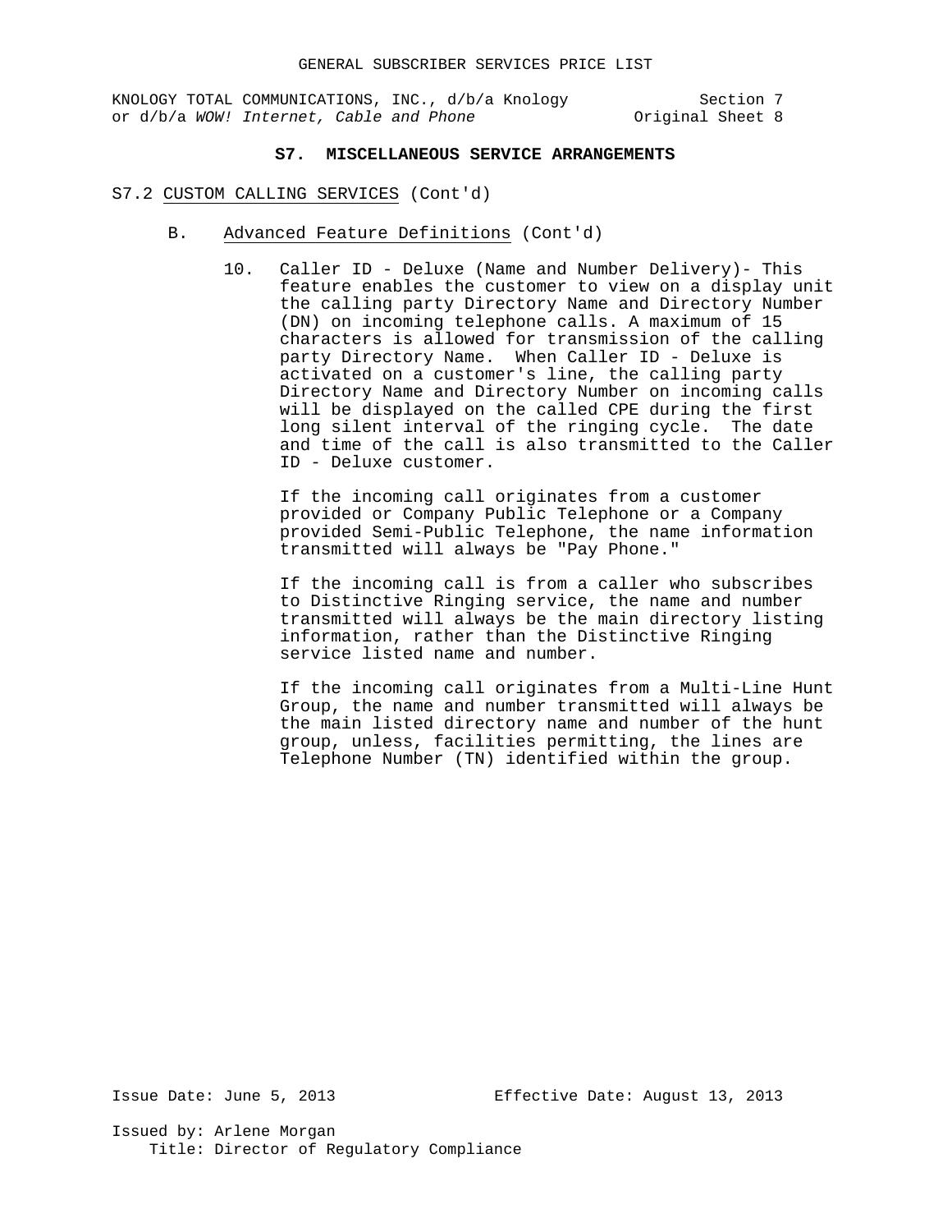## S7. MISCELLANEOUS SERVICE ARRANGEMENTS

S7.2 CUSTOM CALLING SERVICES (Cont'd)

B. Advanced Feature Definitions (Cont'd)

10. Caller ID - Deluxe (Name and Number Delivery)- This feature enables the customer to view on a display unit the calling party Directory Name and Directory Number (DN) on incoming telephone calls. A maximum of 15 characters is allowed for transmission of the calling party Directory Name. When Caller ID - Deluxe is activated on a customer's line, the calling party Directory Name and Directory Number on incoming calls will be displayed on the called CPE during the first long silent interval of the ringing cycle. The date and time of the call is also transmitted to the Caller ID - Deluxe customer.

    If the incoming call originates from a customer provided or Company Public Telephone or a Company provided Semi-Public Telephone, the name information transmitted will always be "Pay Phone."

    If the incoming call is from a caller who subscribes to Distinctive Ringing service, the name and number transmitted will always be the main directory listing information, rather than the Distinctive Ringing service listed name and number.

    If the incoming call originates from a Multi-Line Hunt Group, the name and number transmitted will always be the main listed directory name and number of the hunt group, unless, facilities permitting, the lines are Telephone Number (TN) identified within the group.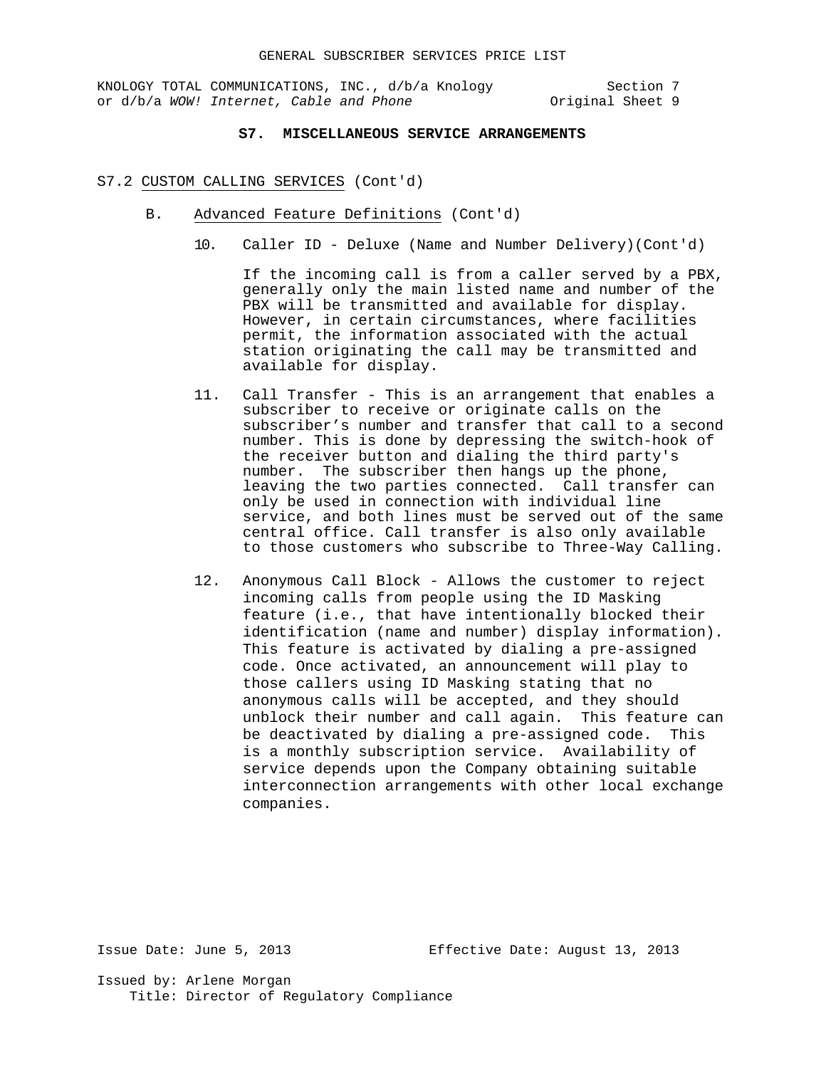## S7. MISCELLANEOUS SERVICE ARRANGEMENTS

S7.2 CUSTOM CALLING SERVICES (Cont'd)

B. Advanced Feature Definitions (Cont'd)

10. Caller ID - Deluxe (Name and Number Delivery)(Cont'd)

If the incoming call is from a caller served by a PBX, generally only the main listed name and number of the PBX will be transmitted and available for display. However, in certain circumstances, where facilities permit, the information associated with the actual station originating the call may be transmitted and available for display.

11. Call Transfer - This is an arrangement that enables a subscriber to receive or originate calls on the subscriber's number and transfer that call to a second number. This is done by depressing the switch-hook of the receiver button and dialing the third party's number. The subscriber then hangs up the phone, leaving the two parties connected. Call transfer can only be used in connection with individual line service, and both lines must be served out of the same central office. Call transfer is also only available to those customers who subscribe to Three-Way Calling.

12. Anonymous Call Block - Allows the customer to reject incoming calls from people using the ID Masking feature (i.e., that have intentionally blocked their identification (name and number) display information). This feature is activated by dialing a pre-assigned code. Once activated, an announcement will play to those callers using ID Masking stating that no anonymous calls will be accepted, and they should unblock their number and call again. This feature can be deactivated by dialing a pre-assigned code. This is a monthly subscription service. Availability of service depends upon the Company obtaining suitable interconnection arrangements with other local exchange companies.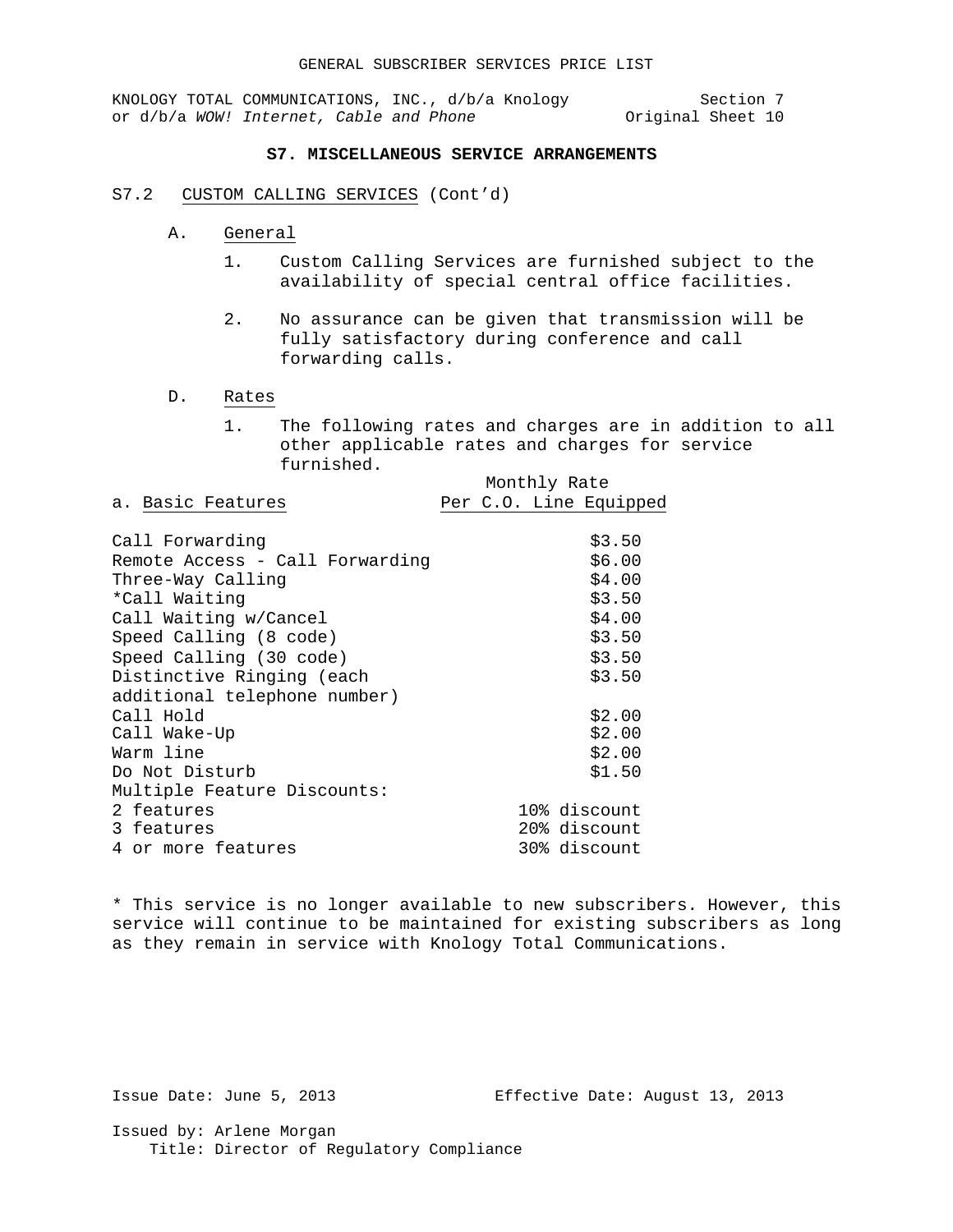## S7. MISCELLANEOUS SERVICE ARRANGEMENTS

### S7.2 CUSTOM CALLING SERVICES (Cont'd)

A. General

1. Custom Calling Services are furnished subject to the availability of special central office facilities.

2. No assurance can be given that transmission will be fully satisfactory during conference and call forwarding calls.

D. Rates

1. The following rates and charges are in addition to all other applicable rates and charges for service furnished.

| a. Basic Features | Monthly Rate Per C.O. Line Equipped |
|---|---|
| Call Forwarding | $3.50 |
| Remote Access - Call Forwarding | $6.00 |
| Three-Way Calling | $4.00 |
| *Call Waiting | $3.50 |
| Call Waiting w/Cancel | $4.00 |
| Speed Calling (8 code) | $3.50 |
| Speed Calling (30 code) | $3.50 |
| Distinctive Ringing (each additional telephone number) | $3.50 |
| Call Hold | $2.00 |
| Call Wake-Up | $2.00 |
| Warm line | $2.00 |
| Do Not Disturb | $1.50 |
| Multiple Feature Discounts: | |
| 2 features | 10% discount |
| 3 features | 20% discount |
| 4 or more features | 30% discount |

* This service is no longer available to new subscribers. However, this service will continue to be maintained for existing subscribers as long as they remain in service with Knology Total Communications.

Issue Date: June 5, 2013 Effective Date: August 13, 2013

Issued by: Arlene Morgan
Title: Director of Regulatory Compliance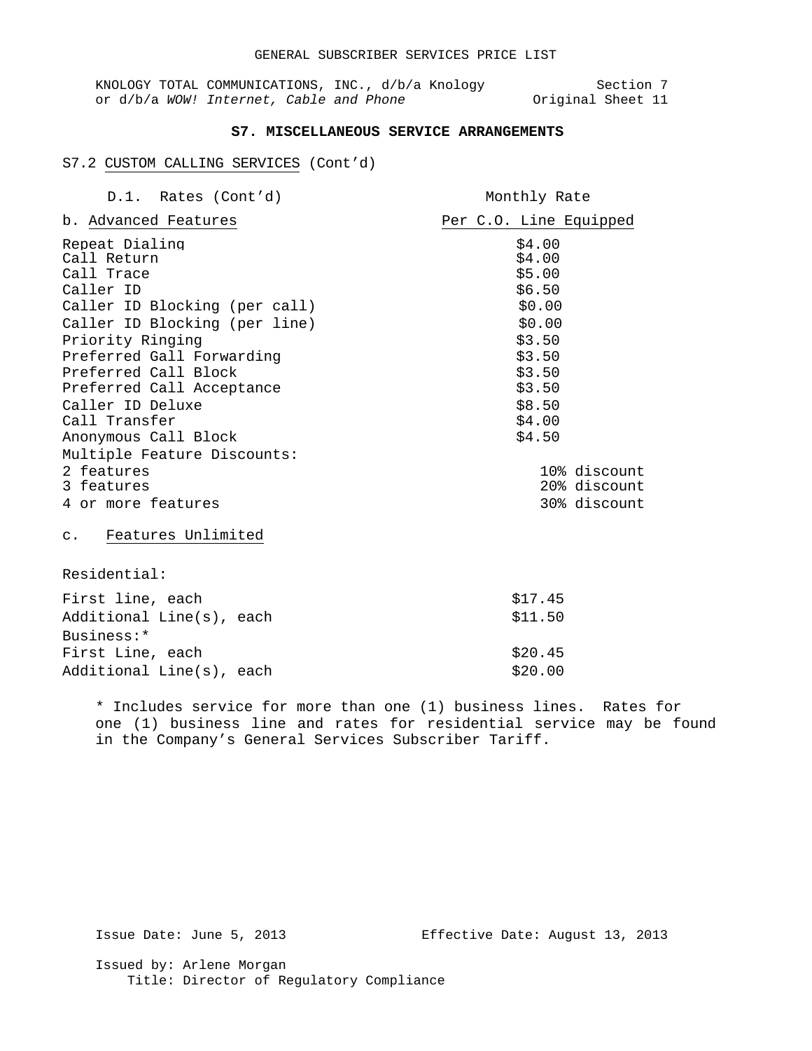GENERAL SUBSCRIBER SERVICES PRICE LIST

KNOLOGY TOTAL COMMUNICATIONS, INC., d/b/a Knology or d/b/a *WOW! Internet, Cable and Phone*

Section 7
Original Sheet 11

**S7. MISCELLANEOUS SERVICE ARRANGEMENTS**

S7.2 CUSTOM CALLING SERVICES (Cont'd)

| D.1. Rates (Cont'd) | Monthly Rate |
|---|---|
| b. Advanced Features | Per C.O. Line Equipped |
| Repeat Dialing | $4.00 |
| Call Return | $4.00 |
| Call Trace | $5.00 |
| Caller ID | $6.50 |
| Caller ID Blocking (per call) | $0.00 |
| Caller ID Blocking (per line) | $0.00 |
| Priority Ringing | $3.50 |
| Preferred Gall Forwarding | $3.50 |
| Preferred Call Block | $3.50 |
| Preferred Call Acceptance | $3.50 |
| Caller ID Deluxe | $8.50 |
| Call Transfer | $4.00 |
| Anonymous Call Block | $4.50 |
| Multiple Feature Discounts: | |
| 2 features | 10% discount |
| 3 features | 20% discount |
| 4 or more features | 30% discount |

c. Features Unlimited

| | |
|---|---|
| Residential: | |
| First line, each | $17.45 |
| Additional Line(s), each | $11.50 |
| Business:* | |
| First Line, each | $20.45 |
| Additional Line(s), each | $20.00 |

* Includes service for more than one (1) business lines. Rates for one (1) business line and rates for residential service may be found in the Company's General Services Subscriber Tariff.

Issue Date: June 5, 2013

Effective Date: August 13, 2013

Issued by: Arlene Morgan
Title: Director of Regulatory Compliance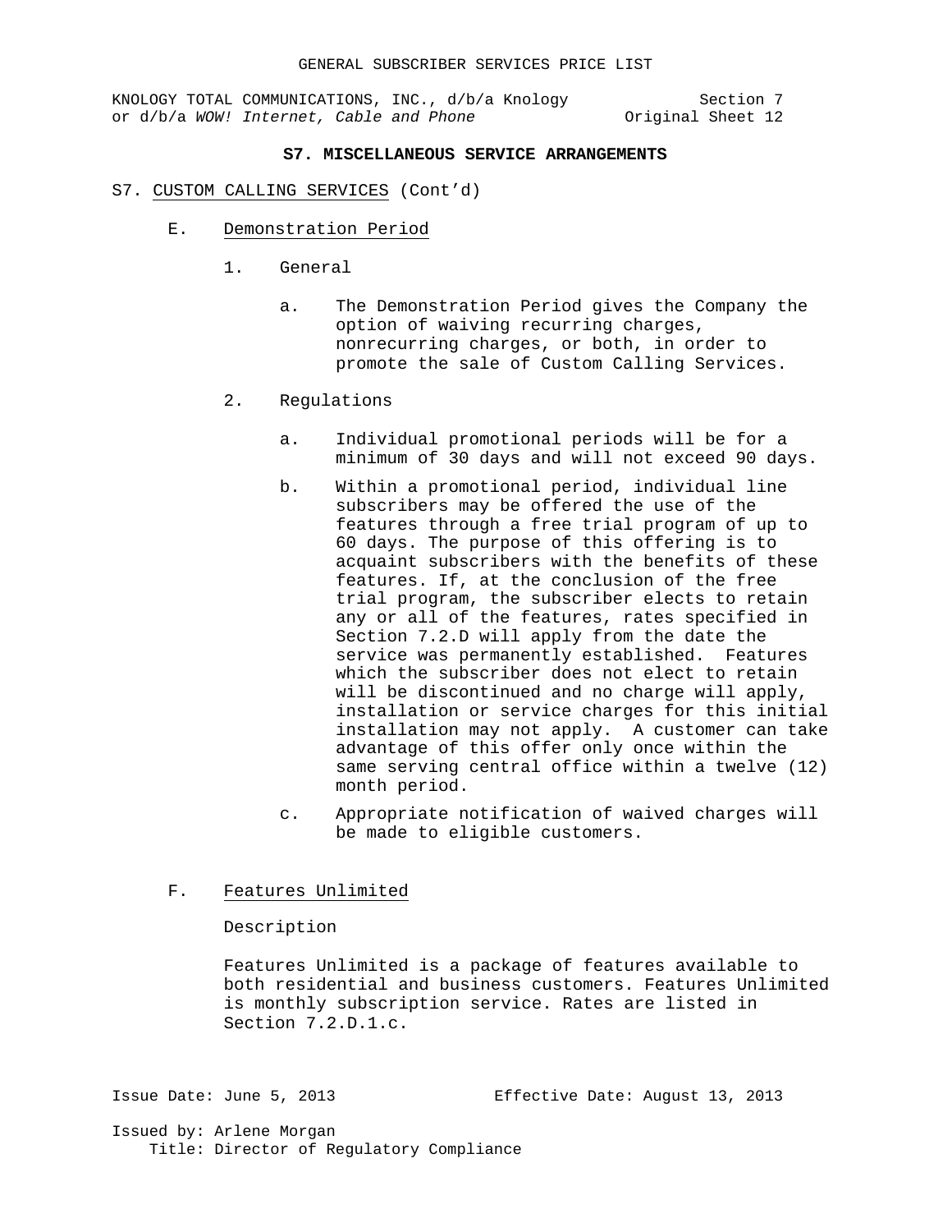## S7. MISCELLANEOUS SERVICE ARRANGEMENTS

S7. CUSTOM CALLING SERVICES (Cont'd)

E. Demonstration Period

1. General

   a. The Demonstration Period gives the Company the option of waiving recurring charges, nonrecurring charges, or both, in order to promote the sale of Custom Calling Services.

2. Regulations

   a. Individual promotional periods will be for a minimum of 30 days and will not exceed 90 days.

   b. Within a promotional period, individual line subscribers may be offered the use of the features through a free trial program of up to 60 days. The purpose of this offering is to acquaint subscribers with the benefits of these features. If, at the conclusion of the free trial program, the subscriber elects to retain any or all of the features, rates specified in Section 7.2.D will apply from the date the service was permanently established. Features which the subscriber does not elect to retain will be discontinued and no charge will apply, installation or service charges for this initial installation may not apply. A customer can take advantage of this offer only once within the same serving central office within a twelve (12) month period.

   c. Appropriate notification of waived charges will be made to eligible customers.

F. Features Unlimited

Description

Features Unlimited is a package of features available to both residential and business customers. Features Unlimited is monthly subscription service. Rates are listed in Section 7.2.D.1.c.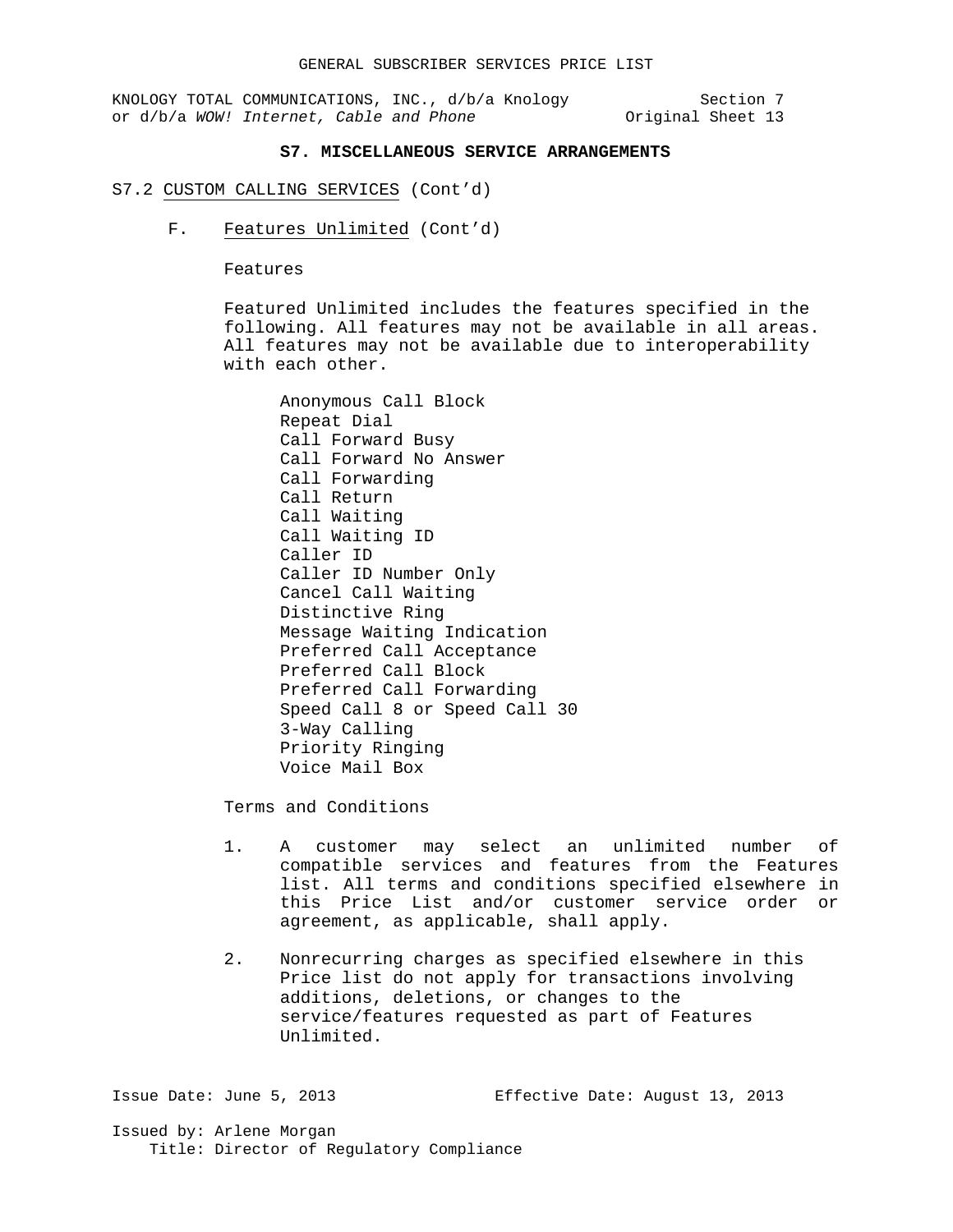## S7. MISCELLANEOUS SERVICE ARRANGEMENTS

S7.2 CUSTOM CALLING SERVICES (Cont'd)

F. Features Unlimited (Cont'd)

Features

Featured Unlimited includes the features specified in the following. All features may not be available in all areas. All features may not be available due to interoperability with each other.

- Anonymous Call Block
- Repeat Dial
- Call Forward Busy
- Call Forward No Answer
- Call Forwarding
- Call Return
- Call Waiting
- Call Waiting ID
- Caller ID
- Caller ID Number Only
- Cancel Call Waiting
- Distinctive Ring
- Message Waiting Indication
- Preferred Call Acceptance
- Preferred Call Block
- Preferred Call Forwarding
- Speed Call 8 or Speed Call 30
- 3-Way Calling
- Priority Ringing
- Voice Mail Box

Terms and Conditions

1. A customer may select an unlimited number of compatible services and features from the Features list. All terms and conditions specified elsewhere in this Price List and/or customer service order or agreement, as applicable, shall apply.

2. Nonrecurring charges as specified elsewhere in this Price list do not apply for transactions involving additions, deletions, or changes to the service/features requested as part of Features Unlimited.

Issue Date: June 5, 2013 Effective Date: August 13, 2013

Issued by: Arlene Morgan
Title: Director of Regulatory Compliance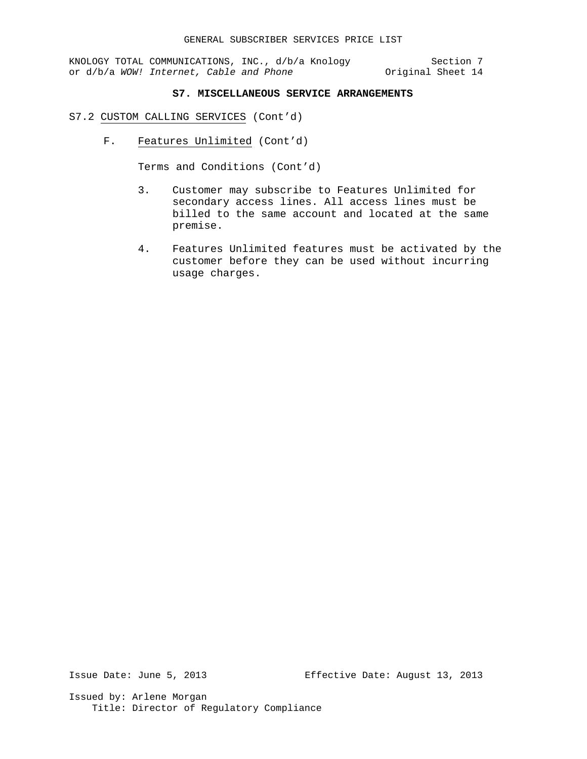## S7. MISCELLANEOUS SERVICE ARRANGEMENTS

S7.2 CUSTOM CALLING SERVICES (Cont'd)

F. Features Unlimited (Cont'd)

Terms and Conditions (Cont'd)

3. Customer may subscribe to Features Unlimited for secondary access lines. All access lines must be billed to the same account and located at the same premise.

4. Features Unlimited features must be activated by the customer before they can be used without incurring usage charges.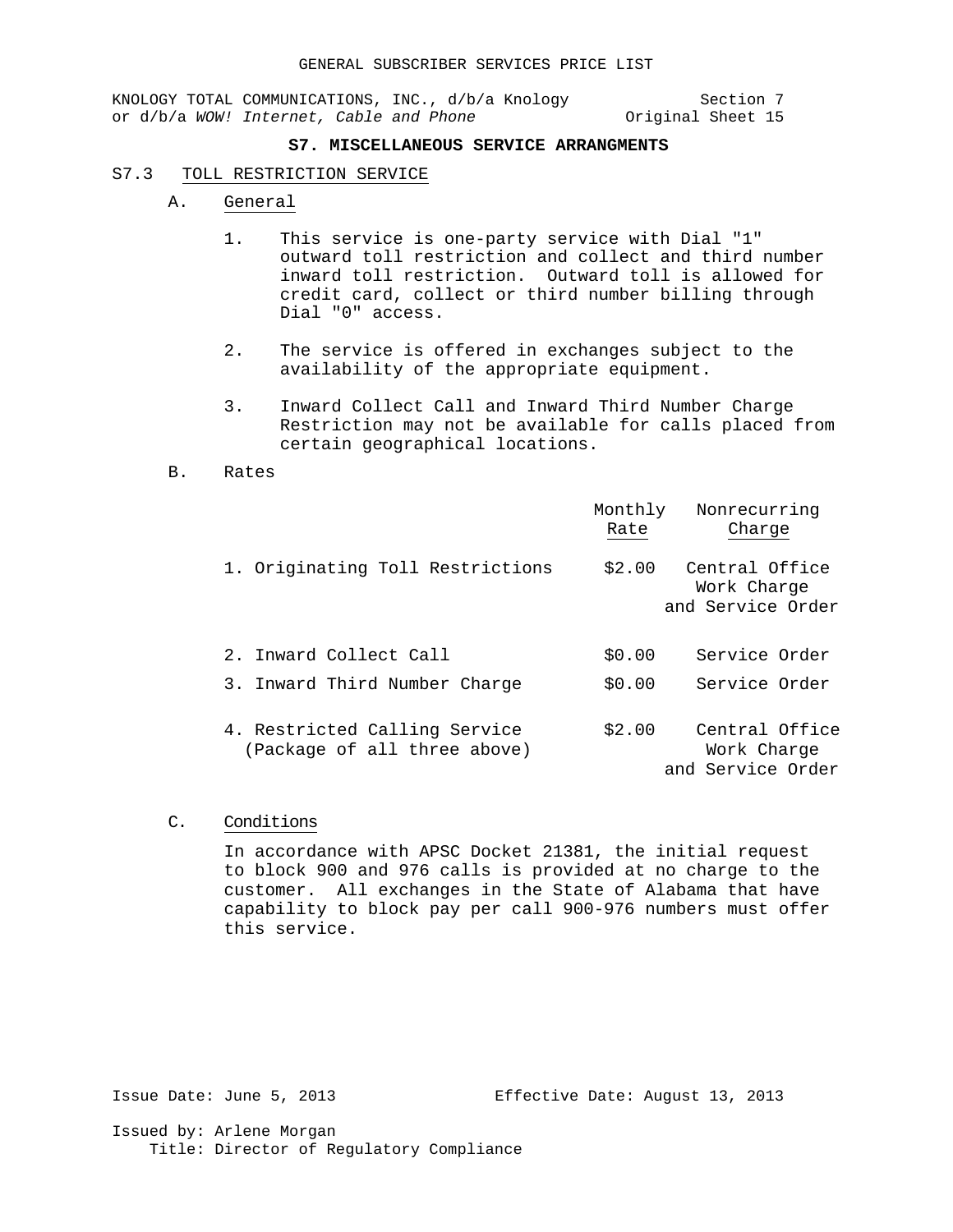## S7. MISCELLANEOUS SERVICE ARRANGMENTS

### S7.3 TOLL RESTRICTION SERVICE

#### A. General

1. This service is one-party service with Dial "1" outward toll restriction and collect and third number inward toll restriction. Outward toll is allowed for credit card, collect or third number billing through Dial "0" access.

2. The service is offered in exchanges subject to the availability of the appropriate equipment.

3. Inward Collect Call and Inward Third Number Charge Restriction may not be available for calls placed from certain geographical locations.

#### B. Rates

| | Monthly Rate | Nonrecurring Charge |
|---|---|---|
| 1. Originating Toll Restrictions | $2.00 | Central Office Work Charge and Service Order |
| 2. Inward Collect Call | $0.00 | Service Order |
| 3. Inward Third Number Charge | $0.00 | Service Order |
| 4. Restricted Calling Service (Package of all three above) | $2.00 | Central Office Work Charge and Service Order |

#### C. Conditions

In accordance with APSC Docket 21381, the initial request to block 900 and 976 calls is provided at no charge to the customer. All exchanges in the State of Alabama that have capability to block pay per call 900-976 numbers must offer this service.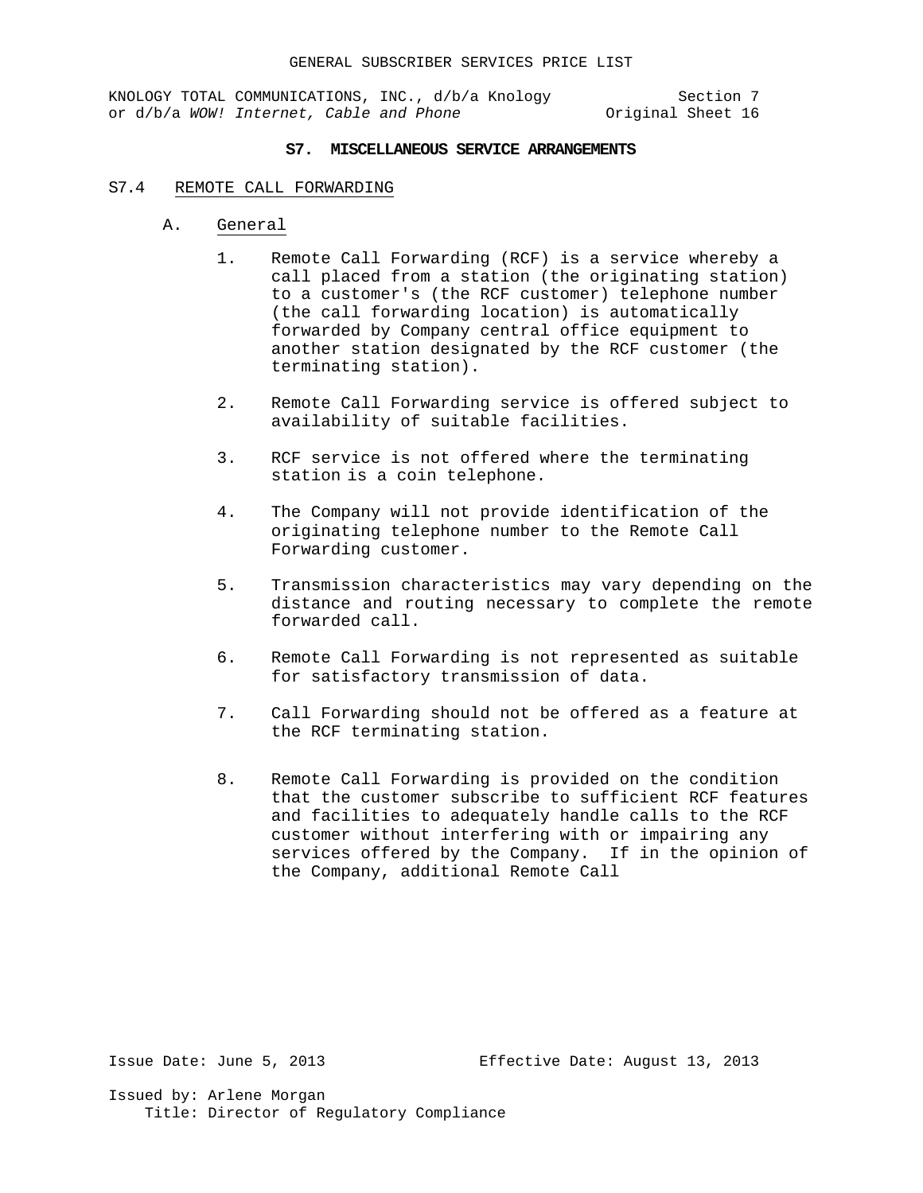## S7. MISCELLANEOUS SERVICE ARRANGEMENTS

### S7.4 REMOTE CALL FORWARDING

#### A. General

1. Remote Call Forwarding (RCF) is a service whereby a call placed from a station (the originating station) to a customer's (the RCF customer) telephone number (the call forwarding location) is automatically forwarded by Company central office equipment to another station designated by the RCF customer (the terminating station).

2. Remote Call Forwarding service is offered subject to availability of suitable facilities.

3. RCF service is not offered where the terminating station is a coin telephone.

4. The Company will not provide identification of the originating telephone number to the Remote Call Forwarding customer.

5. Transmission characteristics may vary depending on the distance and routing necessary to complete the remote forwarded call.

6. Remote Call Forwarding is not represented as suitable for satisfactory transmission of data.

7. Call Forwarding should not be offered as a feature at the RCF terminating station.

8. Remote Call Forwarding is provided on the condition that the customer subscribe to sufficient RCF features and facilities to adequately handle calls to the RCF customer without interfering with or impairing any services offered by the Company. If in the opinion of the Company, additional Remote Call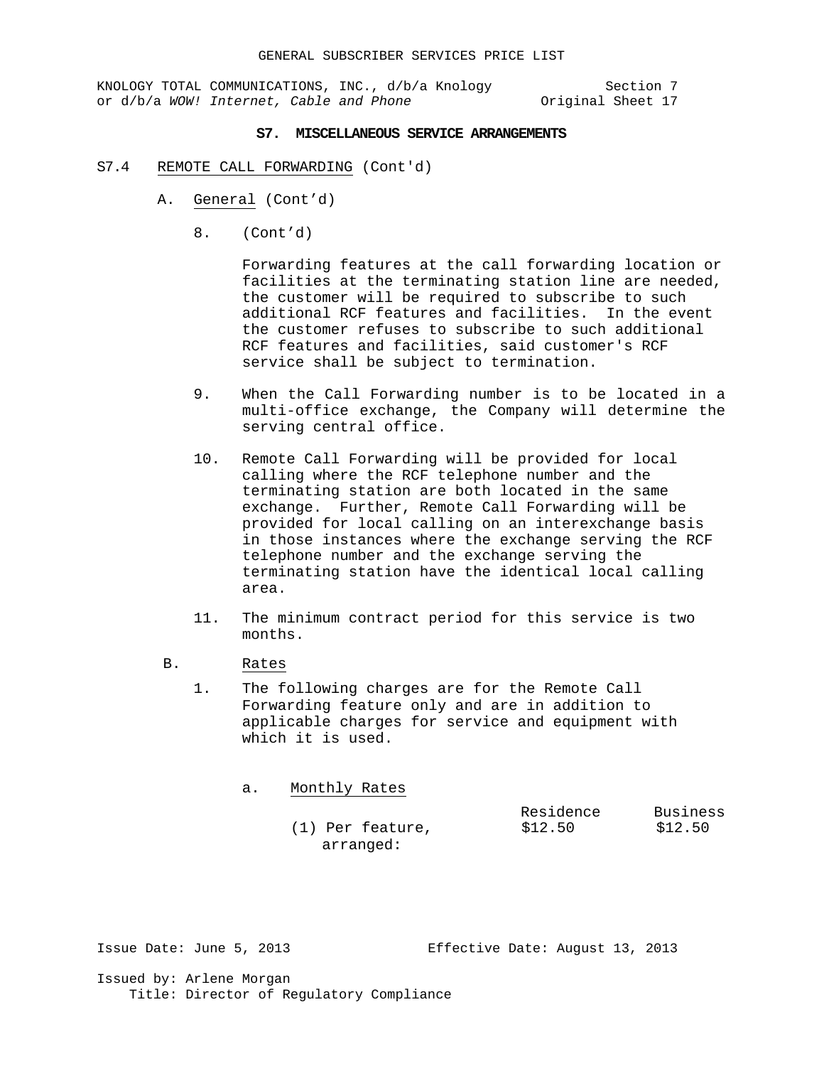## S7. MISCELLANEOUS SERVICE ARRANGEMENTS

S7.4 REMOTE CALL FORWARDING (Cont'd)

A. General (Cont'd)

8. (Cont'd)

Forwarding features at the call forwarding location or facilities at the terminating station line are needed, the customer will be required to subscribe to such additional RCF features and facilities. In the event the customer refuses to subscribe to such additional RCF features and facilities, said customer's RCF service shall be subject to termination.

9. When the Call Forwarding number is to be located in a multi-office exchange, the Company will determine the serving central office.

10. Remote Call Forwarding will be provided for local calling where the RCF telephone number and the terminating station are both located in the same exchange. Further, Remote Call Forwarding will be provided for local calling on an interexchange basis in those instances where the exchange serving the RCF telephone number and the exchange serving the terminating station have the identical local calling area.

11. The minimum contract period for this service is two months.

B. Rates

1. The following charges are for the Remote Call Forwarding feature only and are in addition to applicable charges for service and equipment with which it is used.

a. Monthly Rates

| | Residence | Business |
|---|---|---|
| (1) Per feature, arranged: | \$12.50 | \$12.50 |

Issue Date: June 5, 2013 Effective Date: August 13, 2013

Issued by: Arlene Morgan
Title: Director of Regulatory Compliance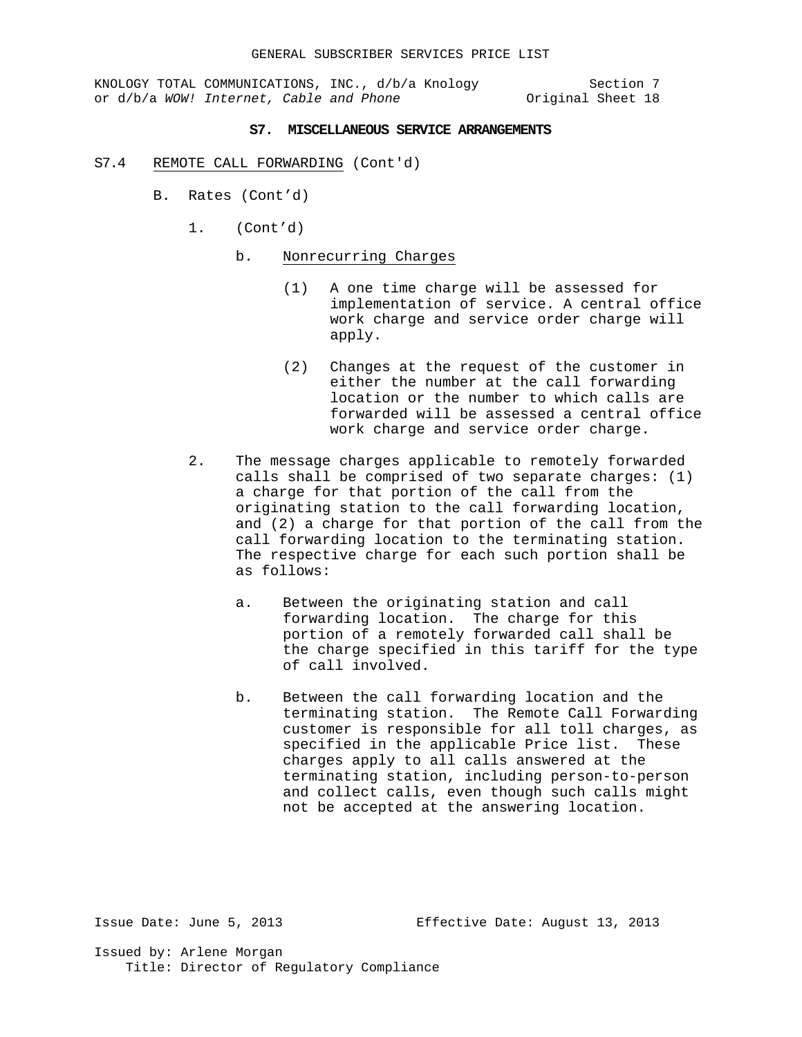## S7. MISCELLANEOUS SERVICE ARRANGEMENTS

S7.4 REMOTE CALL FORWARDING (Cont'd)

B. Rates (Cont'd)

1. (Cont'd)

b. Nonrecurring Charges

(1) A one time charge will be assessed for implementation of service. A central office work charge and service order charge will apply.

(2) Changes at the request of the customer in either the number at the call forwarding location or the number to which calls are forwarded will be assessed a central office work charge and service order charge.

2. The message charges applicable to remotely forwarded calls shall be comprised of two separate charges: (1) a charge for that portion of the call from the originating station to the call forwarding location, and (2) a charge for that portion of the call from the call forwarding location to the terminating station. The respective charge for each such portion shall be as follows:

a. Between the originating station and call forwarding location. The charge for this portion of a remotely forwarded call shall be the charge specified in this tariff for the type of call involved.

b. Between the call forwarding location and the terminating station. The Remote Call Forwarding customer is responsible for all toll charges, as specified in the applicable Price list. These charges apply to all calls answered at the terminating station, including person-to-person and collect calls, even though such calls might not be accepted at the answering location.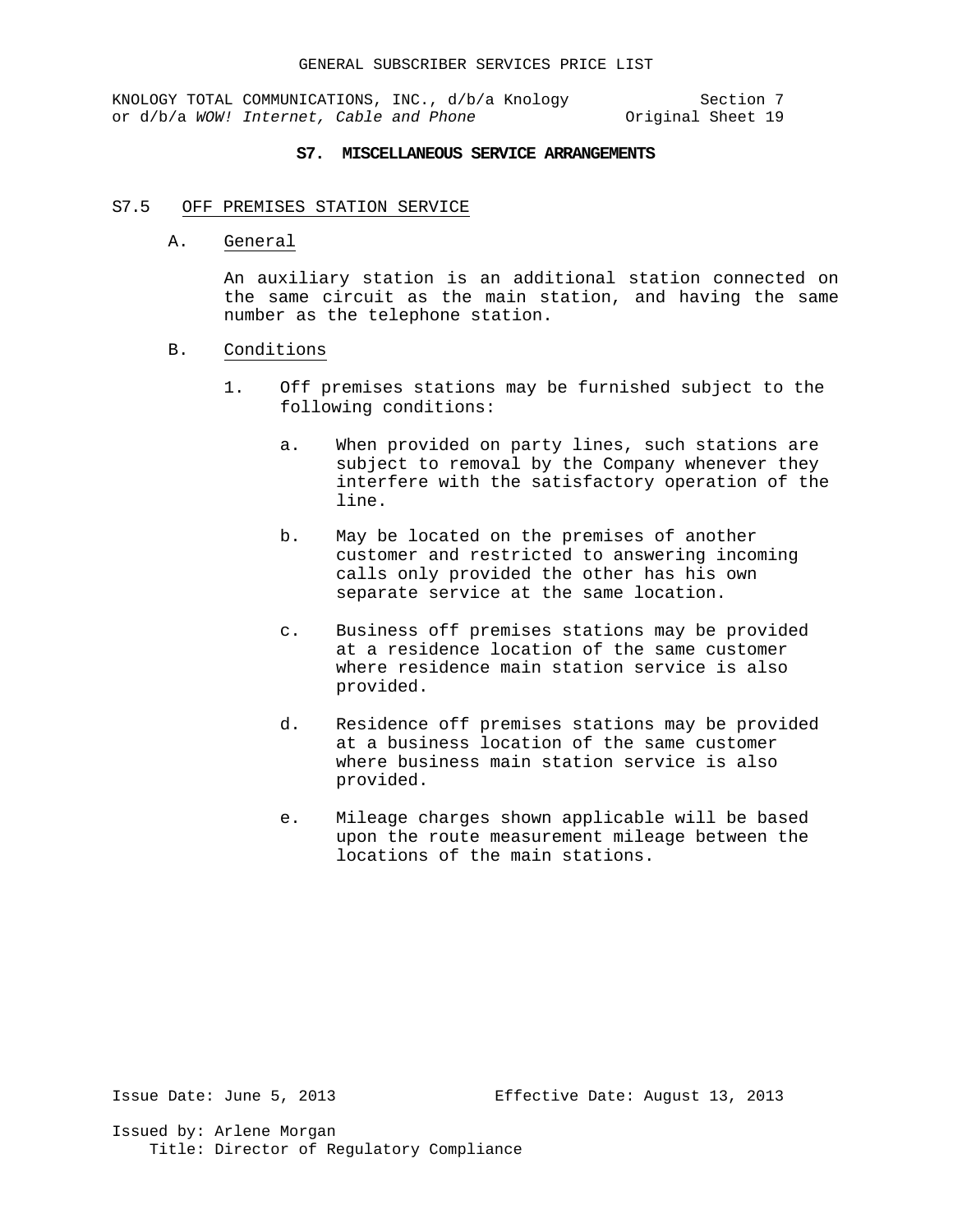# S7. MISCELLANEOUS SERVICE ARRANGEMENTS

## S7.5 OFF PREMISES STATION SERVICE

### A. General

An auxiliary station is an additional station connected on the same circuit as the main station, and having the same number as the telephone station.

### B. Conditions

1. Off premises stations may be furnished subject to the following conditions:

   a. When provided on party lines, such stations are subject to removal by the Company whenever they interfere with the satisfactory operation of the line.

   b. May be located on the premises of another customer and restricted to answering incoming calls only provided the other has his own separate service at the same location.

   c. Business off premises stations may be provided at a residence location of the same customer where residence main station service is also provided.

   d. Residence off premises stations may be provided at a business location of the same customer where business main station service is also provided.

   e. Mileage charges shown applicable will be based upon the route measurement mileage between the locations of the main stations.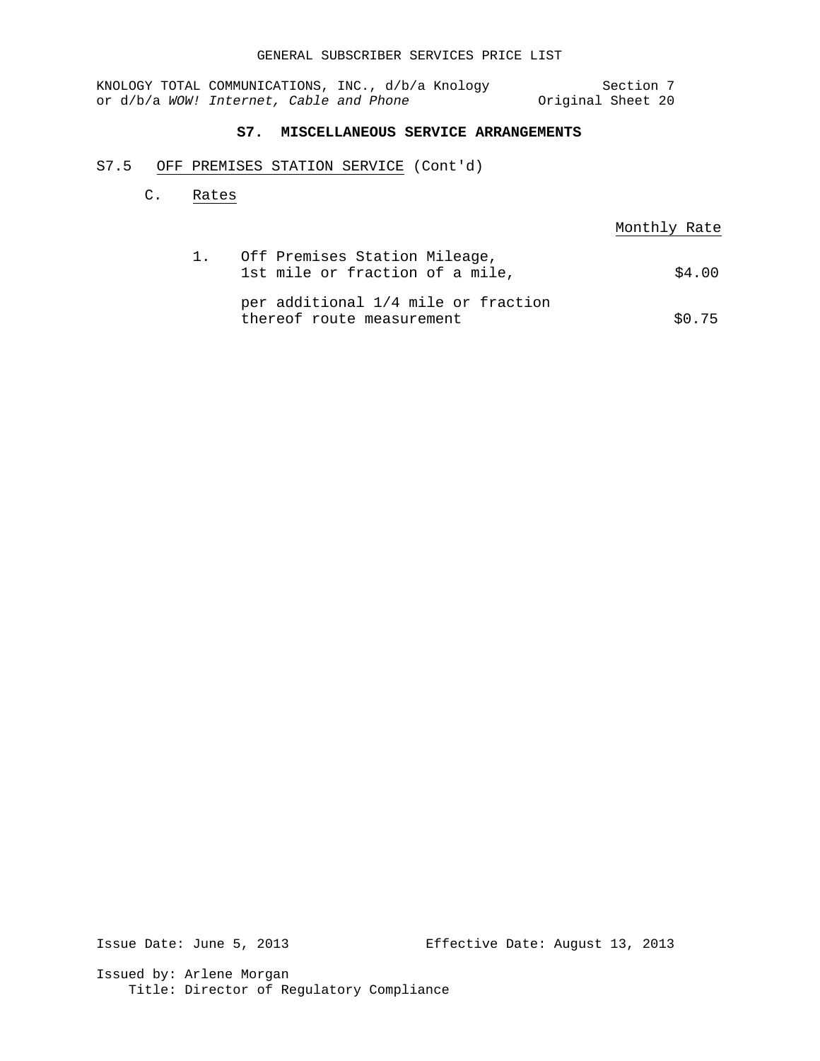## S7. MISCELLANEOUS SERVICE ARRANGEMENTS

S7.5 OFF PREMISES STATION SERVICE (Cont'd)

C. Rates

| | Monthly Rate |
|---|---|
| 1. Off Premises Station Mileage, 1st mile or fraction of a mile, | $4.00 |
| per additional 1/4 mile or fraction thereof route measurement | $0.75 |

Issue Date: June 5, 2013 Effective Date: August 13, 2013

Issued by: Arlene Morgan
Title: Director of Regulatory Compliance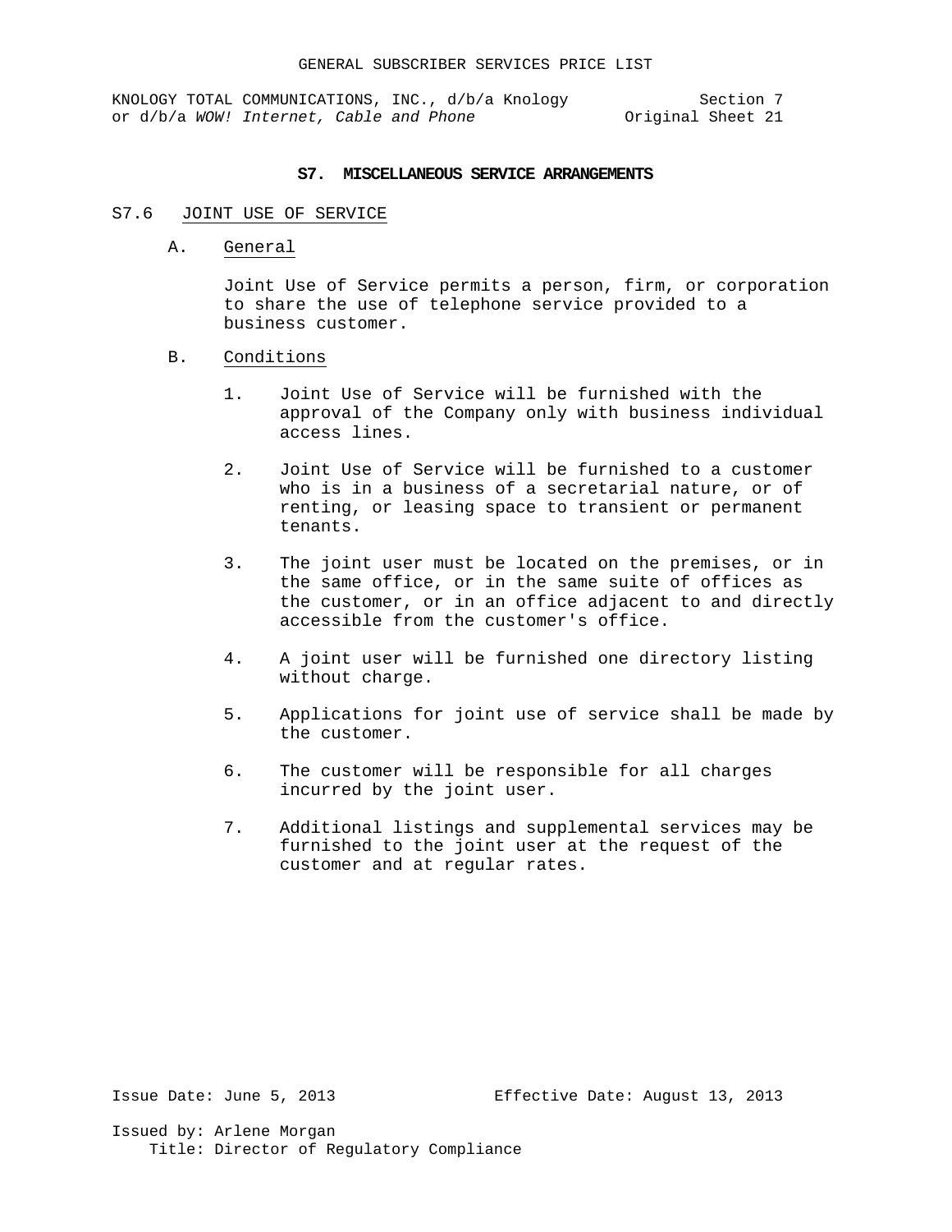## S7. MISCELLANEOUS SERVICE ARRANGEMENTS

### S7.6 JOINT USE OF SERVICE

A. General

Joint Use of Service permits a person, firm, or corporation to share the use of telephone service provided to a business customer.

B. Conditions

1. Joint Use of Service will be furnished with the approval of the Company only with business individual access lines.

2. Joint Use of Service will be furnished to a customer who is in a business of a secretarial nature, or of renting, or leasing space to transient or permanent tenants.

3. The joint user must be located on the premises, or in the same office, or in the same suite of offices as the customer, or in an office adjacent to and directly accessible from the customer's office.

4. A joint user will be furnished one directory listing without charge.

5. Applications for joint use of service shall be made by the customer.

6. The customer will be responsible for all charges incurred by the joint user.

7. Additional listings and supplemental services may be furnished to the joint user at the request of the customer and at regular rates.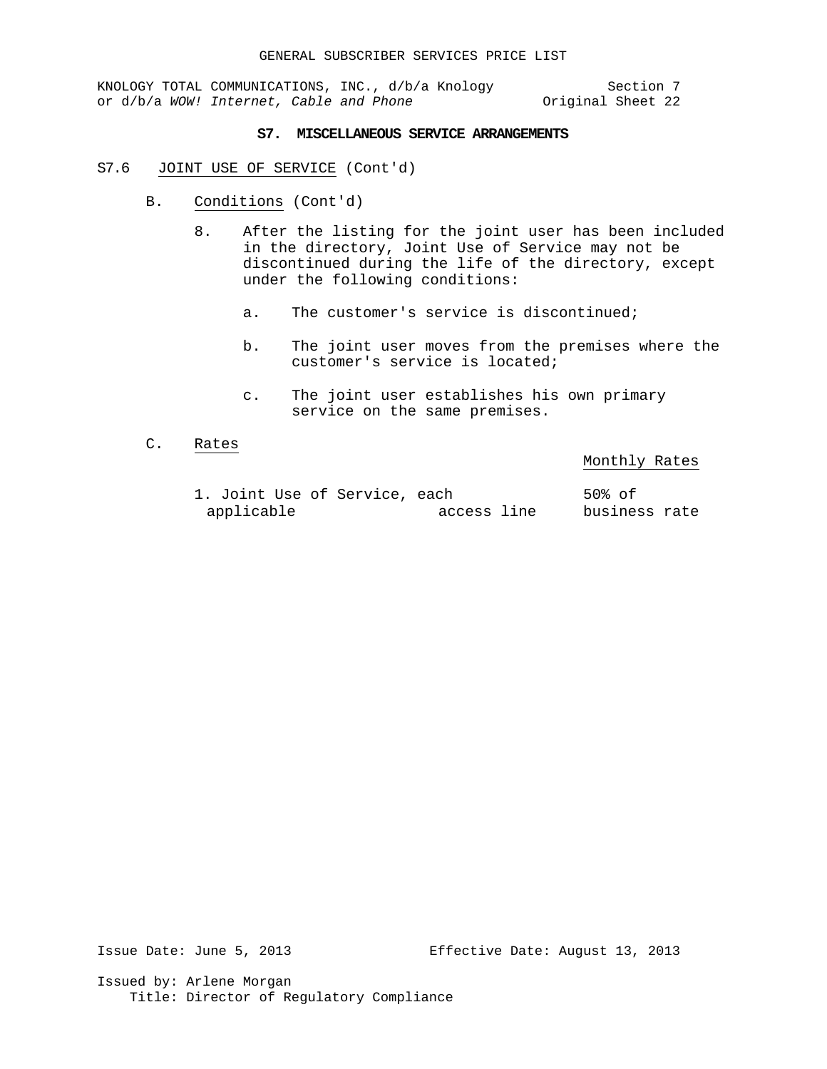## S7. MISCELLANEOUS SERVICE ARRANGEMENTS

S7.6 JOINT USE OF SERVICE (Cont'd)

B. Conditions (Cont'd)

8. After the listing for the joint user has been included in the directory, Joint Use of Service may not be discontinued during the life of the directory, except under the following conditions:

   a. The customer's service is discontinued;

   b. The joint user moves from the premises where the customer's service is located;

   c. The joint user establishes his own primary service on the same premises.

C. Rates

| | | Monthly Rates |
|---|---|---|
| 1. Joint Use of Service, each applicable | access line | 50% of business rate |

Issue Date: June 5, 2013 Effective Date: August 13, 2013

Issued by: Arlene Morgan
Title: Director of Regulatory Compliance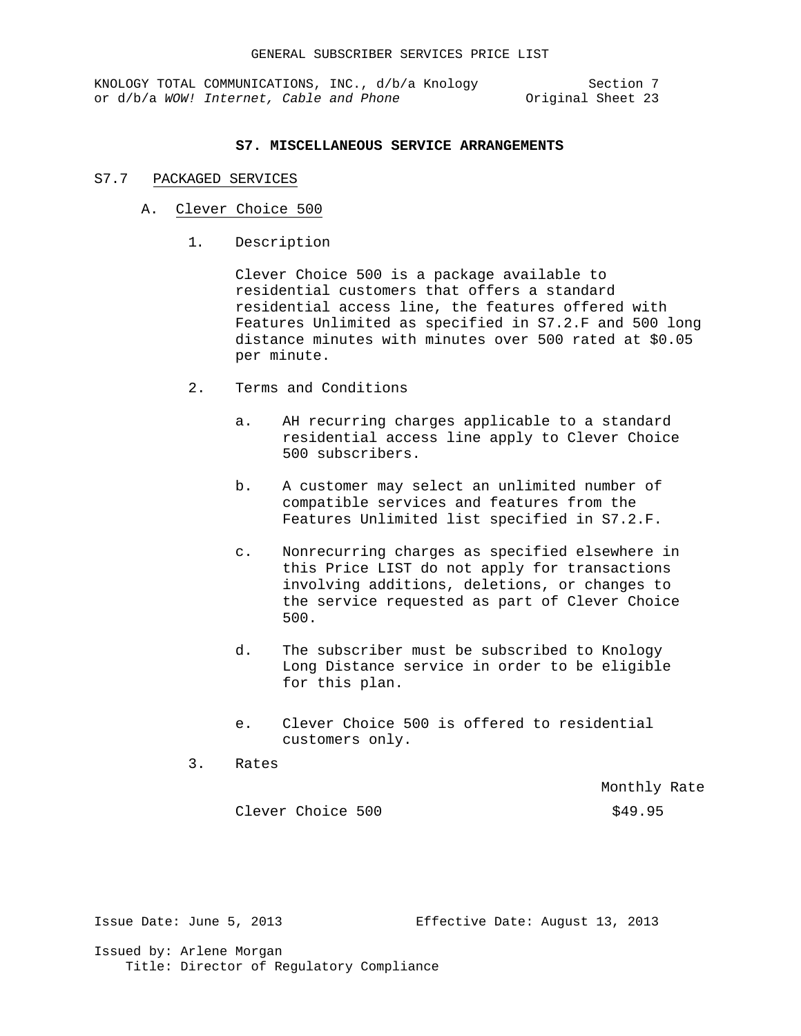## S7. MISCELLANEOUS SERVICE ARRANGEMENTS

S7.7 PACKAGED SERVICES

A. Clever Choice 500

1. Description

Clever Choice 500 is a package available to residential customers that offers a standard residential access line, the features offered with Features Unlimited as specified in S7.2.F and 500 long distance minutes with minutes over 500 rated at $0.05 per minute.

2. Terms and Conditions

a. AH recurring charges applicable to a standard residential access line apply to Clever Choice 500 subscribers.

b. A customer may select an unlimited number of compatible services and features from the Features Unlimited list specified in S7.2.F.

c. Nonrecurring charges as specified elsewhere in this Price LIST do not apply for transactions involving additions, deletions, or changes to the service requested as part of Clever Choice 500.

d. The subscriber must be subscribed to Knology Long Distance service in order to be eligible for this plan.

e. Clever Choice 500 is offered to residential customers only.

3. Rates

| | Monthly Rate |
|---|---|
| Clever Choice 500 | $49.95 |

Issue Date: June 5, 2013 Effective Date: August 13, 2013

Issued by: Arlene Morgan
Title: Director of Regulatory Compliance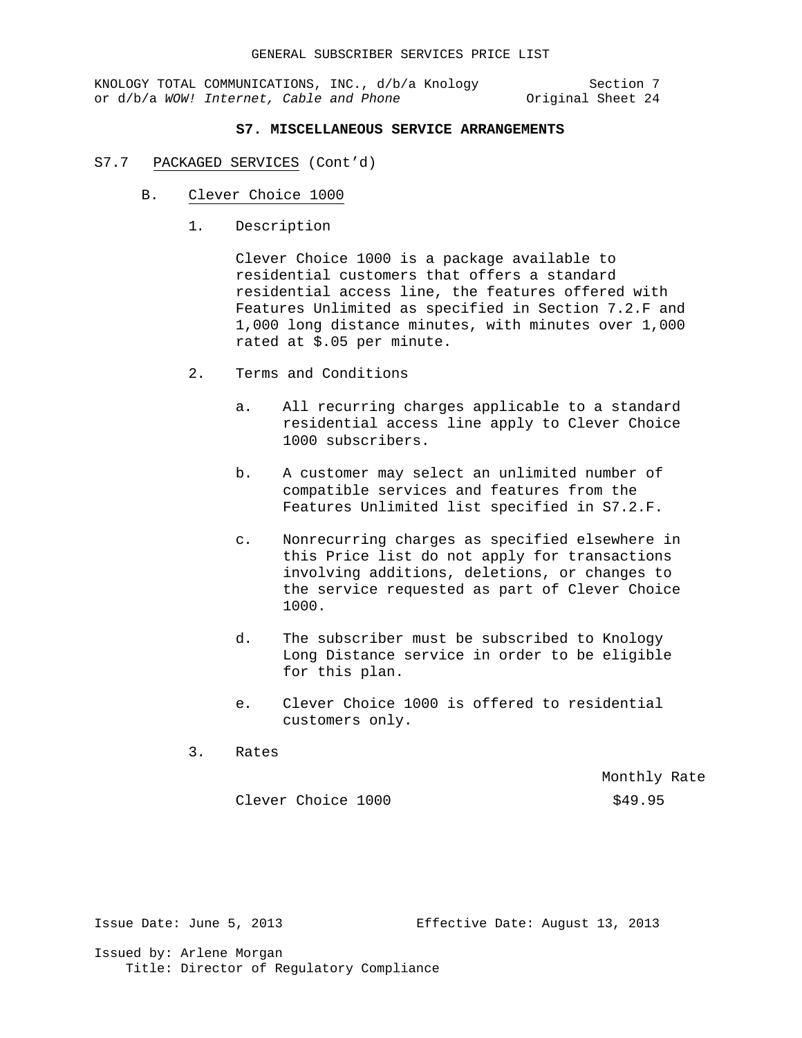## S7. MISCELLANEOUS SERVICE ARRANGEMENTS

S7.7 PACKAGED SERVICES (Cont'd)

B. Clever Choice 1000

1. Description

Clever Choice 1000 is a package available to residential customers that offers a standard residential access line, the features offered with Features Unlimited as specified in Section 7.2.F and 1,000 long distance minutes, with minutes over 1,000 rated at $.05 per minute.

2. Terms and Conditions

a. All recurring charges applicable to a standard residential access line apply to Clever Choice 1000 subscribers.

b. A customer may select an unlimited number of compatible services and features from the Features Unlimited list specified in S7.2.F.

c. Nonrecurring charges as specified elsewhere in this Price list do not apply for transactions involving additions, deletions, or changes to the service requested as part of Clever Choice 1000.

d. The subscriber must be subscribed to Knology Long Distance service in order to be eligible for this plan.

e. Clever Choice 1000 is offered to residential customers only.

3. Rates

| | Monthly Rate |
|---|---|
| Clever Choice 1000 | $49.95 |

Issue Date: June 5, 2013 Effective Date: August 13, 2013

Issued by: Arlene Morgan
Title: Director of Regulatory Compliance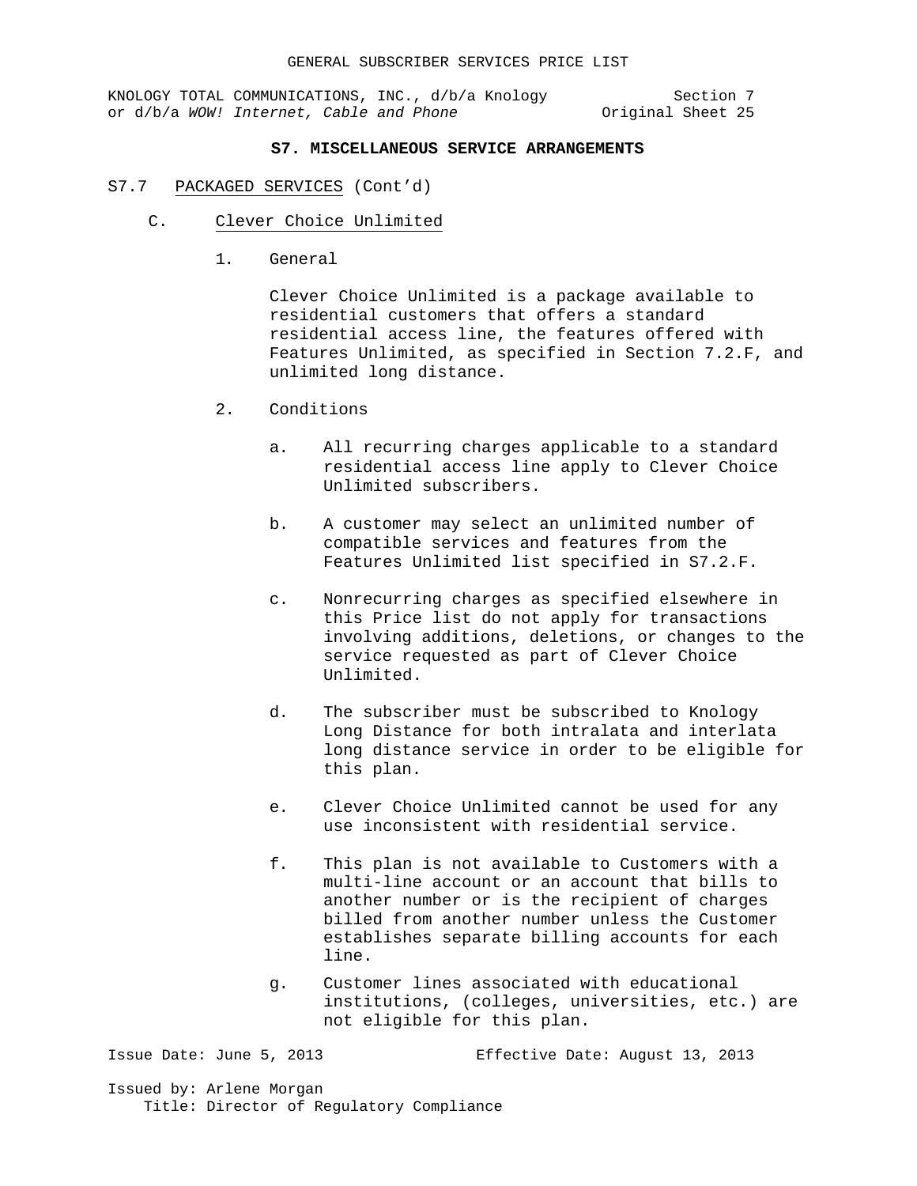## S7. MISCELLANEOUS SERVICE ARRANGEMENTS

S7.7 PACKAGED SERVICES (Cont'd)

C. Clever Choice Unlimited

1. General

Clever Choice Unlimited is a package available to residential customers that offers a standard residential access line, the features offered with Features Unlimited, as specified in Section 7.2.F, and unlimited long distance.

2. Conditions

a. All recurring charges applicable to a standard residential access line apply to Clever Choice Unlimited subscribers.

b. A customer may select an unlimited number of compatible services and features from the Features Unlimited list specified in S7.2.F.

c. Nonrecurring charges as specified elsewhere in this Price list do not apply for transactions involving additions, deletions, or changes to the service requested as part of Clever Choice Unlimited.

d. The subscriber must be subscribed to Knology Long Distance for both intralata and interlata long distance service in order to be eligible for this plan.

e. Clever Choice Unlimited cannot be used for any use inconsistent with residential service.

f. This plan is not available to Customers with a multi-line account or an account that bills to another number or is the recipient of charges billed from another number unless the Customer establishes separate billing accounts for each line.

g. Customer lines associated with educational institutions, (colleges, universities, etc.) are not eligible for this plan.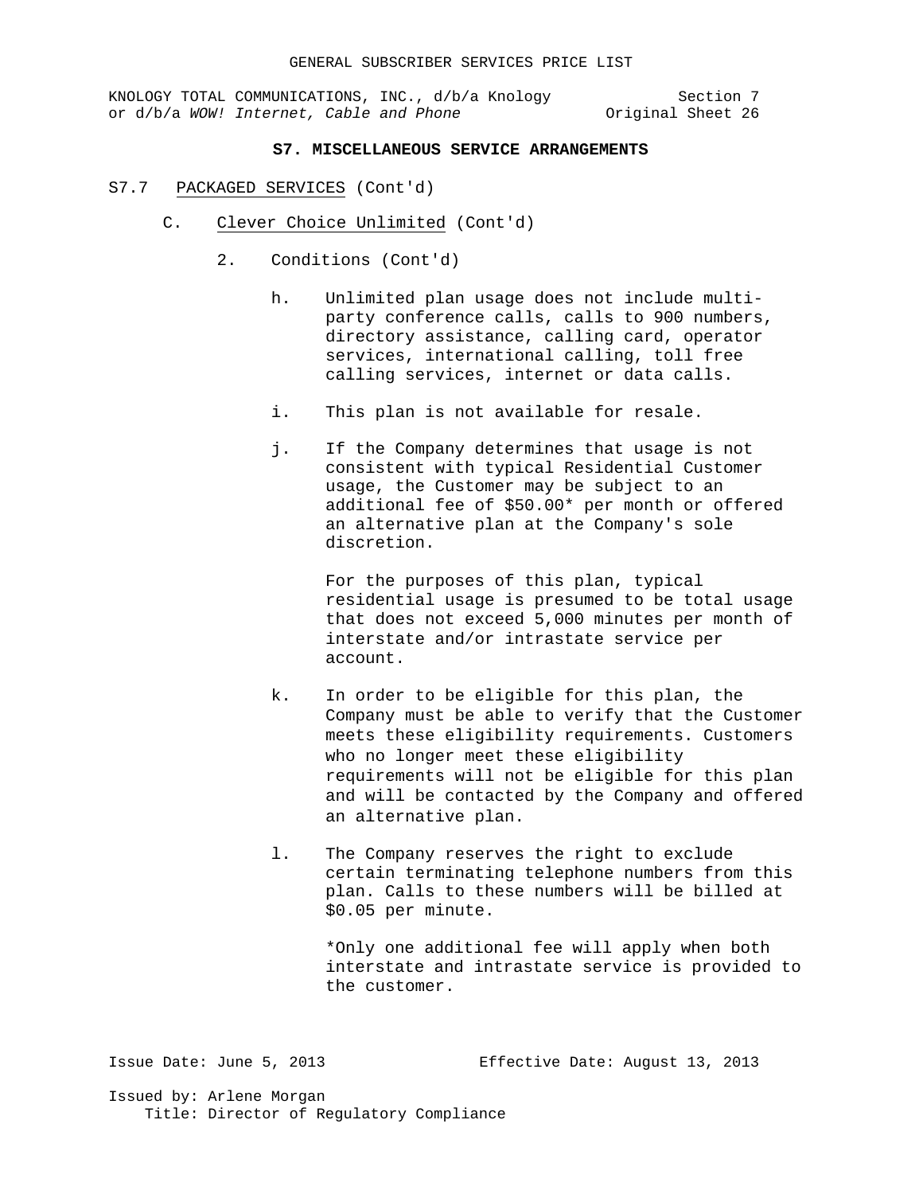## S7. MISCELLANEOUS SERVICE ARRANGEMENTS

S7.7 PACKAGED SERVICES (Cont'd)

C. Clever Choice Unlimited (Cont'd)

2. Conditions (Cont'd)

h. Unlimited plan usage does not include multi-party conference calls, calls to 900 numbers, directory assistance, calling card, operator services, international calling, toll free calling services, internet or data calls.

i. This plan is not available for resale.

j. If the Company determines that usage is not consistent with typical Residential Customer usage, the Customer may be subject to an additional fee of $50.00* per month or offered an alternative plan at the Company's sole discretion.

For the purposes of this plan, typical residential usage is presumed to be total usage that does not exceed 5,000 minutes per month of interstate and/or intrastate service per account.

k. In order to be eligible for this plan, the Company must be able to verify that the Customer meets these eligibility requirements. Customers who no longer meet these eligibility requirements will not be eligible for this plan and will be contacted by the Company and offered an alternative plan.

l. The Company reserves the right to exclude certain terminating telephone numbers from this plan. Calls to these numbers will be billed at $0.05 per minute.

*Only one additional fee will apply when both interstate and intrastate service is provided to the customer.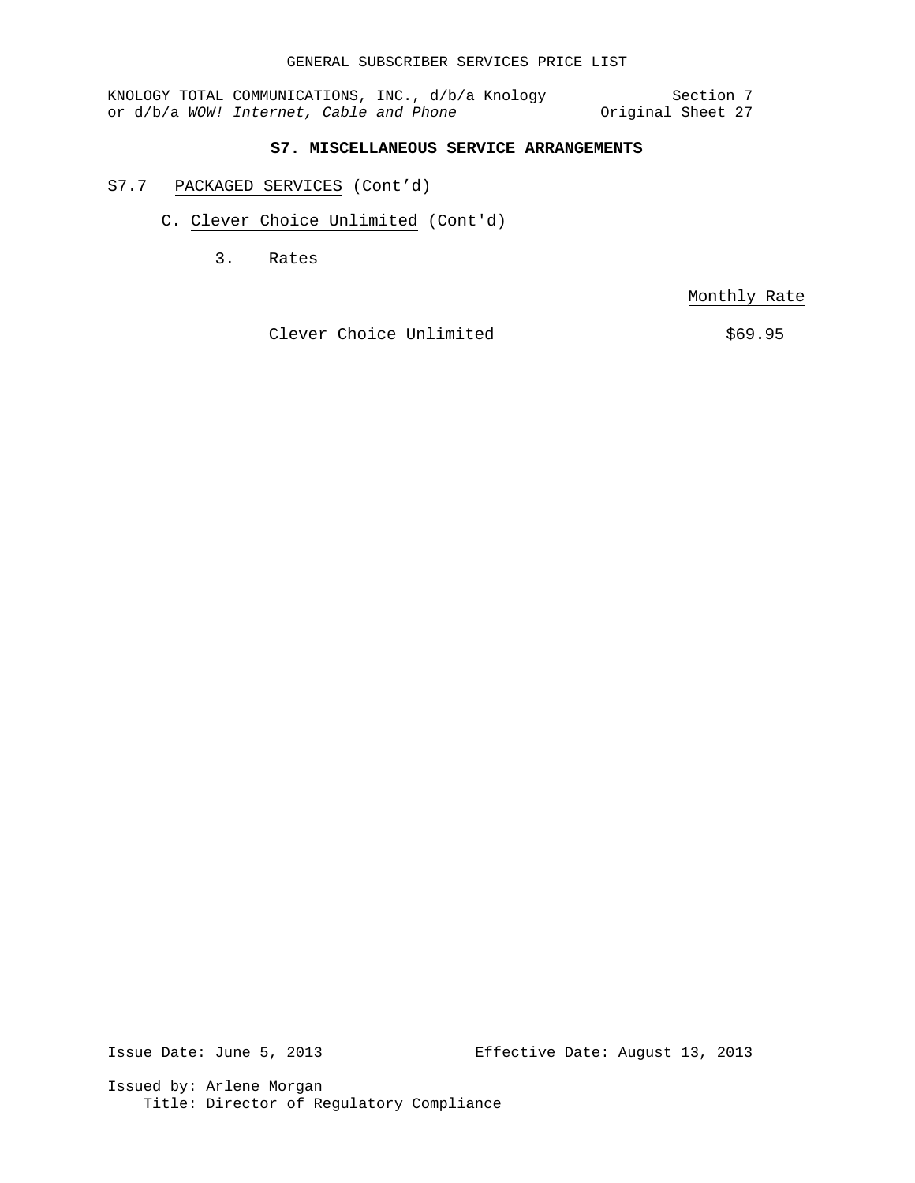## S7. MISCELLANEOUS SERVICE ARRANGEMENTS

S7.7 PACKAGED SERVICES (Cont'd)

C. Clever Choice Unlimited (Cont'd)

3. Rates

| | Monthly Rate |
|---|---|
| Clever Choice Unlimited | $69.95 |

Issue Date: June 5, 2013 Effective Date: August 13, 2013

Issued by: Arlene Morgan
Title: Director of Regulatory Compliance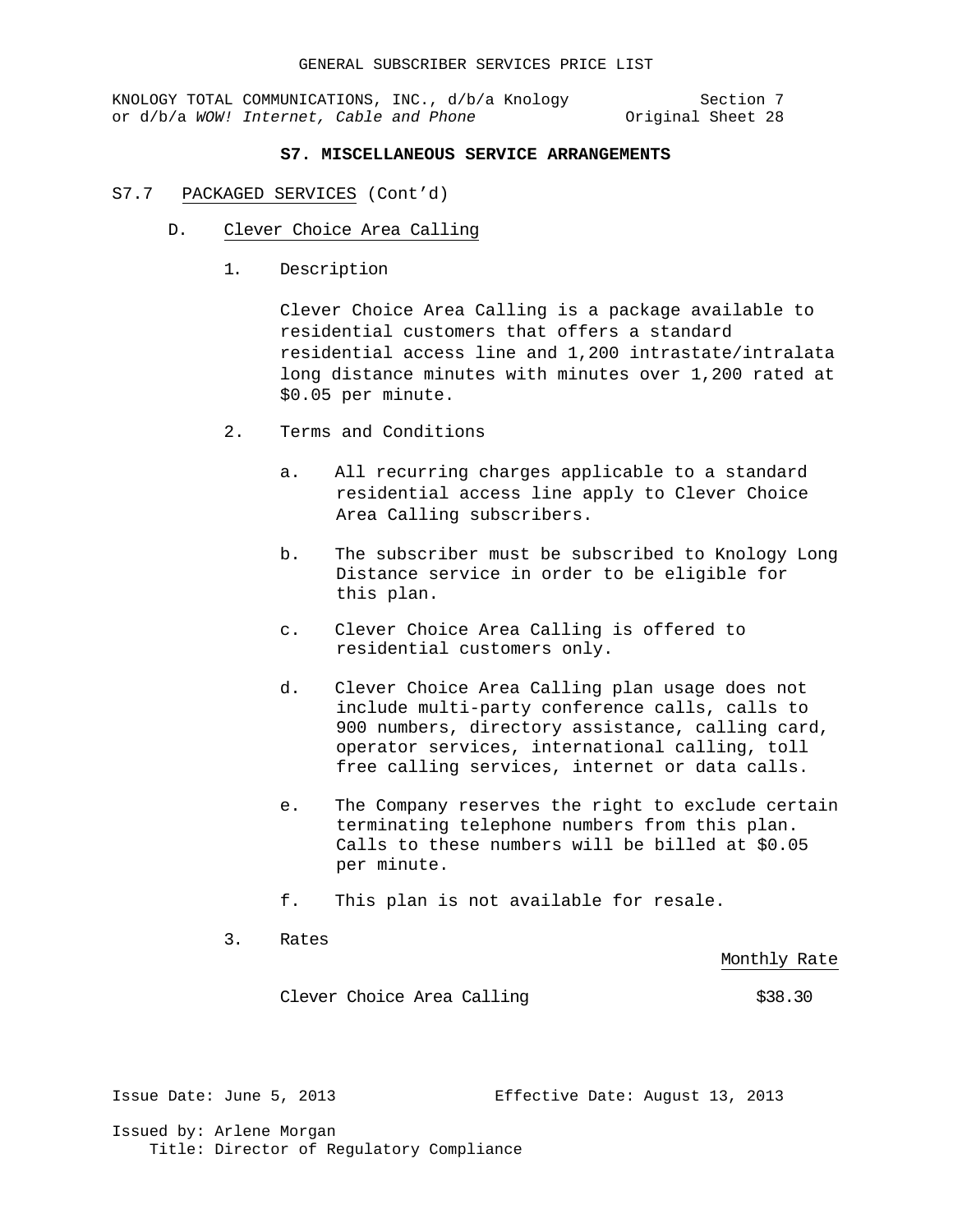## S7. MISCELLANEOUS SERVICE ARRANGEMENTS

S7.7 PACKAGED SERVICES (Cont'd)

D. Clever Choice Area Calling

1. Description

Clever Choice Area Calling is a package available to residential customers that offers a standard residential access line and 1,200 intrastate/intralata long distance minutes with minutes over 1,200 rated at $0.05 per minute.

2. Terms and Conditions

a. All recurring charges applicable to a standard residential access line apply to Clever Choice Area Calling subscribers.

b. The subscriber must be subscribed to Knology Long Distance service in order to be eligible for this plan.

c. Clever Choice Area Calling is offered to residential customers only.

d. Clever Choice Area Calling plan usage does not include multi-party conference calls, calls to 900 numbers, directory assistance, calling card, operator services, international calling, toll free calling services, internet or data calls.

e. The Company reserves the right to exclude certain terminating telephone numbers from this plan. Calls to these numbers will be billed at $0.05 per minute.

f. This plan is not available for resale.

3. Rates

| | Monthly Rate |
|---|---|
| Clever Choice Area Calling | $38.30 |

Issue Date: June 5, 2013 Effective Date: August 13, 2013

Issued by: Arlene Morgan
Title: Director of Regulatory Compliance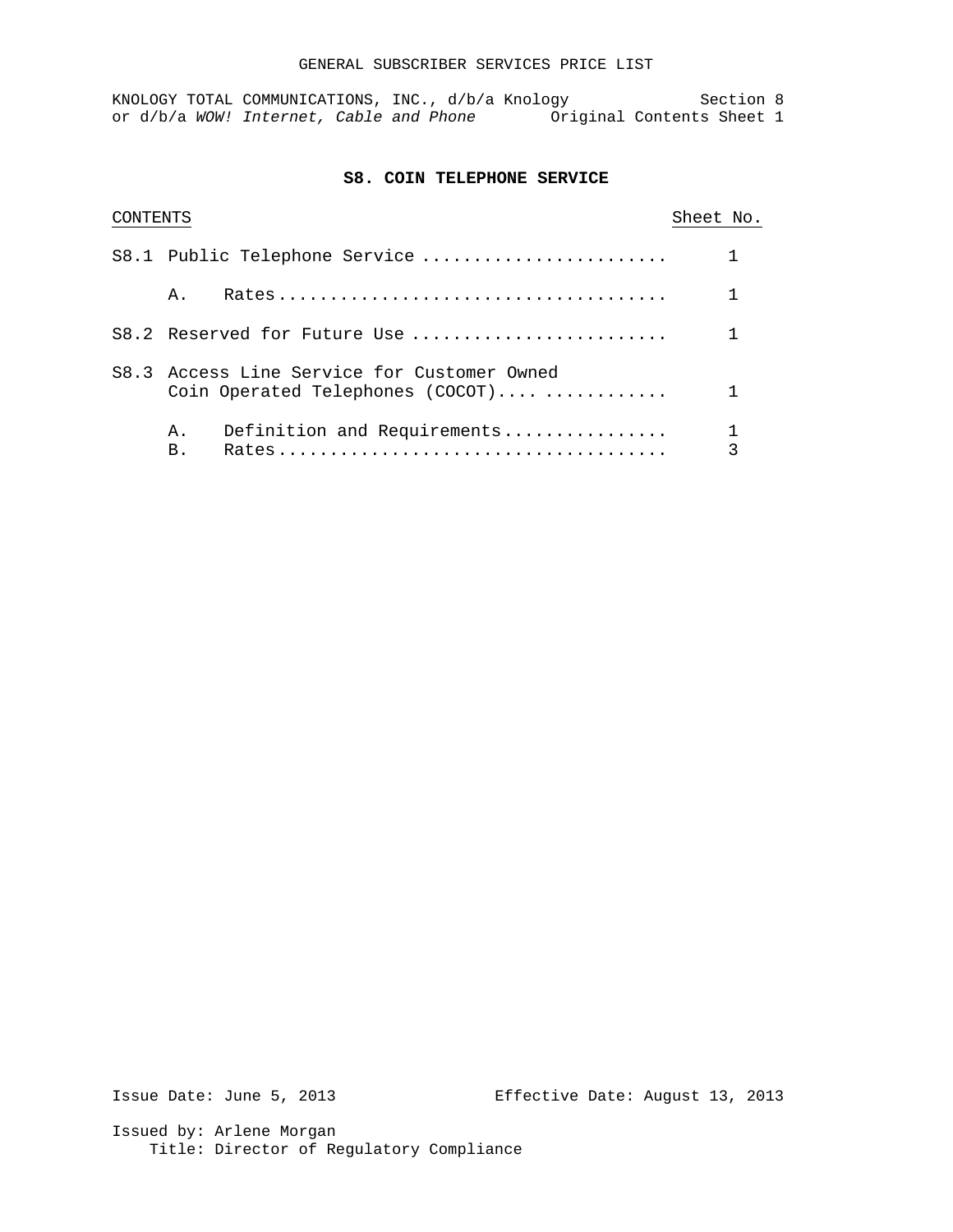# S8. COIN TELEPHONE SERVICE

| CONTENTS | Sheet No. |
| --- | --- |
| S8.1 Public Telephone Service | 1 |
|     A. Rates | 1 |
| S8.2 Reserved for Future Use | 1 |
| S8.3 Access Line Service for Customer Owned Coin Operated Telephones (COCOT) | 1 |
|     A. Definition and Requirements | 1 |
|     B. Rates | 3 |

Issue Date: June 5, 2013 Effective Date: August 13, 2013

Issued by: Arlene Morgan
Title: Director of Regulatory Compliance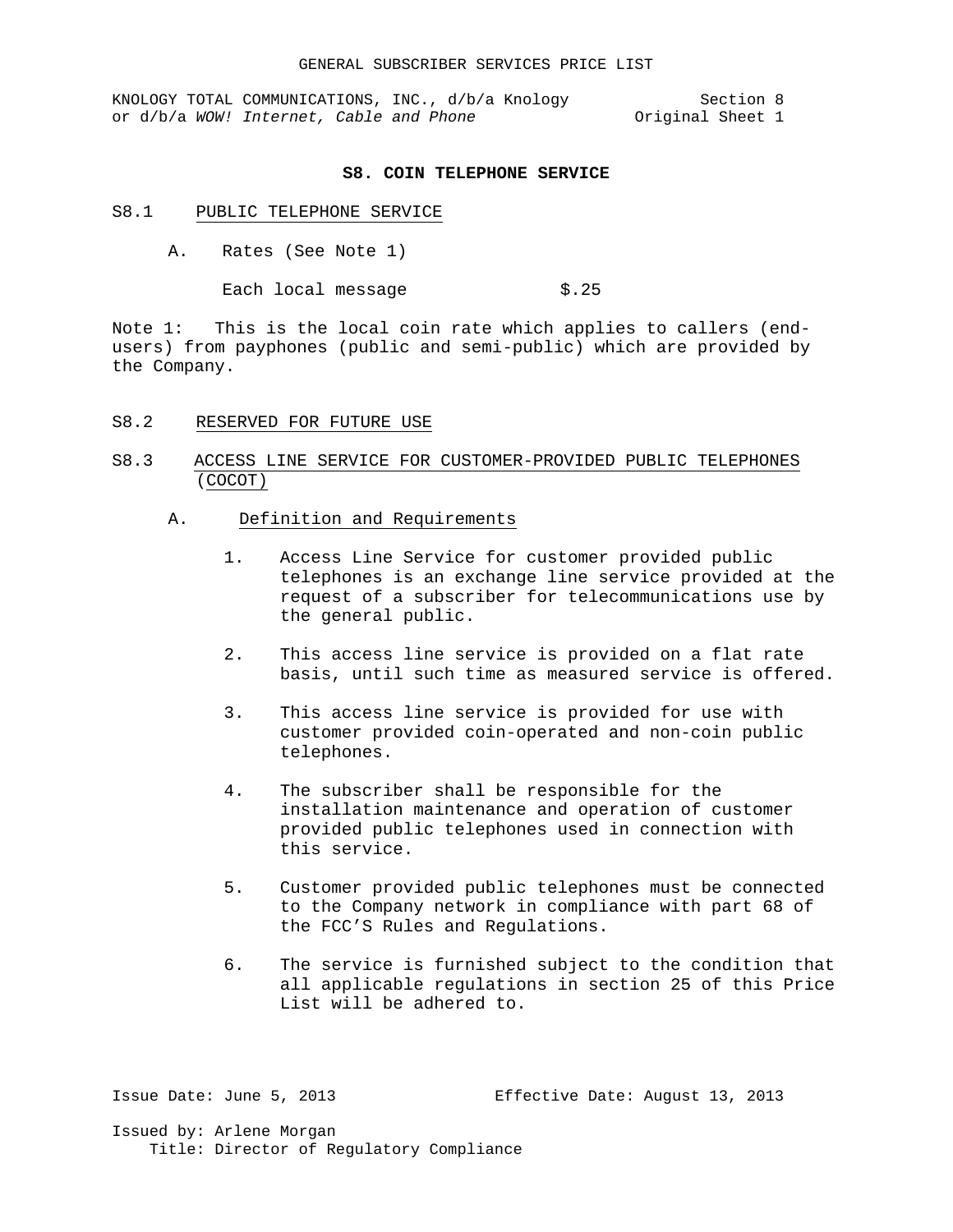# S8. COIN TELEPHONE SERVICE

## S8.1 PUBLIC TELEPHONE SERVICE

A. Rates (See Note 1)

| | |
|---|---|
| Each local message | $.25 |

Note 1: This is the local coin rate which applies to callers (end-users) from payphones (public and semi-public) which are provided by the Company.

## S8.2 RESERVED FOR FUTURE USE

## S8.3 ACCESS LINE SERVICE FOR CUSTOMER-PROVIDED PUBLIC TELEPHONES (COCOT)

### A. Definition and Requirements

1. Access Line Service for customer provided public telephones is an exchange line service provided at the request of a subscriber for telecommunications use by the general public.

2. This access line service is provided on a flat rate basis, until such time as measured service is offered.

3. This access line service is provided for use with customer provided coin-operated and non-coin public telephones.

4. The subscriber shall be responsible for the installation maintenance and operation of customer provided public telephones used in connection with this service.

5. Customer provided public telephones must be connected to the Company network in compliance with part 68 of the FCC'S Rules and Regulations.

6. The service is furnished subject to the condition that all applicable regulations in section 25 of this Price List will be adhered to.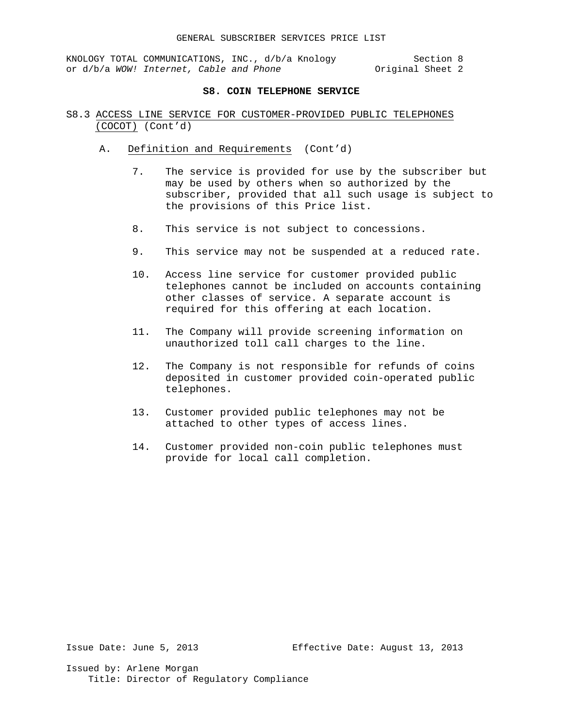## S8. COIN TELEPHONE SERVICE

### S8.3 ACCESS LINE SERVICE FOR CUSTOMER-PROVIDED PUBLIC TELEPHONES (COCOT) (Cont'd)

A. Definition and Requirements (Cont'd)

7. The service is provided for use by the subscriber but may be used by others when so authorized by the subscriber, provided that all such usage is subject to the provisions of this Price list.

8. This service is not subject to concessions.

9. This service may not be suspended at a reduced rate.

10. Access line service for customer provided public telephones cannot be included on accounts containing other classes of service. A separate account is required for this offering at each location.

11. The Company will provide screening information on unauthorized toll call charges to the line.

12. The Company is not responsible for refunds of coins deposited in customer provided coin-operated public telephones.

13. Customer provided public telephones may not be attached to other types of access lines.

14. Customer provided non-coin public telephones must provide for local call completion.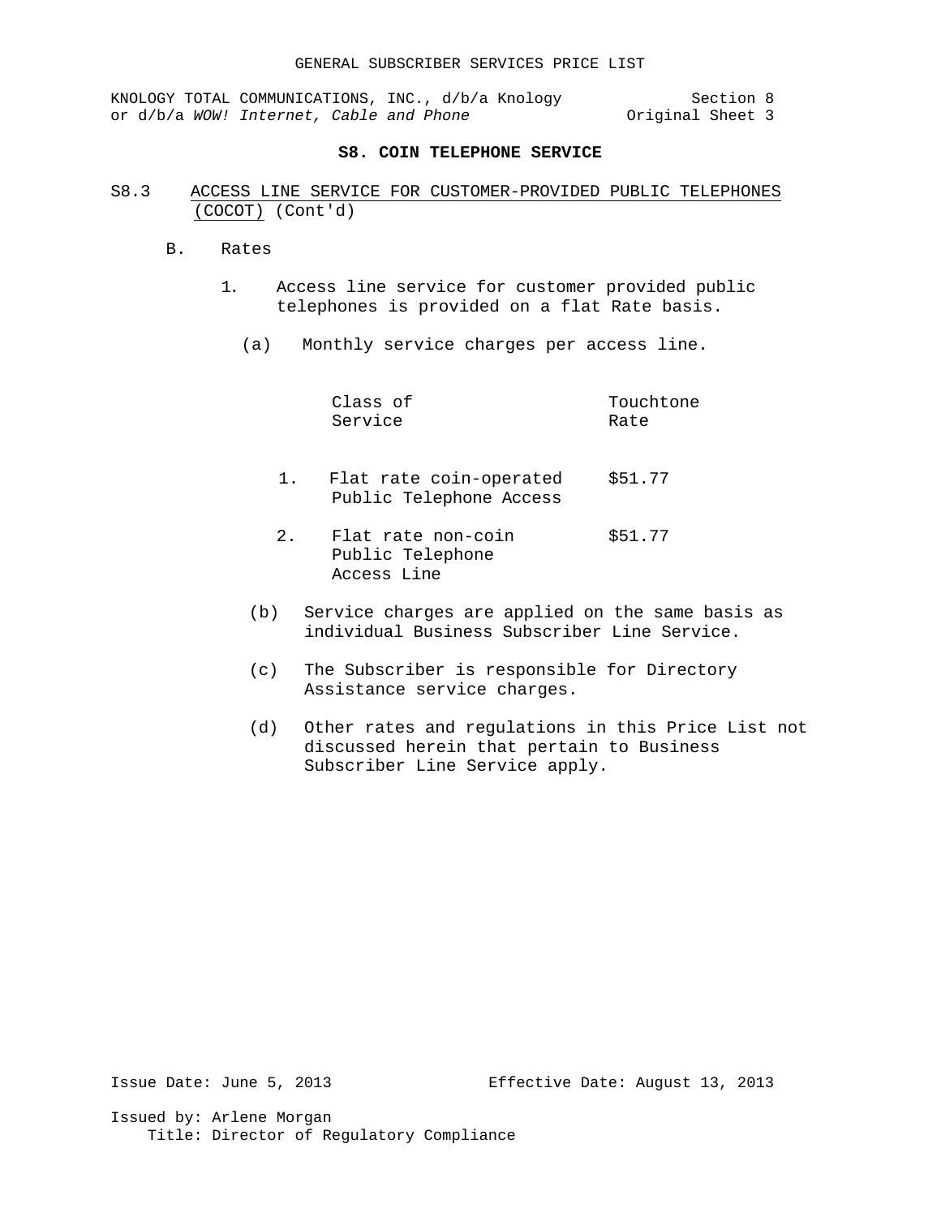## S8. COIN TELEPHONE SERVICE

S8.3 ACCESS LINE SERVICE FOR CUSTOMER-PROVIDED PUBLIC TELEPHONES (COCOT) (Cont'd)

B. Rates

1. Access line service for customer provided public telephones is provided on a flat Rate basis.

   (a) Monthly service charges per access line.

| Class of Service | Touchtone Rate |
|---|---|
| 1. Flat rate coin-operated Public Telephone Access | $51.77 |
| 2. Flat rate non-coin Public Telephone Access Line | $51.77 |

   (b) Service charges are applied on the same basis as individual Business Subscriber Line Service.

   (c) The Subscriber is responsible for Directory Assistance service charges.

   (d) Other rates and regulations in this Price List not discussed herein that pertain to Business Subscriber Line Service apply.

Issue Date: June 5, 2013 Effective Date: August 13, 2013

Issued by: Arlene Morgan
Title: Director of Regulatory Compliance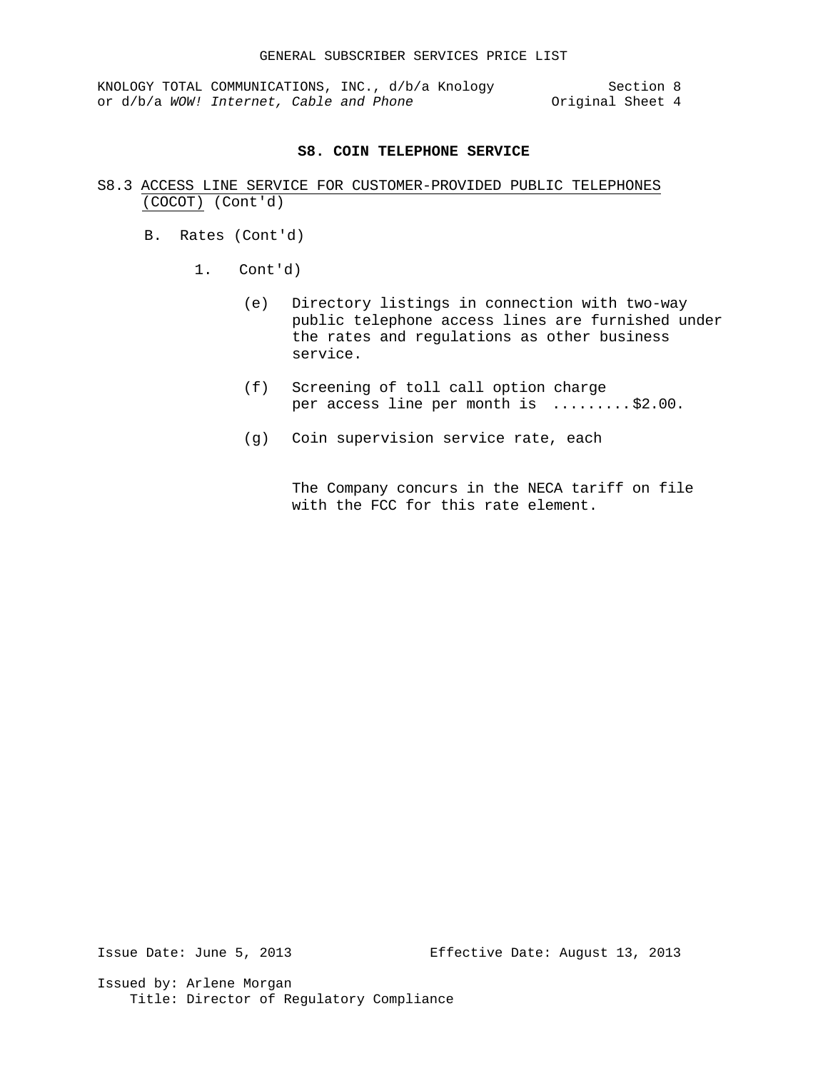## S8. COIN TELEPHONE SERVICE

S8.3 ACCESS LINE SERVICE FOR CUSTOMER-PROVIDED PUBLIC TELEPHONES (COCOT) (Cont'd)

B. Rates (Cont'd)

1. Cont'd)

(e) Directory listings in connection with two-way public telephone access lines are furnished under the rates and regulations as other business service.

(f) Screening of toll call option charge per access line per month is .........$2.00.

(g) Coin supervision service rate, each

The Company concurs in the NECA tariff on file with the FCC for this rate element.

Issue Date: June 5, 2013

Effective Date: August 13, 2013

Issued by: Arlene Morgan
Title: Director of Regulatory Compliance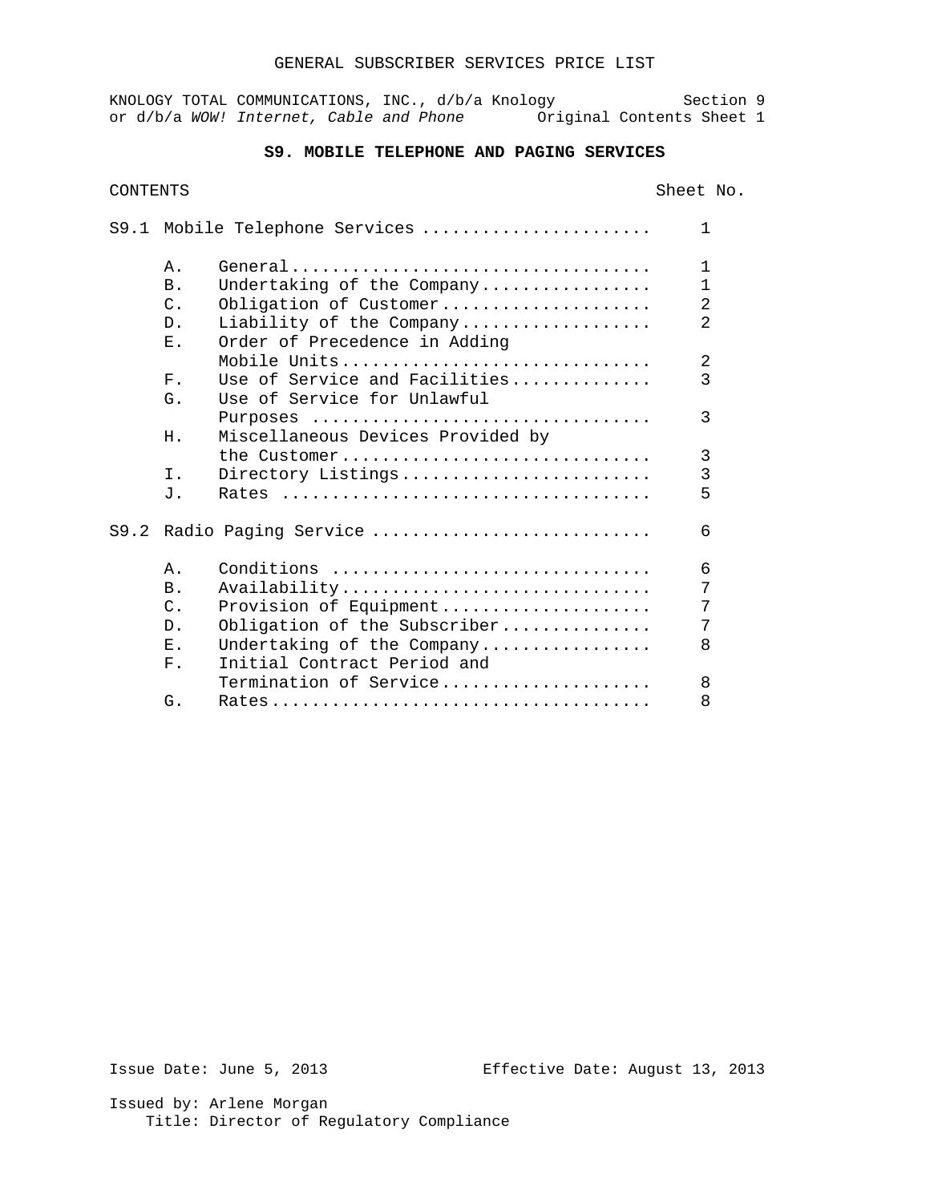GENERAL SUBSCRIBER SERVICES PRICE LIST

KNOLOGY TOTAL COMMUNICATIONS, INC., d/b/a Knology — Section 9
or d/b/a *WOW! Internet, Cable and Phone* — Original Contents Sheet 1

## S9. MOBILE TELEPHONE AND PAGING SERVICES

| CONTENTS | | Sheet No. |
|---|---|---|
| S9.1 | Mobile Telephone Services | 1 |
| A. | General | 1 |
| B. | Undertaking of the Company | 1 |
| C. | Obligation of Customer | 2 |
| D. | Liability of the Company | 2 |
| E. | Order of Precedence in Adding Mobile Units | 2 |
| F. | Use of Service and Facilities | 3 |
| G. | Use of Service for Unlawful Purposes | 3 |
| H. | Miscellaneous Devices Provided by the Customer | 3 |
| I. | Directory Listings | 3 |
| J. | Rates | 5 |
| S9.2 | Radio Paging Service | 6 |
| A. | Conditions | 6 |
| B. | Availability | 7 |
| C. | Provision of Equipment | 7 |
| D. | Obligation of the Subscriber | 7 |
| E. | Undertaking of the Company | 8 |
| F. | Initial Contract Period and Termination of Service | 8 |
| G. | Rates | 8 |

Issue Date: June 5, 2013 — Effective Date: August 13, 2013

Issued by: Arlene Morgan
Title: Director of Regulatory Compliance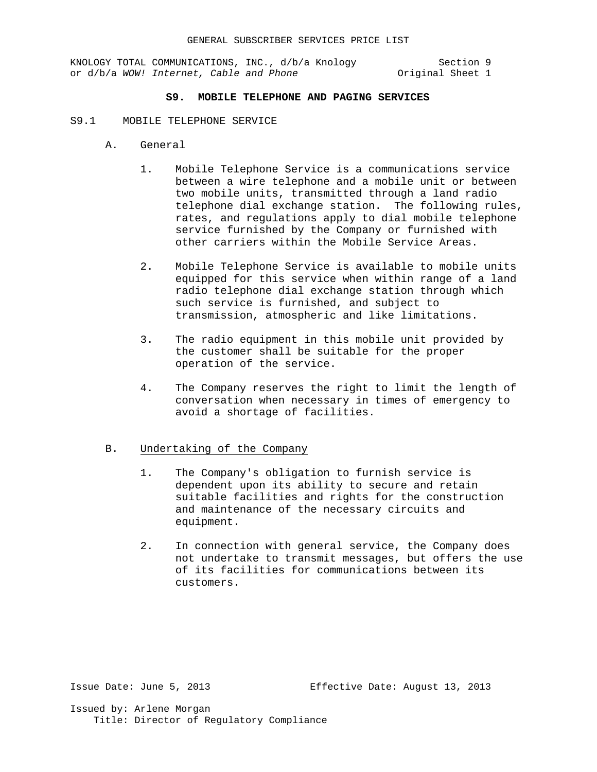## S9. MOBILE TELEPHONE AND PAGING SERVICES

### S9.1 MOBILE TELEPHONE SERVICE

A. General

1. Mobile Telephone Service is a communications service between a wire telephone and a mobile unit or between two mobile units, transmitted through a land radio telephone dial exchange station. The following rules, rates, and regulations apply to dial mobile telephone service furnished by the Company or furnished with other carriers within the Mobile Service Areas.

2. Mobile Telephone Service is available to mobile units equipped for this service when within range of a land radio telephone dial exchange station through which such service is furnished, and subject to transmission, atmospheric and like limitations.

3. The radio equipment in this mobile unit provided by the customer shall be suitable for the proper operation of the service.

4. The Company reserves the right to limit the length of conversation when necessary in times of emergency to avoid a shortage of facilities.

B. <u>Undertaking of the Company</u>

1. The Company's obligation to furnish service is dependent upon its ability to secure and retain suitable facilities and rights for the construction and maintenance of the necessary circuits and equipment.

2. In connection with general service, the Company does not undertake to transmit messages, but offers the use of its facilities for communications between its customers.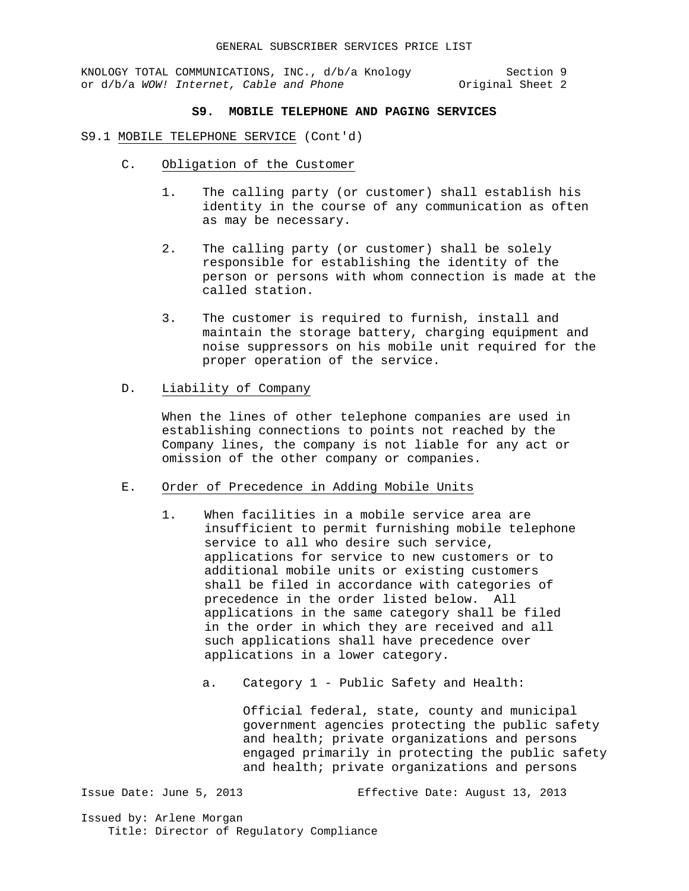## S9. MOBILE TELEPHONE AND PAGING SERVICES

S9.1 MOBILE TELEPHONE SERVICE (Cont'd)

C. Obligation of the Customer

1. The calling party (or customer) shall establish his identity in the course of any communication as often as may be necessary.

2. The calling party (or customer) shall be solely responsible for establishing the identity of the person or persons with whom connection is made at the called station.

3. The customer is required to furnish, install and maintain the storage battery, charging equipment and noise suppressors on his mobile unit required for the proper operation of the service.

D. Liability of Company

When the lines of other telephone companies are used in establishing connections to points not reached by the Company lines, the company is not liable for any act or omission of the other company or companies.

E. Order of Precedence in Adding Mobile Units

1. When facilities in a mobile service area are insufficient to permit furnishing mobile telephone service to all who desire such service, applications for service to new customers or to additional mobile units or existing customers shall be filed in accordance with categories of precedence in the order listed below. All applications in the same category shall be filed in the order in which they are received and all such applications shall have precedence over applications in a lower category.

   a. Category 1 - Public Safety and Health:

      Official federal, state, county and municipal government agencies protecting the public safety and health; private organizations and persons engaged primarily in protecting the public safety and health; private organizations and persons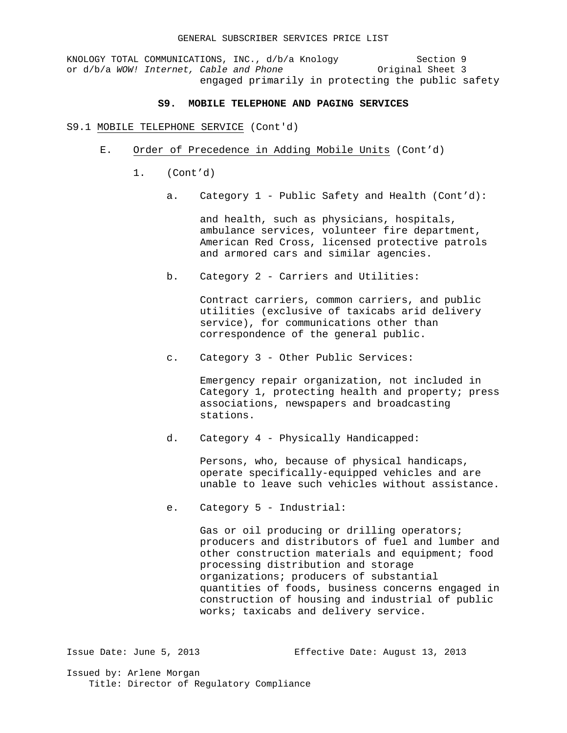engaged primarily in protecting the public safety

## S9. MOBILE TELEPHONE AND PAGING SERVICES

S9.1 MOBILE TELEPHONE SERVICE (Cont'd)

E. Order of Precedence in Adding Mobile Units (Cont'd)

1. (Cont'd)

a. Category 1 - Public Safety and Health (Cont'd):

and health, such as physicians, hospitals, ambulance services, volunteer fire department, American Red Cross, licensed protective patrols and armored cars and similar agencies.

b. Category 2 - Carriers and Utilities:

Contract carriers, common carriers, and public utilities (exclusive of taxicabs arid delivery service), for communications other than correspondence of the general public.

c. Category 3 - Other Public Services:

Emergency repair organization, not included in Category 1, protecting health and property; press associations, newspapers and broadcasting stations.

d. Category 4 - Physically Handicapped:

Persons, who, because of physical handicaps, operate specifically-equipped vehicles and are unable to leave such vehicles without assistance.

e. Category 5 - Industrial:

Gas or oil producing or drilling operators; producers and distributors of fuel and lumber and other construction materials and equipment; food processing distribution and storage organizations; producers of substantial quantities of foods, business concerns engaged in construction of housing and industrial of public works; taxicabs and delivery service.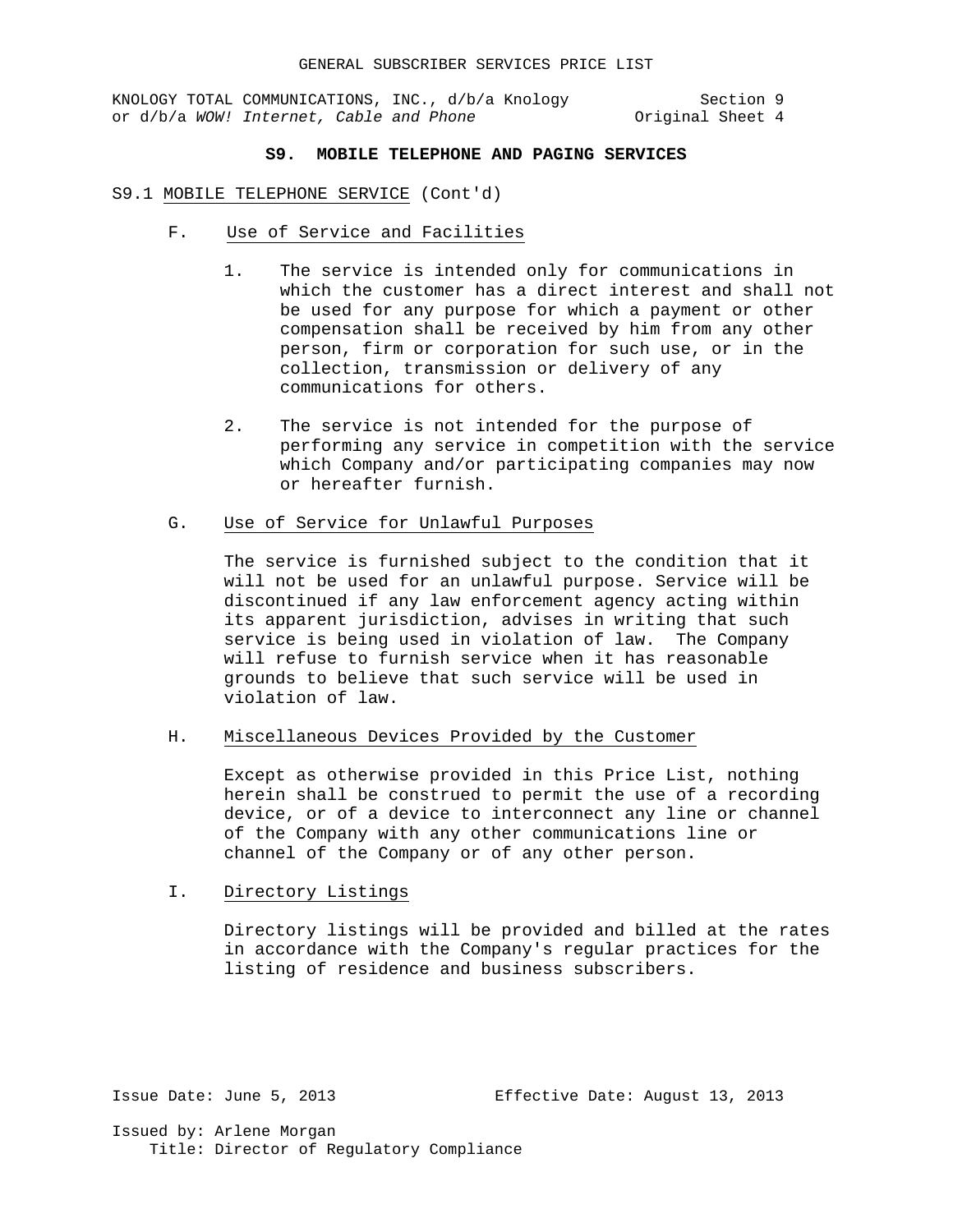## S9. MOBILE TELEPHONE AND PAGING SERVICES

S9.1 MOBILE TELEPHONE SERVICE (Cont'd)

### F. Use of Service and Facilities

1. The service is intended only for communications in which the customer has a direct interest and shall not be used for any purpose for which a payment or other compensation shall be received by him from any other person, firm or corporation for such use, or in the collection, transmission or delivery of any communications for others.

2. The service is not intended for the purpose of performing any service in competition with the service which Company and/or participating companies may now or hereafter furnish.

### G. Use of Service for Unlawful Purposes

The service is furnished subject to the condition that it will not be used for an unlawful purpose. Service will be discontinued if any law enforcement agency acting within its apparent jurisdiction, advises in writing that such service is being used in violation of law. The Company will refuse to furnish service when it has reasonable grounds to believe that such service will be used in violation of law.

### H. Miscellaneous Devices Provided by the Customer

Except as otherwise provided in this Price List, nothing herein shall be construed to permit the use of a recording device, or of a device to interconnect any line or channel of the Company with any other communications line or channel of the Company or of any other person.

### I. Directory Listings

Directory listings will be provided and billed at the rates in accordance with the Company's regular practices for the listing of residence and business subscribers.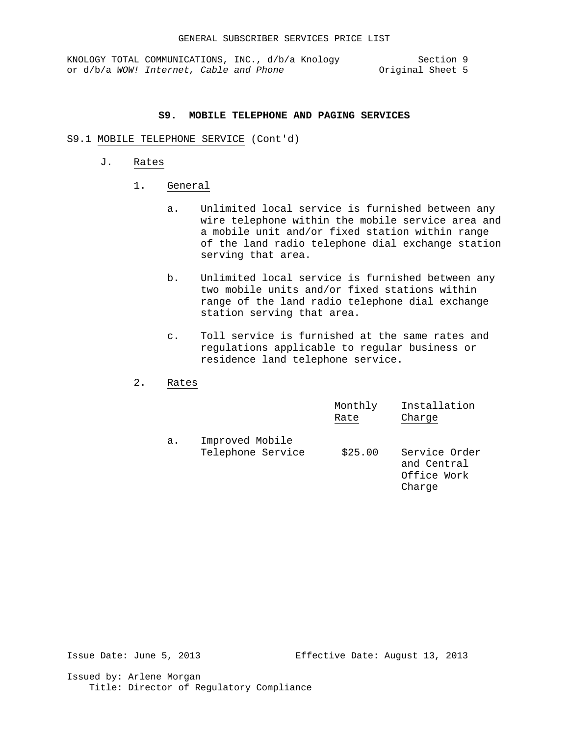## S9. MOBILE TELEPHONE AND PAGING SERVICES

S9.1 MOBILE TELEPHONE SERVICE (Cont'd)

J. Rates

1. General

   a. Unlimited local service is furnished between any wire telephone within the mobile service area and a mobile unit and/or fixed station within range of the land radio telephone dial exchange station serving that area.

   b. Unlimited local service is furnished between any two mobile units and/or fixed stations within range of the land radio telephone dial exchange station serving that area.

   c. Toll service is furnished at the same rates and regulations applicable to regular business or residence land telephone service.

2. Rates

| | | Monthly Rate | Installation Charge |
|---|---|---|---|
| a. | Improved Mobile Telephone Service | $25.00 | Service Order and Central Office Work Charge |

Issue Date: June 5, 2013 Effective Date: August 13, 2013

Issued by: Arlene Morgan
Title: Director of Regulatory Compliance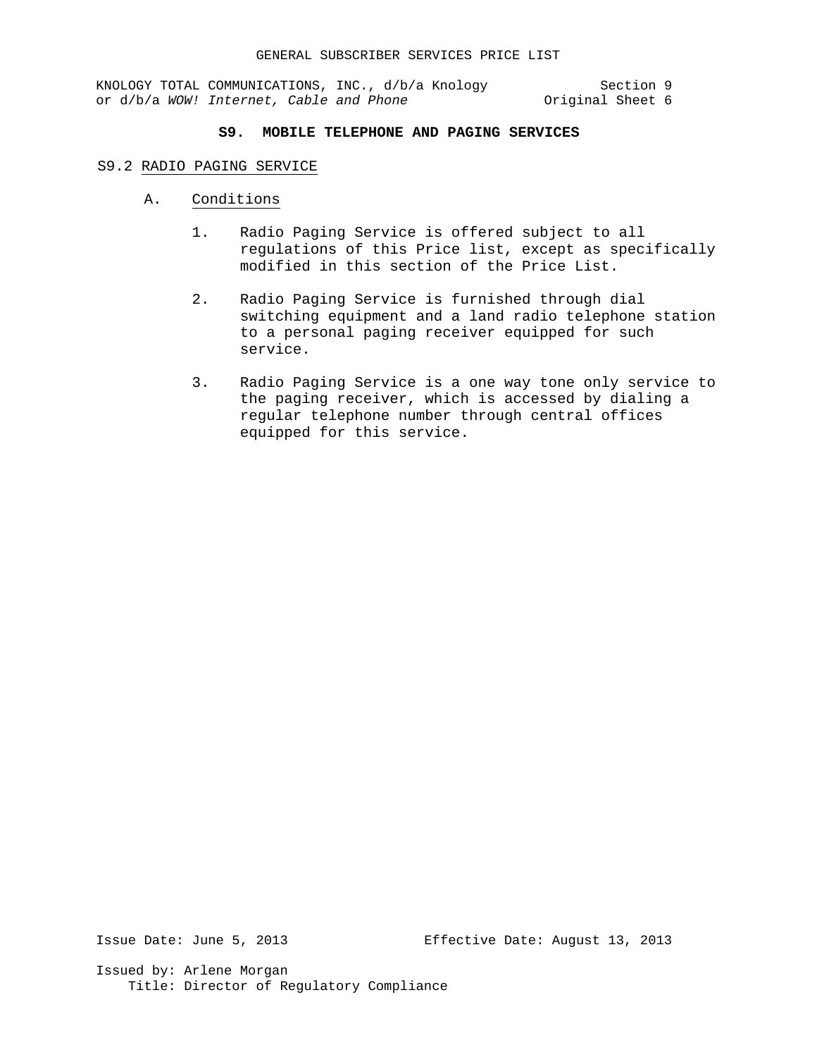## S9. MOBILE TELEPHONE AND PAGING SERVICES

S9.2 RADIO PAGING SERVICE

A. Conditions

1. Radio Paging Service is offered subject to all regulations of this Price list, except as specifically modified in this section of the Price List.

2. Radio Paging Service is furnished through dial switching equipment and a land radio telephone station to a personal paging receiver equipped for such service.

3. Radio Paging Service is a one way tone only service to the paging receiver, which is accessed by dialing a regular telephone number through central offices equipped for this service.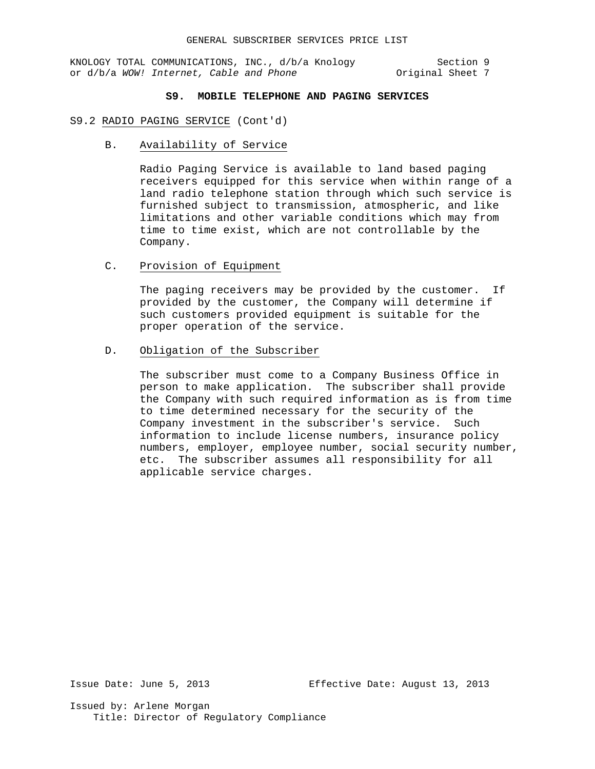## S9. MOBILE TELEPHONE AND PAGING SERVICES

S9.2 RADIO PAGING SERVICE (Cont'd)

B. Availability of Service

Radio Paging Service is available to land based paging receivers equipped for this service when within range of a land radio telephone station through which such service is furnished subject to transmission, atmospheric, and like limitations and other variable conditions which may from time to time exist, which are not controllable by the Company.

C. Provision of Equipment

The paging receivers may be provided by the customer. If provided by the customer, the Company will determine if such customers provided equipment is suitable for the proper operation of the service.

D. Obligation of the Subscriber

The subscriber must come to a Company Business Office in person to make application. The subscriber shall provide the Company with such required information as is from time to time determined necessary for the security of the Company investment in the subscriber's service. Such information to include license numbers, insurance policy numbers, employer, employee number, social security number, etc. The subscriber assumes all responsibility for all applicable service charges.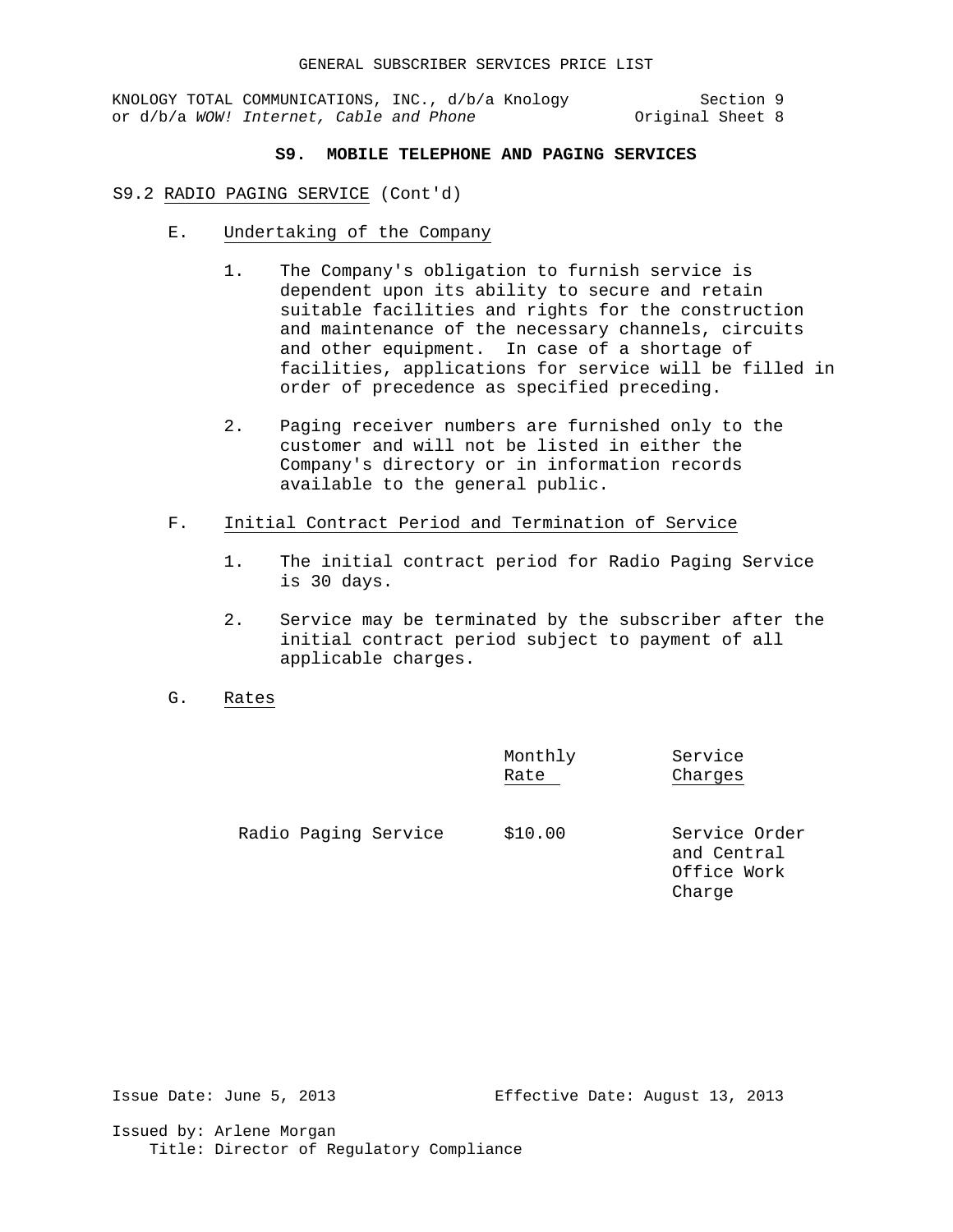## S9. MOBILE TELEPHONE AND PAGING SERVICES

S9.2 RADIO PAGING SERVICE (Cont'd)

E. Undertaking of the Company

1. The Company's obligation to furnish service is dependent upon its ability to secure and retain suitable facilities and rights for the construction and maintenance of the necessary channels, circuits and other equipment. In case of a shortage of facilities, applications for service will be filled in order of precedence as specified preceding.

2. Paging receiver numbers are furnished only to the customer and will not be listed in either the Company's directory or in information records available to the general public.

F. Initial Contract Period and Termination of Service

1. The initial contract period for Radio Paging Service is 30 days.

2. Service may be terminated by the subscriber after the initial contract period subject to payment of all applicable charges.

G. Rates

| | Monthly Rate | Service Charges |
|---|---|---|
| Radio Paging Service | \$10.00 | Service Order and Central Office Work Charge |

Issue Date: June 5, 2013

Effective Date: August 13, 2013

Issued by: Arlene Morgan
Title: Director of Regulatory Compliance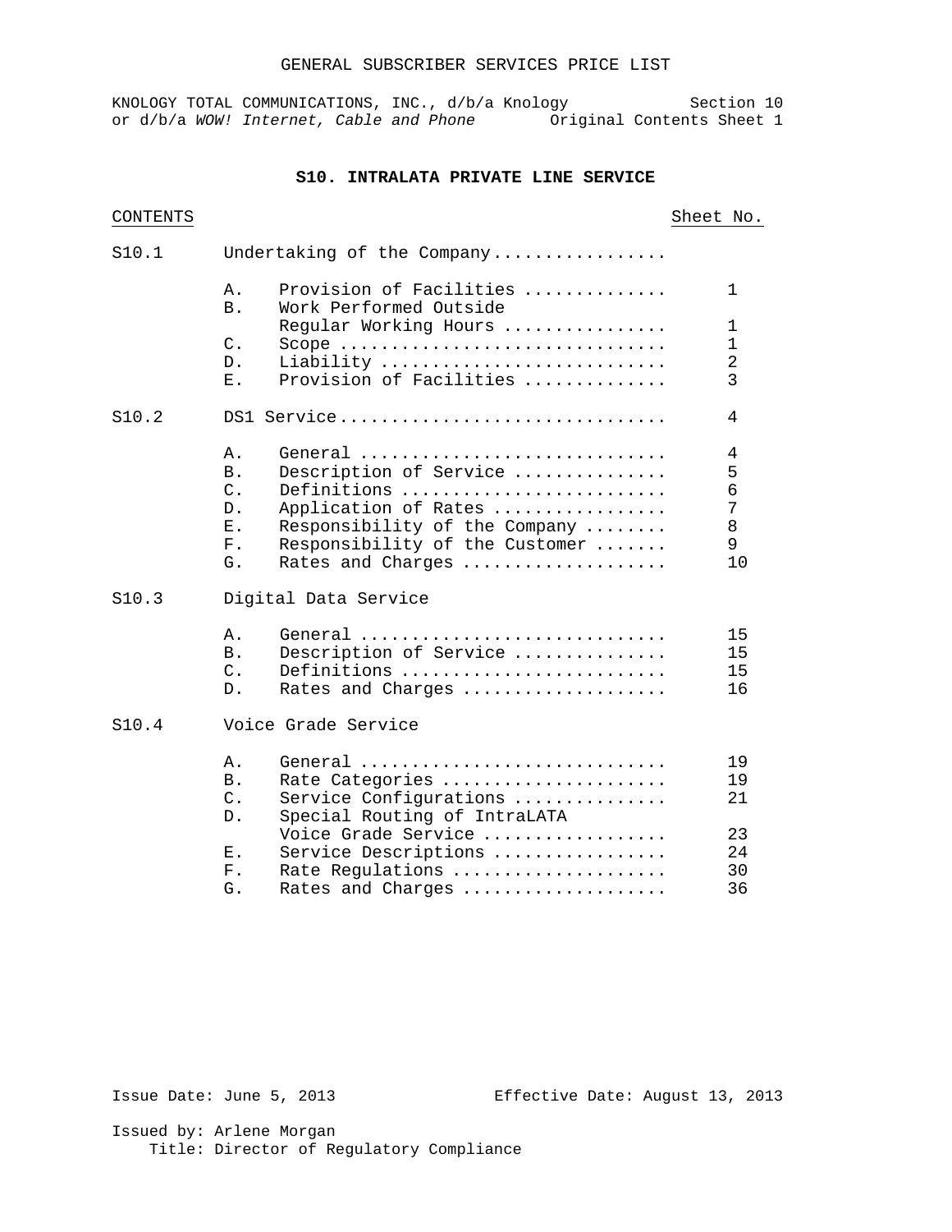GENERAL SUBSCRIBER SERVICES PRICE LIST

KNOLOGY TOTAL COMMUNICATIONS, INC., d/b/a Knology — Section 10
or d/b/a *WOW! Internet, Cable and Phone* — Original Contents Sheet 1

## S10. INTRALATA PRIVATE LINE SERVICE

| CONTENTS | | | Sheet No. |
|---|---|---|---|
| S10.1 | | Undertaking of the Company................. | |
| | A. | Provision of Facilities ............. | 1 |
| | B. | Work Performed Outside Regular Working Hours ................ | 1 |
| | C. | Scope ................................ | 1 |
| | D. | Liability ............................ | 2 |
| | E. | Provision of Facilities .............. | 3 |
| S10.2 | | DS1 Service............................... | 4 |
| | A. | General .............................. | 4 |
| | B. | Description of Service ............... | 5 |
| | C. | Definitions .......................... | 6 |
| | D. | Application of Rates ................. | 7 |
| | E. | Responsibility of the Company ........ | 8 |
| | F. | Responsibility of the Customer ....... | 9 |
| | G. | Rates and Charges .................... | 10 |
| S10.3 | | Digital Data Service | |
| | A. | General .............................. | 15 |
| | B. | Description of Service ............... | 15 |
| | C. | Definitions .......................... | 15 |
| | D. | Rates and Charges .................... | 16 |
| S10.4 | | Voice Grade Service | |
| | A. | General .............................. | 19 |
| | B. | Rate Categories ...................... | 19 |
| | C. | Service Configurations ............... | 21 |
| | D. | Special Routing of IntraLATA Voice Grade Service .................. | 23 |
| | E. | Service Descriptions ................. | 24 |
| | F. | Rate Regulations ..................... | 30 |
| | G. | Rates and Charges .................... | 36 |

Issue Date: June 5, 2013 — Effective Date: August 13, 2013

Issued by: Arlene Morgan
Title: Director of Regulatory Compliance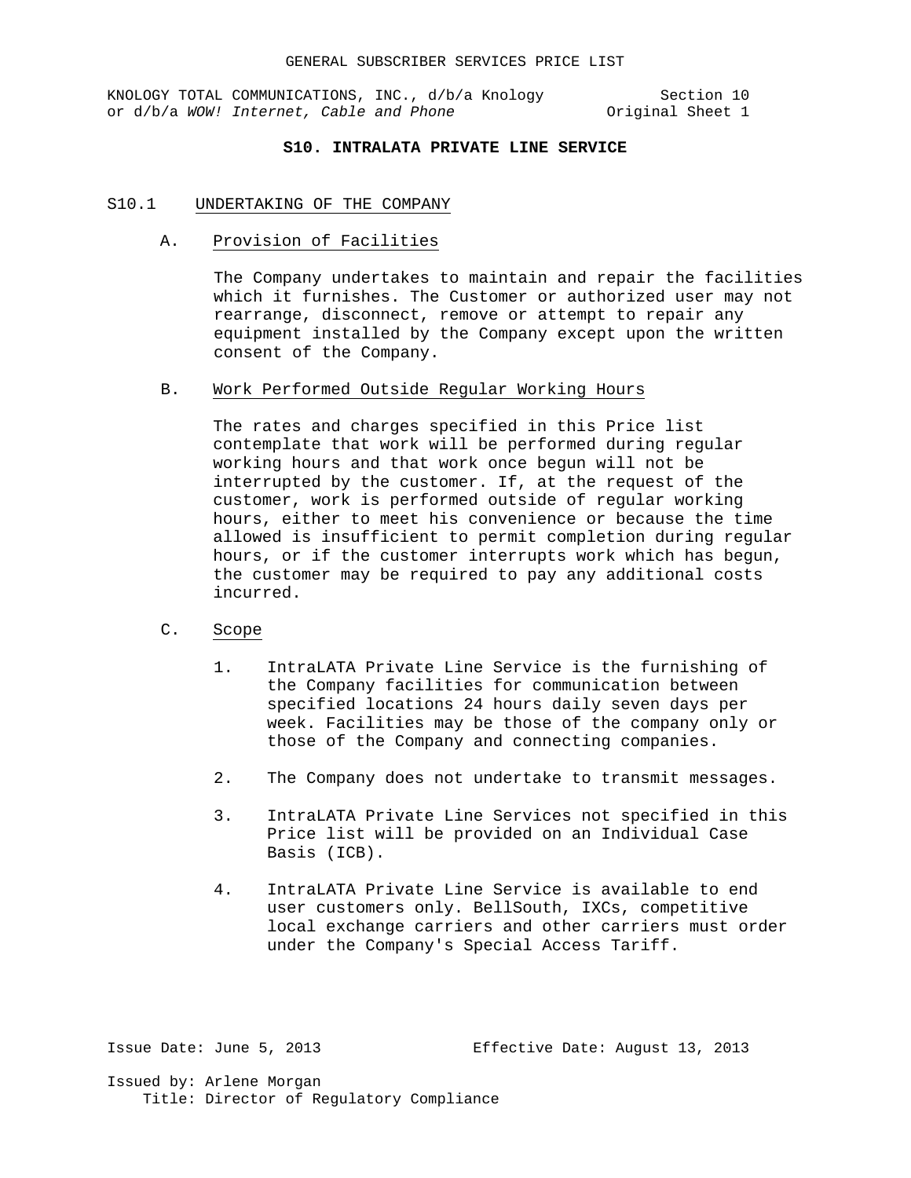# S10. INTRALATA PRIVATE LINE SERVICE

## S10.1 UNDERTAKING OF THE COMPANY

### A. Provision of Facilities

The Company undertakes to maintain and repair the facilities which it furnishes. The Customer or authorized user may not rearrange, disconnect, remove or attempt to repair any equipment installed by the Company except upon the written consent of the Company.

### B. Work Performed Outside Regular Working Hours

The rates and charges specified in this Price list contemplate that work will be performed during regular working hours and that work once begun will not be interrupted by the customer. If, at the request of the customer, work is performed outside of regular working hours, either to meet his convenience or because the time allowed is insufficient to permit completion during regular hours, or if the customer interrupts work which has begun, the customer may be required to pay any additional costs incurred.

### C. Scope

1. IntraLATA Private Line Service is the furnishing of the Company facilities for communication between specified locations 24 hours daily seven days per week. Facilities may be those of the company only or those of the Company and connecting companies.

2. The Company does not undertake to transmit messages.

3. IntraLATA Private Line Services not specified in this Price list will be provided on an Individual Case Basis (ICB).

4. IntraLATA Private Line Service is available to end user customers only. BellSouth, IXCs, competitive local exchange carriers and other carriers must order under the Company's Special Access Tariff.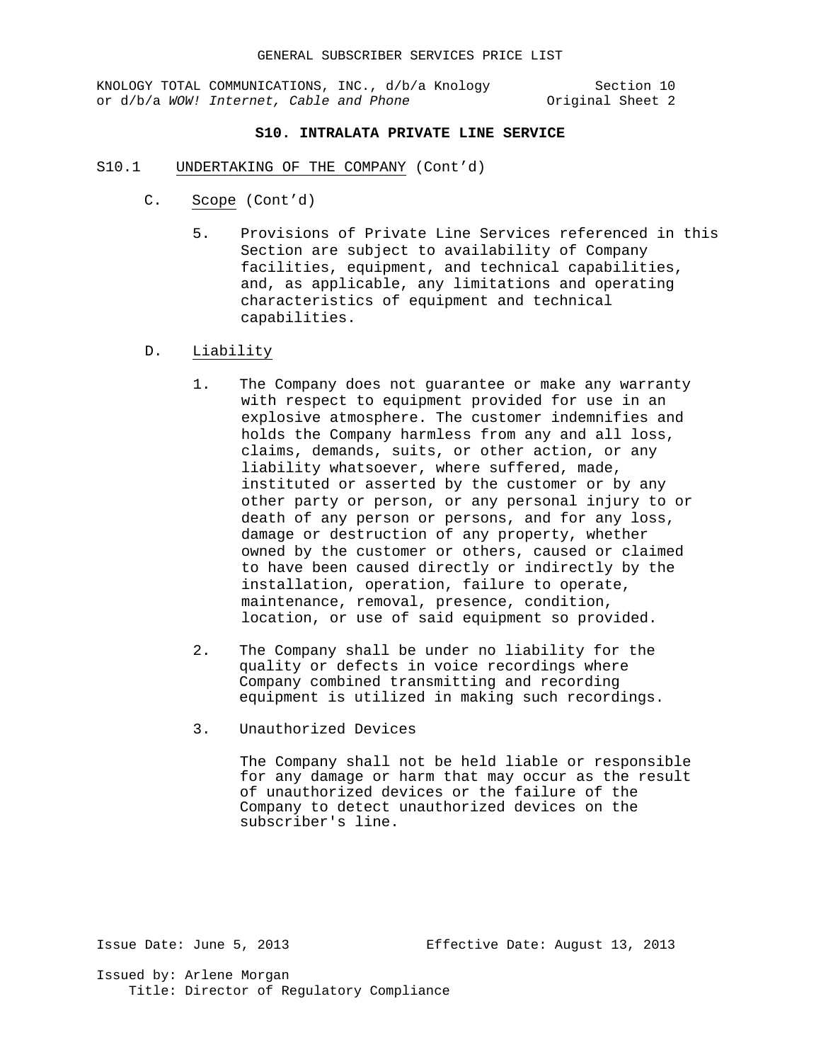## S10. INTRALATA PRIVATE LINE SERVICE

S10.1 UNDERTAKING OF THE COMPANY (Cont'd)

C. Scope (Cont'd)

5. Provisions of Private Line Services referenced in this Section are subject to availability of Company facilities, equipment, and technical capabilities, and, as applicable, any limitations and operating characteristics of equipment and technical capabilities.

D. Liability

1. The Company does not guarantee or make any warranty with respect to equipment provided for use in an explosive atmosphere. The customer indemnifies and holds the Company harmless from any and all loss, claims, demands, suits, or other action, or any liability whatsoever, where suffered, made, instituted or asserted by the customer or by any other party or person, or any personal injury to or death of any person or persons, and for any loss, damage or destruction of any property, whether owned by the customer or others, caused or claimed to have been caused directly or indirectly by the installation, operation, failure to operate, maintenance, removal, presence, condition, location, or use of said equipment so provided.

2. The Company shall be under no liability for the quality or defects in voice recordings where Company combined transmitting and recording equipment is utilized in making such recordings.

3. Unauthorized Devices

   The Company shall not be held liable or responsible for any damage or harm that may occur as the result of unauthorized devices or the failure of the Company to detect unauthorized devices on the subscriber's line.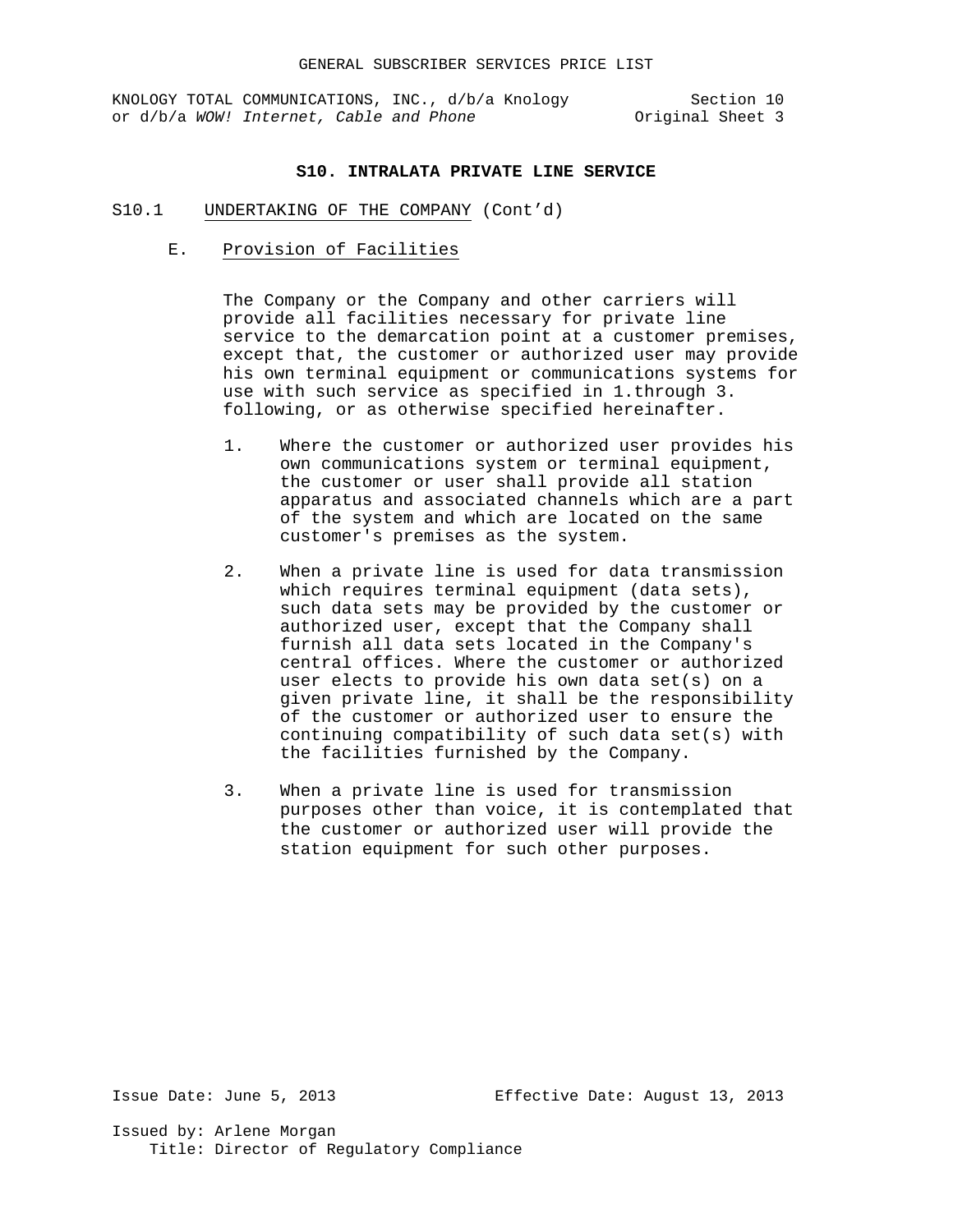## S10. INTRALATA PRIVATE LINE SERVICE

S10.1 UNDERTAKING OF THE COMPANY (Cont'd)

E. Provision of Facilities

The Company or the Company and other carriers will provide all facilities necessary for private line service to the demarcation point at a customer premises, except that, the customer or authorized user may provide his own terminal equipment or communications systems for use with such service as specified in 1.through 3. following, or as otherwise specified hereinafter.

1. Where the customer or authorized user provides his own communications system or terminal equipment, the customer or user shall provide all station apparatus and associated channels which are a part of the system and which are located on the same customer's premises as the system.

2. When a private line is used for data transmission which requires terminal equipment (data sets), such data sets may be provided by the customer or authorized user, except that the Company shall furnish all data sets located in the Company's central offices. Where the customer or authorized user elects to provide his own data set(s) on a given private line, it shall be the responsibility of the customer or authorized user to ensure the continuing compatibility of such data set(s) with the facilities furnished by the Company.

3. When a private line is used for transmission purposes other than voice, it is contemplated that the customer or authorized user will provide the station equipment for such other purposes.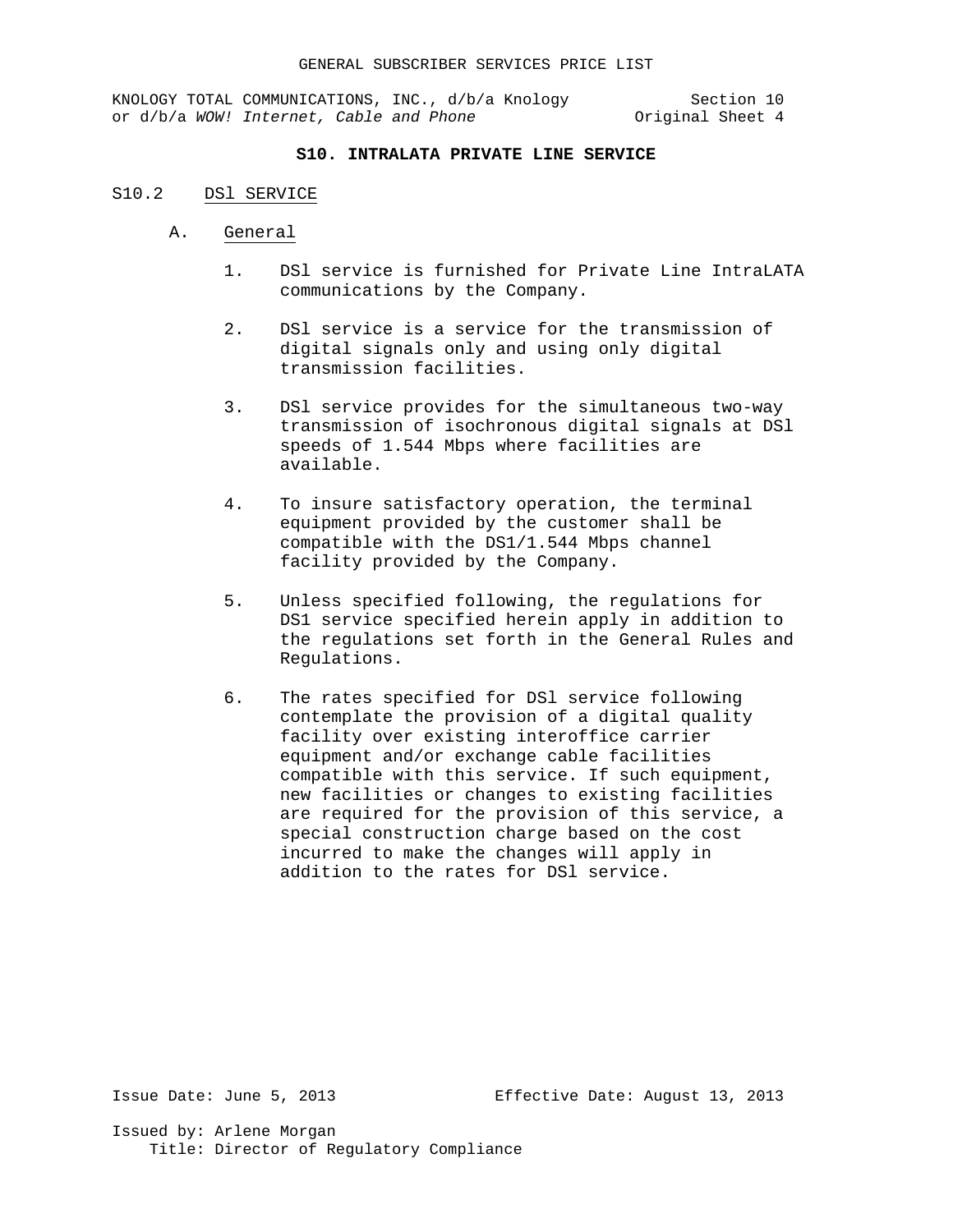## S10. INTRALATA PRIVATE LINE SERVICE

### S10.2 DSl SERVICE

#### A. General

1. DSl service is furnished for Private Line IntraLATA communications by the Company.

2. DSl service is a service for the transmission of digital signals only and using only digital transmission facilities.

3. DSl service provides for the simultaneous two-way transmission of isochronous digital signals at DSl speeds of 1.544 Mbps where facilities are available.

4. To insure satisfactory operation, the terminal equipment provided by the customer shall be compatible with the DS1/1.544 Mbps channel facility provided by the Company.

5. Unless specified following, the regulations for DS1 service specified herein apply in addition to the regulations set forth in the General Rules and Regulations.

6. The rates specified for DSl service following contemplate the provision of a digital quality facility over existing interoffice carrier equipment and/or exchange cable facilities compatible with this service. If such equipment, new facilities or changes to existing facilities are required for the provision of this service, a special construction charge based on the cost incurred to make the changes will apply in addition to the rates for DSl service.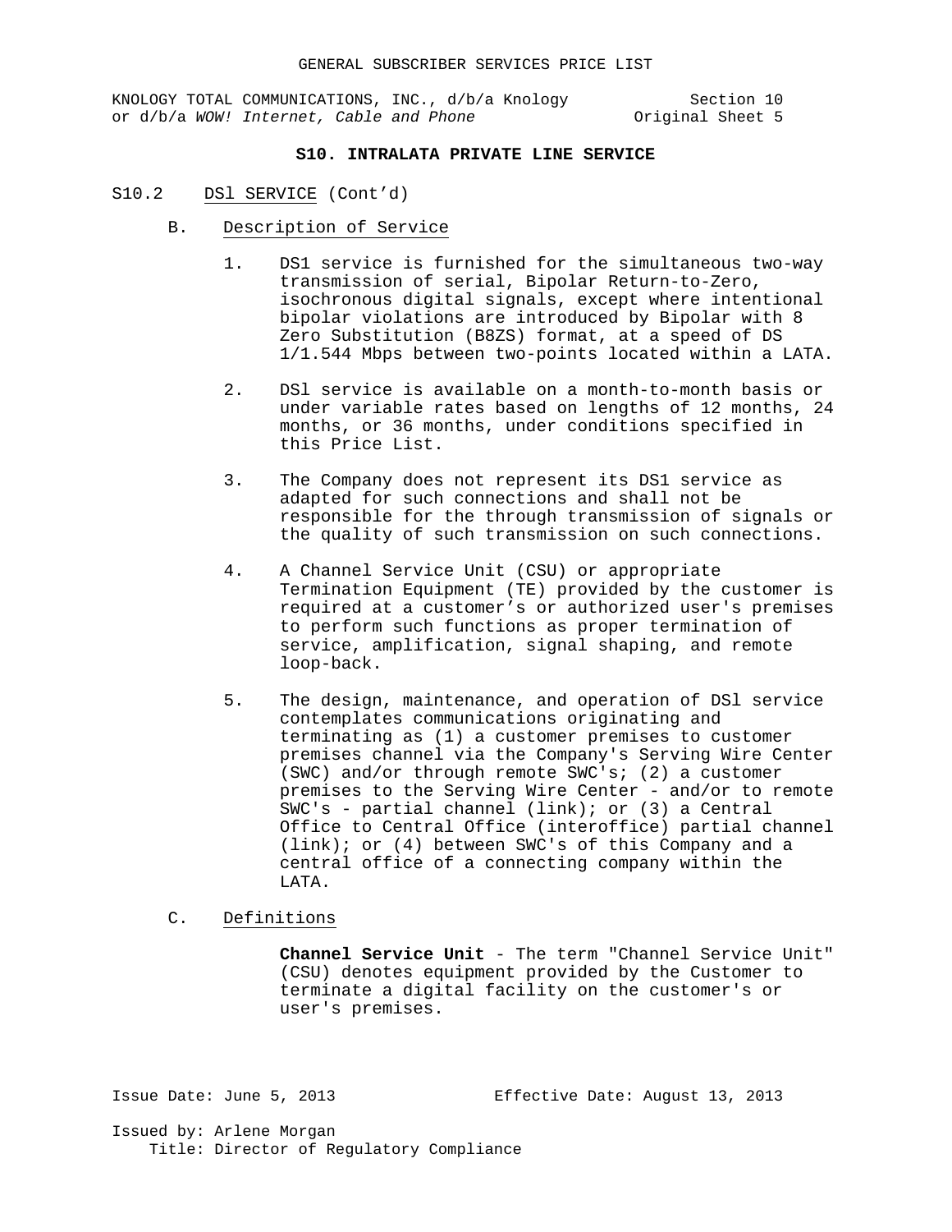## S10. INTRALATA PRIVATE LINE SERVICE

S10.2 DSl SERVICE (Cont'd)

B. Description of Service

1. DS1 service is furnished for the simultaneous two-way transmission of serial, Bipolar Return-to-Zero, isochronous digital signals, except where intentional bipolar violations are introduced by Bipolar with 8 Zero Substitution (B8ZS) format, at a speed of DS 1/1.544 Mbps between two-points located within a LATA.

2. DSl service is available on a month-to-month basis or under variable rates based on lengths of 12 months, 24 months, or 36 months, under conditions specified in this Price List.

3. The Company does not represent its DS1 service as adapted for such connections and shall not be responsible for the through transmission of signals or the quality of such transmission on such connections.

4. A Channel Service Unit (CSU) or appropriate Termination Equipment (TE) provided by the customer is required at a customer's or authorized user's premises to perform such functions as proper termination of service, amplification, signal shaping, and remote loop-back.

5. The design, maintenance, and operation of DSl service contemplates communications originating and terminating as (1) a customer premises to customer premises channel via the Company's Serving Wire Center (SWC) and/or through remote SWC's; (2) a customer premises to the Serving Wire Center - and/or to remote SWC's - partial channel (link); or (3) a Central Office to Central Office (interoffice) partial channel (link); or (4) between SWC's of this Company and a central office of a connecting company within the LATA.

C. Definitions

**Channel Service Unit** - The term "Channel Service Unit" (CSU) denotes equipment provided by the Customer to terminate a digital facility on the customer's or user's premises.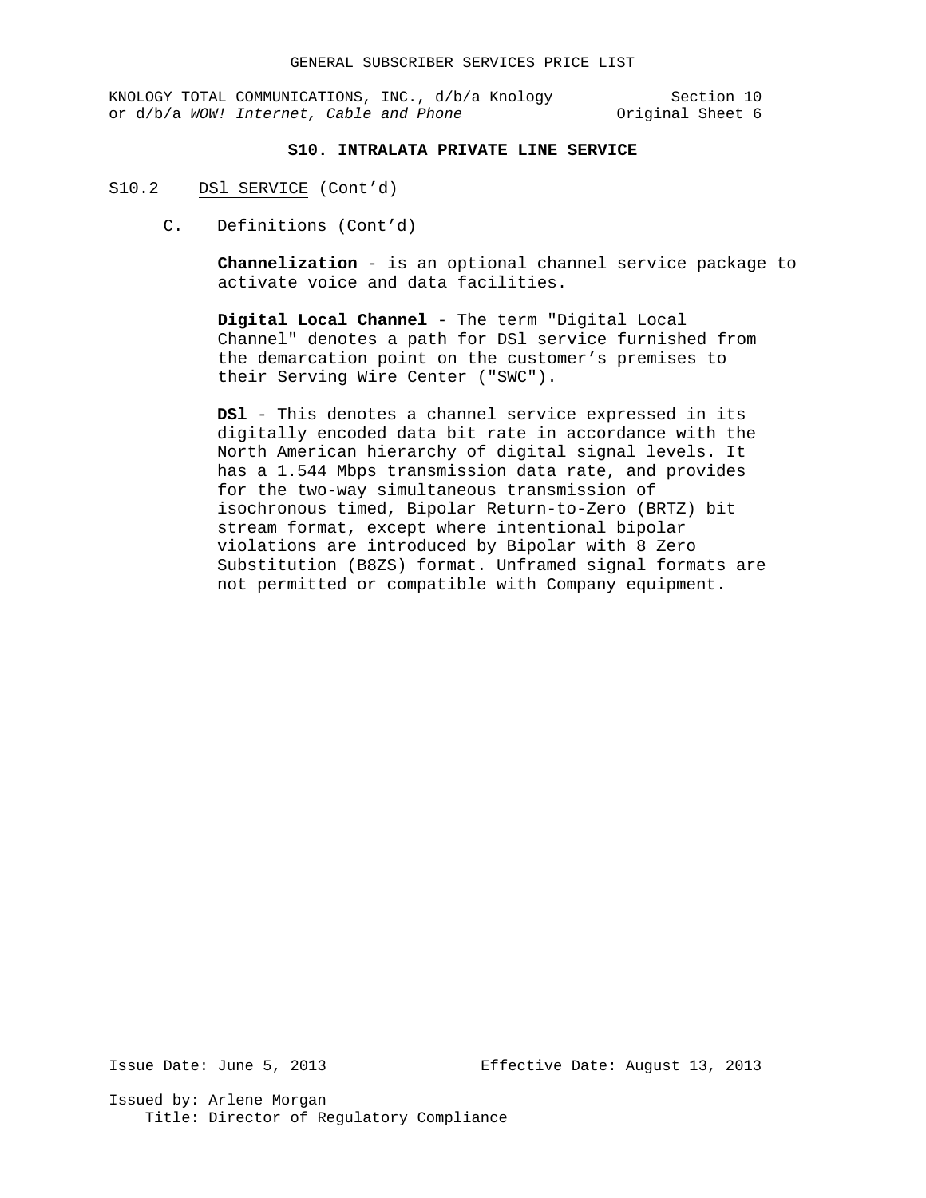## S10. INTRALATA PRIVATE LINE SERVICE

S10.2 DSl SERVICE (Cont'd)

C. Definitions (Cont'd)

**Channelization** - is an optional channel service package to activate voice and data facilities.

**Digital Local Channel** - The term "Digital Local Channel" denotes a path for DSl service furnished from the demarcation point on the customer's premises to their Serving Wire Center ("SWC").

**DSl** - This denotes a channel service expressed in its digitally encoded data bit rate in accordance with the North American hierarchy of digital signal levels. It has a 1.544 Mbps transmission data rate, and provides for the two-way simultaneous transmission of isochronous timed, Bipolar Return-to-Zero (BRTZ) bit stream format, except where intentional bipolar violations are introduced by Bipolar with 8 Zero Substitution (B8ZS) format. Unframed signal formats are not permitted or compatible with Company equipment.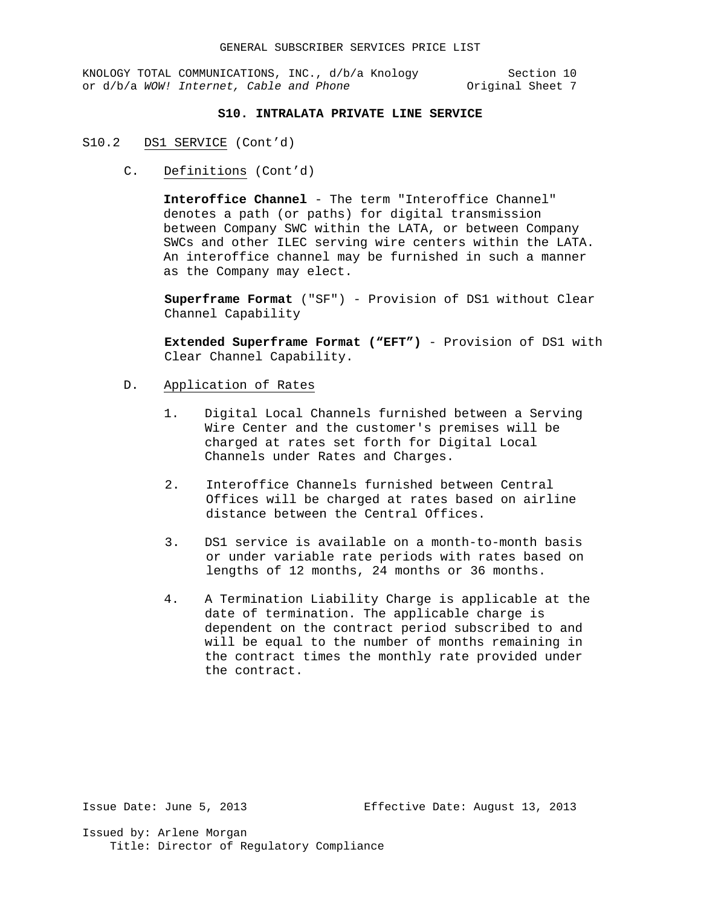## S10. INTRALATA PRIVATE LINE SERVICE

S10.2 DS1 SERVICE (Cont'd)

C. Definitions (Cont'd)

**Interoffice Channel** - The term "Interoffice Channel" denotes a path (or paths) for digital transmission between Company SWC within the LATA, or between Company SWCs and other ILEC serving wire centers within the LATA. An interoffice channel may be furnished in such a manner as the Company may elect.

**Superframe Format** ("SF") - Provision of DS1 without Clear Channel Capability

**Extended Superframe Format ("EFT")** - Provision of DS1 with Clear Channel Capability.

D. Application of Rates

1. Digital Local Channels furnished between a Serving Wire Center and the customer's premises will be charged at rates set forth for Digital Local Channels under Rates and Charges.

2. Interoffice Channels furnished between Central Offices will be charged at rates based on airline distance between the Central Offices.

3. DS1 service is available on a month-to-month basis or under variable rate periods with rates based on lengths of 12 months, 24 months or 36 months.

4. A Termination Liability Charge is applicable at the date of termination. The applicable charge is dependent on the contract period subscribed to and will be equal to the number of months remaining in the contract times the monthly rate provided under the contract.

Issue Date: June 5, 2013 Effective Date: August 13, 2013

Issued by: Arlene Morgan
Title: Director of Regulatory Compliance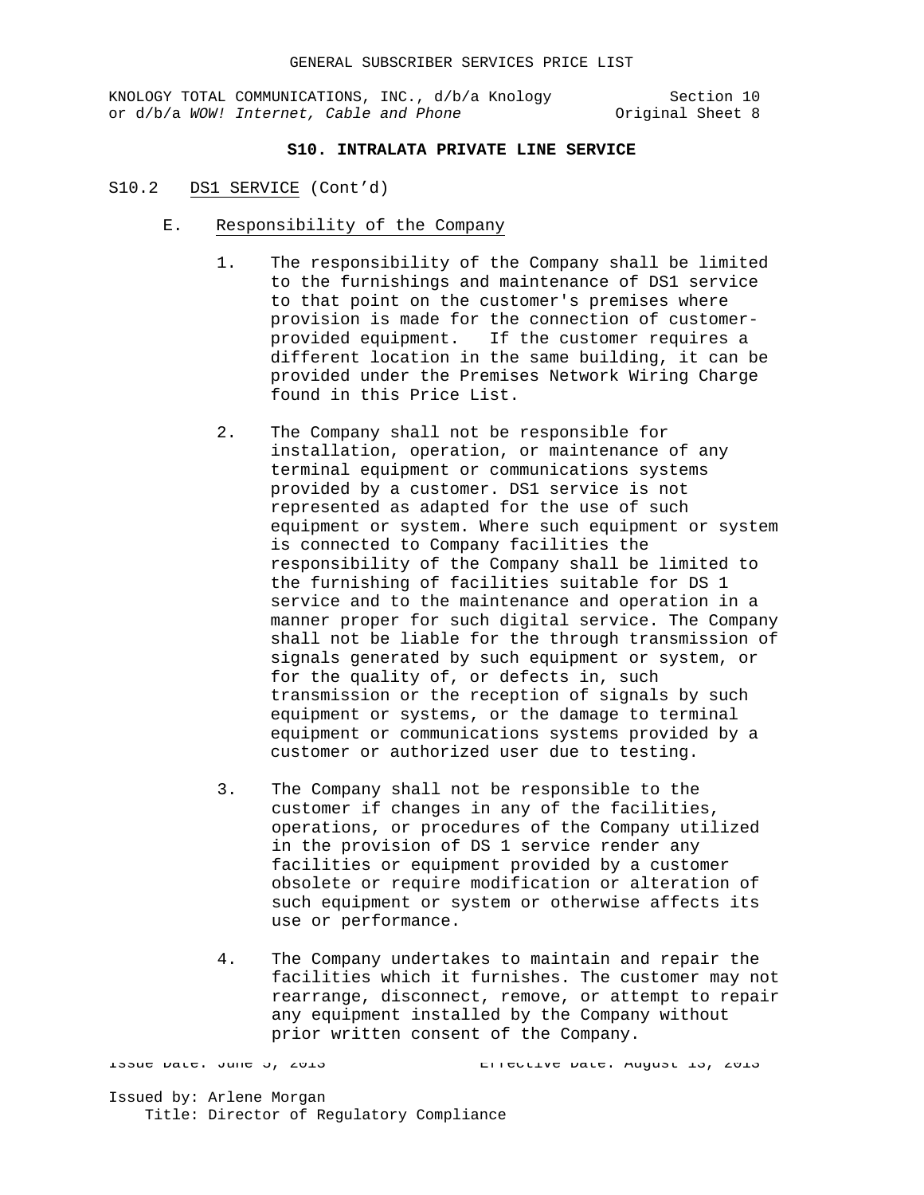## S10. INTRALATA PRIVATE LINE SERVICE

S10.2 DS1 SERVICE (Cont'd)

E. Responsibility of the Company

1. The responsibility of the Company shall be limited to the furnishings and maintenance of DS1 service to that point on the customer's premises where provision is made for the connection of customer-provided equipment. If the customer requires a different location in the same building, it can be provided under the Premises Network Wiring Charge found in this Price List.

2. The Company shall not be responsible for installation, operation, or maintenance of any terminal equipment or communications systems provided by a customer. DS1 service is not represented as adapted for the use of such equipment or system. Where such equipment or system is connected to Company facilities the responsibility of the Company shall be limited to the furnishing of facilities suitable for DS 1 service and to the maintenance and operation in a manner proper for such digital service. The Company shall not be liable for the through transmission of signals generated by such equipment or system, or for the quality of, or defects in, such transmission or the reception of signals by such equipment or systems, or the damage to terminal equipment or communications systems provided by a customer or authorized user due to testing.

3. The Company shall not be responsible to the customer if changes in any of the facilities, operations, or procedures of the Company utilized in the provision of DS 1 service render any facilities or equipment provided by a customer obsolete or require modification or alteration of such equipment or system or otherwise affects its use or performance.

4. The Company undertakes to maintain and repair the facilities which it furnishes. The customer may not rearrange, disconnect, remove, or attempt to repair any equipment installed by the Company without prior written consent of the Company.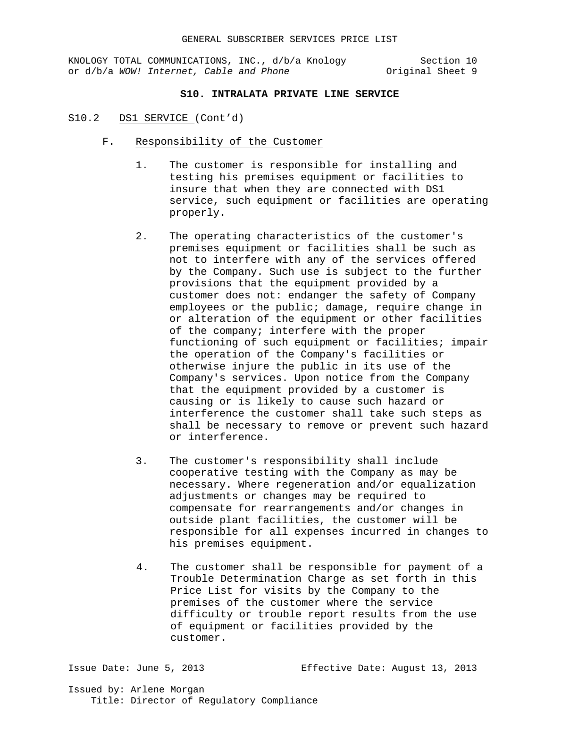## S10. INTRALATA PRIVATE LINE SERVICE

S10.2 DS1 SERVICE (Cont'd)

F. Responsibility of the Customer

1. The customer is responsible for installing and testing his premises equipment or facilities to insure that when they are connected with DS1 service, such equipment or facilities are operating properly.

2. The operating characteristics of the customer's premises equipment or facilities shall be such as not to interfere with any of the services offered by the Company. Such use is subject to the further provisions that the equipment provided by a customer does not: endanger the safety of Company employees or the public; damage, require change in or alteration of the equipment or other facilities of the company; interfere with the proper functioning of such equipment or facilities; impair the operation of the Company's facilities or otherwise injure the public in its use of the Company's services. Upon notice from the Company that the equipment provided by a customer is causing or is likely to cause such hazard or interference the customer shall take such steps as shall be necessary to remove or prevent such hazard or interference.

3. The customer's responsibility shall include cooperative testing with the Company as may be necessary. Where regeneration and/or equalization adjustments or changes may be required to compensate for rearrangements and/or changes in outside plant facilities, the customer will be responsible for all expenses incurred in changes to his premises equipment.

4. The customer shall be responsible for payment of a Trouble Determination Charge as set forth in this Price List for visits by the Company to the premises of the customer where the service difficulty or trouble report results from the use of equipment or facilities provided by the customer.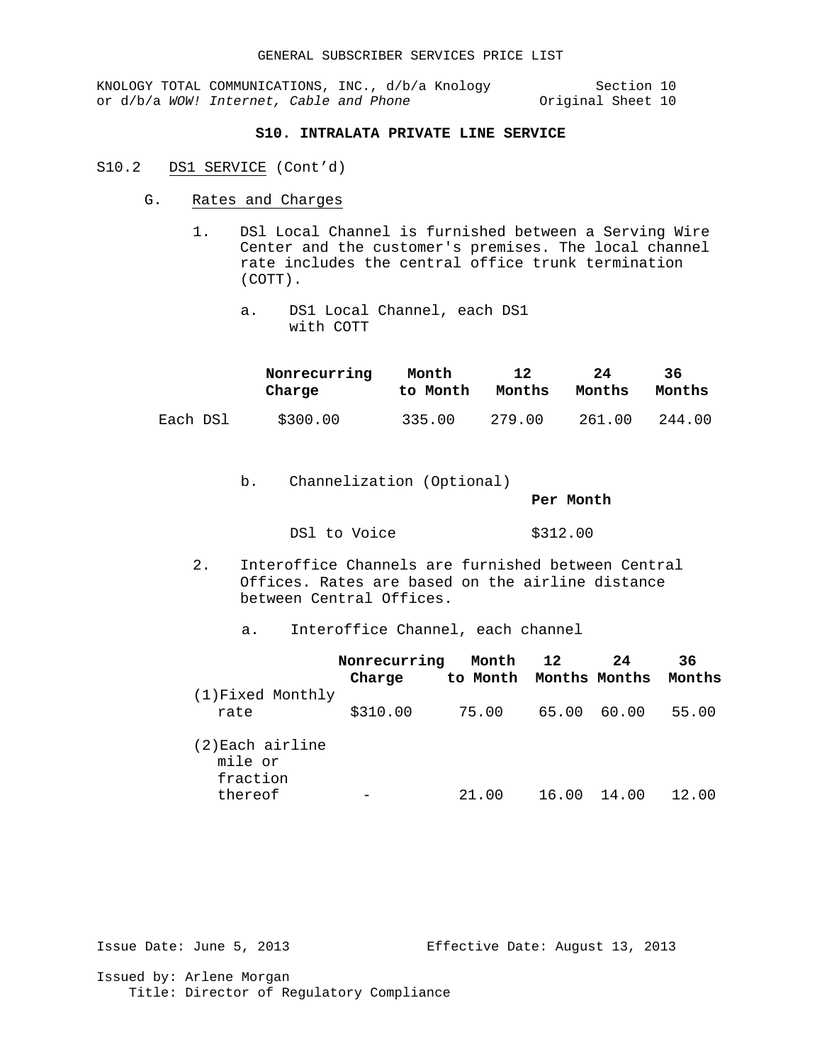### S10. INTRALATA PRIVATE LINE SERVICE

S10.2 DS1 SERVICE (Cont'd)

G. Rates and Charges

1. DSl Local Channel is furnished between a Serving Wire Center and the customer's premises. The local channel rate includes the central office trunk termination (COTT).

   a. DS1 Local Channel, each DS1 with COTT

| | Nonrecurring Charge | Month to Month | 12 Months | 24 Months | 36 Months |
|---|---|---|---|---|---|
| Each DSl | $300.00 | 335.00 | 279.00 | 261.00 | 244.00 |

   b. Channelization (Optional)

| | Per Month |
|---|---|
| DSl to Voice | $312.00 |

2. Interoffice Channels are furnished between Central Offices. Rates are based on the airline distance between Central Offices.

   a. Interoffice Channel, each channel

| | Nonrecurring Charge | Month to Month | 12 Months | 24 Months | 36 Months |
|---|---|---|---|---|---|
| (1)Fixed Monthly rate | $310.00 | 75.00 | 65.00 | 60.00 | 55.00 |
| (2)Each airline mile or fraction thereof | - | 21.00 | 16.00 | 14.00 | 12.00 |

Issue Date: June 5, 2013 Effective Date: August 13, 2013

Issued by: Arlene Morgan
Title: Director of Regulatory Compliance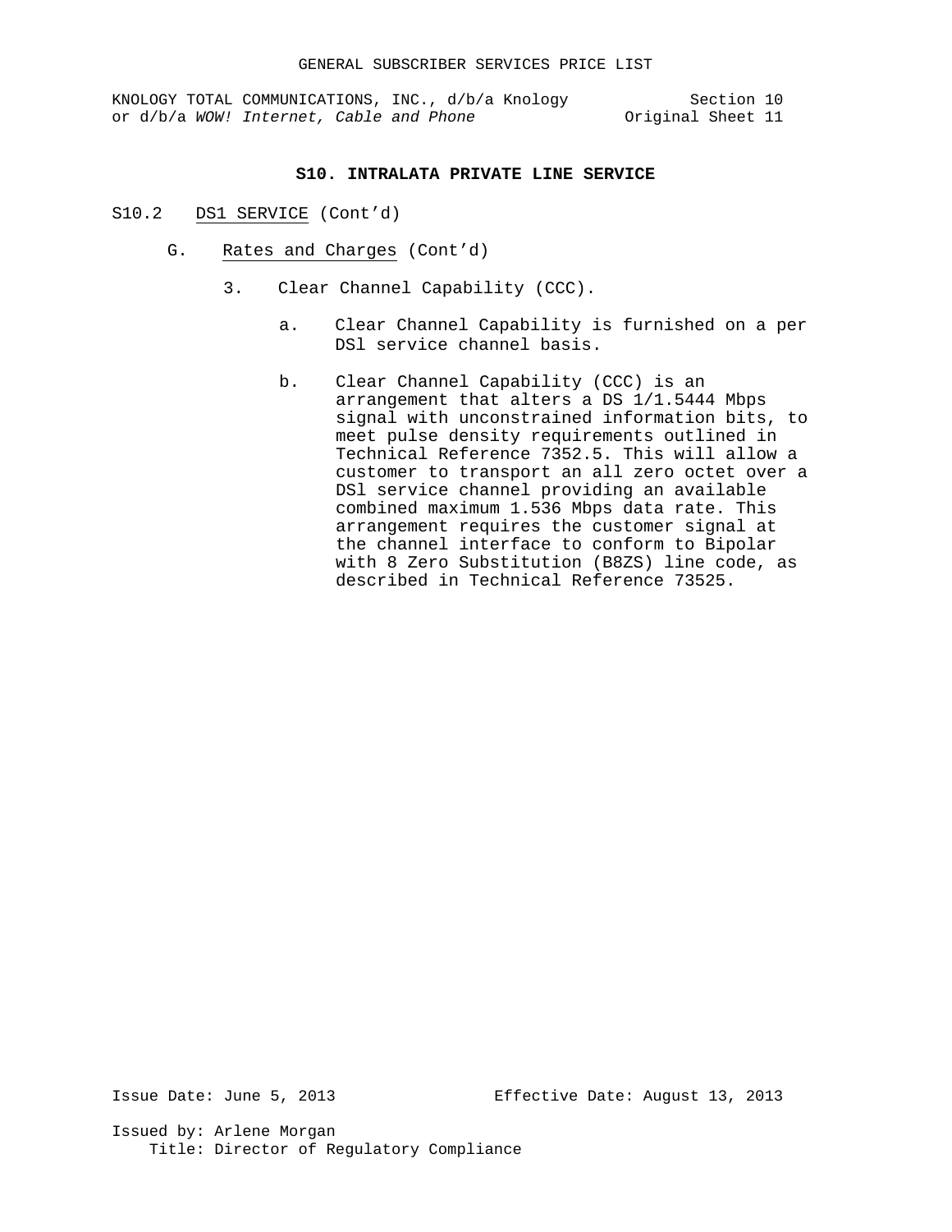## S10. INTRALATA PRIVATE LINE SERVICE

S10.2 DS1 SERVICE (Cont'd)

G. Rates and Charges (Cont'd)

3. Clear Channel Capability (CCC).

a. Clear Channel Capability is furnished on a per DSl service channel basis.

b. Clear Channel Capability (CCC) is an arrangement that alters a DS 1/1.5444 Mbps signal with unconstrained information bits, to meet pulse density requirements outlined in Technical Reference 7352.5. This will allow a customer to transport an all zero octet over a DSl service channel providing an available combined maximum 1.536 Mbps data rate. This arrangement requires the customer signal at the channel interface to conform to Bipolar with 8 Zero Substitution (B8ZS) line code, as described in Technical Reference 73525.

Issue Date: June 5, 2013 Effective Date: August 13, 2013

Issued by: Arlene Morgan
Title: Director of Regulatory Compliance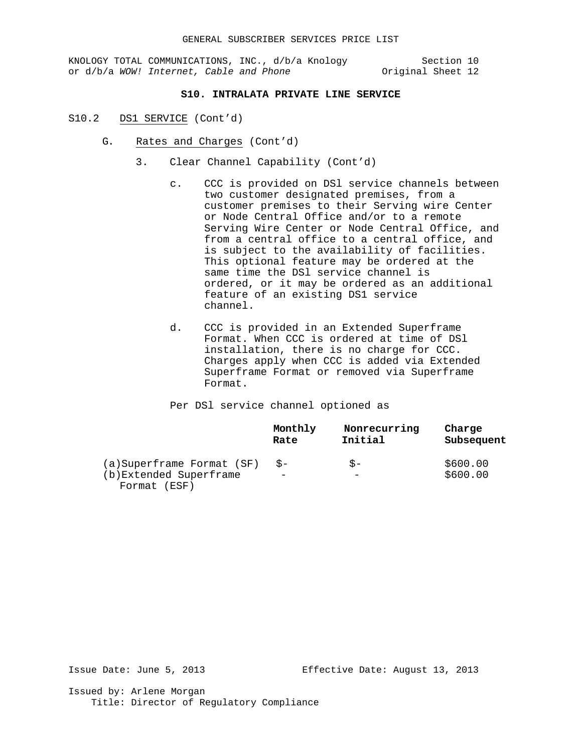### S10. INTRALATA PRIVATE LINE SERVICE

S10.2 DS1 SERVICE (Cont'd)

G. Rates and Charges (Cont'd)

3. Clear Channel Capability (Cont'd)

c. CCC is provided on DSl service channels between two customer designated premises, from a customer premises to their Serving wire Center or Node Central Office and/or to a remote Serving Wire Center or Node Central Office, and from a central office to a central office, and is subject to the availability of facilities. This optional feature may be ordered at the same time the DSl service channel is ordered, or it may be ordered as an additional feature of an existing DS1 service channel.

d. CCC is provided in an Extended Superframe Format. When CCC is ordered at time of DSl installation, there is no charge for CCC. Charges apply when CCC is added via Extended Superframe Format or removed via Superframe Format.

Per DSl service channel optioned as

| | Monthly Rate | Nonrecurring Initial | Charge Subsequent |
|---|---|---|---|
| (a) Superframe Format (SF) | $- | $- | $600.00 |
| (b) Extended Superframe Format (ESF) | - | - | $600.00 |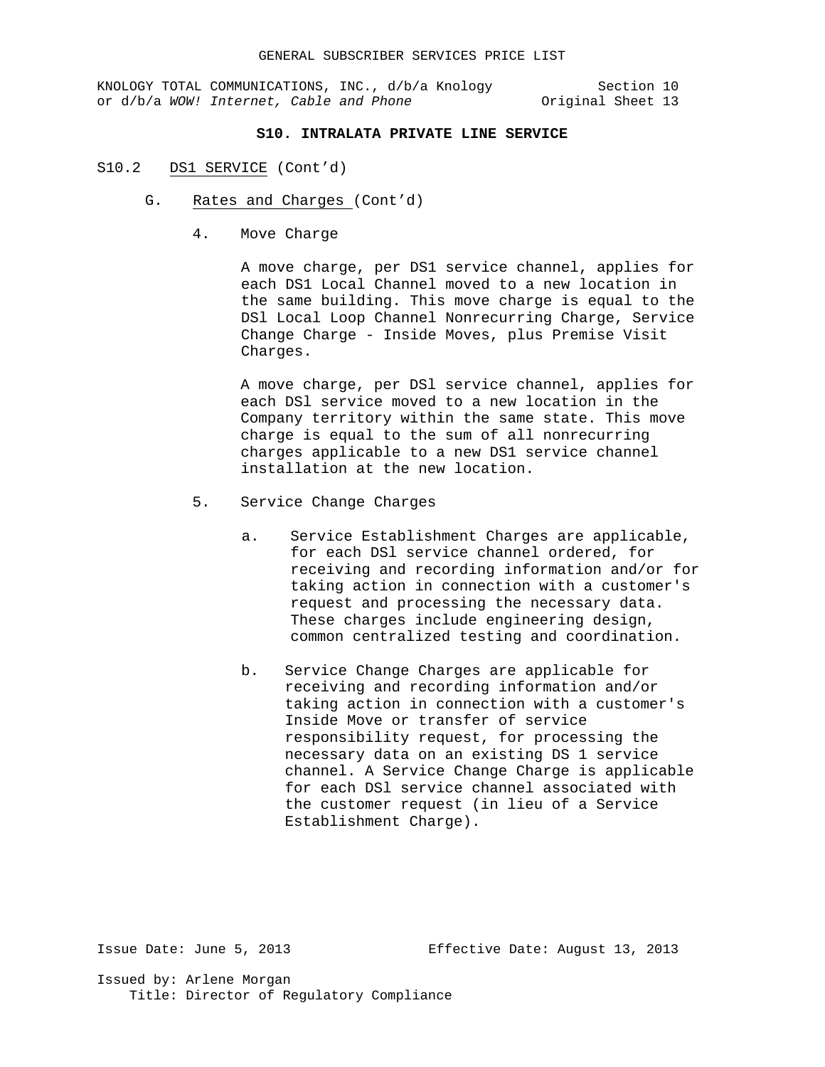### S10. INTRALATA PRIVATE LINE SERVICE

S10.2 DS1 SERVICE (Cont'd)

G. Rates and Charges (Cont'd)

4. Move Charge

A move charge, per DS1 service channel, applies for each DS1 Local Channel moved to a new location in the same building. This move charge is equal to the DSl Local Loop Channel Nonrecurring Charge, Service Change Charge - Inside Moves, plus Premise Visit Charges.

A move charge, per DSl service channel, applies for each DSl service moved to a new location in the Company territory within the same state. This move charge is equal to the sum of all nonrecurring charges applicable to a new DS1 service channel installation at the new location.

5. Service Change Charges

a. Service Establishment Charges are applicable, for each DSl service channel ordered, for receiving and recording information and/or for taking action in connection with a customer's request and processing the necessary data. These charges include engineering design, common centralized testing and coordination.

b. Service Change Charges are applicable for receiving and recording information and/or taking action in connection with a customer's Inside Move or transfer of service responsibility request, for processing the necessary data on an existing DS 1 service channel. A Service Change Charge is applicable for each DSl service channel associated with the customer request (in lieu of a Service Establishment Charge).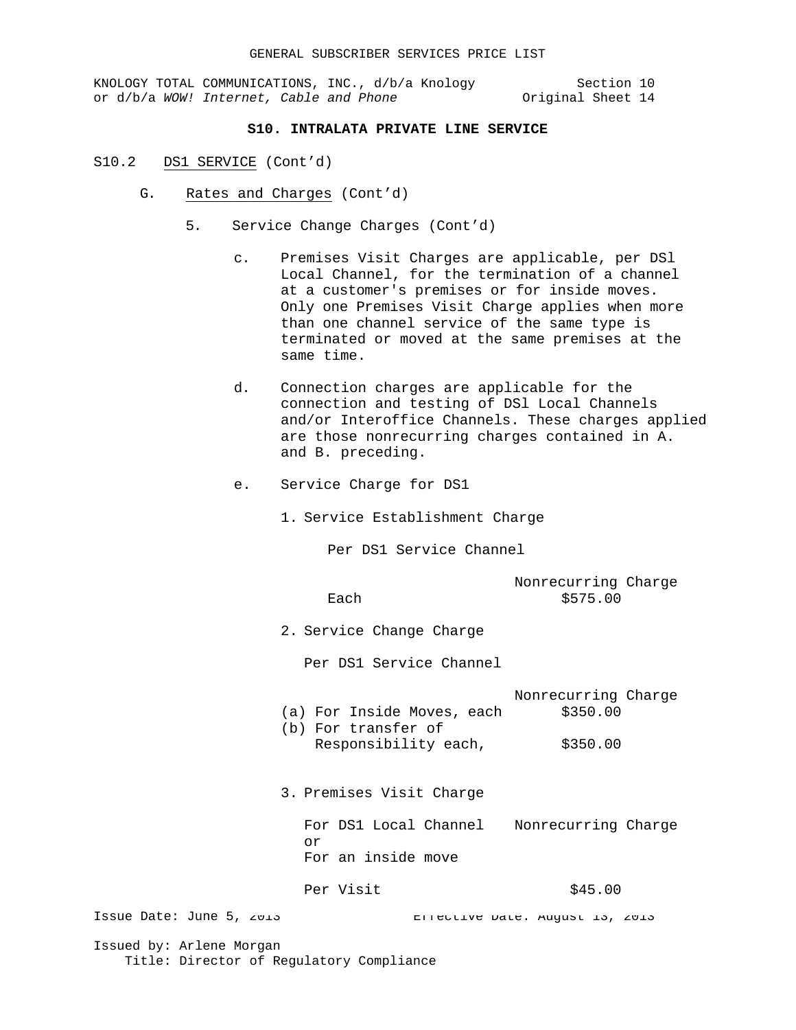## S10. INTRALATA PRIVATE LINE SERVICE

S10.2 DS1 SERVICE (Cont'd)

G. Rates and Charges (Cont'd)

5. Service Change Charges (Cont'd)

c. Premises Visit Charges are applicable, per DSl Local Channel, for the termination of a channel at a customer's premises or for inside moves. Only one Premises Visit Charge applies when more than one channel service of the same type is terminated or moved at the same premises at the same time.

d. Connection charges are applicable for the connection and testing of DSl Local Channels and/or Interoffice Channels. These charges applied are those nonrecurring charges contained in A. and B. preceding.

e. Service Charge for DS1

1. Service Establishment Charge

Per DS1 Service Channel

| | Nonrecurring Charge |
|---|---|
| Each | $575.00 |

2. Service Change Charge

Per DS1 Service Channel

| | Nonrecurring Charge |
|---|---|
| (a) For Inside Moves, each | $350.00 |
| (b) For transfer of Responsibility each, | $350.00 |

3. Premises Visit Charge

| For DS1 Local Channel or For an inside move | Nonrecurring Charge |
|---|---|
| Per Visit | $45.00 |

Issue Date: June 5, 2013 Effective Date: August 13, 2013

Issued by: Arlene Morgan
Title: Director of Regulatory Compliance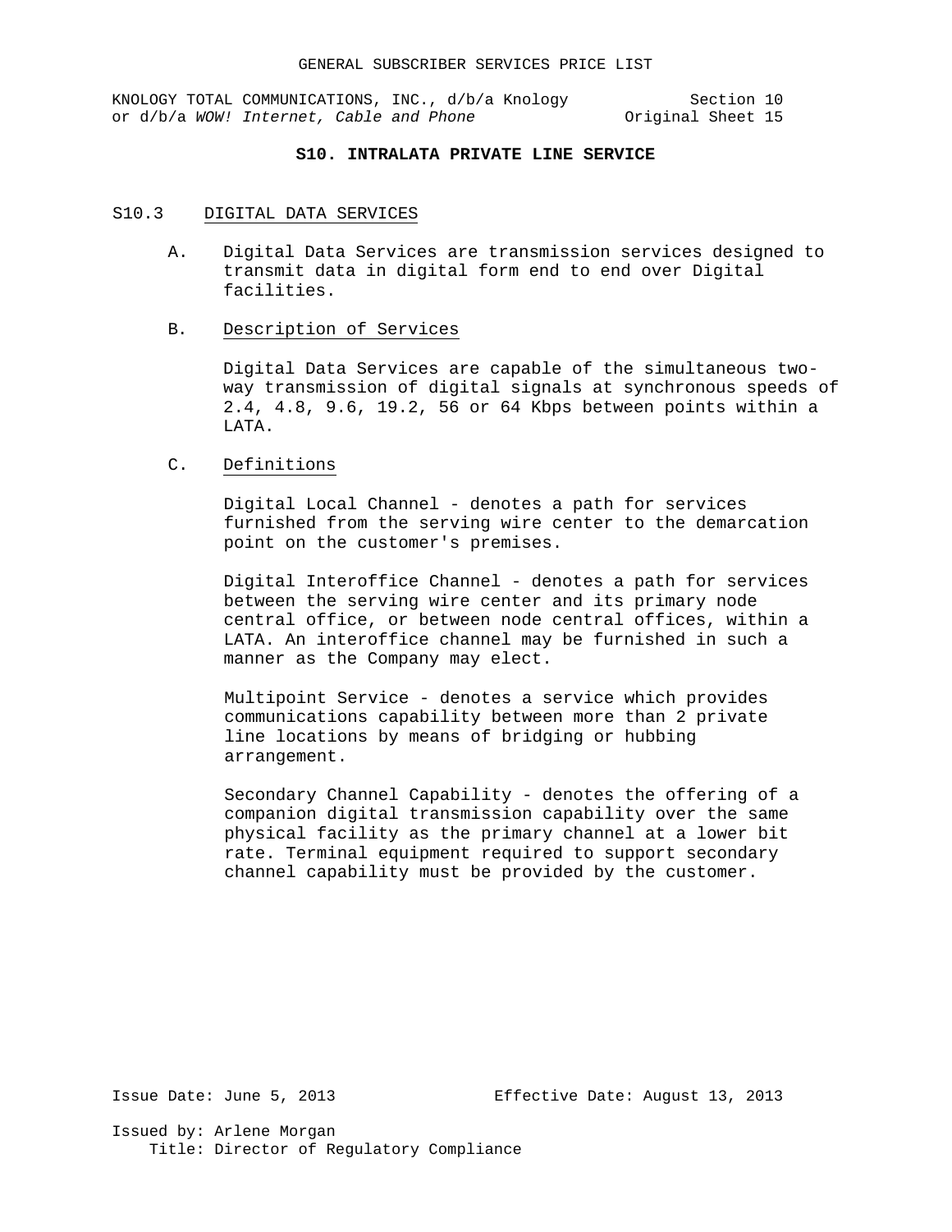## S10. INTRALATA PRIVATE LINE SERVICE

### S10.3 DIGITAL DATA SERVICES

A. Digital Data Services are transmission services designed to transmit data in digital form end to end over Digital facilities.

B. Description of Services

Digital Data Services are capable of the simultaneous two-way transmission of digital signals at synchronous speeds of 2.4, 4.8, 9.6, 19.2, 56 or 64 Kbps between points within a LATA.

C. Definitions

Digital Local Channel - denotes a path for services furnished from the serving wire center to the demarcation point on the customer's premises.

Digital Interoffice Channel - denotes a path for services between the serving wire center and its primary node central office, or between node central offices, within a LATA. An interoffice channel may be furnished in such a manner as the Company may elect.

Multipoint Service - denotes a service which provides communications capability between more than 2 private line locations by means of bridging or hubbing arrangement.

Secondary Channel Capability - denotes the offering of a companion digital transmission capability over the same physical facility as the primary channel at a lower bit rate. Terminal equipment required to support secondary channel capability must be provided by the customer.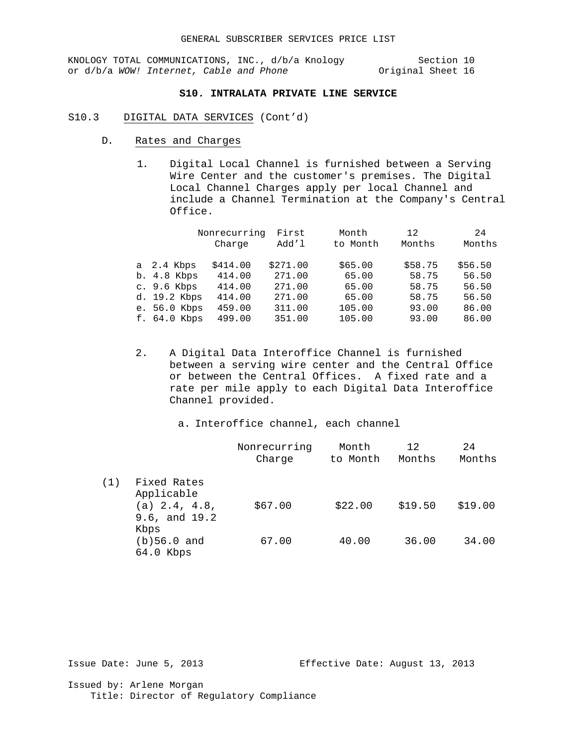## S10. INTRALATA PRIVATE LINE SERVICE

S10.3 DIGITAL DATA SERVICES (Cont'd)

D. Rates and Charges

1. Digital Local Channel is furnished between a Serving Wire Center and the customer's premises. The Digital Local Channel Charges apply per local Channel and include a Channel Termination at the Company's Central Office.

| | Nonrecurring Charge | First Add'l | Month to Month | 12 Months | 24 Months |
|---|---|---|---|---|---|
| a 2.4 Kbps | $414.00 | $271.00 | $65.00 | $58.75 | $56.50 |
| b. 4.8 Kbps | 414.00 | 271.00 | 65.00 | 58.75 | 56.50 |
| c. 9.6 Kbps | 414.00 | 271.00 | 65.00 | 58.75 | 56.50 |
| d. 19.2 Kbps | 414.00 | 271.00 | 65.00 | 58.75 | 56.50 |
| e. 56.0 Kbps | 459.00 | 311.00 | 105.00 | 93.00 | 86.00 |
| f. 64.0 Kbps | 499.00 | 351.00 | 105.00 | 93.00 | 86.00 |

2. A Digital Data Interoffice Channel is furnished between a serving wire center and the Central Office or between the Central Offices. A fixed rate and a rate per mile apply to each Digital Data Interoffice Channel provided.

a. Interoffice channel, each channel

| | | Nonrecurring Charge | Month to Month | 12 Months | 24 Months |
|---|---|---|---|---|---|
| (1) | Fixed Rates Applicable | | | | |
| | (a) 2.4, 4.8, 9.6, and 19.2 Kbps | $67.00 | $22.00 | $19.50 | $19.00 |
| | (b)56.0 and 64.0 Kbps | 67.00 | 40.00 | 36.00 | 34.00 |

Issue Date: June 5, 2013 Effective Date: August 13, 2013

Issued by: Arlene Morgan
Title: Director of Regulatory Compliance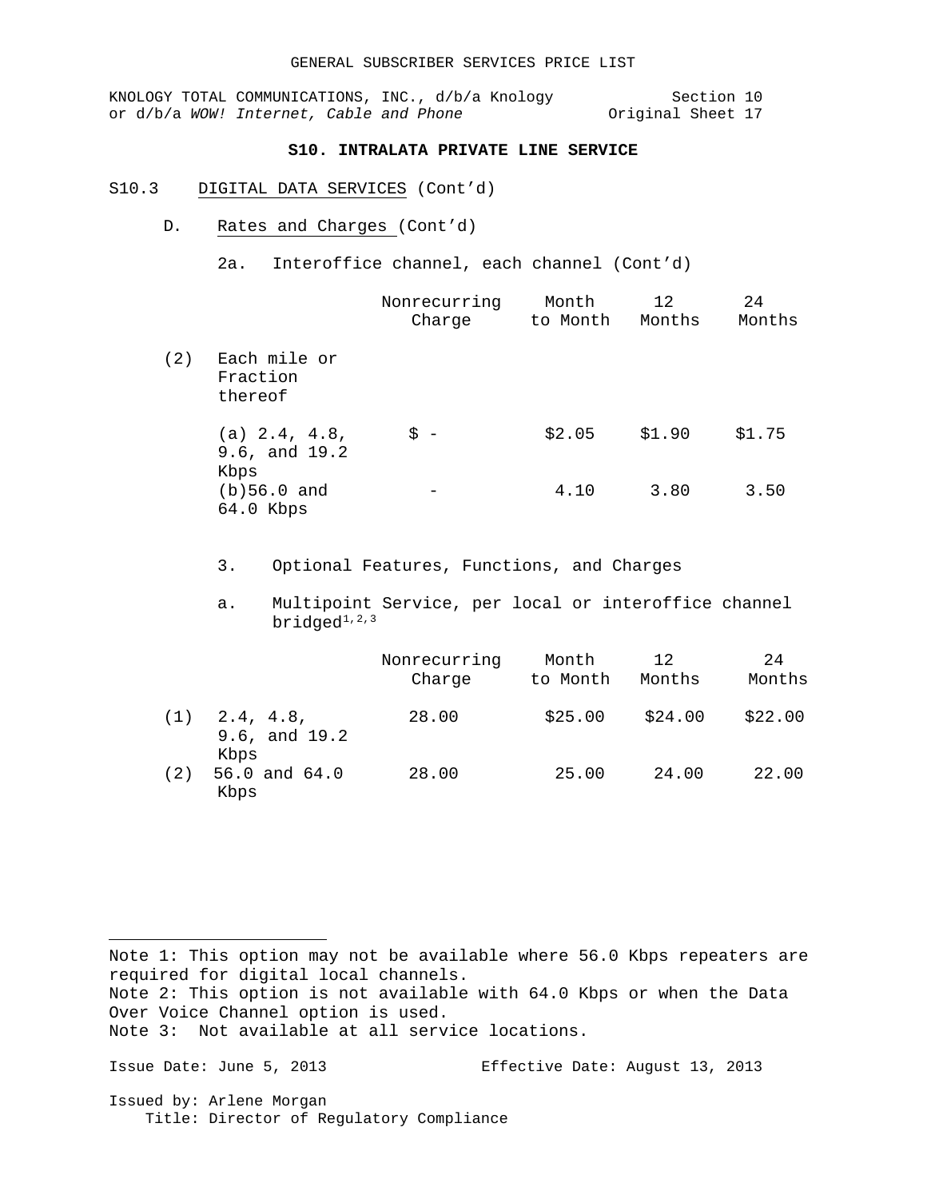## S10. INTRALATA PRIVATE LINE SERVICE

S10.3 DIGITAL DATA SERVICES (Cont'd)

D. Rates and Charges (Cont'd)

2a. Interoffice channel, each channel (Cont'd)

| | | Nonrecurring Charge | Month to Month | 12 Months | 24 Months |
|---|---|---|---|---|---|
| (2) | Each mile or Fraction thereof | | | | |
| | (a) 2.4, 4.8, 9.6, and 19.2 Kbps | $ - | $2.05 | $1.90 | $1.75 |
| | (b)56.0 and 64.0 Kbps | - | 4.10 | 3.80 | 3.50 |

3. Optional Features, Functions, and Charges

a. Multipoint Service, per local or interoffice channel bridged[1,2,3]

| | | Nonrecurring Charge | Month to Month | 12 Months | 24 Months |
|---|---|---|---|---|---|
| (1) | 2.4, 4.8, 9.6, and 19.2 Kbps | 28.00 | $25.00 | $24.00 | $22.00 |
| (2) | 56.0 and 64.0 Kbps | 28.00 | 25.00 | 24.00 | 22.00 |

---

Note 1: This option may not be available where 56.0 Kbps repeaters are required for digital local channels.
Note 2: This option is not available with 64.0 Kbps or when the Data Over Voice Channel option is used.
Note 3: Not available at all service locations.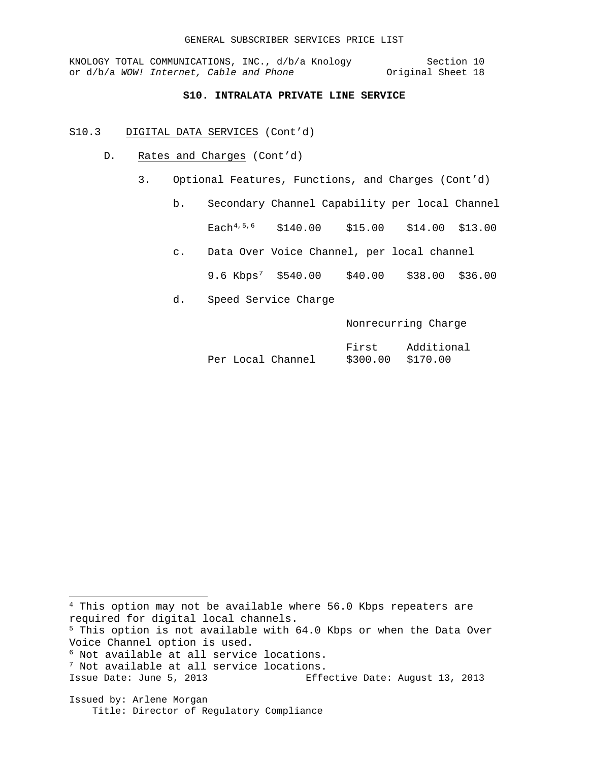## S10. INTRALATA PRIVATE LINE SERVICE

S10.3 DIGITAL DATA SERVICES (Cont'd)

D. Rates and Charges (Cont'd)

3. Optional Features, Functions, and Charges (Cont'd)

b. Secondary Channel Capability per local Channel

| | | | | |
|---|---|---|---|---|
| Each[4,5,6] | $140.00 | $15.00 | $14.00 | $13.00 |

c. Data Over Voice Channel, per local channel

| | | | | |
|---|---|---|---|---|
| 9.6 Kbps[7] | $540.00 | $40.00 | $38.00 | $36.00 |

d. Speed Service Charge

| | Nonrecurring Charge | |
|---|---|---|
| | First | Additional |
| Per Local Channel | $300.00 | $170.00 |

---

[4] This option may not be available where 56.0 Kbps repeaters are required for digital local channels.

[5] This option is not available with 64.0 Kbps or when the Data Over Voice Channel option is used.

[6] Not available at all service locations.

[7] Not available at all service locations.

Issue Date: June 5, 2013 Effective Date: August 13, 2013

Issued by: Arlene Morgan
Title: Director of Regulatory Compliance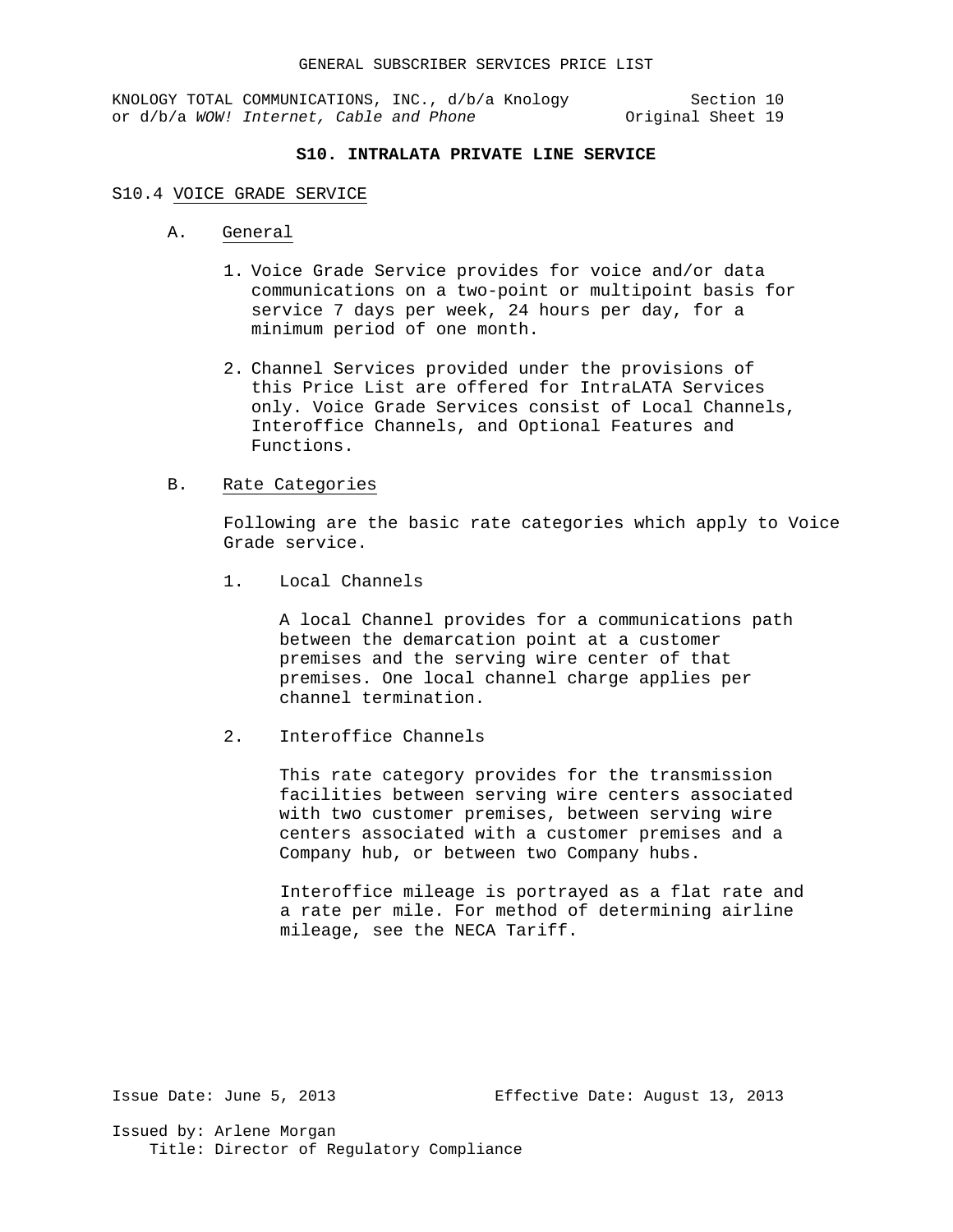## S10. INTRALATA PRIVATE LINE SERVICE

### S10.4 VOICE GRADE SERVICE

A. General

1. Voice Grade Service provides for voice and/or data communications on a two-point or multipoint basis for service 7 days per week, 24 hours per day, for a minimum period of one month.

2. Channel Services provided under the provisions of this Price List are offered for IntraLATA Services only. Voice Grade Services consist of Local Channels, Interoffice Channels, and Optional Features and Functions.

B. Rate Categories

Following are the basic rate categories which apply to Voice Grade service.

1. Local Channels

   A local Channel provides for a communications path between the demarcation point at a customer premises and the serving wire center of that premises. One local channel charge applies per channel termination.

2. Interoffice Channels

   This rate category provides for the transmission facilities between serving wire centers associated with two customer premises, between serving wire centers associated with a customer premises and a Company hub, or between two Company hubs.

   Interoffice mileage is portrayed as a flat rate and a rate per mile. For method of determining airline mileage, see the NECA Tariff.

Issue Date: June 5, 2013 Effective Date: August 13, 2013

Issued by: Arlene Morgan
Title: Director of Regulatory Compliance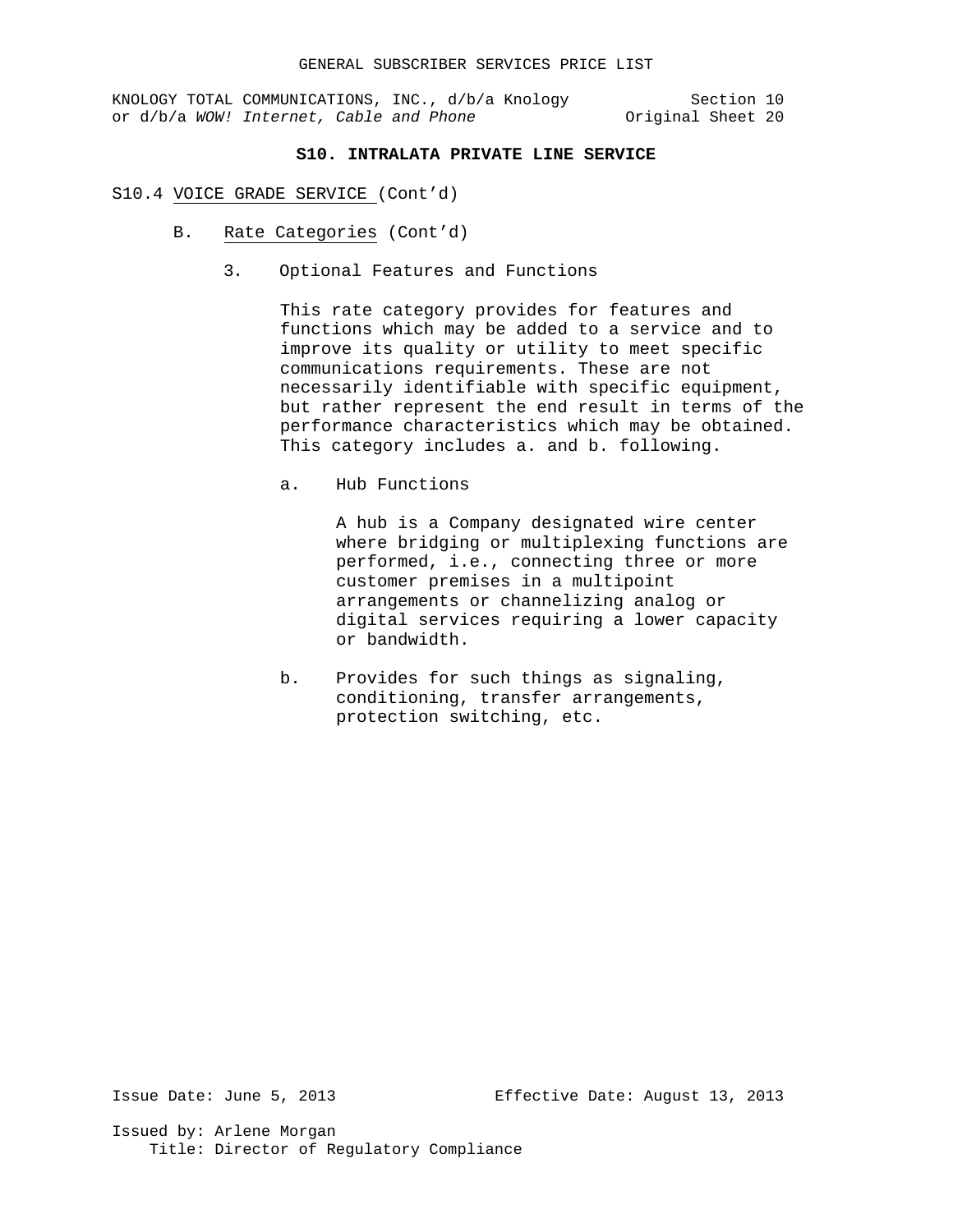## S10. INTRALATA PRIVATE LINE SERVICE

S10.4 VOICE GRADE SERVICE (Cont'd)

B. Rate Categories (Cont'd)

3. Optional Features and Functions

This rate category provides for features and functions which may be added to a service and to improve its quality or utility to meet specific communications requirements. These are not necessarily identifiable with specific equipment, but rather represent the end result in terms of the performance characteristics which may be obtained. This category includes a. and b. following.

a. Hub Functions

A hub is a Company designated wire center where bridging or multiplexing functions are performed, i.e., connecting three or more customer premises in a multipoint arrangements or channelizing analog or digital services requiring a lower capacity or bandwidth.

b. Provides for such things as signaling, conditioning, transfer arrangements, protection switching, etc.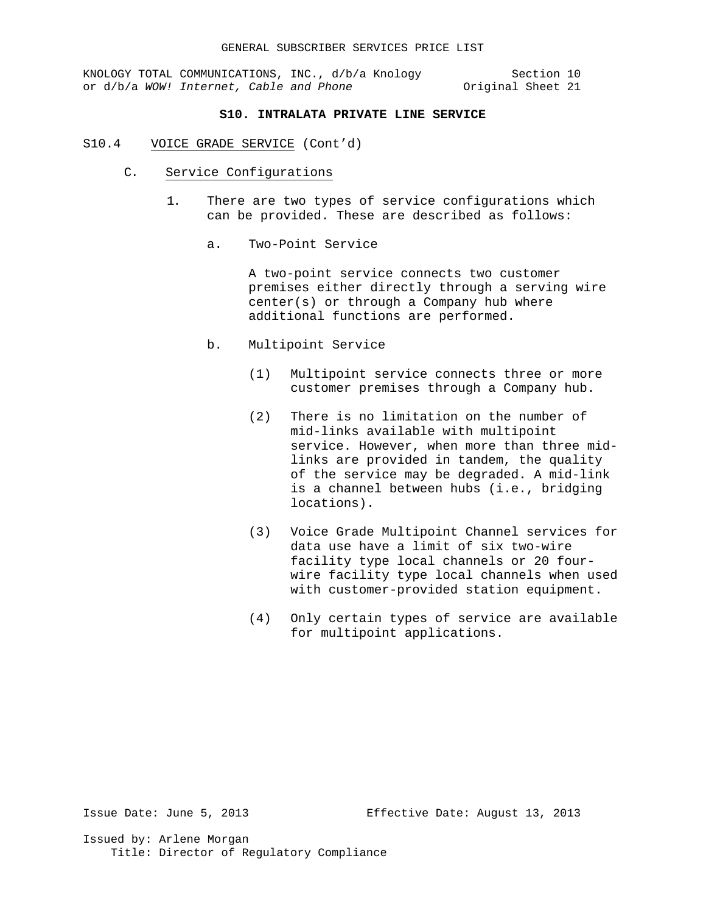## S10. INTRALATA PRIVATE LINE SERVICE

S10.4 VOICE GRADE SERVICE (Cont'd)

C. Service Configurations

1. There are two types of service configurations which can be provided. These are described as follows:

   a. Two-Point Service

      A two-point service connects two customer premises either directly through a serving wire center(s) or through a Company hub where additional functions are performed.

   b. Multipoint Service

      (1) Multipoint service connects three or more customer premises through a Company hub.

      (2) There is no limitation on the number of mid-links available with multipoint service. However, when more than three mid-links are provided in tandem, the quality of the service may be degraded. A mid-link is a channel between hubs (i.e., bridging locations).

      (3) Voice Grade Multipoint Channel services for data use have a limit of six two-wire facility type local channels or 20 four-wire facility type local channels when used with customer-provided station equipment.

      (4) Only certain types of service are available for multipoint applications.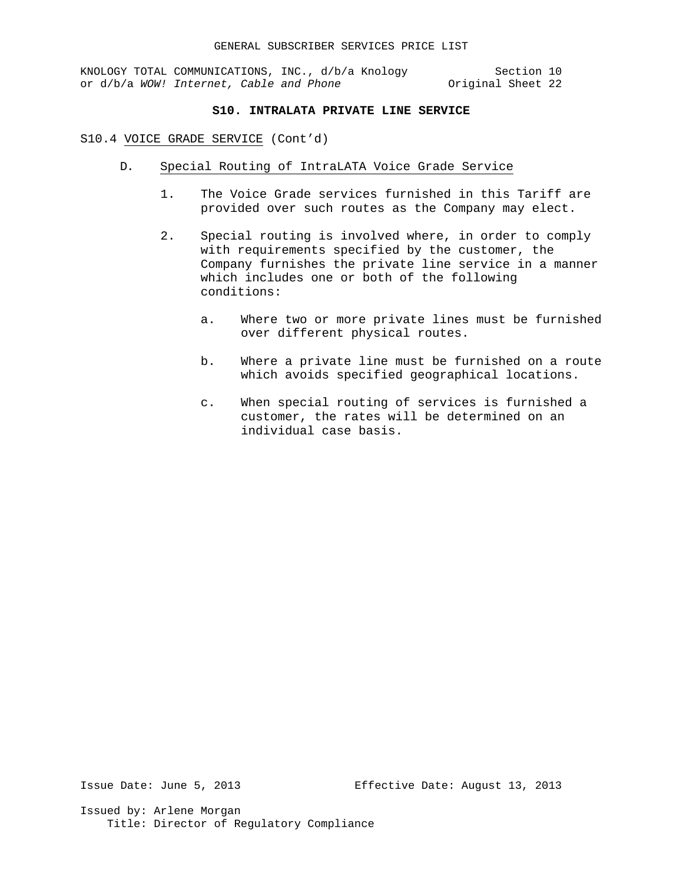## S10. INTRALATA PRIVATE LINE SERVICE

S10.4 VOICE GRADE SERVICE (Cont'd)

D. Special Routing of IntraLATA Voice Grade Service

1. The Voice Grade services furnished in this Tariff are provided over such routes as the Company may elect.

2. Special routing is involved where, in order to comply with requirements specified by the customer, the Company furnishes the private line service in a manner which includes one or both of the following conditions:

   a. Where two or more private lines must be furnished over different physical routes.

   b. Where a private line must be furnished on a route which avoids specified geographical locations.

   c. When special routing of services is furnished a customer, the rates will be determined on an individual case basis.

Issue Date: June 5, 2013 Effective Date: August 13, 2013

Issued by: Arlene Morgan
Title: Director of Regulatory Compliance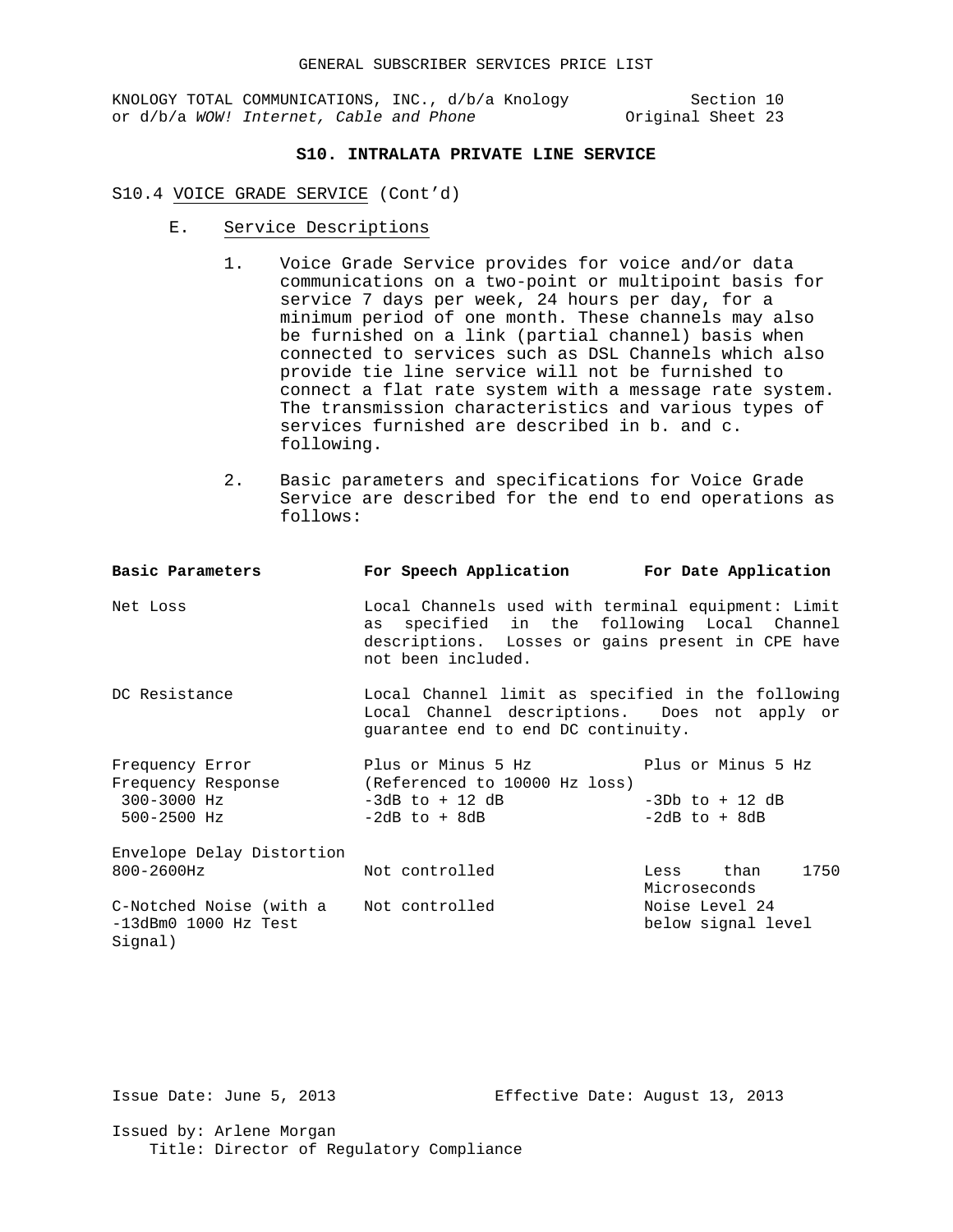GENERAL SUBSCRIBER SERVICES PRICE LIST

KNOLOGY TOTAL COMMUNICATIONS, INC., d/b/a Knology or d/b/a *WOW! Internet, Cable and Phone*

Section 10
Original Sheet 23

## S10. INTRALATA PRIVATE LINE SERVICE

S10.4 VOICE GRADE SERVICE (Cont'd)

E. Service Descriptions

1. Voice Grade Service provides for voice and/or data communications on a two-point or multipoint basis for service 7 days per week, 24 hours per day, for a minimum period of one month. These channels may also be furnished on a link (partial channel) basis when connected to services such as DSL Channels which also provide tie line service will not be furnished to connect a flat rate system with a message rate system. The transmission characteristics and various types of services furnished are described in b. and c. following.

2. Basic parameters and specifications for Voice Grade Service are described for the end to end operations as follows:

| **Basic Parameters** | **For Speech Application** | **For Date Application** |
|---|---|---|
| Net Loss | Local Channels used with terminal equipment: Limit as specified in the following Local Channel descriptions. Losses or gains present in CPE have not been included. | |
| DC Resistance | Local Channel limit as specified in the following Local Channel descriptions. Does not apply or guarantee end to end DC continuity. | |
| Frequency Error | Plus or Minus 5 Hz | Plus or Minus 5 Hz |
| Frequency Response | (Referenced to 10000 Hz loss) | |
| 300-3000 Hz | -3dB to + 12 dB | -3Db to + 12 dB |
| 500-2500 Hz | -2dB to + 8dB | -2dB to + 8dB |
| Envelope Delay Distortion 800-2600Hz | Not controlled | Less than 1750 Microseconds |
| C-Notched Noise (with a -13dBm0 1000 Hz Test Signal) | Not controlled | Noise Level 24 below signal level |

Issue Date: June 5, 2013

Effective Date: August 13, 2013

Issued by: Arlene Morgan
Title: Director of Regulatory Compliance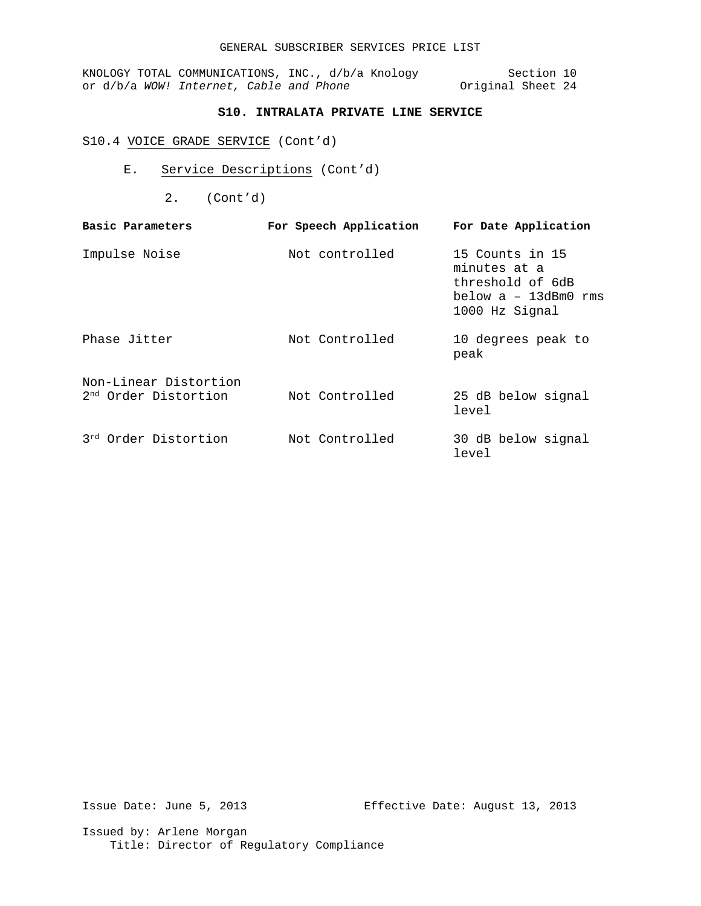## S10. INTRALATA PRIVATE LINE SERVICE

S10.4 VOICE GRADE SERVICE (Cont'd)

E. Service Descriptions (Cont'd)

2. (Cont'd)

| Basic Parameters | For Speech Application | For Date Application |
|---|---|---|
| Impulse Noise | Not controlled | 15 Counts in 15 minutes at a threshold of 6dB below a – 13dBm0 rms 1000 Hz Signal |
| Phase Jitter | Not Controlled | 10 degrees peak to peak |
| Non-Linear Distortion 2nd Order Distortion | Not Controlled | 25 dB below signal level |
| 3rd Order Distortion | Not Controlled | 30 dB below signal level |

Issue Date: June 5, 2013 Effective Date: August 13, 2013

Issued by: Arlene Morgan
Title: Director of Regulatory Compliance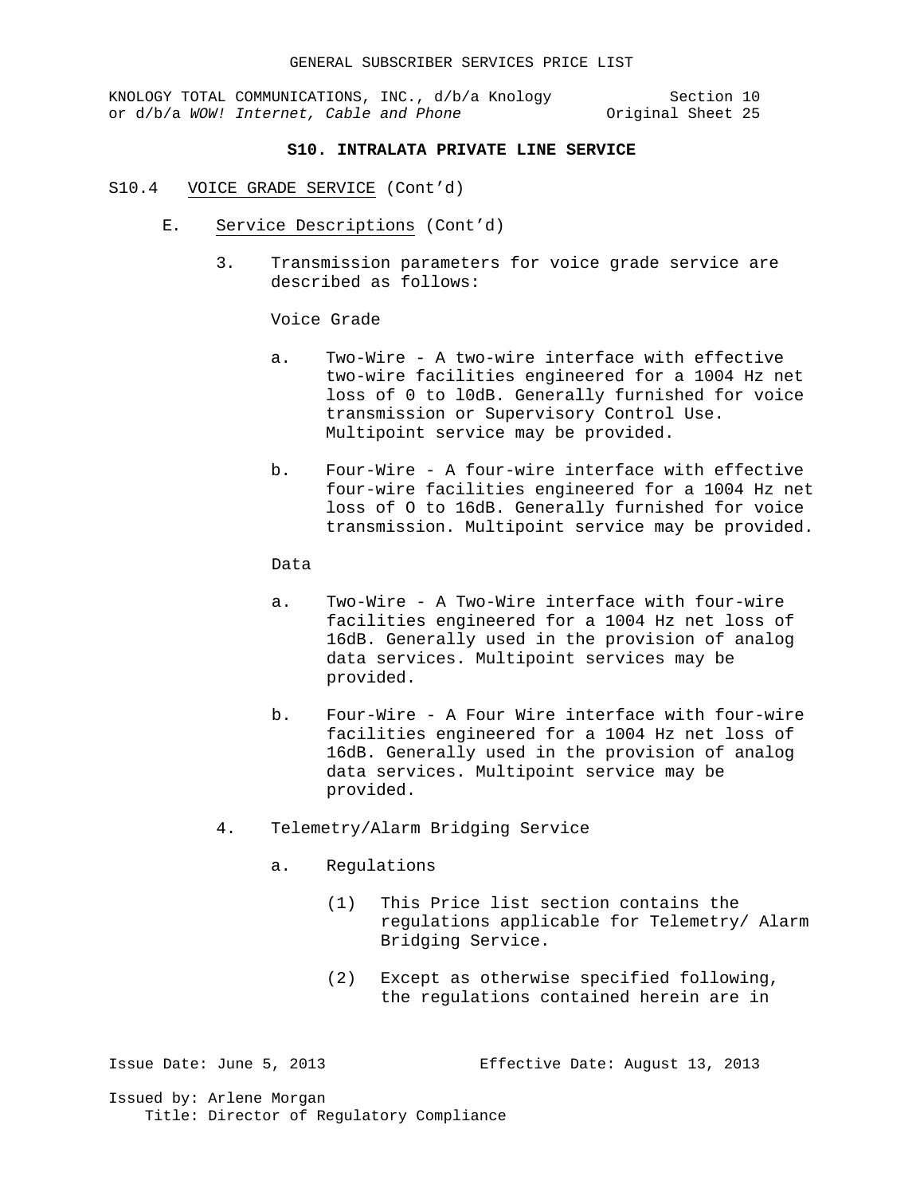## S10. INTRALATA PRIVATE LINE SERVICE

S10.4 VOICE GRADE SERVICE (Cont'd)

E. Service Descriptions (Cont'd)

3. Transmission parameters for voice grade service are described as follows:

   Voice Grade

   a. Two-Wire - A two-wire interface with effective two-wire facilities engineered for a 1004 Hz net loss of 0 to l0dB. Generally furnished for voice transmission or Supervisory Control Use. Multipoint service may be provided.

   b. Four-Wire - A four-wire interface with effective four-wire facilities engineered for a 1004 Hz net loss of O to 16dB. Generally furnished for voice transmission. Multipoint service may be provided.

   Data

   a. Two-Wire - A Two-Wire interface with four-wire facilities engineered for a 1004 Hz net loss of 16dB. Generally used in the provision of analog data services. Multipoint services may be provided.

   b. Four-Wire - A Four Wire interface with four-wire facilities engineered for a 1004 Hz net loss of 16dB. Generally used in the provision of analog data services. Multipoint service may be provided.

4. Telemetry/Alarm Bridging Service

   a. Regulations

      (1) This Price list section contains the regulations applicable for Telemetry/ Alarm Bridging Service.

      (2) Except as otherwise specified following, the regulations contained herein are in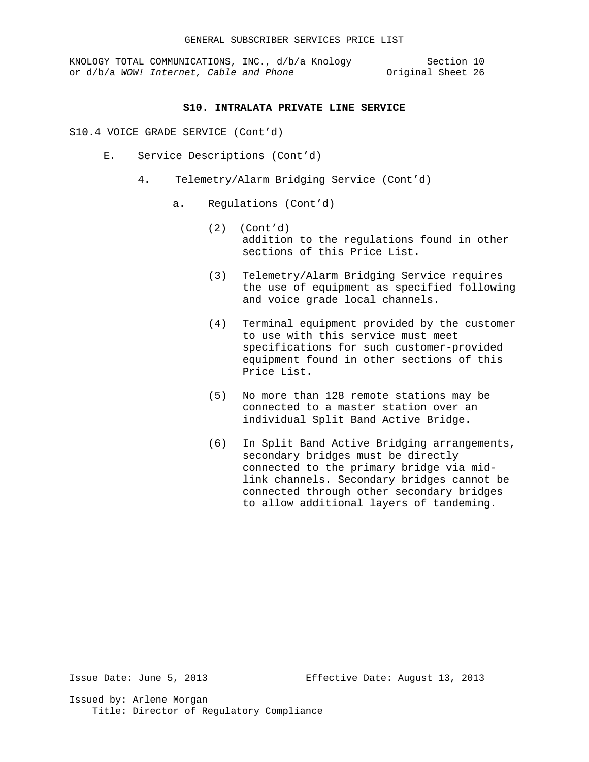## S10. INTRALATA PRIVATE LINE SERVICE

S10.4 VOICE GRADE SERVICE (Cont'd)

E. Service Descriptions (Cont'd)

4. Telemetry/Alarm Bridging Service (Cont'd)

a. Regulations (Cont'd)

(2) (Cont'd) addition to the regulations found in other sections of this Price List.

(3) Telemetry/Alarm Bridging Service requires the use of equipment as specified following and voice grade local channels.

(4) Terminal equipment provided by the customer to use with this service must meet specifications for such customer-provided equipment found in other sections of this Price List.

(5) No more than 128 remote stations may be connected to a master station over an individual Split Band Active Bridge.

(6) In Split Band Active Bridging arrangements, secondary bridges must be directly connected to the primary bridge via mid-link channels. Secondary bridges cannot be connected through other secondary bridges to allow additional layers of tandeming.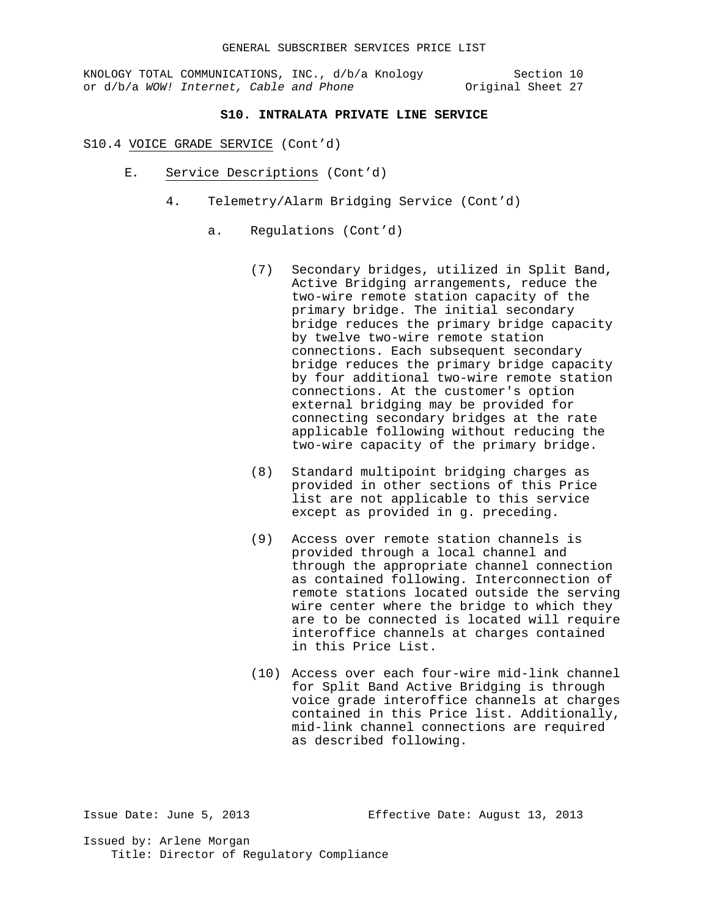## S10. INTRALATA PRIVATE LINE SERVICE

S10.4 VOICE GRADE SERVICE (Cont'd)

E. Service Descriptions (Cont'd)

4. Telemetry/Alarm Bridging Service (Cont'd)

a. Regulations (Cont'd)

(7) Secondary bridges, utilized in Split Band, Active Bridging arrangements, reduce the two-wire remote station capacity of the primary bridge. The initial secondary bridge reduces the primary bridge capacity by twelve two-wire remote station connections. Each subsequent secondary bridge reduces the primary bridge capacity by four additional two-wire remote station connections. At the customer's option external bridging may be provided for connecting secondary bridges at the rate applicable following without reducing the two-wire capacity of the primary bridge.

(8) Standard multipoint bridging charges as provided in other sections of this Price list are not applicable to this service except as provided in g. preceding.

(9) Access over remote station channels is provided through a local channel and through the appropriate channel connection as contained following. Interconnection of remote stations located outside the serving wire center where the bridge to which they are to be connected is located will require interoffice channels at charges contained in this Price List.

(10) Access over each four-wire mid-link channel for Split Band Active Bridging is through voice grade interoffice channels at charges contained in this Price list. Additionally, mid-link channel connections are required as described following.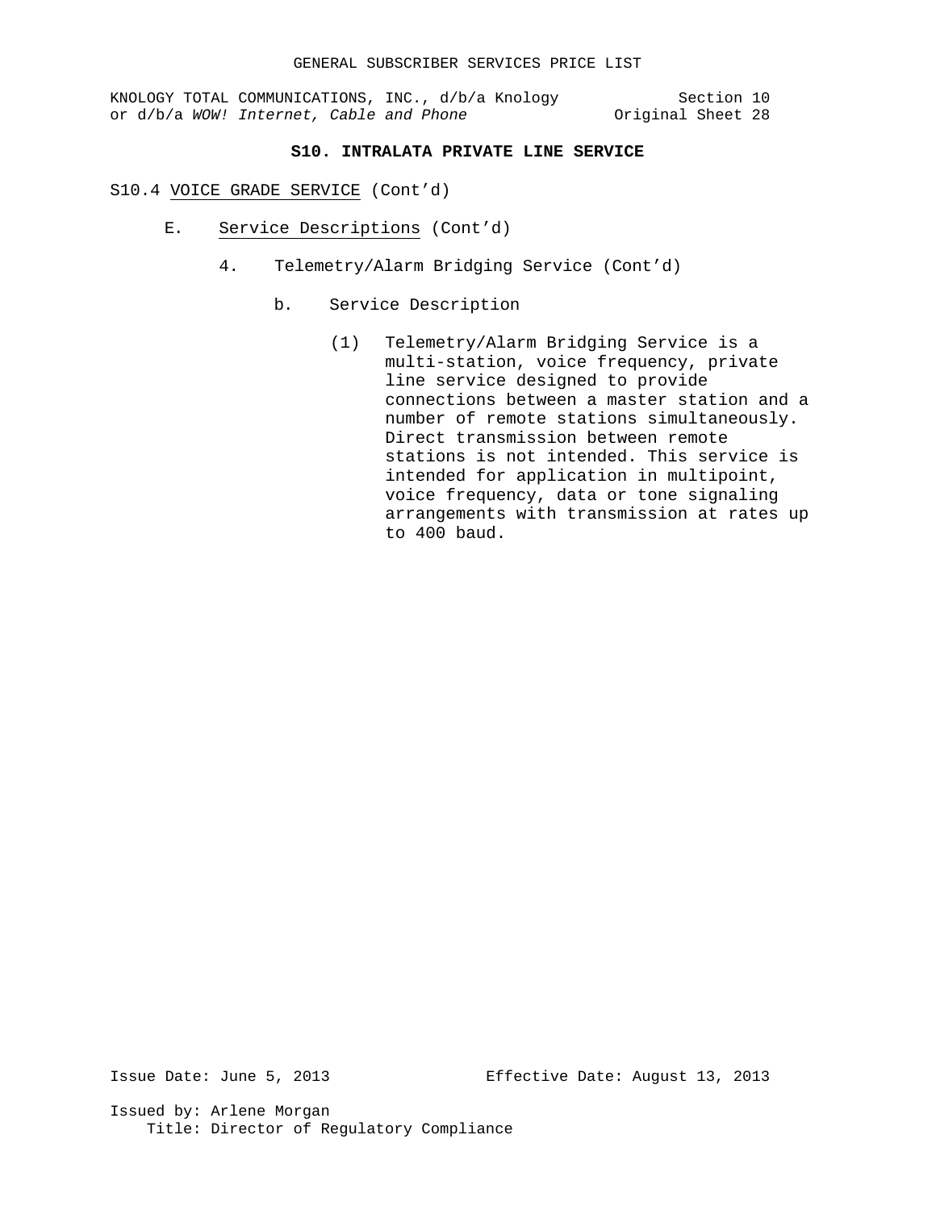## S10. INTRALATA PRIVATE LINE SERVICE

S10.4 VOICE GRADE SERVICE (Cont'd)

E. Service Descriptions (Cont'd)

4. Telemetry/Alarm Bridging Service (Cont'd)

b. Service Description

(1) Telemetry/Alarm Bridging Service is a multi-station, voice frequency, private line service designed to provide connections between a master station and a number of remote stations simultaneously. Direct transmission between remote stations is not intended. This service is intended for application in multipoint, voice frequency, data or tone signaling arrangements with transmission at rates up to 400 baud.

Issue Date: June 5, 2013 Effective Date: August 13, 2013

Issued by: Arlene Morgan
Title: Director of Regulatory Compliance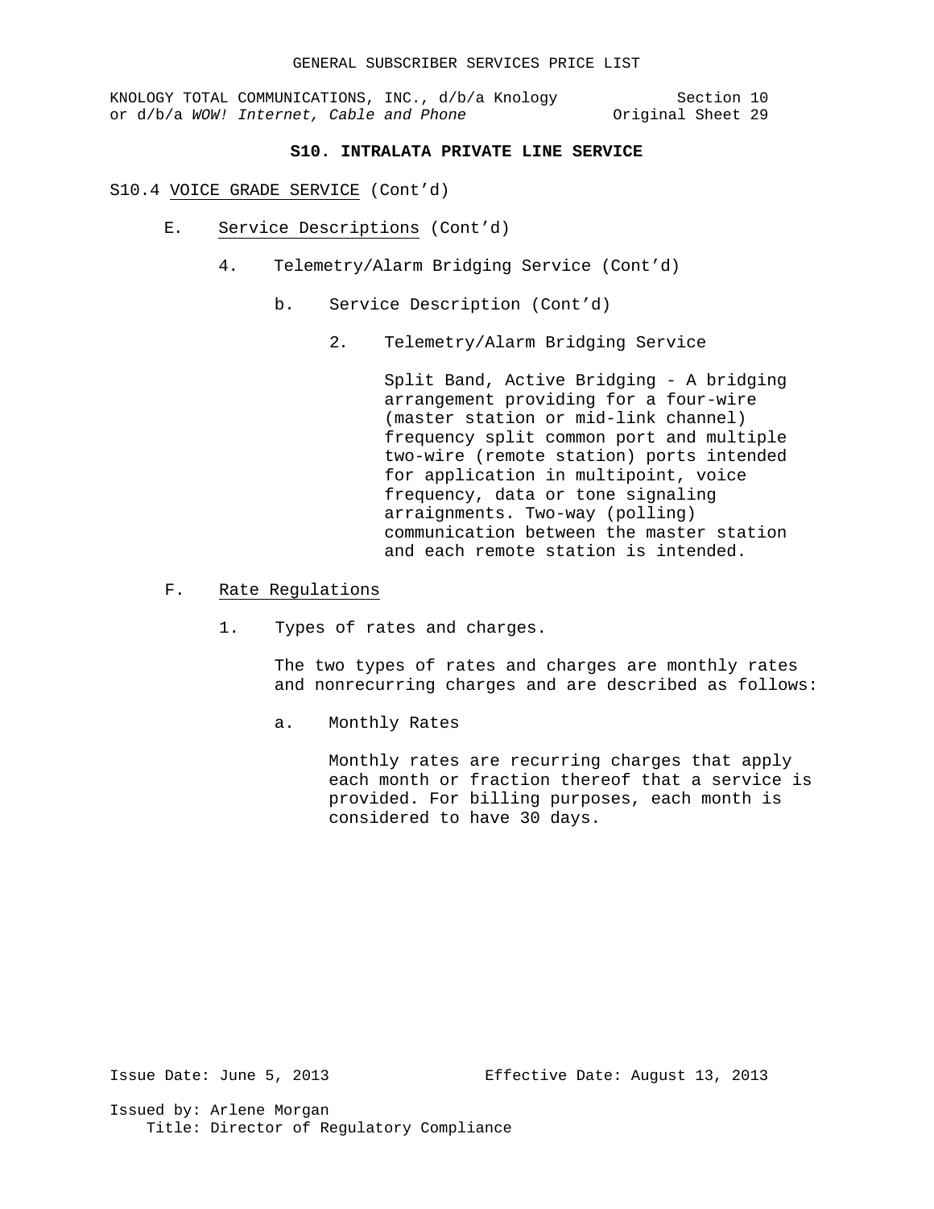## S10. INTRALATA PRIVATE LINE SERVICE

S10.4 VOICE GRADE SERVICE (Cont'd)

E. Service Descriptions (Cont'd)

4. Telemetry/Alarm Bridging Service (Cont'd)

b. Service Description (Cont'd)

2. Telemetry/Alarm Bridging Service

Split Band, Active Bridging - A bridging arrangement providing for a four-wire (master station or mid-link channel) frequency split common port and multiple two-wire (remote station) ports intended for application in multipoint, voice frequency, data or tone signaling arraignments. Two-way (polling) communication between the master station and each remote station is intended.

F. Rate Regulations

1. Types of rates and charges.

The two types of rates and charges are monthly rates and nonrecurring charges and are described as follows:

a. Monthly Rates

Monthly rates are recurring charges that apply each month or fraction thereof that a service is provided. For billing purposes, each month is considered to have 30 days.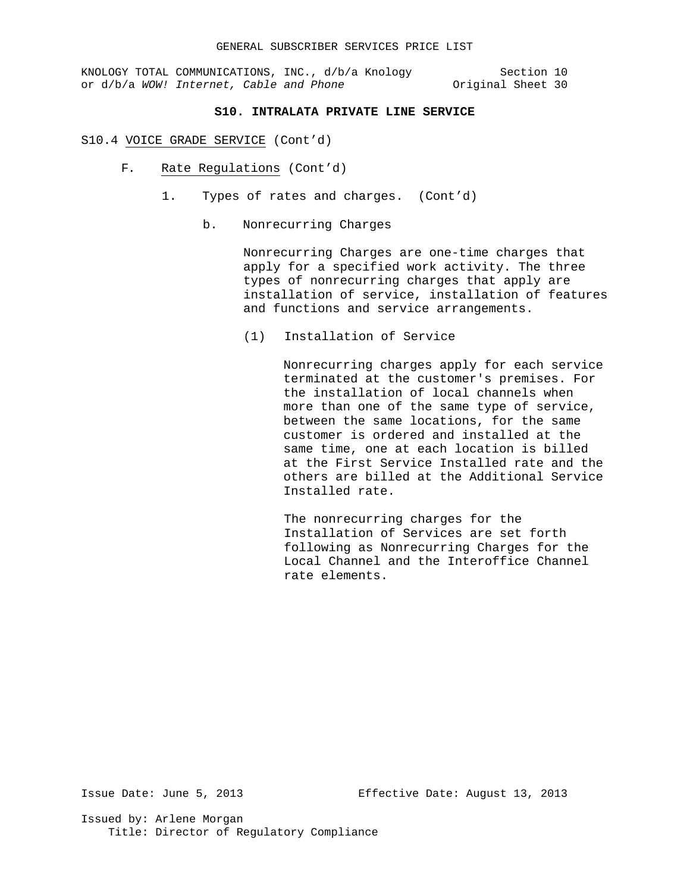## S10. INTRALATA PRIVATE LINE SERVICE

S10.4 VOICE GRADE SERVICE (Cont'd)

F. Rate Regulations (Cont'd)

1. Types of rates and charges. (Cont'd)

b. Nonrecurring Charges

Nonrecurring Charges are one-time charges that apply for a specified work activity. The three types of nonrecurring charges that apply are installation of service, installation of features and functions and service arrangements.

(1) Installation of Service

Nonrecurring charges apply for each service terminated at the customer's premises. For the installation of local channels when more than one of the same type of service, between the same locations, for the same customer is ordered and installed at the same time, one at each location is billed at the First Service Installed rate and the others are billed at the Additional Service Installed rate.

The nonrecurring charges for the Installation of Services are set forth following as Nonrecurring Charges for the Local Channel and the Interoffice Channel rate elements.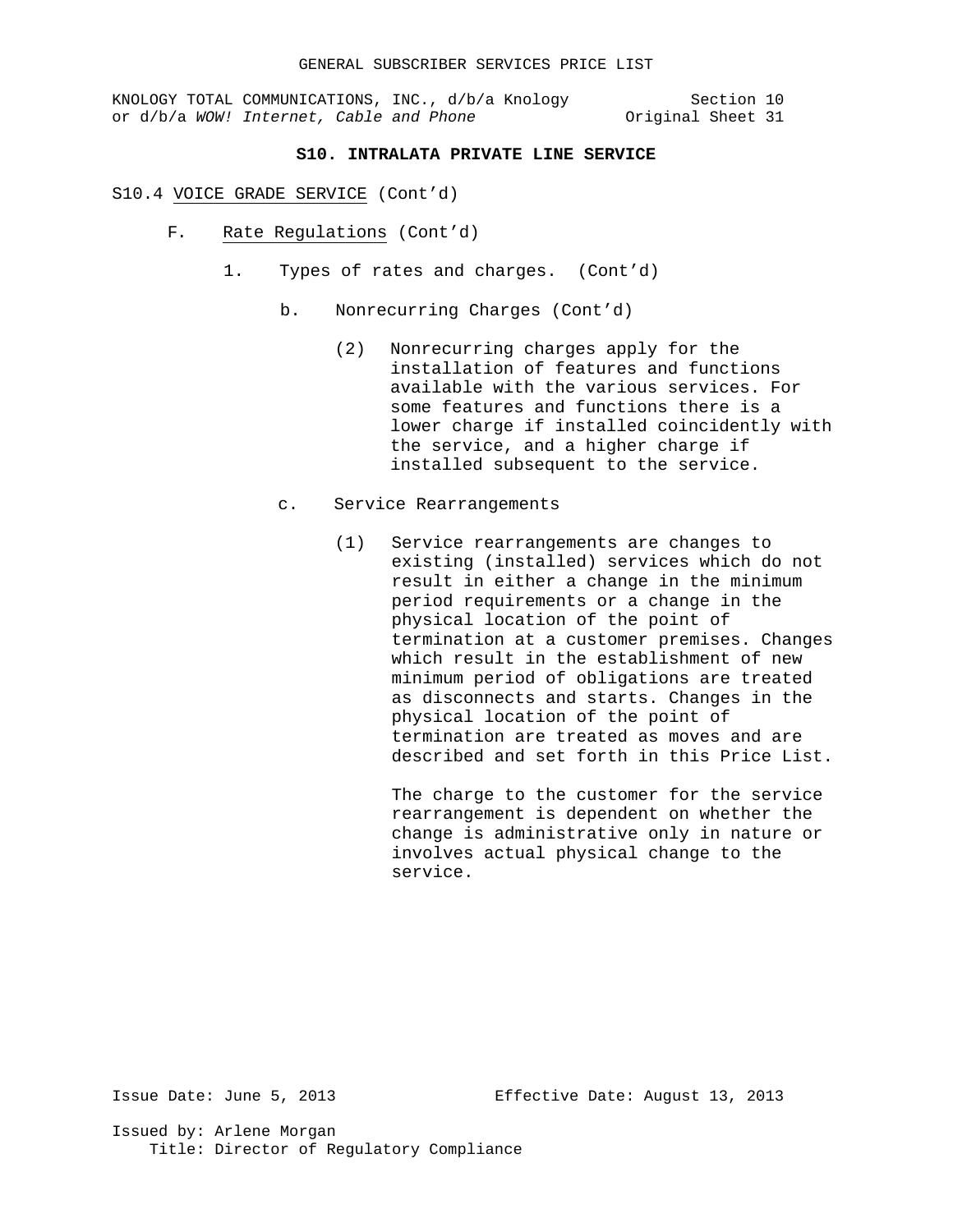## S10. INTRALATA PRIVATE LINE SERVICE

S10.4 VOICE GRADE SERVICE (Cont'd)

F. Rate Regulations (Cont'd)

1. Types of rates and charges. (Cont'd)

b. Nonrecurring Charges (Cont'd)

(2) Nonrecurring charges apply for the installation of features and functions available with the various services. For some features and functions there is a lower charge if installed coincidently with the service, and a higher charge if installed subsequent to the service.

c. Service Rearrangements

(1) Service rearrangements are changes to existing (installed) services which do not result in either a change in the minimum period requirements or a change in the physical location of the point of termination at a customer premises. Changes which result in the establishment of new minimum period of obligations are treated as disconnects and starts. Changes in the physical location of the point of termination are treated as moves and are described and set forth in this Price List.

The charge to the customer for the service rearrangement is dependent on whether the change is administrative only in nature or involves actual physical change to the service.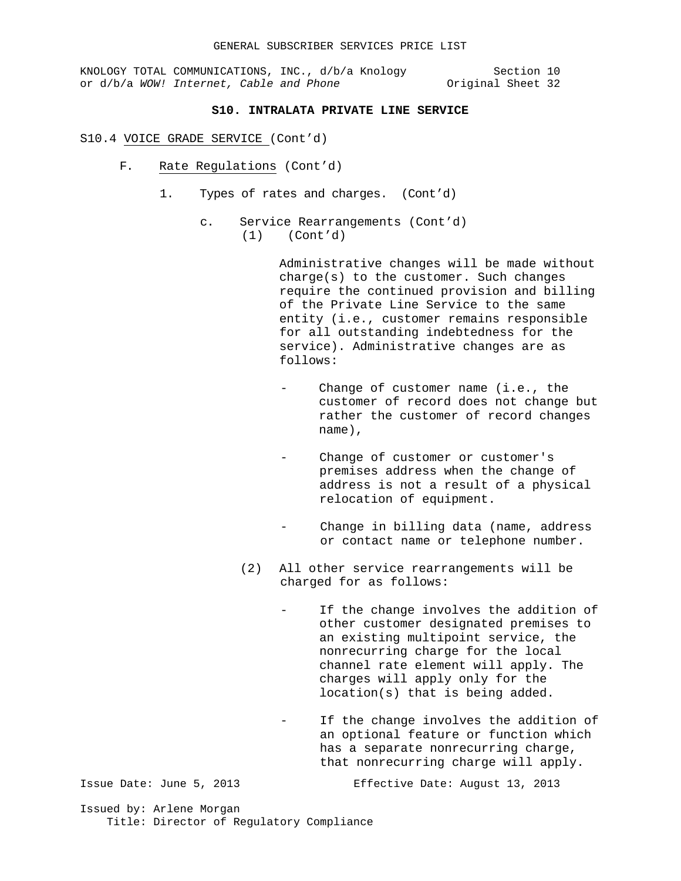**S10. INTRALATA PRIVATE LINE SERVICE**

S10.4 VOICE GRADE SERVICE (Cont'd)

F. Rate Regulations (Cont'd)

1. Types of rates and charges. (Cont'd)

c. Service Rearrangements (Cont'd)

(1) (Cont'd)

Administrative changes will be made without charge(s) to the customer. Such changes require the continued provision and billing of the Private Line Service to the same entity (i.e., customer remains responsible for all outstanding indebtedness for the service). Administrative changes are as follows:

- Change of customer name (i.e., the customer of record does not change but rather the customer of record changes name),
- Change of customer or customer's premises address when the change of address is not a result of a physical relocation of equipment.
- Change in billing data (name, address or contact name or telephone number.

(2) All other service rearrangements will be charged for as follows:

- If the change involves the addition of other customer designated premises to an existing multipoint service, the nonrecurring charge for the local channel rate element will apply. The charges will apply only for the location(s) that is being added.
- If the change involves the addition of an optional feature or function which has a separate nonrecurring charge, that nonrecurring charge will apply.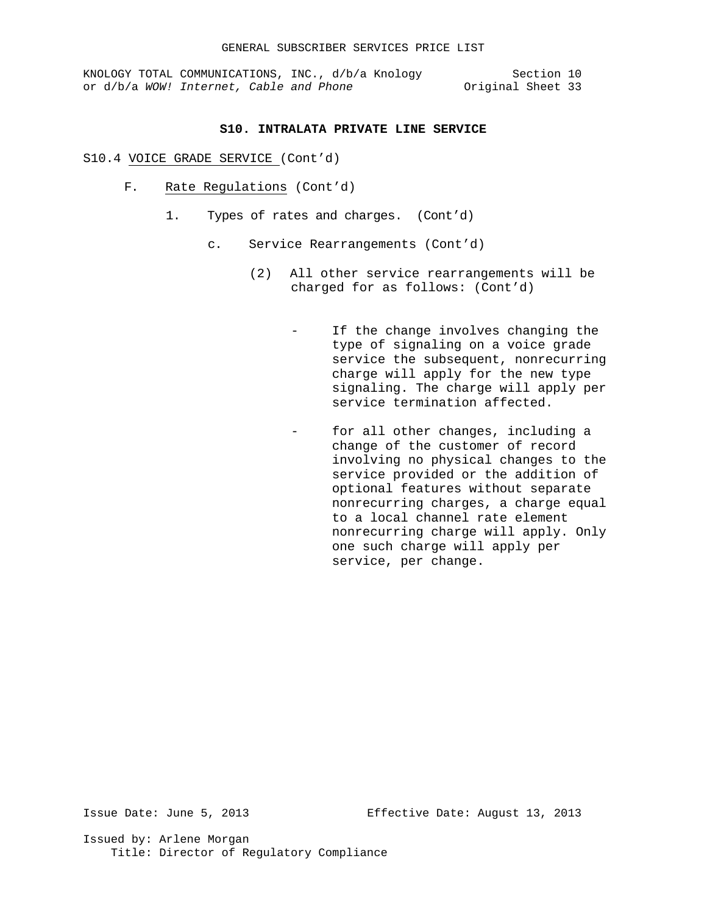## S10. INTRALATA PRIVATE LINE SERVICE

S10.4 VOICE GRADE SERVICE (Cont'd)

F. Rate Regulations (Cont'd)

1. Types of rates and charges. (Cont'd)

c. Service Rearrangements (Cont'd)

(2) All other service rearrangements will be charged for as follows: (Cont'd)

- If the change involves changing the type of signaling on a voice grade service the subsequent, nonrecurring charge will apply for the new type signaling. The charge will apply per service termination affected.

- for all other changes, including a change of the customer of record involving no physical changes to the service provided or the addition of optional features without separate nonrecurring charges, a charge equal to a local channel rate element nonrecurring charge will apply. Only one such charge will apply per service, per change.

Issue Date: June 5, 2013 Effective Date: August 13, 2013

Issued by: Arlene Morgan
Title: Director of Regulatory Compliance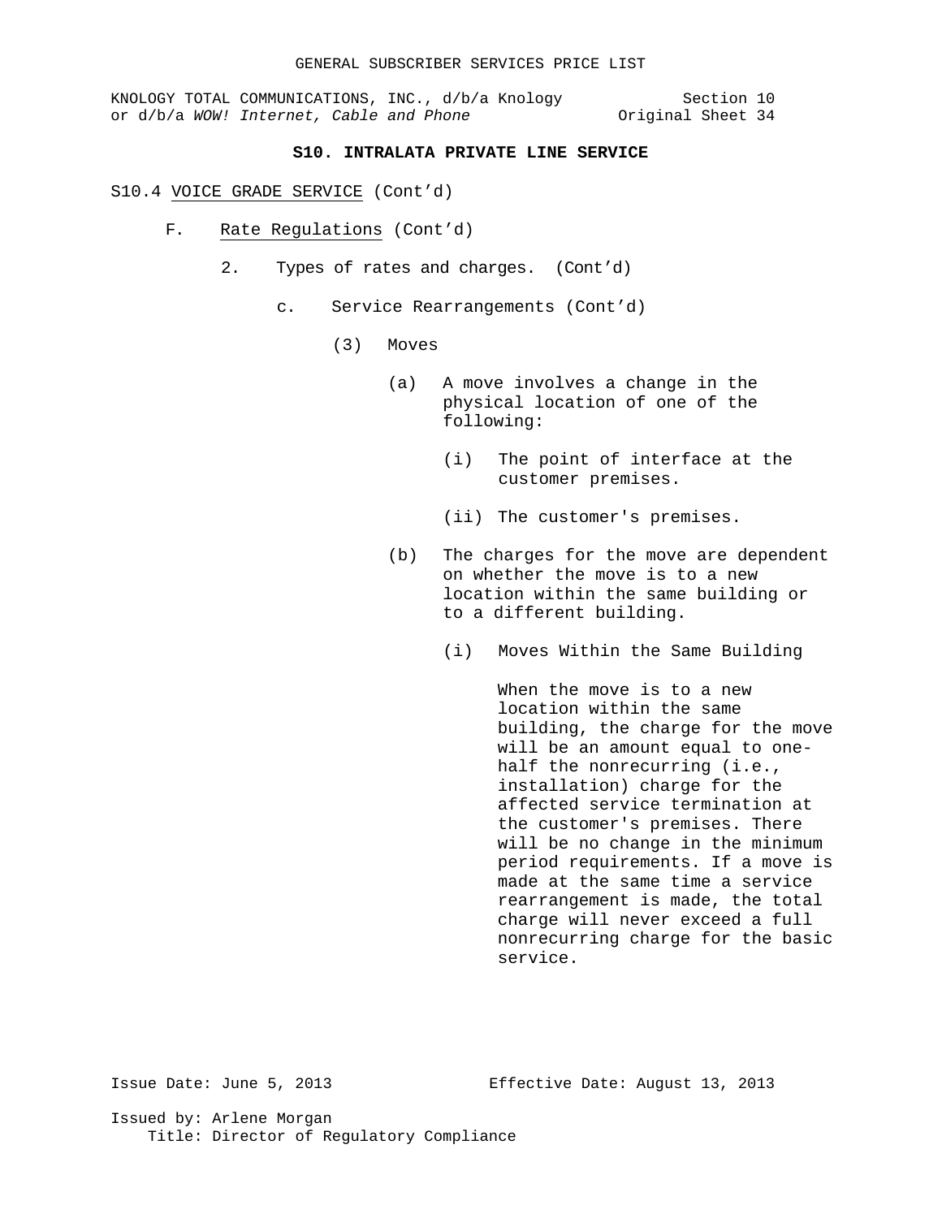## S10. INTRALATA PRIVATE LINE SERVICE

S10.4 VOICE GRADE SERVICE (Cont'd)

F. Rate Regulations (Cont'd)

2. Types of rates and charges. (Cont'd)

c. Service Rearrangements (Cont'd)

(3) Moves

(a) A move involves a change in the physical location of one of the following:

(i) The point of interface at the customer premises.

(ii) The customer's premises.

(b) The charges for the move are dependent on whether the move is to a new location within the same building or to a different building.

(i) Moves Within the Same Building

When the move is to a new location within the same building, the charge for the move will be an amount equal to one-half the nonrecurring (i.e., installation) charge for the affected service termination at the customer's premises. There will be no change in the minimum period requirements. If a move is made at the same time a service rearrangement is made, the total charge will never exceed a full nonrecurring charge for the basic service.

Issue Date: June 5, 2013 Effective Date: August 13, 2013

Issued by: Arlene Morgan
Title: Director of Regulatory Compliance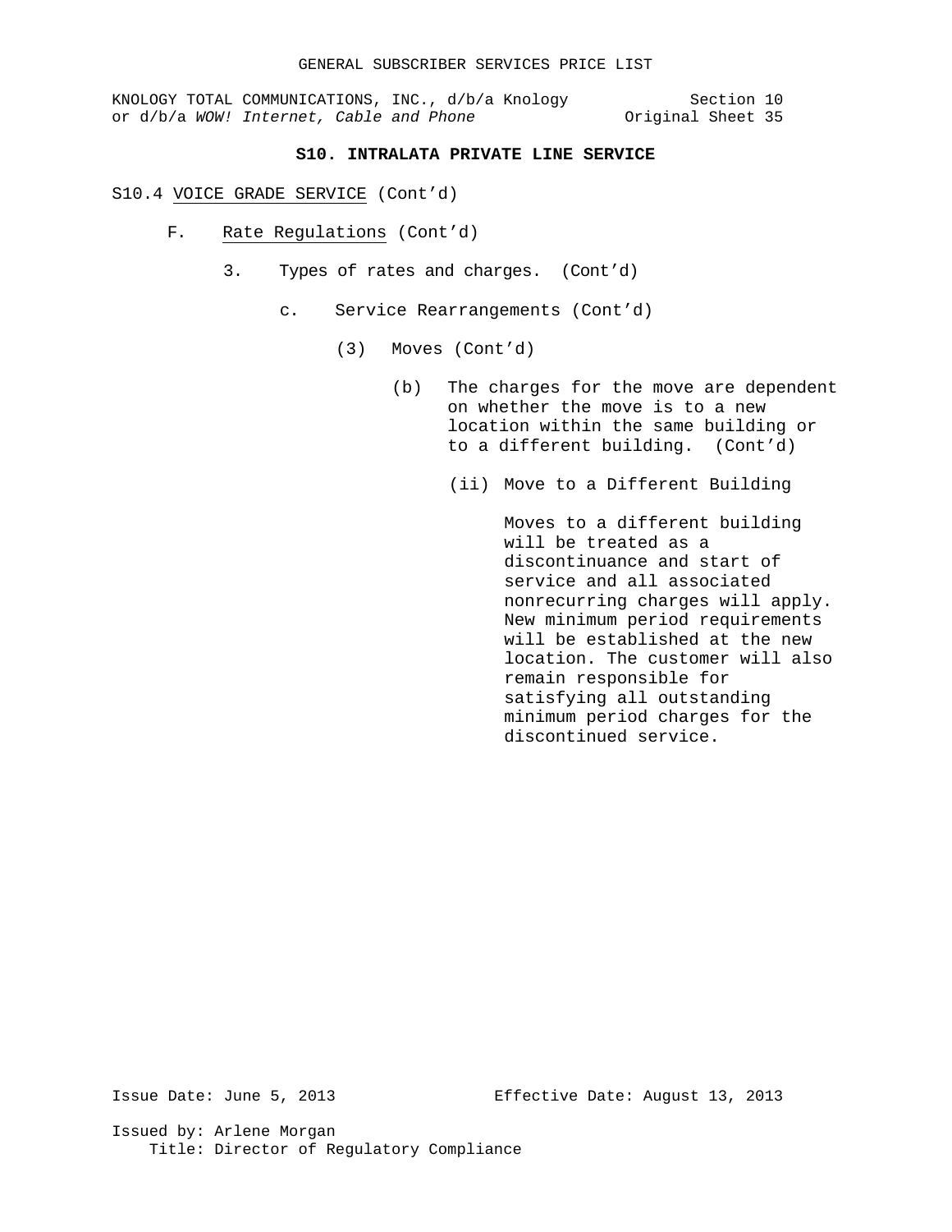**S10. INTRALATA PRIVATE LINE SERVICE**

S10.4 VOICE GRADE SERVICE (Cont'd)

F. Rate Regulations (Cont'd)

3. Types of rates and charges. (Cont'd)

c. Service Rearrangements (Cont'd)

(3) Moves (Cont'd)

(b) The charges for the move are dependent on whether the move is to a new location within the same building or to a different building. (Cont'd)

(ii) Move to a Different Building

Moves to a different building will be treated as a discontinuance and start of service and all associated nonrecurring charges will apply. New minimum period requirements will be established at the new location. The customer will also remain responsible for satisfying all outstanding minimum period charges for the discontinued service.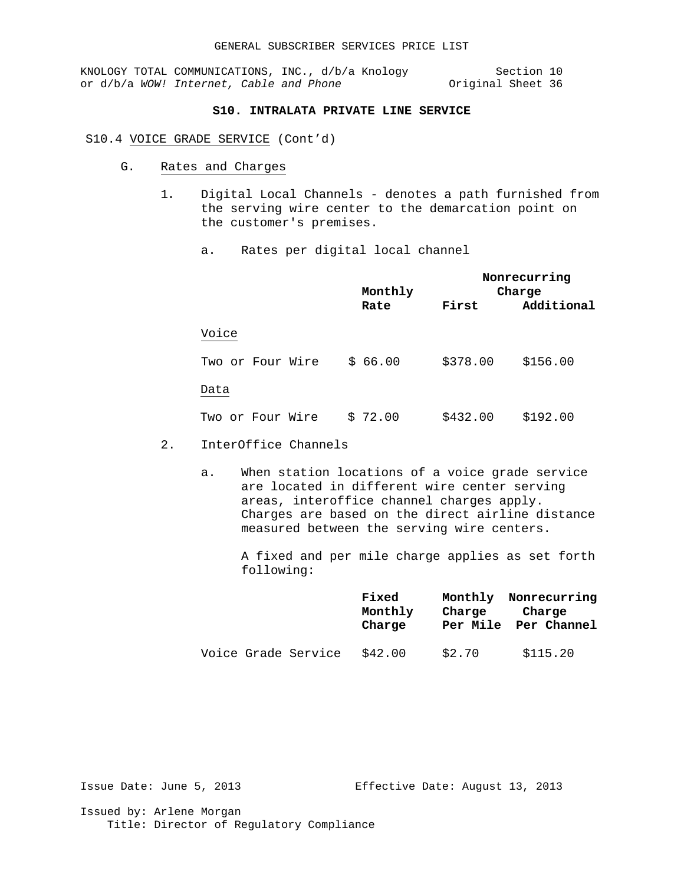## S10. INTRALATA PRIVATE LINE SERVICE

S10.4 VOICE GRADE SERVICE (Cont'd)

G. Rates and Charges

1. Digital Local Channels - denotes a path furnished from the serving wire center to the demarcation point on the customer's premises.

   a. Rates per digital local channel

| | Monthly Rate | Nonrecurring Charge First | Nonrecurring Charge Additional |
|---|---|---|---|
| Voice | | | |
| Two or Four Wire | $ 66.00 | $378.00 | $156.00 |
| Data | | | |
| Two or Four Wire | $ 72.00 | $432.00 | $192.00 |

2. InterOffice Channels

   a. When station locations of a voice grade service are located in different wire center serving areas, interoffice channel charges apply. Charges are based on the direct airline distance measured between the serving wire centers.

   A fixed and per mile charge applies as set forth following:

| | Fixed Monthly Charge | Monthly Charge Per Mile | Nonrecurring Charge Per Channel |
|---|---|---|---|
| Voice Grade Service | $42.00 | $2.70 | $115.20 |

Issue Date: June 5, 2013

Effective Date: August 13, 2013

Issued by: Arlene Morgan
Title: Director of Regulatory Compliance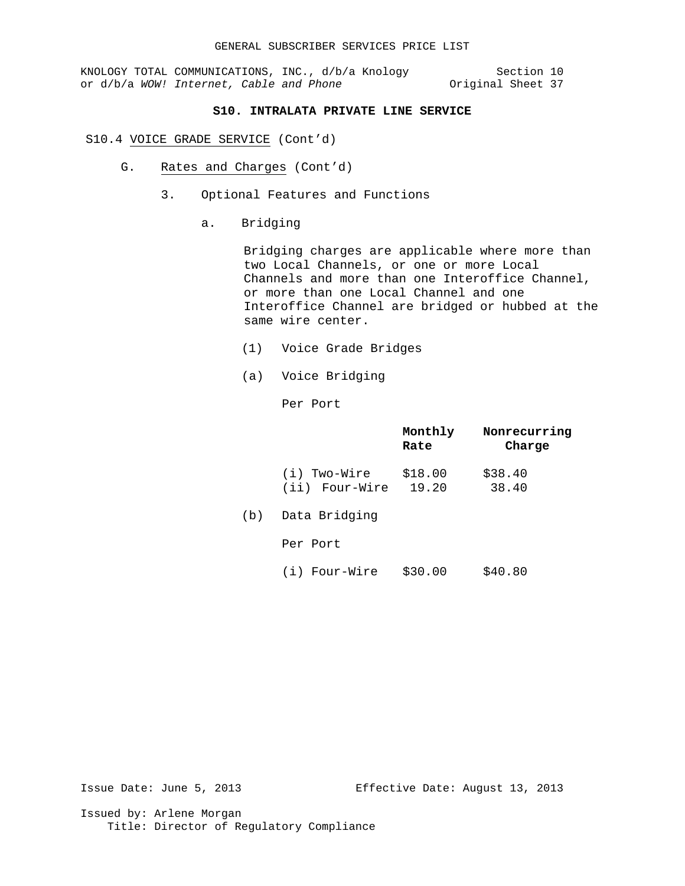## S10. INTRALATA PRIVATE LINE SERVICE

S10.4 VOICE GRADE SERVICE (Cont'd)

G. Rates and Charges (Cont'd)

3. Optional Features and Functions

a. Bridging

Bridging charges are applicable where more than two Local Channels, or one or more Local Channels and more than one Interoffice Channel, or more than one Local Channel and one Interoffice Channel are bridged or hubbed at the same wire center.

(1) Voice Grade Bridges

(a) Voice Bridging

Per Port

| | Monthly Rate | Nonrecurring Charge |
|---|---|---|
| (i) Two-Wire | $18.00 | $38.40 |
| (ii) Four-Wire | 19.20 | 38.40 |

(b) Data Bridging

Per Port

| | Monthly Rate | Nonrecurring Charge |
|---|---|---|
| (i) Four-Wire | $30.00 | $40.80 |

Issue Date: June 5, 2013 Effective Date: August 13, 2013

Issued by: Arlene Morgan
Title: Director of Regulatory Compliance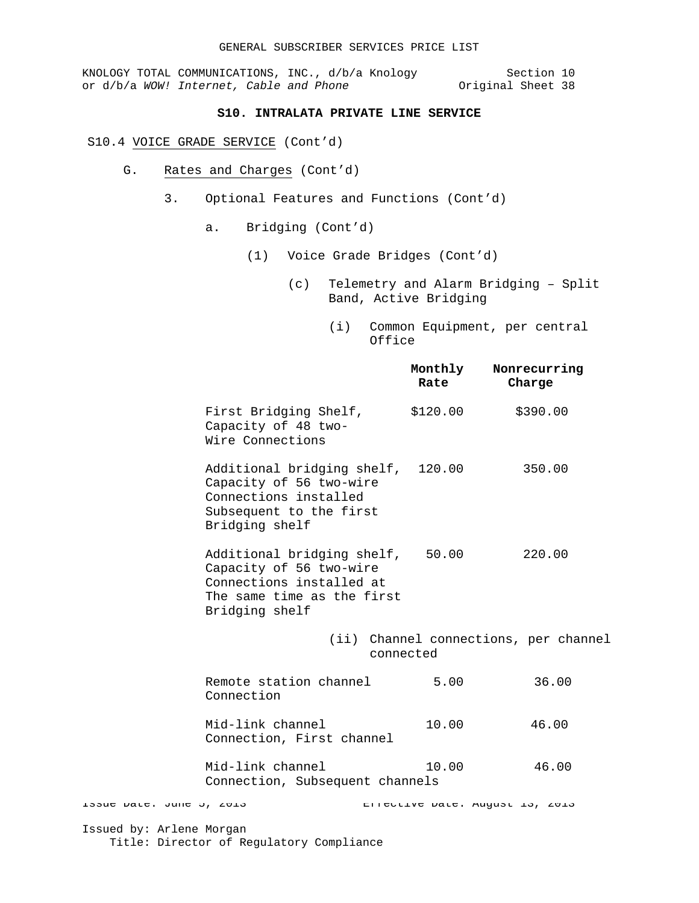### S10. INTRALATA PRIVATE LINE SERVICE

S10.4 VOICE GRADE SERVICE (Cont'd)

G. Rates and Charges (Cont'd)

3. Optional Features and Functions (Cont'd)

a. Bridging (Cont'd)

(1) Voice Grade Bridges (Cont'd)

(c) Telemetry and Alarm Bridging – Split Band, Active Bridging

(i) Common Equipment, per central Office

| | **Monthly Rate** | **Nonrecurring Charge** |
|---|---|---|
| First Bridging Shelf, Capacity of 48 two-Wire Connections | $120.00 | $390.00 |
| Additional bridging shelf, Capacity of 56 two-wire Connections installed Subsequent to the first Bridging shelf | 120.00 | 350.00 |
| Additional bridging shelf, Capacity of 56 two-wire Connections installed at The same time as the first Bridging shelf | 50.00 | 220.00 |

(ii) Channel connections, per channel connected

| | **Monthly Rate** | **Nonrecurring Charge** |
|---|---|---|
| Remote station channel Connection | 5.00 | 36.00 |
| Mid-link channel Connection, First channel | 10.00 | 46.00 |
| Mid-link channel Connection, Subsequent channels | 10.00 | 46.00 |

Issue Date: June 5, 2013 Effective Date: August 13, 2013

Issued by: Arlene Morgan
Title: Director of Regulatory Compliance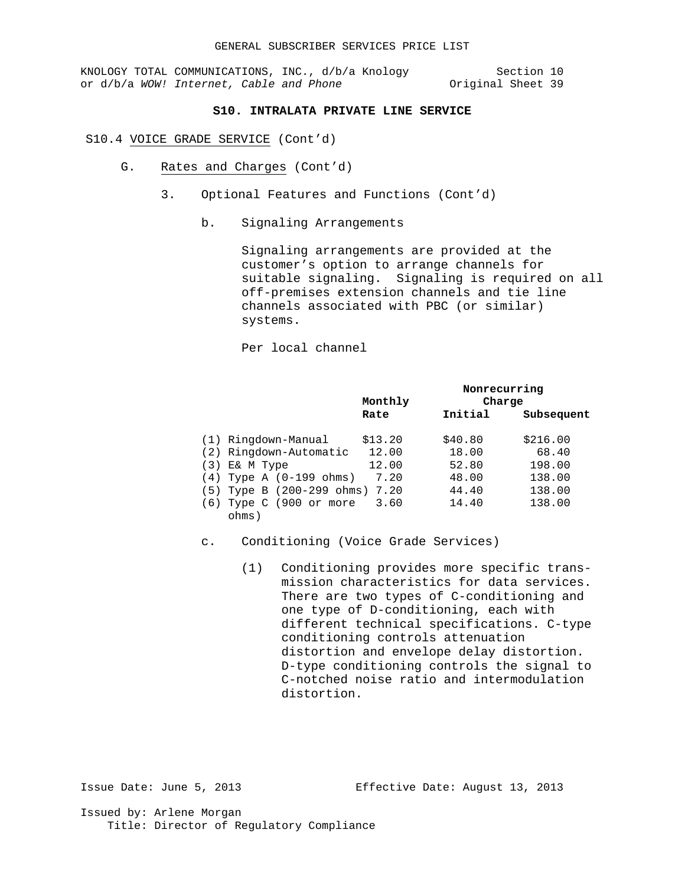KNOLOGY TOTAL COMMUNICATIONS, INC., d/b/a Knology or d/b/a *WOW! Internet, Cable and Phone*

Section 10
Original Sheet 39

**S10. INTRALATA PRIVATE LINE SERVICE**

S10.4 VOICE GRADE SERVICE (Cont'd)

G. Rates and Charges (Cont'd)

3. Optional Features and Functions (Cont'd)

b. Signaling Arrangements

Signaling arrangements are provided at the customer's option to arrange channels for suitable signaling. Signaling is required on all off-premises extension channels and tie line channels associated with PBC (or similar) systems.

Per local channel

| | Monthly Rate | Nonrecurring Charge Initial | Nonrecurring Charge Subsequent |
|---|---|---|---|
| (1) Ringdown-Manual | $13.20 | $40.80 | $216.00 |
| (2) Ringdown-Automatic | 12.00 | 18.00 | 68.40 |
| (3) E& M Type | 12.00 | 52.80 | 198.00 |
| (4) Type A (0-199 ohms) | 7.20 | 48.00 | 138.00 |
| (5) Type B (200-299 ohms) | 7.20 | 44.40 | 138.00 |
| (6) Type C (900 or more ohms) | 3.60 | 14.40 | 138.00 |

c. Conditioning (Voice Grade Services)

(1) Conditioning provides more specific transmission characteristics for data services. There are two types of C-conditioning and one type of D-conditioning, each with different technical specifications. C-type conditioning controls attenuation distortion and envelope delay distortion. D-type conditioning controls the signal to C-notched noise ratio and intermodulation distortion.

Issue Date: June 5, 2013

Effective Date: August 13, 2013

Issued by: Arlene Morgan
Title: Director of Regulatory Compliance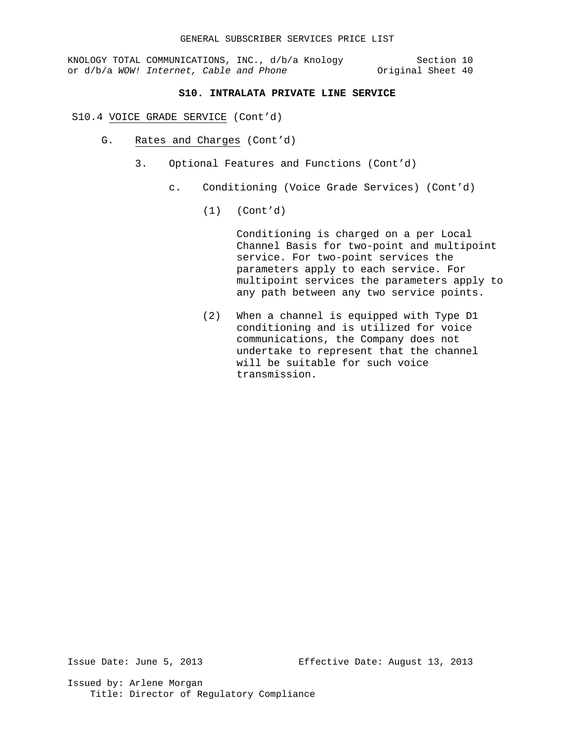## S10. INTRALATA PRIVATE LINE SERVICE

S10.4 VOICE GRADE SERVICE (Cont'd)

G. Rates and Charges (Cont'd)

3. Optional Features and Functions (Cont'd)

c. Conditioning (Voice Grade Services) (Cont'd)

(1) (Cont'd)

Conditioning is charged on a per Local Channel Basis for two-point and multipoint service. For two-point services the parameters apply to each service. For multipoint services the parameters apply to any path between any two service points.

(2) When a channel is equipped with Type D1 conditioning and is utilized for voice communications, the Company does not undertake to represent that the channel will be suitable for such voice transmission.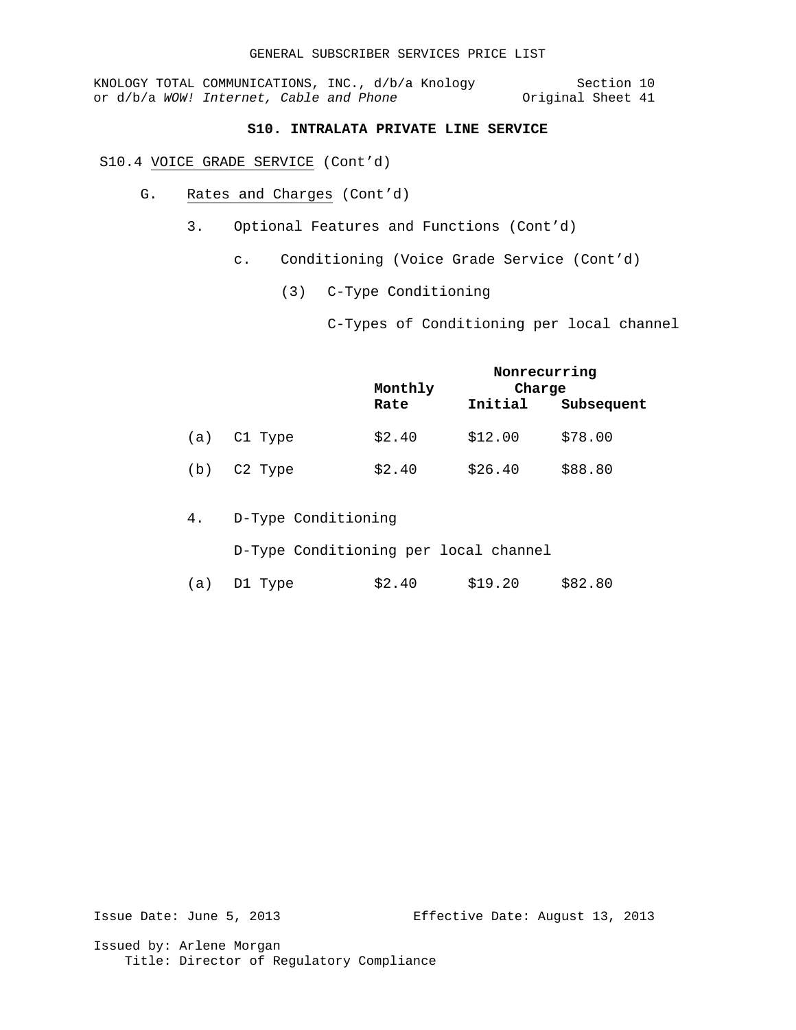GENERAL SUBSCRIBER SERVICES PRICE LIST

KNOLOGY TOTAL COMMUNICATIONS, INC., d/b/a Knology or d/b/a *WOW! Internet, Cable and Phone*

Section 10
Original Sheet 41

**S10. INTRALATA PRIVATE LINE SERVICE**

S10.4 VOICE GRADE SERVICE (Cont'd)

G. Rates and Charges (Cont'd)

3. Optional Features and Functions (Cont'd)

c. Conditioning (Voice Grade Service (Cont'd)

(3) C-Type Conditioning

C-Types of Conditioning per local channel

| | | Monthly Rate | Nonrecurring Charge | |
|---|---|---|---|---|
| | | | **Initial** | **Subsequent** |
| (a) | C1 Type | \$2.40 | \$12.00 | \$78.00 |
| (b) | C2 Type | \$2.40 | \$26.40 | \$88.80 |

4. D-Type Conditioning

D-Type Conditioning per local channel

| | | Monthly Rate | Initial | Subsequent |
|---|---|---|---|---|
| (a) | D1 Type | \$2.40 | \$19.20 | \$82.80 |

Issue Date: June 5, 2013

Effective Date: August 13, 2013

Issued by: Arlene Morgan
Title: Director of Regulatory Compliance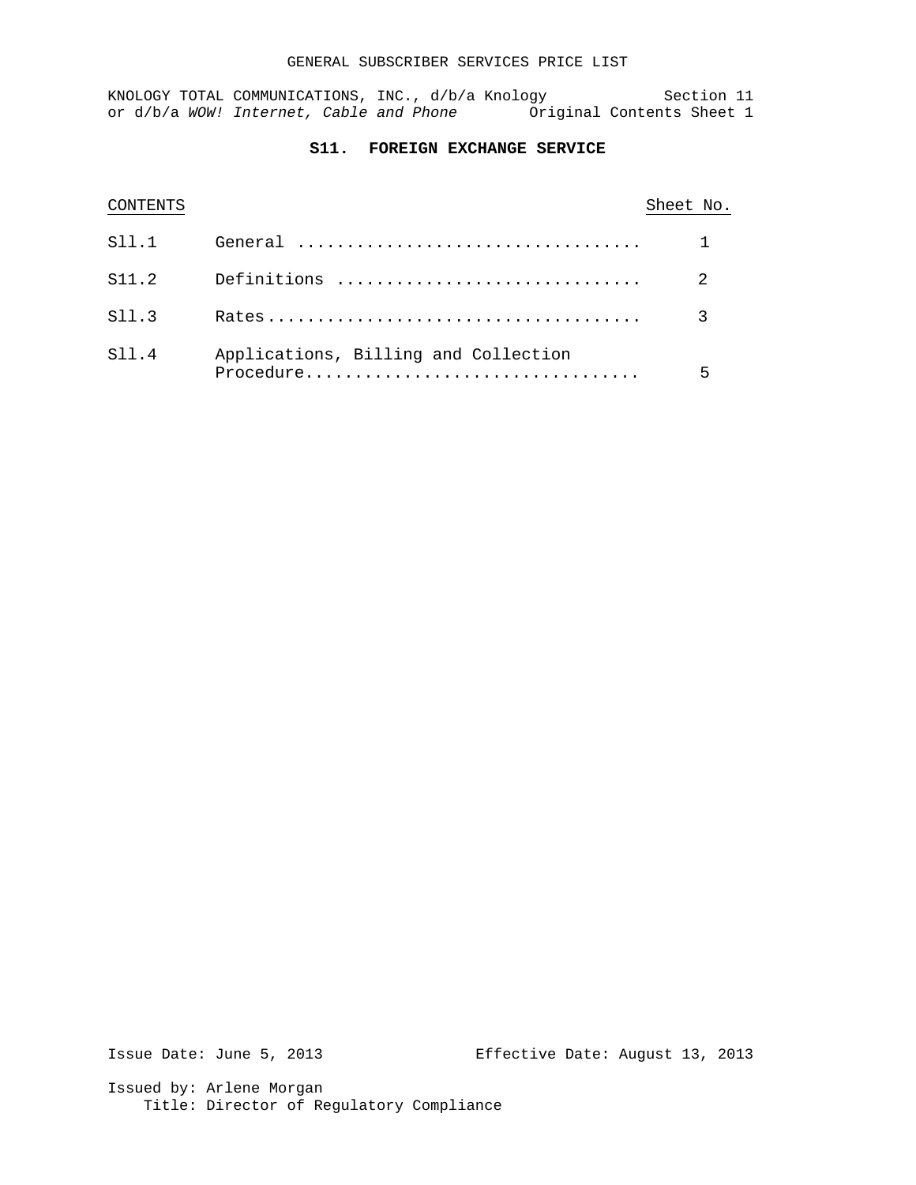# S11. FOREIGN EXCHANGE SERVICE

| CONTENTS | | Sheet No. |
|---|---|---|
| Sll.1 | General .................................. | 1 |
| S11.2 | Definitions .............................. | 2 |
| Sll.3 | Rates..................................... | 3 |
| Sll.4 | Applications, Billing and Collection Procedure................................. | 5 |

Issue Date: June 5, 2013 Effective Date: August 13, 2013

Issued by: Arlene Morgan
Title: Director of Regulatory Compliance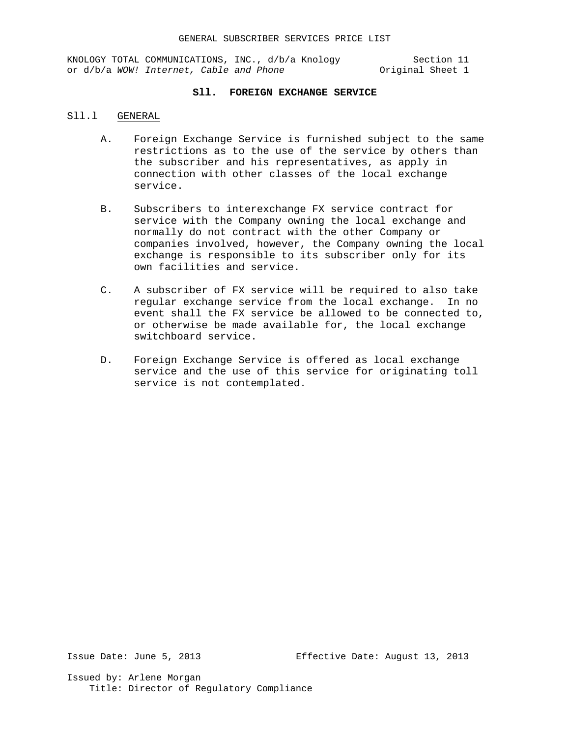KNOLOGY TOTAL COMMUNICATIONS, INC., d/b/a Knology or d/b/a *WOW! Internet, Cable and Phone*

Section 11
Original Sheet 1

## Sll. FOREIGN EXCHANGE SERVICE

Sll.l <u>GENERAL</u>

A. Foreign Exchange Service is furnished subject to the same restrictions as to the use of the service by others than the subscriber and his representatives, as apply in connection with other classes of the local exchange service.

B. Subscribers to interexchange FX service contract for service with the Company owning the local exchange and normally do not contract with the other Company or companies involved, however, the Company owning the local exchange is responsible to its subscriber only for its own facilities and service.

C. A subscriber of FX service will be required to also take regular exchange service from the local exchange. In no event shall the FX service be allowed to be connected to, or otherwise be made available for, the local exchange switchboard service.

D. Foreign Exchange Service is offered as local exchange service and the use of this service for originating toll service is not contemplated.

Issue Date: June 5, 2013 Effective Date: August 13, 2013

Issued by: Arlene Morgan
Title: Director of Regulatory Compliance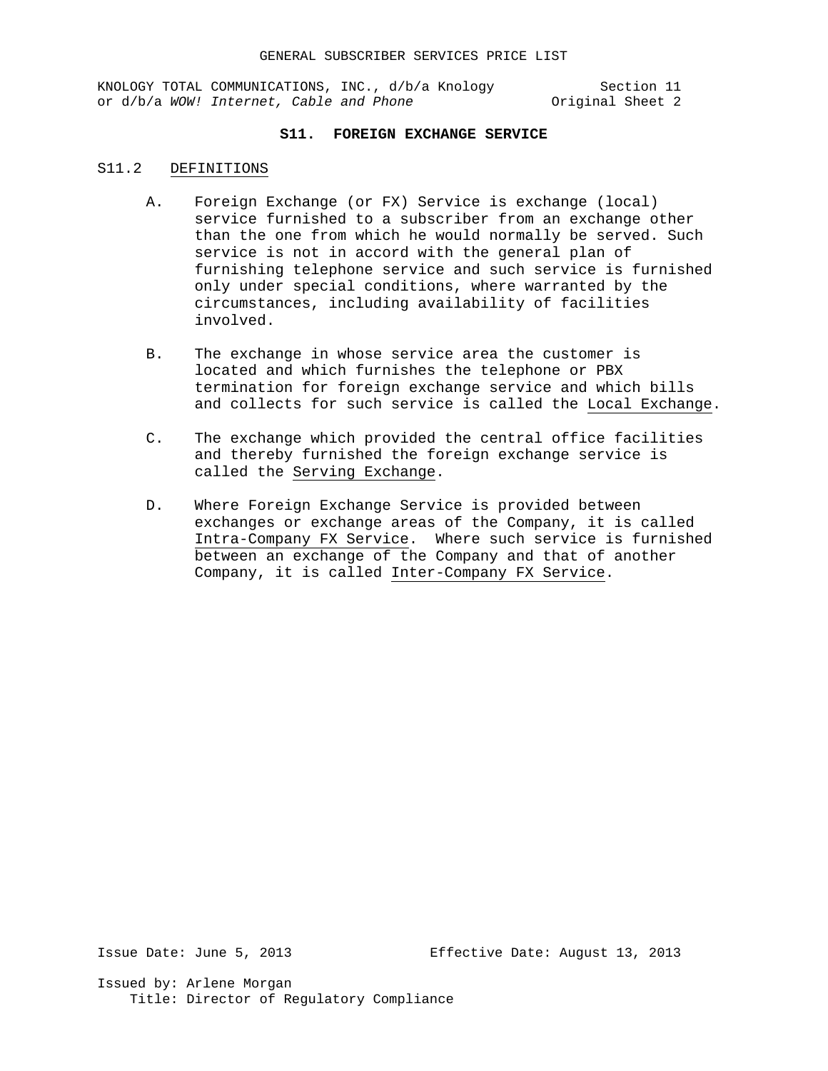## S11. FOREIGN EXCHANGE SERVICE

### S11.2 DEFINITIONS

A. Foreign Exchange (or FX) Service is exchange (local) service furnished to a subscriber from an exchange other than the one from which he would normally be served. Such service is not in accord with the general plan of furnishing telephone service and such service is furnished only under special conditions, where warranted by the circumstances, including availability of facilities involved.

B. The exchange in whose service area the customer is located and which furnishes the telephone or PBX termination for foreign exchange service and which bills and collects for such service is called the Local Exchange.

C. The exchange which provided the central office facilities and thereby furnished the foreign exchange service is called the Serving Exchange.

D. Where Foreign Exchange Service is provided between exchanges or exchange areas of the Company, it is called Intra-Company FX Service. Where such service is furnished between an exchange of the Company and that of another Company, it is called Inter-Company FX Service.

Issue Date: June 5, 2013 Effective Date: August 13, 2013

Issued by: Arlene Morgan
Title: Director of Regulatory Compliance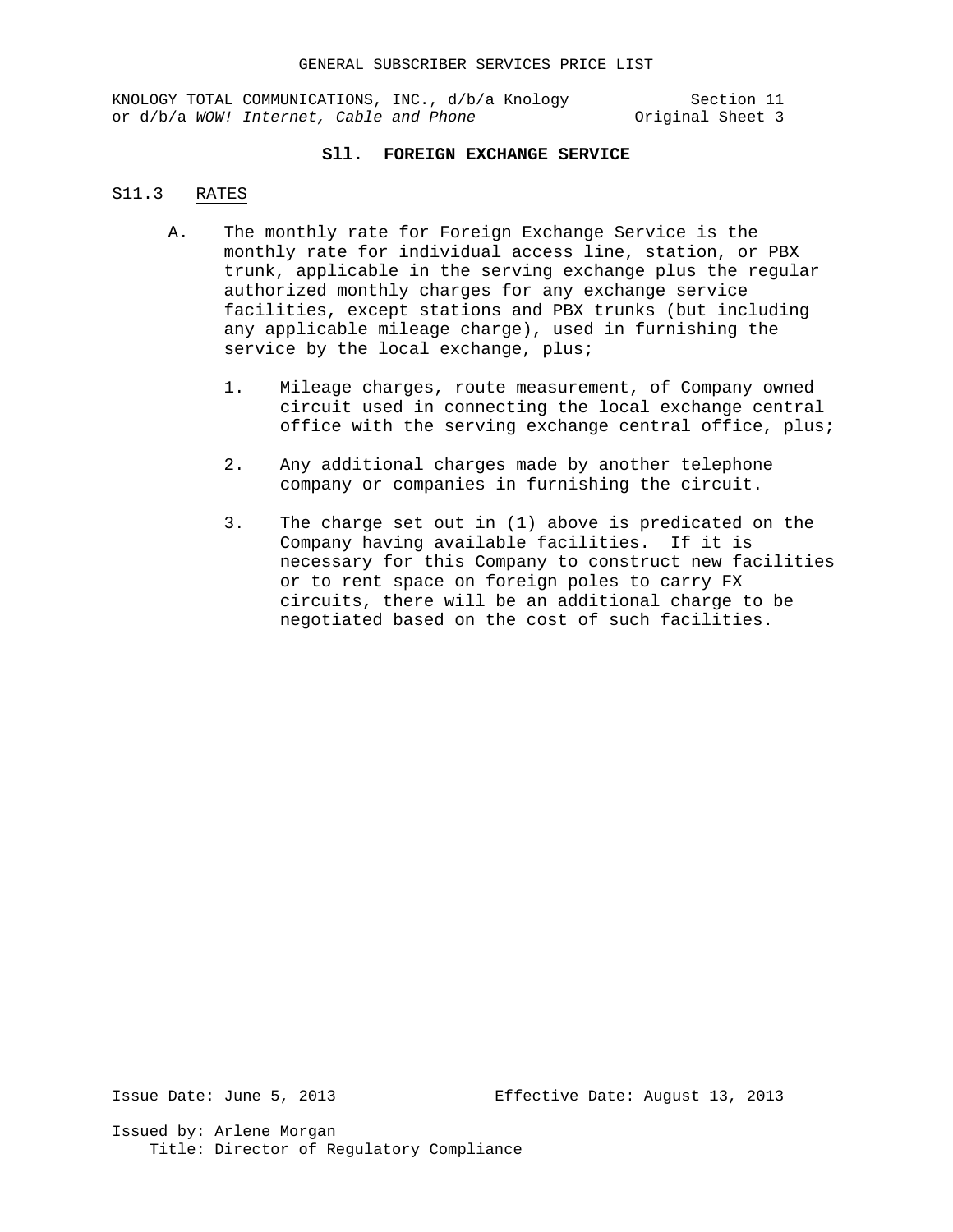## Sll. FOREIGN EXCHANGE SERVICE

### S11.3 RATES

A. The monthly rate for Foreign Exchange Service is the monthly rate for individual access line, station, or PBX trunk, applicable in the serving exchange plus the regular authorized monthly charges for any exchange service facilities, except stations and PBX trunks (but including any applicable mileage charge), used in furnishing the service by the local exchange, plus;

1. Mileage charges, route measurement, of Company owned circuit used in connecting the local exchange central office with the serving exchange central office, plus;

2. Any additional charges made by another telephone company or companies in furnishing the circuit.

3. The charge set out in (1) above is predicated on the Company having available facilities. If it is necessary for this Company to construct new facilities or to rent space on foreign poles to carry FX circuits, there will be an additional charge to be negotiated based on the cost of such facilities.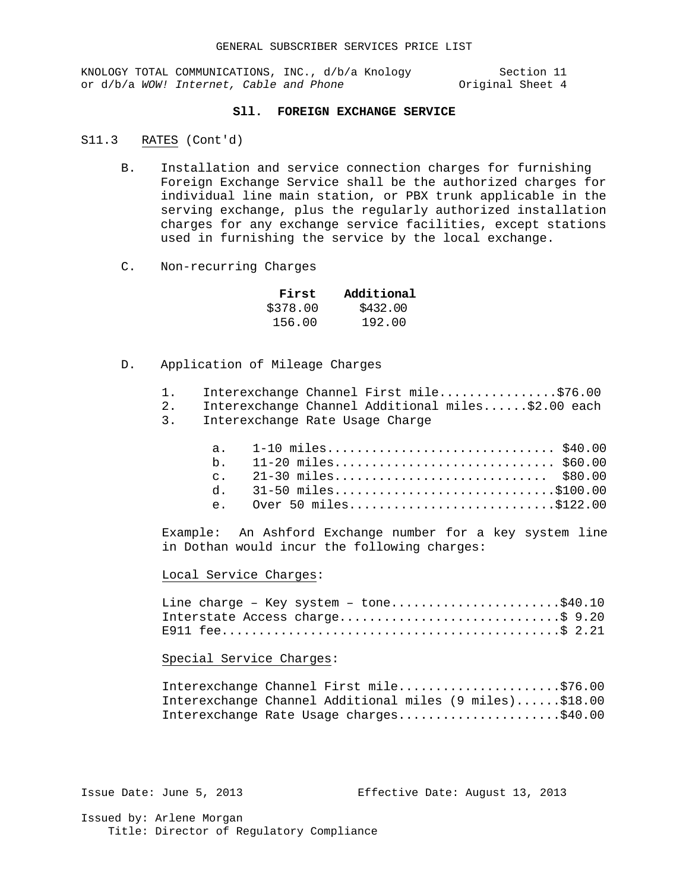## S11. FOREIGN EXCHANGE SERVICE

S11.3 RATES (Cont'd)

B. Installation and service connection charges for furnishing Foreign Exchange Service shall be the authorized charges for individual line main station, or PBX trunk applicable in the serving exchange, plus the regularly authorized installation charges for any exchange service facilities, except stations used in furnishing the service by the local exchange.

C. Non-recurring Charges

| First | Additional |
|---|---|
| $378.00 | $432.00 |
| 156.00 | 192.00 |

D. Application of Mileage Charges

1. Interexchange Channel First mile................$76.00
2. Interexchange Channel Additional miles......$2.00 each
3. Interexchange Rate Usage Charge

   a. 1-10 miles.............................. $40.00
   b. 11-20 miles............................. $60.00
   c. 21-30 miles............................ $80.00
   d. 31-50 miles.............................$100.00
   e. Over 50 miles...........................$122.00

Example: An Ashford Exchange number for a key system line in Dothan would incur the following charges:

Local Service Charges:

Line charge – Key system – tone.......................$40.10
Interstate Access charge.............................$ 9.20
E911 fee.............................................$ 2.21

Special Service Charges:

Interexchange Channel First mile......................$76.00
Interexchange Channel Additional miles (9 miles)......$18.00
Interexchange Rate Usage charges......................$40.00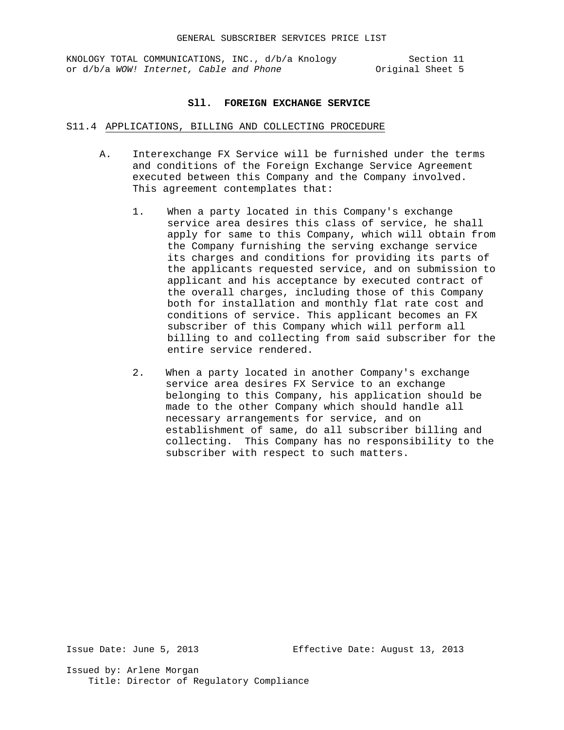## Sll. FOREIGN EXCHANGE SERVICE

S11.4 APPLICATIONS, BILLING AND COLLECTING PROCEDURE

A. Interexchange FX Service will be furnished under the terms and conditions of the Foreign Exchange Service Agreement executed between this Company and the Company involved. This agreement contemplates that:

1. When a party located in this Company's exchange service area desires this class of service, he shall apply for same to this Company, which will obtain from the Company furnishing the serving exchange service its charges and conditions for providing its parts of the applicants requested service, and on submission to applicant and his acceptance by executed contract of the overall charges, including those of this Company both for installation and monthly flat rate cost and conditions of service. This applicant becomes an FX subscriber of this Company which will perform all billing to and collecting from said subscriber for the entire service rendered.

2. When a party located in another Company's exchange service area desires FX Service to an exchange belonging to this Company, his application should be made to the other Company which should handle all necessary arrangements for service, and on establishment of same, do all subscriber billing and collecting. This Company has no responsibility to the subscriber with respect to such matters.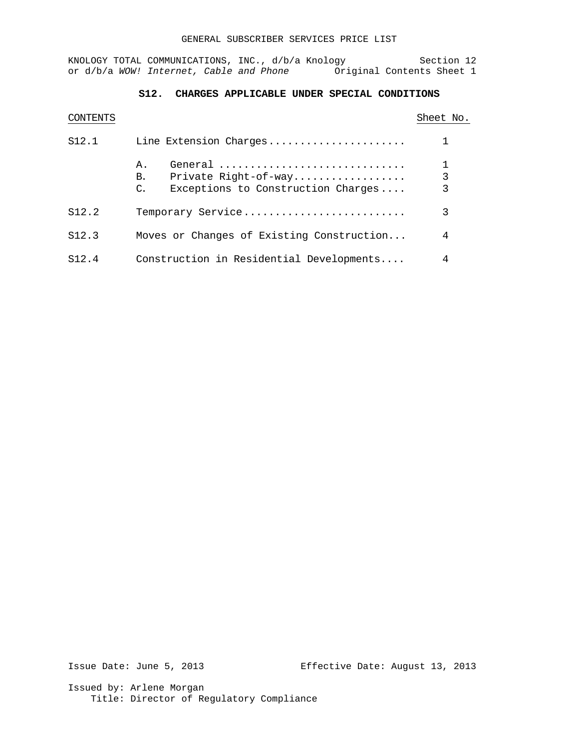GENERAL SUBSCRIBER SERVICES PRICE LIST

KNOLOGY TOTAL COMMUNICATIONS, INC., d/b/a Knology — Section 12
or d/b/a *WOW! Internet, Cable and Phone* — Original Contents Sheet 1

## S12. CHARGES APPLICABLE UNDER SPECIAL CONDITIONS

| CONTENTS | | | Sheet No. |
|---|---|---|---|
| S12.1 | Line Extension Charges | | 1 |
| | A. | General | 1 |
| | B. | Private Right-of-way | 3 |
| | C. | Exceptions to Construction Charges | 3 |
| S12.2 | Temporary Service | | 3 |
| S12.3 | Moves or Changes of Existing Construction | | 4 |
| S12.4 | Construction in Residential Developments | | 4 |

Issue Date: June 5, 2013 — Effective Date: August 13, 2013

Issued by: Arlene Morgan
Title: Director of Regulatory Compliance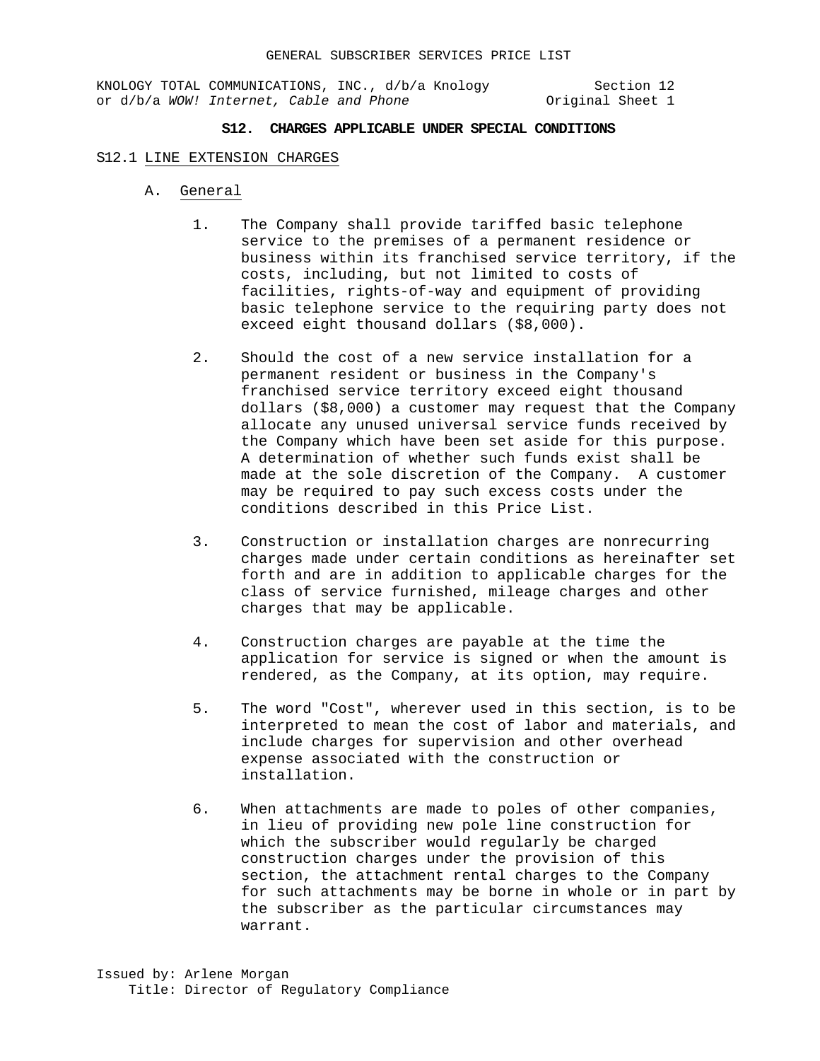GENERAL SUBSCRIBER SERVICES PRICE LIST

KNOLOGY TOTAL COMMUNICATIONS, INC., d/b/a Knology or d/b/a *WOW! Internet, Cable and Phone*

Section 12
Original Sheet 1

## S12. CHARGES APPLICABLE UNDER SPECIAL CONDITIONS

### S12.1 LINE EXTENSION CHARGES

A. General

1. The Company shall provide tariffed basic telephone service to the premises of a permanent residence or business within its franchised service territory, if the costs, including, but not limited to costs of facilities, rights-of-way and equipment of providing basic telephone service to the requiring party does not exceed eight thousand dollars ($8,000).

2. Should the cost of a new service installation for a permanent resident or business in the Company's franchised service territory exceed eight thousand dollars ($8,000) a customer may request that the Company allocate any unused universal service funds received by the Company which have been set aside for this purpose. A determination of whether such funds exist shall be made at the sole discretion of the Company. A customer may be required to pay such excess costs under the conditions described in this Price List.

3. Construction or installation charges are nonrecurring charges made under certain conditions as hereinafter set forth and are in addition to applicable charges for the class of service furnished, mileage charges and other charges that may be applicable.

4. Construction charges are payable at the time the application for service is signed or when the amount is rendered, as the Company, at its option, may require.

5. The word "Cost", wherever used in this section, is to be interpreted to mean the cost of labor and materials, and include charges for supervision and other overhead expense associated with the construction or installation.

6. When attachments are made to poles of other companies, in lieu of providing new pole line construction for which the subscriber would regularly be charged construction charges under the provision of this section, the attachment rental charges to the Company for such attachments may be borne in whole or in part by the subscriber as the particular circumstances may warrant.

Issued by: Arlene Morgan
Title: Director of Regulatory Compliance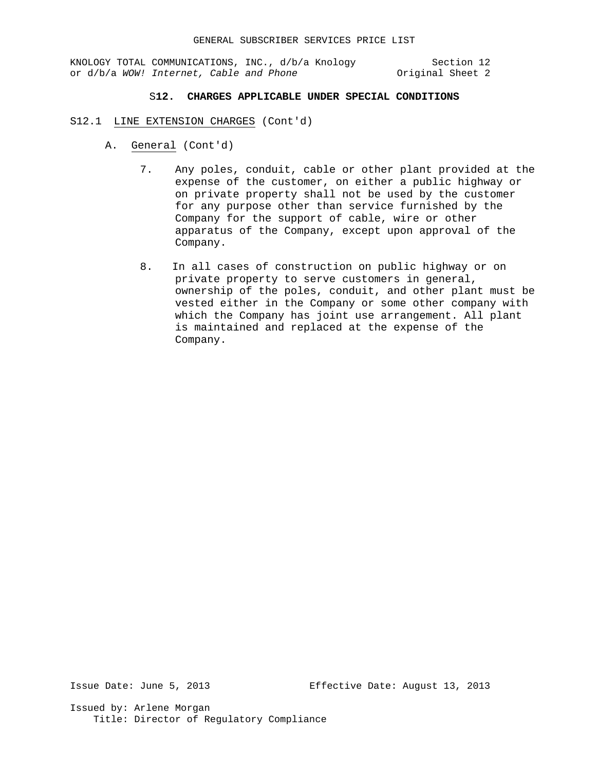## S12. CHARGES APPLICABLE UNDER SPECIAL CONDITIONS

S12.1 LINE EXTENSION CHARGES (Cont'd)

A. General (Cont'd)

7. Any poles, conduit, cable or other plant provided at the expense of the customer, on either a public highway or on private property shall not be used by the customer for any purpose other than service furnished by the Company for the support of cable, wire or other apparatus of the Company, except upon approval of the Company.

8. In all cases of construction on public highway or on private property to serve customers in general, ownership of the poles, conduit, and other plant must be vested either in the Company or some other company with which the Company has joint use arrangement. All plant is maintained and replaced at the expense of the Company.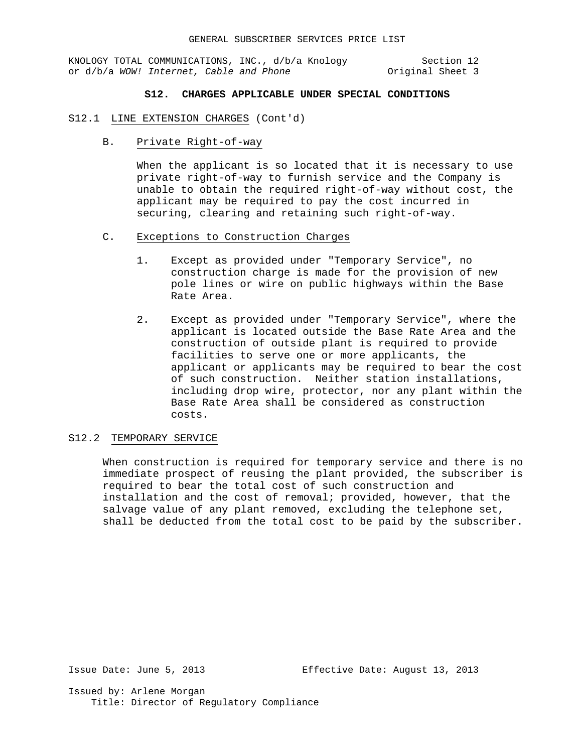## S12. CHARGES APPLICABLE UNDER SPECIAL CONDITIONS

S12.1 LINE EXTENSION CHARGES (Cont'd)

B. Private Right-of-way

When the applicant is so located that it is necessary to use private right-of-way to furnish service and the Company is unable to obtain the required right-of-way without cost, the applicant may be required to pay the cost incurred in securing, clearing and retaining such right-of-way.

C. Exceptions to Construction Charges

1. Except as provided under "Temporary Service", no construction charge is made for the provision of new pole lines or wire on public highways within the Base Rate Area.

2. Except as provided under "Temporary Service", where the applicant is located outside the Base Rate Area and the construction of outside plant is required to provide facilities to serve one or more applicants, the applicant or applicants may be required to bear the cost of such construction. Neither station installations, including drop wire, protector, nor any plant within the Base Rate Area shall be considered as construction costs.

S12.2 TEMPORARY SERVICE

When construction is required for temporary service and there is no immediate prospect of reusing the plant provided, the subscriber is required to bear the total cost of such construction and installation and the cost of removal; provided, however, that the salvage value of any plant removed, excluding the telephone set, shall be deducted from the total cost to be paid by the subscriber.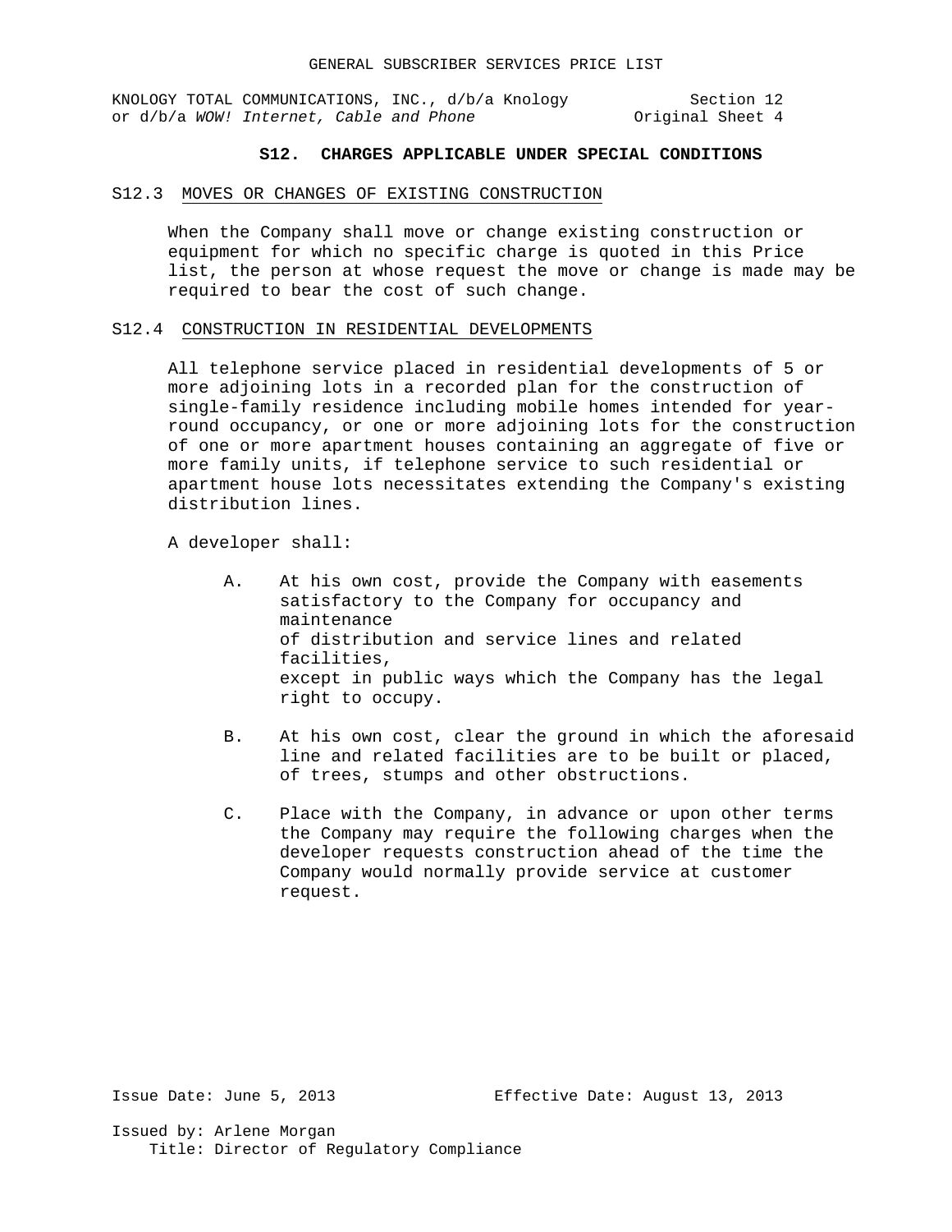## S12. CHARGES APPLICABLE UNDER SPECIAL CONDITIONS

### S12.3 MOVES OR CHANGES OF EXISTING CONSTRUCTION

When the Company shall move or change existing construction or equipment for which no specific charge is quoted in this Price list, the person at whose request the move or change is made may be required to bear the cost of such change.

### S12.4 CONSTRUCTION IN RESIDENTIAL DEVELOPMENTS

All telephone service placed in residential developments of 5 or more adjoining lots in a recorded plan for the construction of single-family residence including mobile homes intended for year-round occupancy, or one or more adjoining lots for the construction of one or more apartment houses containing an aggregate of five or more family units, if telephone service to such residential or apartment house lots necessitates extending the Company's existing distribution lines.

A developer shall:

A. At his own cost, provide the Company with easements satisfactory to the Company for occupancy and maintenance of distribution and service lines and related facilities, except in public ways which the Company has the legal right to occupy.

B. At his own cost, clear the ground in which the aforesaid line and related facilities are to be built or placed, of trees, stumps and other obstructions.

C. Place with the Company, in advance or upon other terms the Company may require the following charges when the developer requests construction ahead of the time the Company would normally provide service at customer request.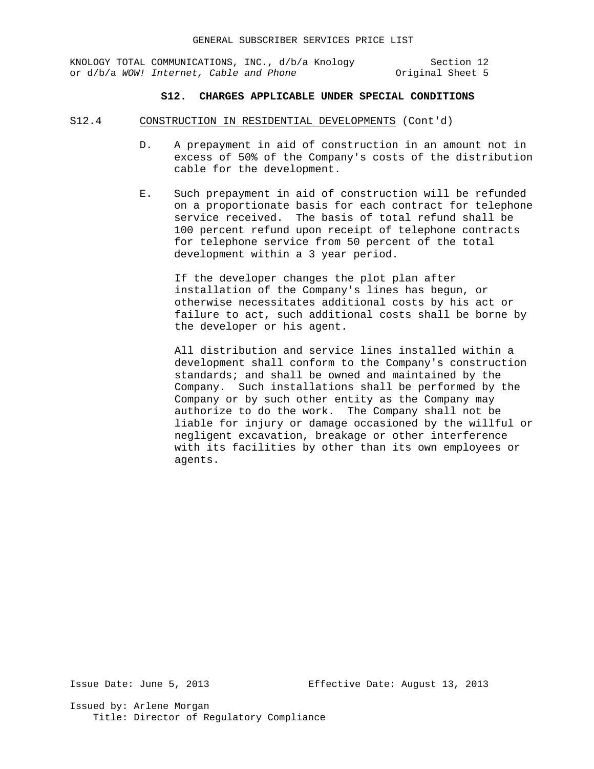## S12. CHARGES APPLICABLE UNDER SPECIAL CONDITIONS

S12.4 CONSTRUCTION IN RESIDENTIAL DEVELOPMENTS (Cont'd)

D. A prepayment in aid of construction in an amount not in excess of 50% of the Company's costs of the distribution cable for the development.

E. Such prepayment in aid of construction will be refunded on a proportionate basis for each contract for telephone service received. The basis of total refund shall be 100 percent refund upon receipt of telephone contracts for telephone service from 50 percent of the total development within a 3 year period.

If the developer changes the plot plan after installation of the Company's lines has begun, or otherwise necessitates additional costs by his act or failure to act, such additional costs shall be borne by the developer or his agent.

All distribution and service lines installed within a development shall conform to the Company's construction standards; and shall be owned and maintained by the Company. Such installations shall be performed by the Company or by such other entity as the Company may authorize to do the work. The Company shall not be liable for injury or damage occasioned by the willful or negligent excavation, breakage or other interference with its facilities by other than its own employees or agents.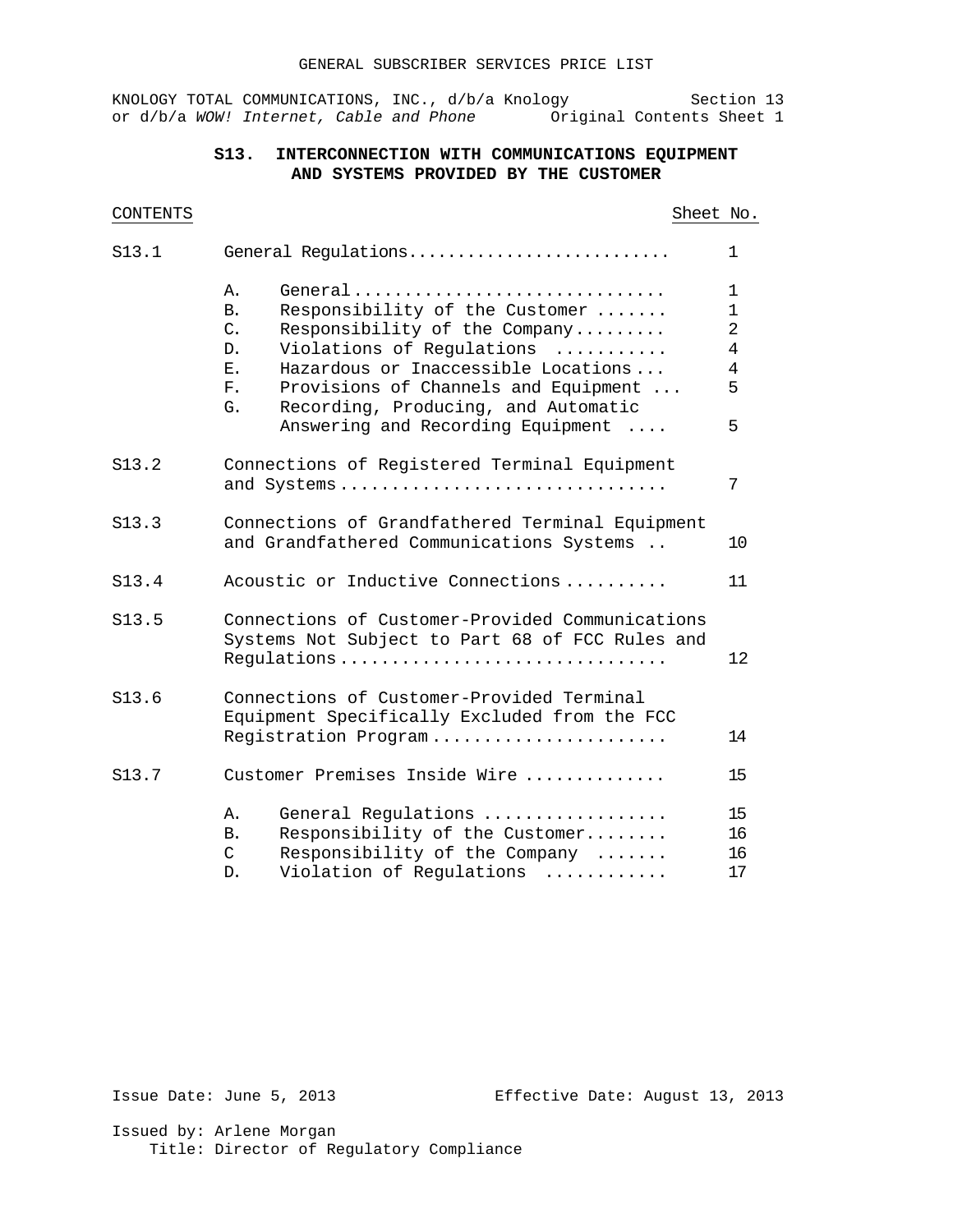GENERAL SUBSCRIBER SERVICES PRICE LIST

KNOLOGY TOTAL COMMUNICATIONS, INC., d/b/a Knology — Section 13
or d/b/a *WOW! Internet, Cable and Phone* — Original Contents Sheet 1

## S13. INTERCONNECTION WITH COMMUNICATIONS EQUIPMENT AND SYSTEMS PROVIDED BY THE CUSTOMER

| CONTENTS | | | Sheet No. |
|---|---|---|---|
| S13.1 | General Regulations | | 1 |
| | A. | General | 1 |
| | B. | Responsibility of the Customer | 1 |
| | C. | Responsibility of the Company | 2 |
| | D. | Violations of Regulations | 4 |
| | E. | Hazardous or Inaccessible Locations | 4 |
| | F. | Provisions of Channels and Equipment | 5 |
| | G. | Recording, Producing, and Automatic Answering and Recording Equipment | 5 |
| S13.2 | Connections of Registered Terminal Equipment and Systems | | 7 |
| S13.3 | Connections of Grandfathered Terminal Equipment and Grandfathered Communications Systems | | 10 |
| S13.4 | Acoustic or Inductive Connections | | 11 |
| S13.5 | Connections of Customer-Provided Communications Systems Not Subject to Part 68 of FCC Rules and Regulations | | 12 |
| S13.6 | Connections of Customer-Provided Terminal Equipment Specifically Excluded from the FCC Registration Program | | 14 |
| S13.7 | Customer Premises Inside Wire | | 15 |
| | A. | General Regulations | 15 |
| | B. | Responsibility of the Customer | 16 |
| | C | Responsibility of the Company | 16 |
| | D. | Violation of Regulations | 17 |

Issue Date: June 5, 2013 — Effective Date: August 13, 2013

Issued by: Arlene Morgan
Title: Director of Regulatory Compliance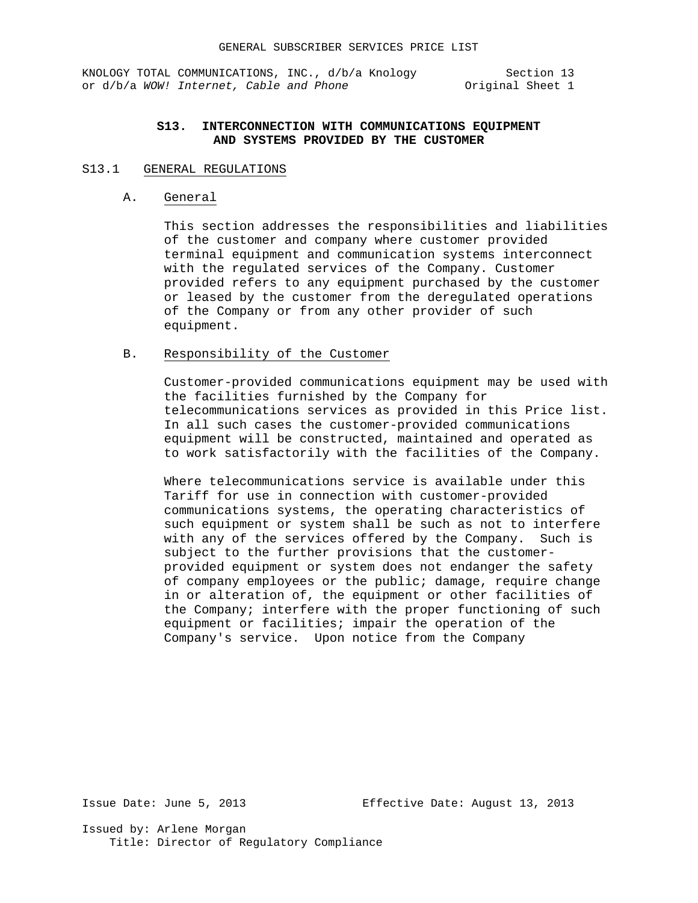## S13. INTERCONNECTION WITH COMMUNICATIONS EQUIPMENT AND SYSTEMS PROVIDED BY THE CUSTOMER

### S13.1 GENERAL REGULATIONS

#### A. General

This section addresses the responsibilities and liabilities of the customer and company where customer provided terminal equipment and communication systems interconnect with the regulated services of the Company. Customer provided refers to any equipment purchased by the customer or leased by the customer from the deregulated operations of the Company or from any other provider of such equipment.

#### B. Responsibility of the Customer

Customer-provided communications equipment may be used with the facilities furnished by the Company for telecommunications services as provided in this Price list. In all such cases the customer-provided communications equipment will be constructed, maintained and operated as to work satisfactorily with the facilities of the Company.

Where telecommunications service is available under this Tariff for use in connection with customer-provided communications systems, the operating characteristics of such equipment or system shall be such as not to interfere with any of the services offered by the Company. Such is subject to the further provisions that the customer-provided equipment or system does not endanger the safety of company employees or the public; damage, require change in or alteration of, the equipment or other facilities of the Company; interfere with the proper functioning of such equipment or facilities; impair the operation of the Company's service. Upon notice from the Company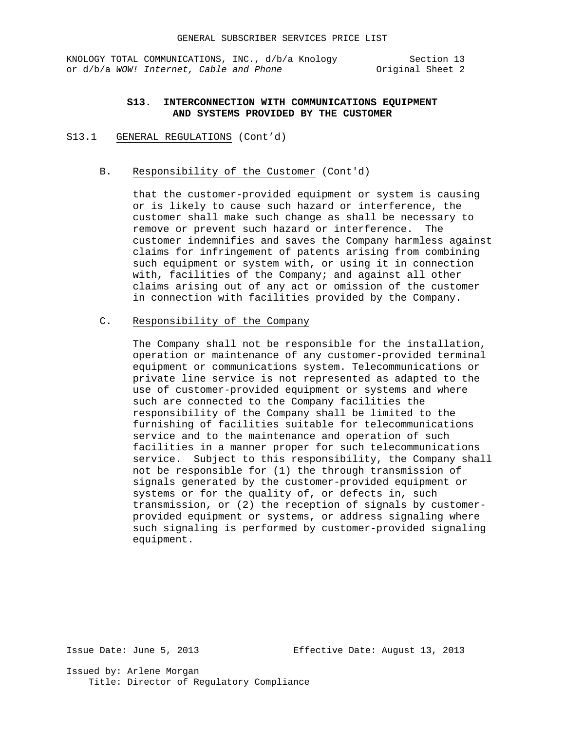## S13. INTERCONNECTION WITH COMMUNICATIONS EQUIPMENT AND SYSTEMS PROVIDED BY THE CUSTOMER

S13.1 GENERAL REGULATIONS (Cont'd)

B. Responsibility of the Customer (Cont'd)

that the customer-provided equipment or system is causing or is likely to cause such hazard or interference, the customer shall make such change as shall be necessary to remove or prevent such hazard or interference. The customer indemnifies and saves the Company harmless against claims for infringement of patents arising from combining such equipment or system with, or using it in connection with, facilities of the Company; and against all other claims arising out of any act or omission of the customer in connection with facilities provided by the Company.

C. Responsibility of the Company

The Company shall not be responsible for the installation, operation or maintenance of any customer-provided terminal equipment or communications system. Telecommunications or private line service is not represented as adapted to the use of customer-provided equipment or systems and where such are connected to the Company facilities the responsibility of the Company shall be limited to the furnishing of facilities suitable for telecommunications service and to the maintenance and operation of such facilities in a manner proper for such telecommunications service. Subject to this responsibility, the Company shall not be responsible for (1) the through transmission of signals generated by the customer-provided equipment or systems or for the quality of, or defects in, such transmission, or (2) the reception of signals by customer-provided equipment or systems, or address signaling where such signaling is performed by customer-provided signaling equipment.

Issue Date: June 5, 2013 Effective Date: August 13, 2013

Issued by: Arlene Morgan
Title: Director of Regulatory Compliance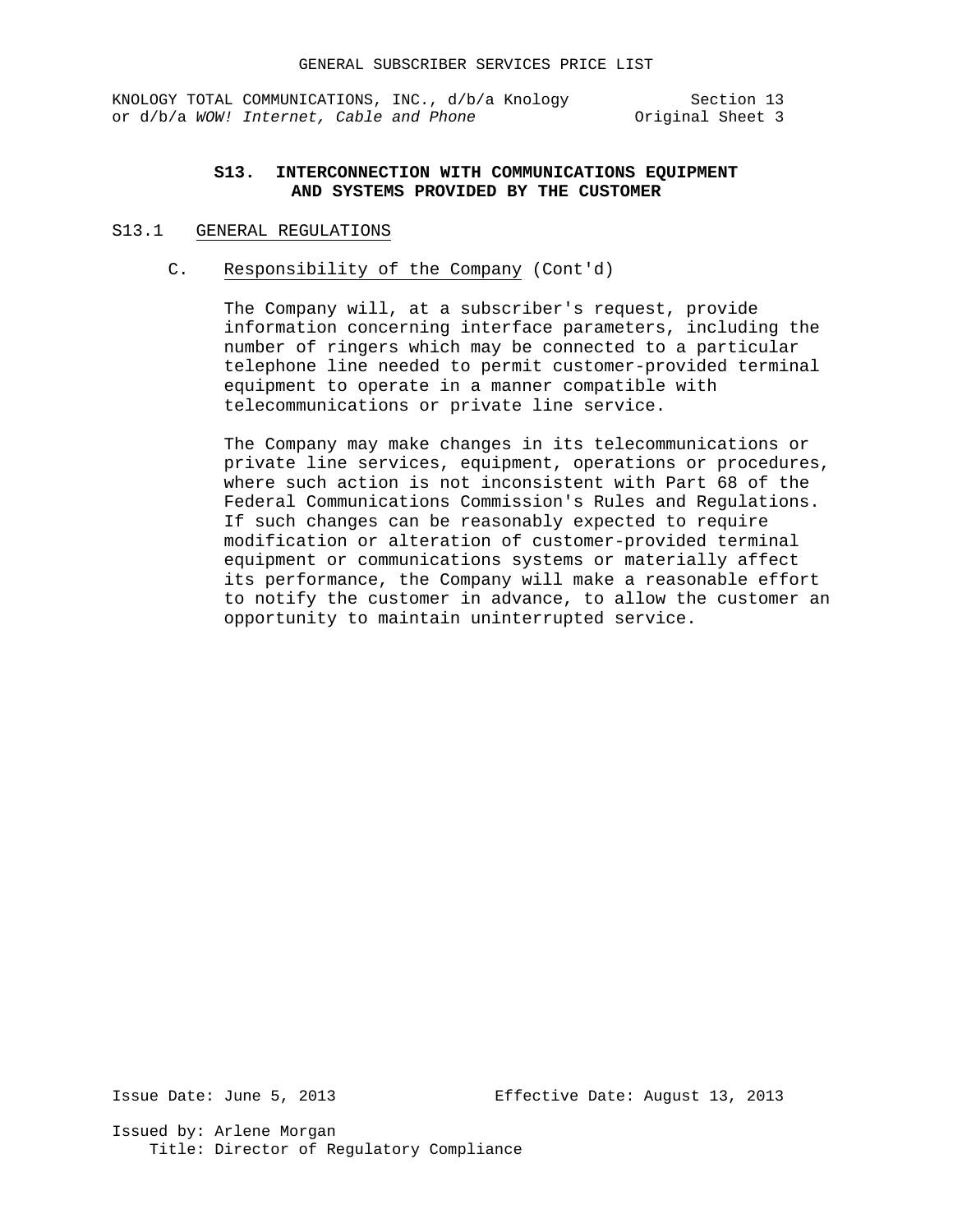## S13. INTERCONNECTION WITH COMMUNICATIONS EQUIPMENT AND SYSTEMS PROVIDED BY THE CUSTOMER

### S13.1 GENERAL REGULATIONS

C. Responsibility of the Company (Cont'd)

The Company will, at a subscriber's request, provide information concerning interface parameters, including the number of ringers which may be connected to a particular telephone line needed to permit customer-provided terminal equipment to operate in a manner compatible with telecommunications or private line service.

The Company may make changes in its telecommunications or private line services, equipment, operations or procedures, where such action is not inconsistent with Part 68 of the Federal Communications Commission's Rules and Regulations. If such changes can be reasonably expected to require modification or alteration of customer-provided terminal equipment or communications systems or materially affect its performance, the Company will make a reasonable effort to notify the customer in advance, to allow the customer an opportunity to maintain uninterrupted service.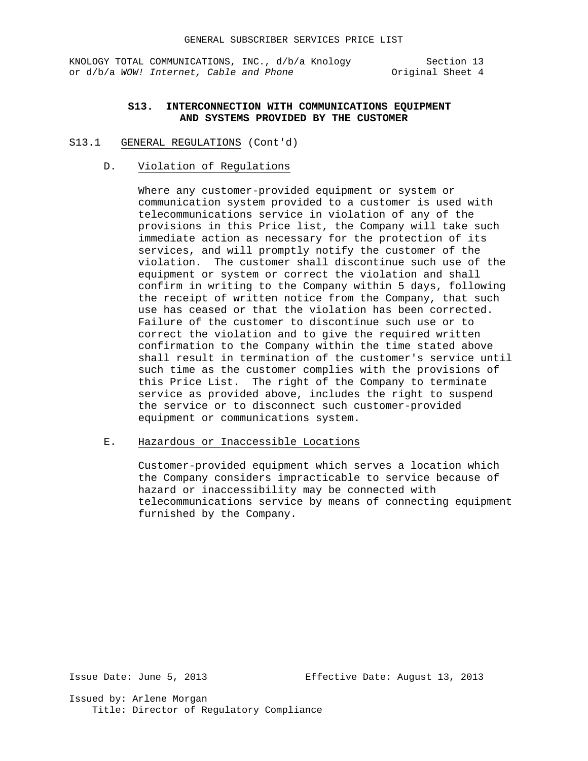## S13. INTERCONNECTION WITH COMMUNICATIONS EQUIPMENT AND SYSTEMS PROVIDED BY THE CUSTOMER

S13.1 GENERAL REGULATIONS (Cont'd)

D. Violation of Regulations

Where any customer-provided equipment or system or communication system provided to a customer is used with telecommunications service in violation of any of the provisions in this Price list, the Company will take such immediate action as necessary for the protection of its services, and will promptly notify the customer of the violation. The customer shall discontinue such use of the equipment or system or correct the violation and shall confirm in writing to the Company within 5 days, following the receipt of written notice from the Company, that such use has ceased or that the violation has been corrected. Failure of the customer to discontinue such use or to correct the violation and to give the required written confirmation to the Company within the time stated above shall result in termination of the customer's service until such time as the customer complies with the provisions of this Price List. The right of the Company to terminate service as provided above, includes the right to suspend the service or to disconnect such customer-provided equipment or communications system.

E. Hazardous or Inaccessible Locations

Customer-provided equipment which serves a location which the Company considers impracticable to service because of hazard or inaccessibility may be connected with telecommunications service by means of connecting equipment furnished by the Company.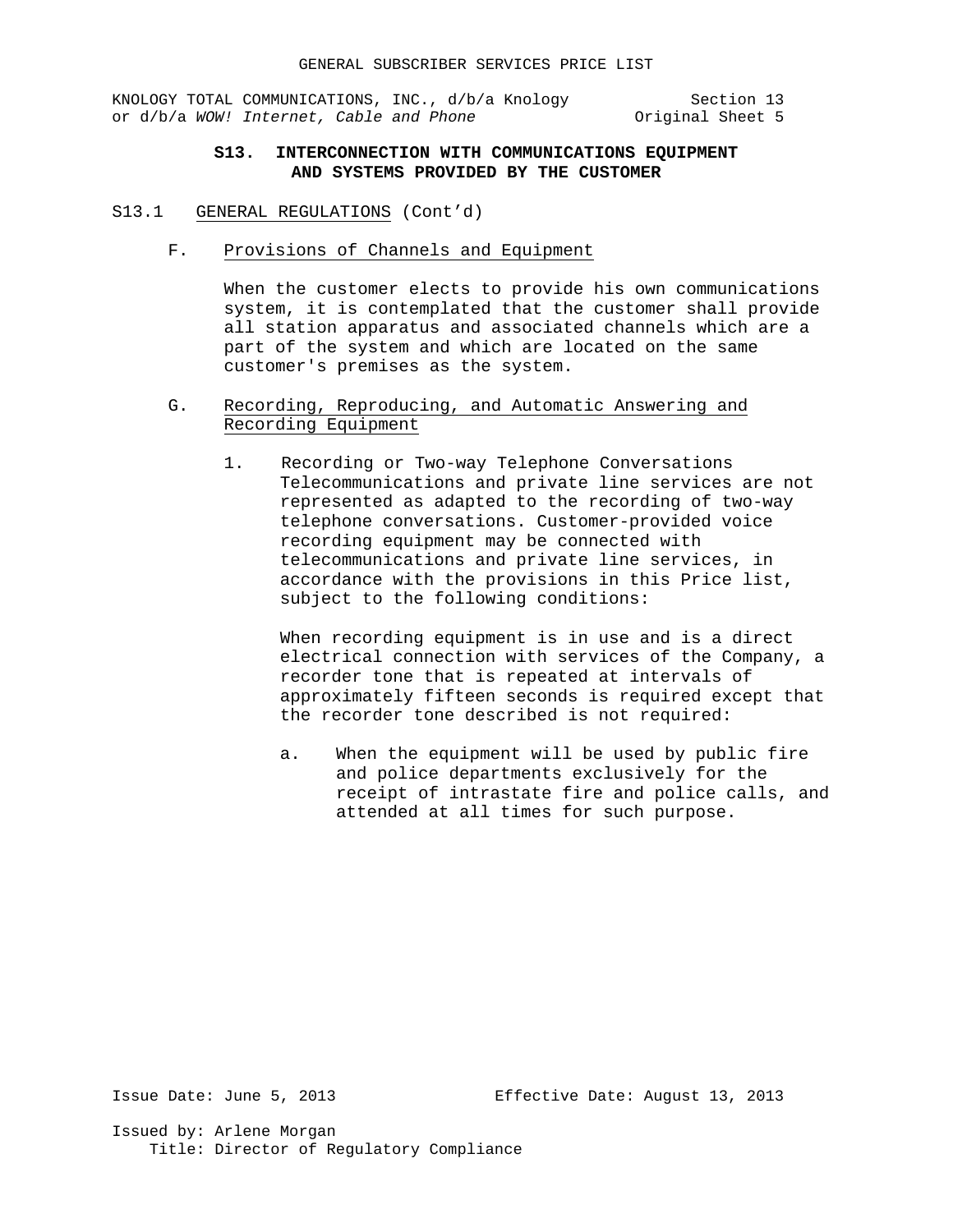## S13. INTERCONNECTION WITH COMMUNICATIONS EQUIPMENT AND SYSTEMS PROVIDED BY THE CUSTOMER

S13.1 GENERAL REGULATIONS (Cont'd)

F. Provisions of Channels and Equipment

When the customer elects to provide his own communications system, it is contemplated that the customer shall provide all station apparatus and associated channels which are a part of the system and which are located on the same customer's premises as the system.

G. Recording, Reproducing, and Automatic Answering and Recording Equipment

1. Recording or Two-way Telephone Conversations
   Telecommunications and private line services are not represented as adapted to the recording of two-way telephone conversations. Customer-provided voice recording equipment may be connected with telecommunications and private line services, in accordance with the provisions in this Price list, subject to the following conditions:

   When recording equipment is in use and is a direct electrical connection with services of the Company, a recorder tone that is repeated at intervals of approximately fifteen seconds is required except that the recorder tone described is not required:

   a. When the equipment will be used by public fire and police departments exclusively for the receipt of intrastate fire and police calls, and attended at all times for such purpose.

Issue Date: June 5, 2013 Effective Date: August 13, 2013

Issued by: Arlene Morgan
Title: Director of Regulatory Compliance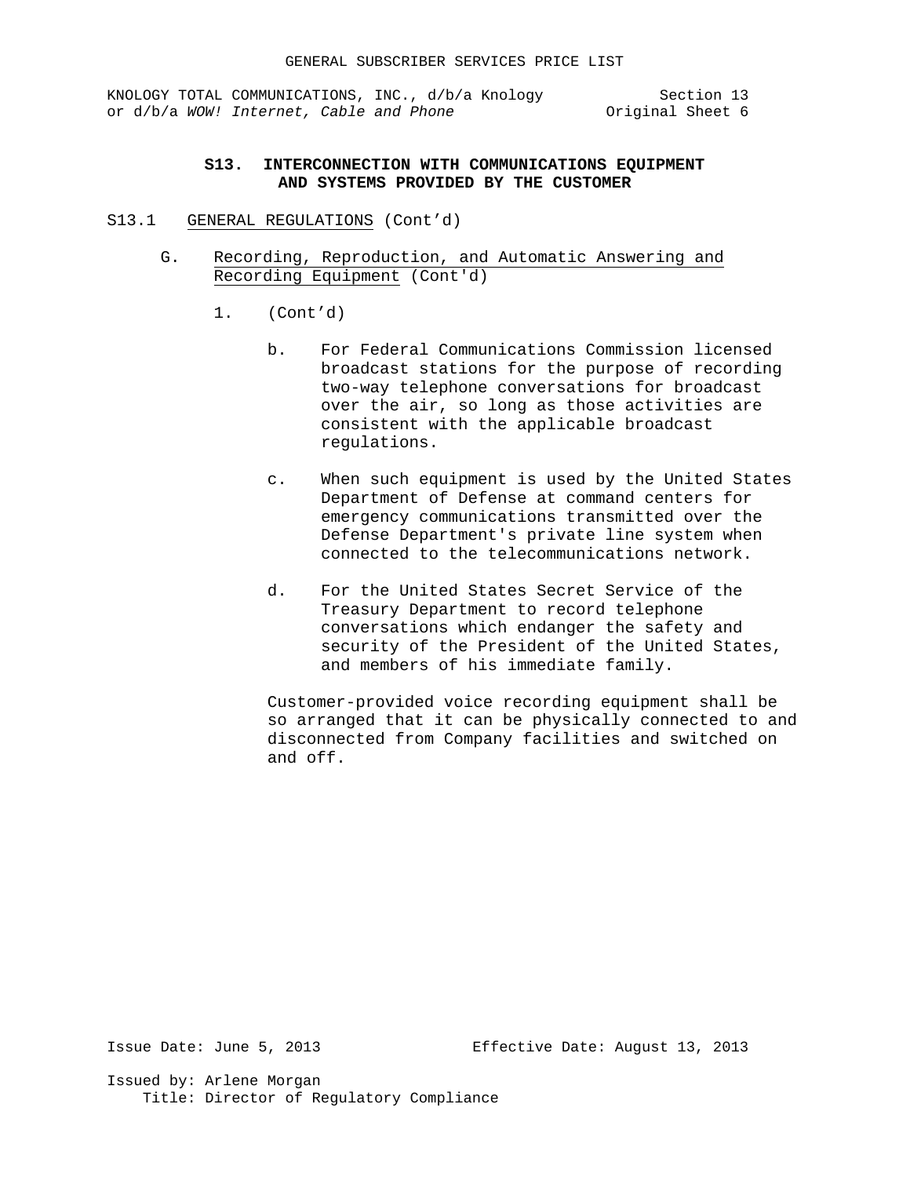## S13. INTERCONNECTION WITH COMMUNICATIONS EQUIPMENT AND SYSTEMS PROVIDED BY THE CUSTOMER

S13.1 GENERAL REGULATIONS (Cont'd)

G. Recording, Reproduction, and Automatic Answering and Recording Equipment (Cont'd)

1. (Cont'd)

   b. For Federal Communications Commission licensed broadcast stations for the purpose of recording two-way telephone conversations for broadcast over the air, so long as those activities are consistent with the applicable broadcast regulations.

   c. When such equipment is used by the United States Department of Defense at command centers for emergency communications transmitted over the Defense Department's private line system when connected to the telecommunications network.

   d. For the United States Secret Service of the Treasury Department to record telephone conversations which endanger the safety and security of the President of the United States, and members of his immediate family.

   Customer-provided voice recording equipment shall be so arranged that it can be physically connected to and disconnected from Company facilities and switched on and off.

Issue Date: June 5, 2013 Effective Date: August 13, 2013

Issued by: Arlene Morgan
Title: Director of Regulatory Compliance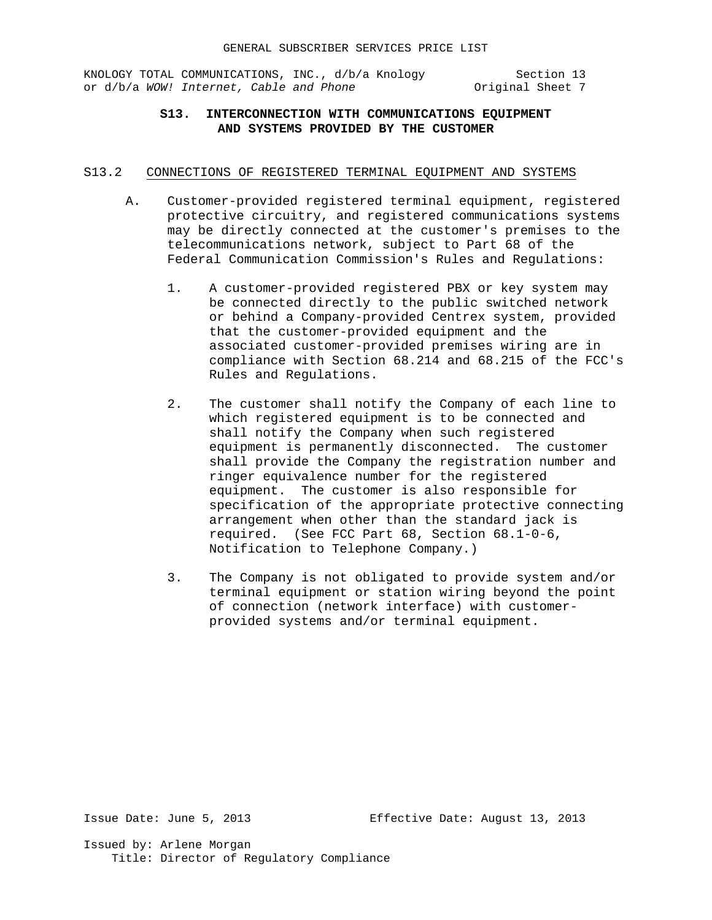## S13. INTERCONNECTION WITH COMMUNICATIONS EQUIPMENT AND SYSTEMS PROVIDED BY THE CUSTOMER

### S13.2 CONNECTIONS OF REGISTERED TERMINAL EQUIPMENT AND SYSTEMS

A. Customer-provided registered terminal equipment, registered protective circuitry, and registered communications systems may be directly connected at the customer's premises to the telecommunications network, subject to Part 68 of the Federal Communication Commission's Rules and Regulations:

1. A customer-provided registered PBX or key system may be connected directly to the public switched network or behind a Company-provided Centrex system, provided that the customer-provided equipment and the associated customer-provided premises wiring are in compliance with Section 68.214 and 68.215 of the FCC's Rules and Regulations.

2. The customer shall notify the Company of each line to which registered equipment is to be connected and shall notify the Company when such registered equipment is permanently disconnected. The customer shall provide the Company the registration number and ringer equivalence number for the registered equipment. The customer is also responsible for specification of the appropriate protective connecting arrangement when other than the standard jack is required. (See FCC Part 68, Section 68.1-0-6, Notification to Telephone Company.)

3. The Company is not obligated to provide system and/or terminal equipment or station wiring beyond the point of connection (network interface) with customer-provided systems and/or terminal equipment.

Issue Date: June 5, 2013 Effective Date: August 13, 2013

Issued by: Arlene Morgan
Title: Director of Regulatory Compliance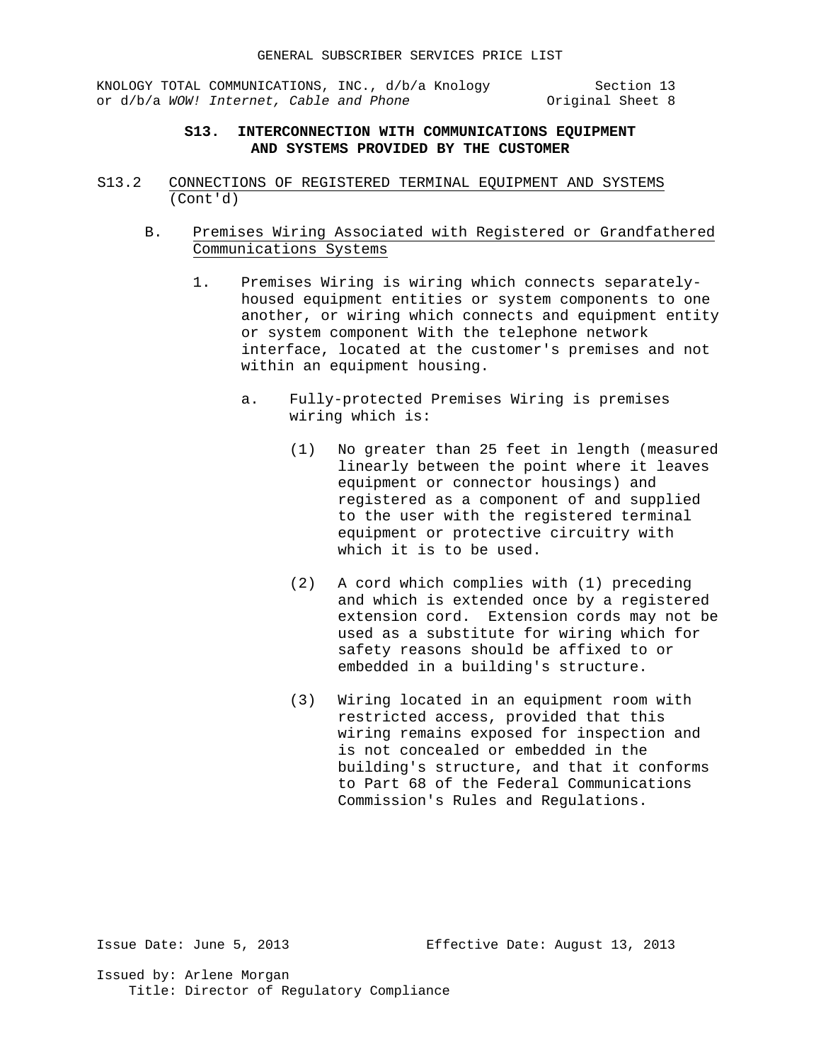## S13. INTERCONNECTION WITH COMMUNICATIONS EQUIPMENT AND SYSTEMS PROVIDED BY THE CUSTOMER

S13.2 CONNECTIONS OF REGISTERED TERMINAL EQUIPMENT AND SYSTEMS (Cont'd)

B. Premises Wiring Associated with Registered or Grandfathered Communications Systems

1. Premises Wiring is wiring which connects separately-housed equipment entities or system components to one another, or wiring which connects and equipment entity or system component With the telephone network interface, located at the customer's premises and not within an equipment housing.

   a. Fully-protected Premises Wiring is premises wiring which is:

      (1) No greater than 25 feet in length (measured linearly between the point where it leaves equipment or connector housings) and registered as a component of and supplied to the user with the registered terminal equipment or protective circuitry with which it is to be used.

      (2) A cord which complies with (1) preceding and which is extended once by a registered extension cord. Extension cords may not be used as a substitute for wiring which for safety reasons should be affixed to or embedded in a building's structure.

      (3) Wiring located in an equipment room with restricted access, provided that this wiring remains exposed for inspection and is not concealed or embedded in the building's structure, and that it conforms to Part 68 of the Federal Communications Commission's Rules and Regulations.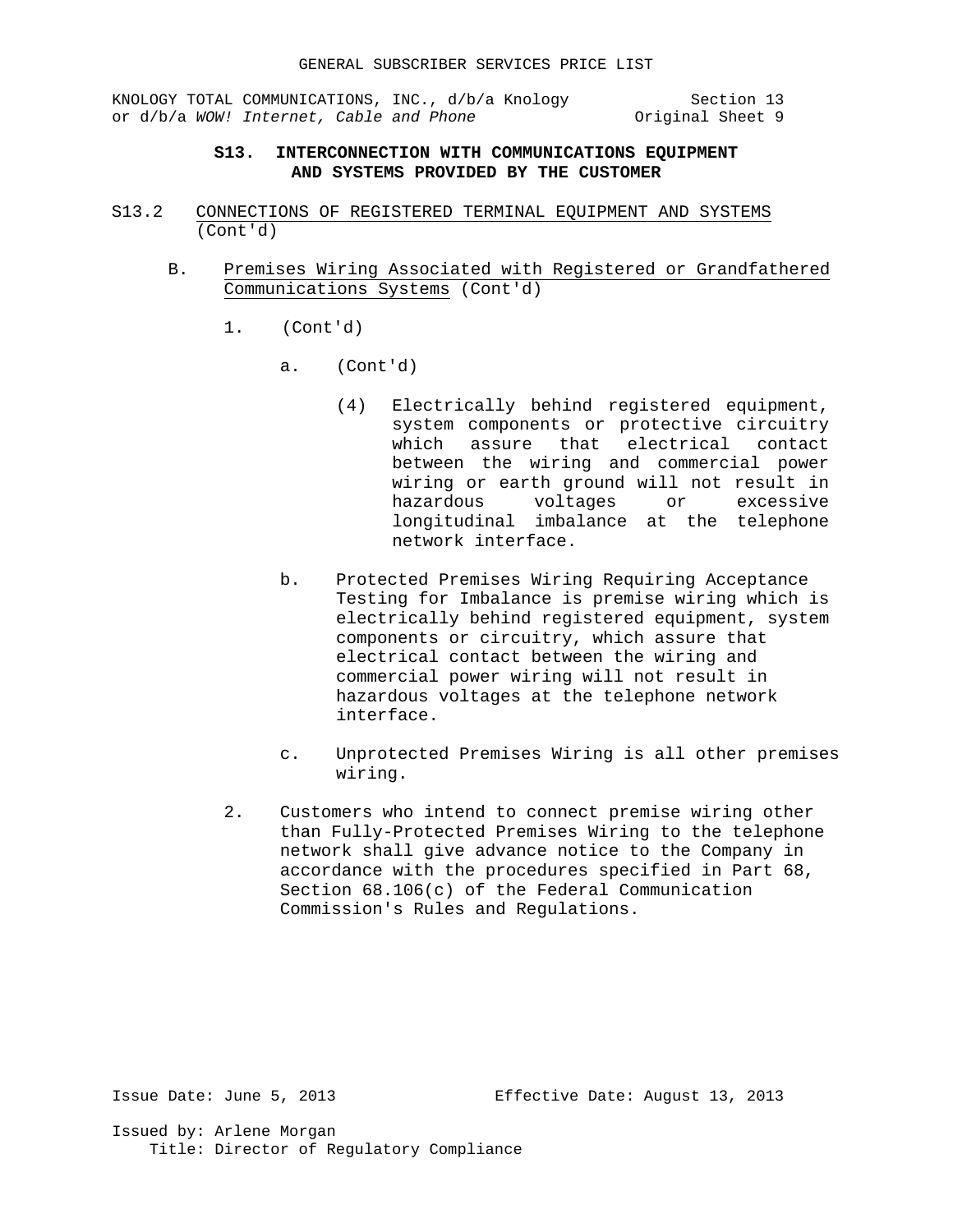## S13. INTERCONNECTION WITH COMMUNICATIONS EQUIPMENT AND SYSTEMS PROVIDED BY THE CUSTOMER

S13.2 CONNECTIONS OF REGISTERED TERMINAL EQUIPMENT AND SYSTEMS (Cont'd)

B. Premises Wiring Associated with Registered or Grandfathered Communications Systems (Cont'd)

1. (Cont'd)

   a. (Cont'd)

      (4) Electrically behind registered equipment, system components or protective circuitry which assure that electrical contact between the wiring and commercial power wiring or earth ground will not result in hazardous voltages or excessive longitudinal imbalance at the telephone network interface.

   b. Protected Premises Wiring Requiring Acceptance Testing for Imbalance is premise wiring which is electrically behind registered equipment, system components or circuitry, which assure that electrical contact between the wiring and commercial power wiring will not result in hazardous voltages at the telephone network interface.

   c. Unprotected Premises Wiring is all other premises wiring.

2. Customers who intend to connect premise wiring other than Fully-Protected Premises Wiring to the telephone network shall give advance notice to the Company in accordance with the procedures specified in Part 68, Section 68.106(c) of the Federal Communication Commission's Rules and Regulations.

Issue Date: June 5, 2013 Effective Date: August 13, 2013

Issued by: Arlene Morgan
Title: Director of Regulatory Compliance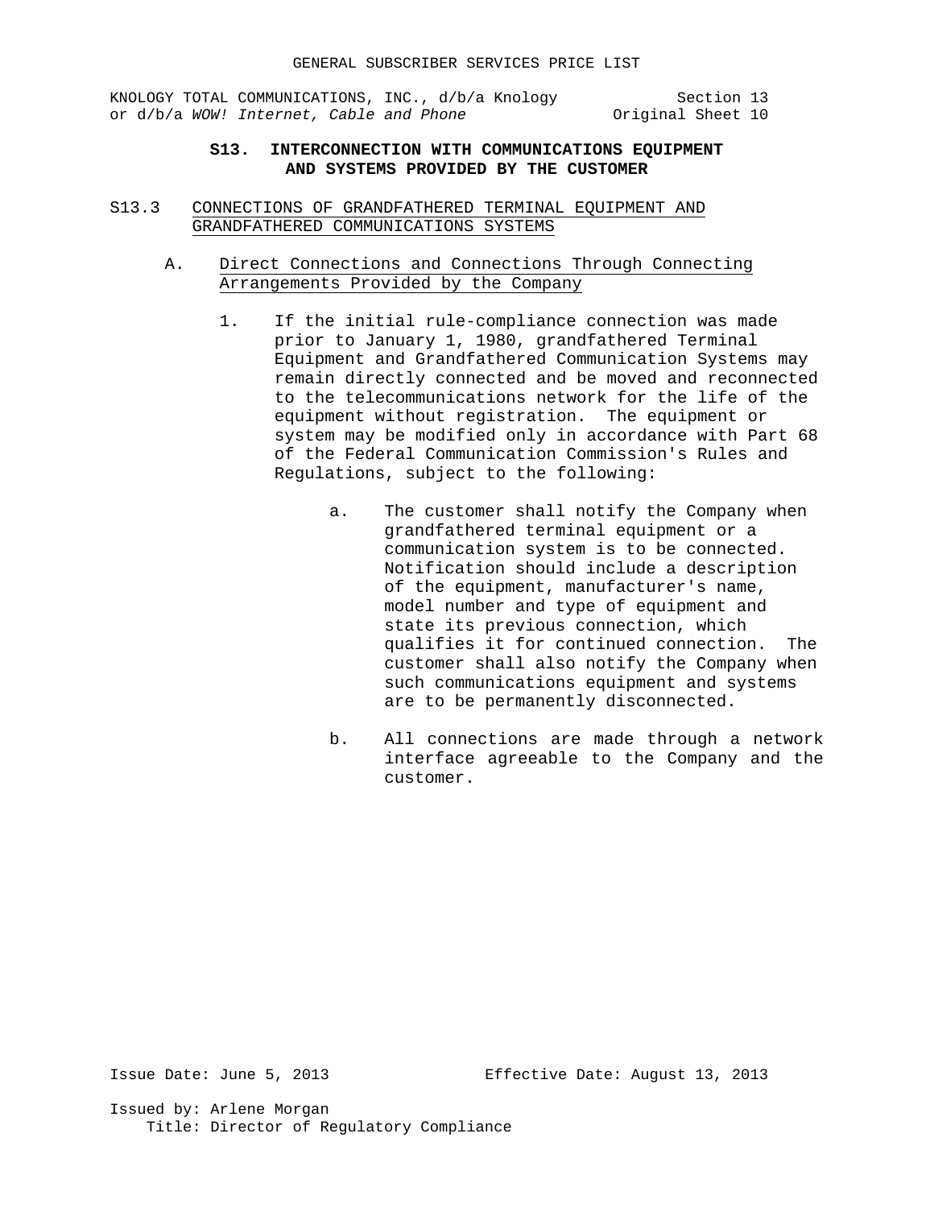## S13. INTERCONNECTION WITH COMMUNICATIONS EQUIPMENT AND SYSTEMS PROVIDED BY THE CUSTOMER

S13.3 CONNECTIONS OF GRANDFATHERED TERMINAL EQUIPMENT AND GRANDFATHERED COMMUNICATIONS SYSTEMS

A. Direct Connections and Connections Through Connecting Arrangements Provided by the Company

1. If the initial rule-compliance connection was made prior to January 1, 1980, grandfathered Terminal Equipment and Grandfathered Communication Systems may remain directly connected and be moved and reconnected to the telecommunications network for the life of the equipment without registration. The equipment or system may be modified only in accordance with Part 68 of the Federal Communication Commission's Rules and Regulations, subject to the following:

   a. The customer shall notify the Company when grandfathered terminal equipment or a communication system is to be connected. Notification should include a description of the equipment, manufacturer's name, model number and type of equipment and state its previous connection, which qualifies it for continued connection. The customer shall also notify the Company when such communications equipment and systems are to be permanently disconnected.

   b. All connections are made through a network interface agreeable to the Company and the customer.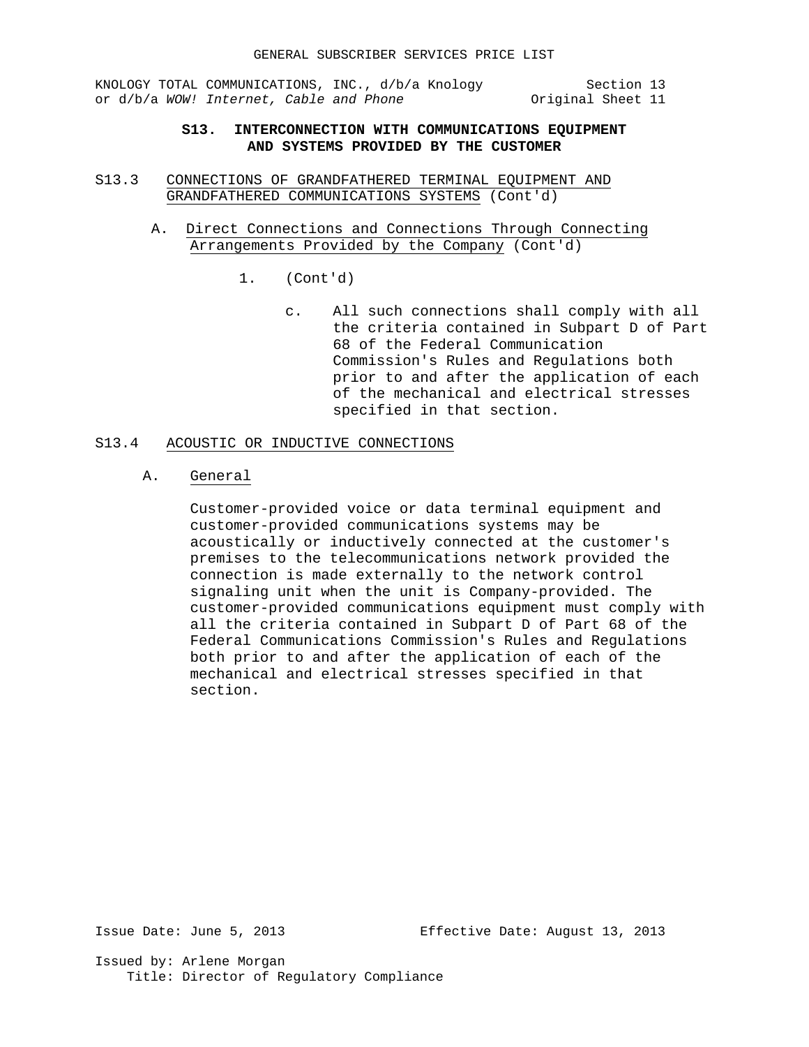## S13. INTERCONNECTION WITH COMMUNICATIONS EQUIPMENT AND SYSTEMS PROVIDED BY THE CUSTOMER

S13.3 CONNECTIONS OF GRANDFATHERED TERMINAL EQUIPMENT AND GRANDFATHERED COMMUNICATIONS SYSTEMS (Cont'd)

A. Direct Connections and Connections Through Connecting Arrangements Provided by the Company (Cont'd)

1. (Cont'd)

c. All such connections shall comply with all the criteria contained in Subpart D of Part 68 of the Federal Communication Commission's Rules and Regulations both prior to and after the application of each of the mechanical and electrical stresses specified in that section.

S13.4 ACOUSTIC OR INDUCTIVE CONNECTIONS

A. General

Customer-provided voice or data terminal equipment and customer-provided communications systems may be acoustically or inductively connected at the customer's premises to the telecommunications network provided the connection is made externally to the network control signaling unit when the unit is Company-provided. The customer-provided communications equipment must comply with all the criteria contained in Subpart D of Part 68 of the Federal Communications Commission's Rules and Regulations both prior to and after the application of each of the mechanical and electrical stresses specified in that section.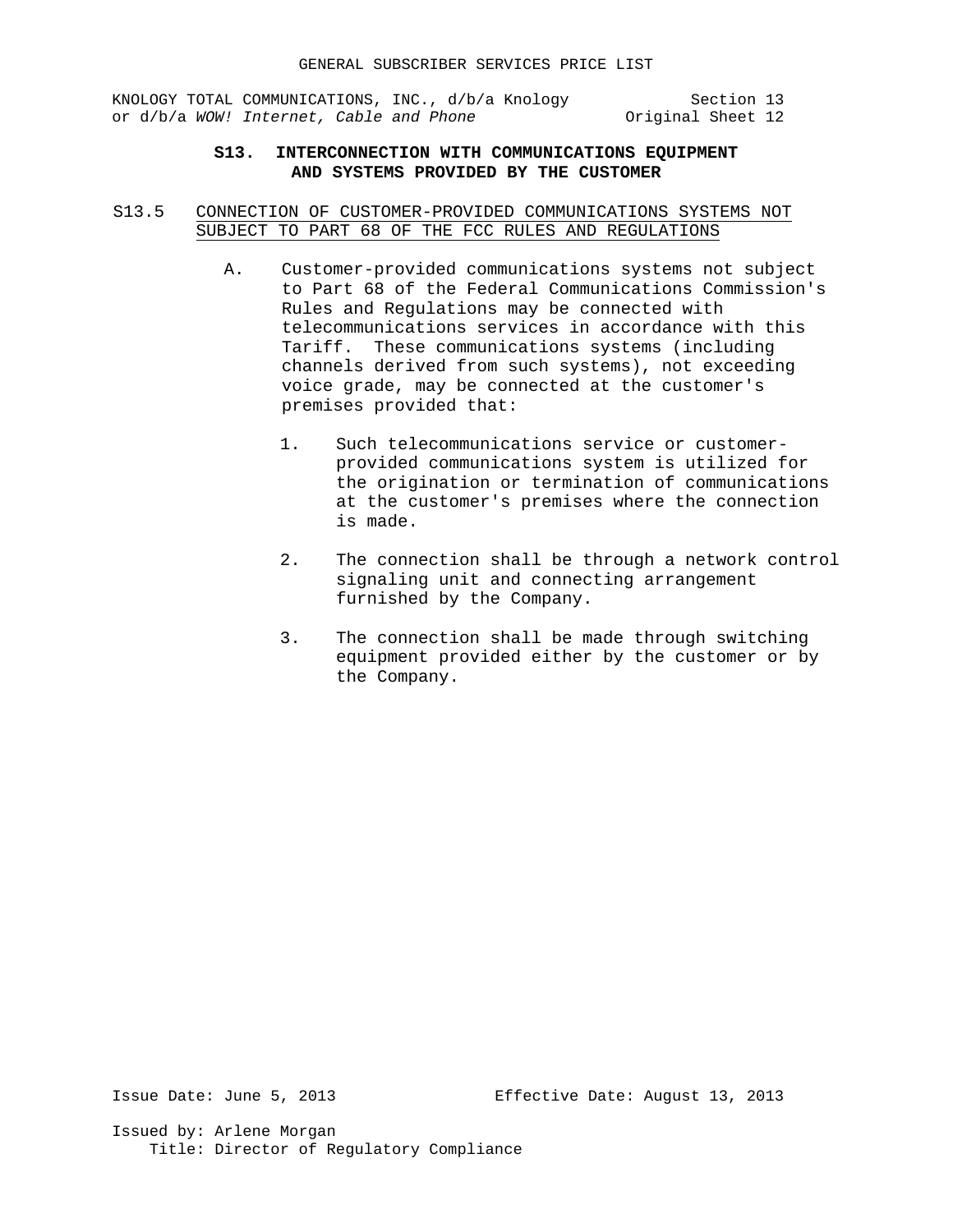## S13. INTERCONNECTION WITH COMMUNICATIONS EQUIPMENT AND SYSTEMS PROVIDED BY THE CUSTOMER

### S13.5 CONNECTION OF CUSTOMER-PROVIDED COMMUNICATIONS SYSTEMS NOT SUBJECT TO PART 68 OF THE FCC RULES AND REGULATIONS

A. Customer-provided communications systems not subject to Part 68 of the Federal Communications Commission's Rules and Regulations may be connected with telecommunications services in accordance with this Tariff. These communications systems (including channels derived from such systems), not exceeding voice grade, may be connected at the customer's premises provided that:

1. Such telecommunications service or customer-provided communications system is utilized for the origination or termination of communications at the customer's premises where the connection is made.

2. The connection shall be through a network control signaling unit and connecting arrangement furnished by the Company.

3. The connection shall be made through switching equipment provided either by the customer or by the Company.

Issue Date: June 5, 2013 Effective Date: August 13, 2013

Issued by: Arlene Morgan
Title: Director of Regulatory Compliance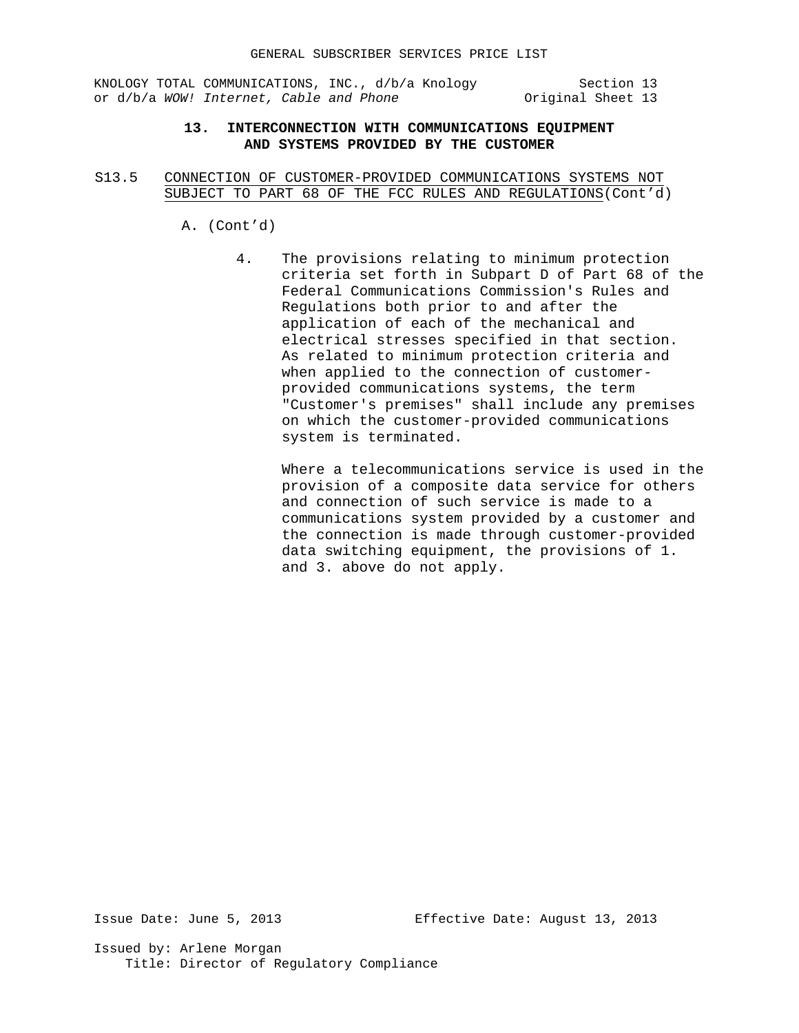## 13. INTERCONNECTION WITH COMMUNICATIONS EQUIPMENT AND SYSTEMS PROVIDED BY THE CUSTOMER

S13.5 CONNECTION OF CUSTOMER-PROVIDED COMMUNICATIONS SYSTEMS NOT SUBJECT TO PART 68 OF THE FCC RULES AND REGULATIONS(Cont'd)

A. (Cont'd)

4. The provisions relating to minimum protection criteria set forth in Subpart D of Part 68 of the Federal Communications Commission's Rules and Regulations both prior to and after the application of each of the mechanical and electrical stresses specified in that section. As related to minimum protection criteria and when applied to the connection of customer-provided communications systems, the term "Customer's premises" shall include any premises on which the customer-provided communications system is terminated.

   Where a telecommunications service is used in the provision of a composite data service for others and connection of such service is made to a communications system provided by a customer and the connection is made through customer-provided data switching equipment, the provisions of 1. and 3. above do not apply.

Issue Date: June 5, 2013 Effective Date: August 13, 2013

Issued by: Arlene Morgan
Title: Director of Regulatory Compliance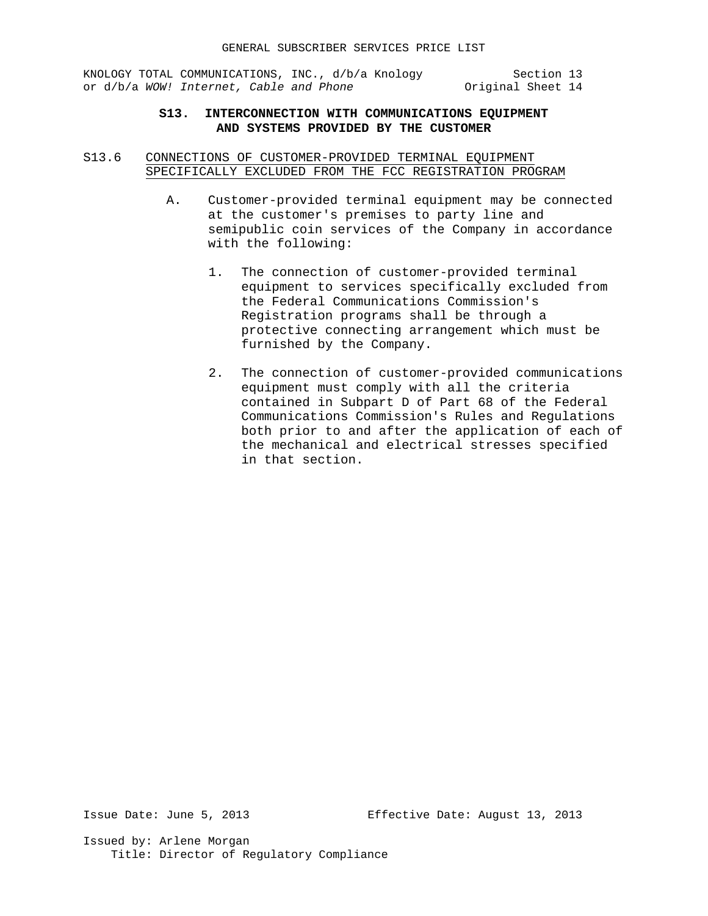## S13. INTERCONNECTION WITH COMMUNICATIONS EQUIPMENT AND SYSTEMS PROVIDED BY THE CUSTOMER

### S13.6 CONNECTIONS OF CUSTOMER-PROVIDED TERMINAL EQUIPMENT SPECIFICALLY EXCLUDED FROM THE FCC REGISTRATION PROGRAM

A. Customer-provided terminal equipment may be connected at the customer's premises to party line and semipublic coin services of the Company in accordance with the following:

1. The connection of customer-provided terminal equipment to services specifically excluded from the Federal Communications Commission's Registration programs shall be through a protective connecting arrangement which must be furnished by the Company.

2. The connection of customer-provided communications equipment must comply with all the criteria contained in Subpart D of Part 68 of the Federal Communications Commission's Rules and Regulations both prior to and after the application of each of the mechanical and electrical stresses specified in that section.

Issue Date: June 5, 2013 Effective Date: August 13, 2013

Issued by: Arlene Morgan
Title: Director of Regulatory Compliance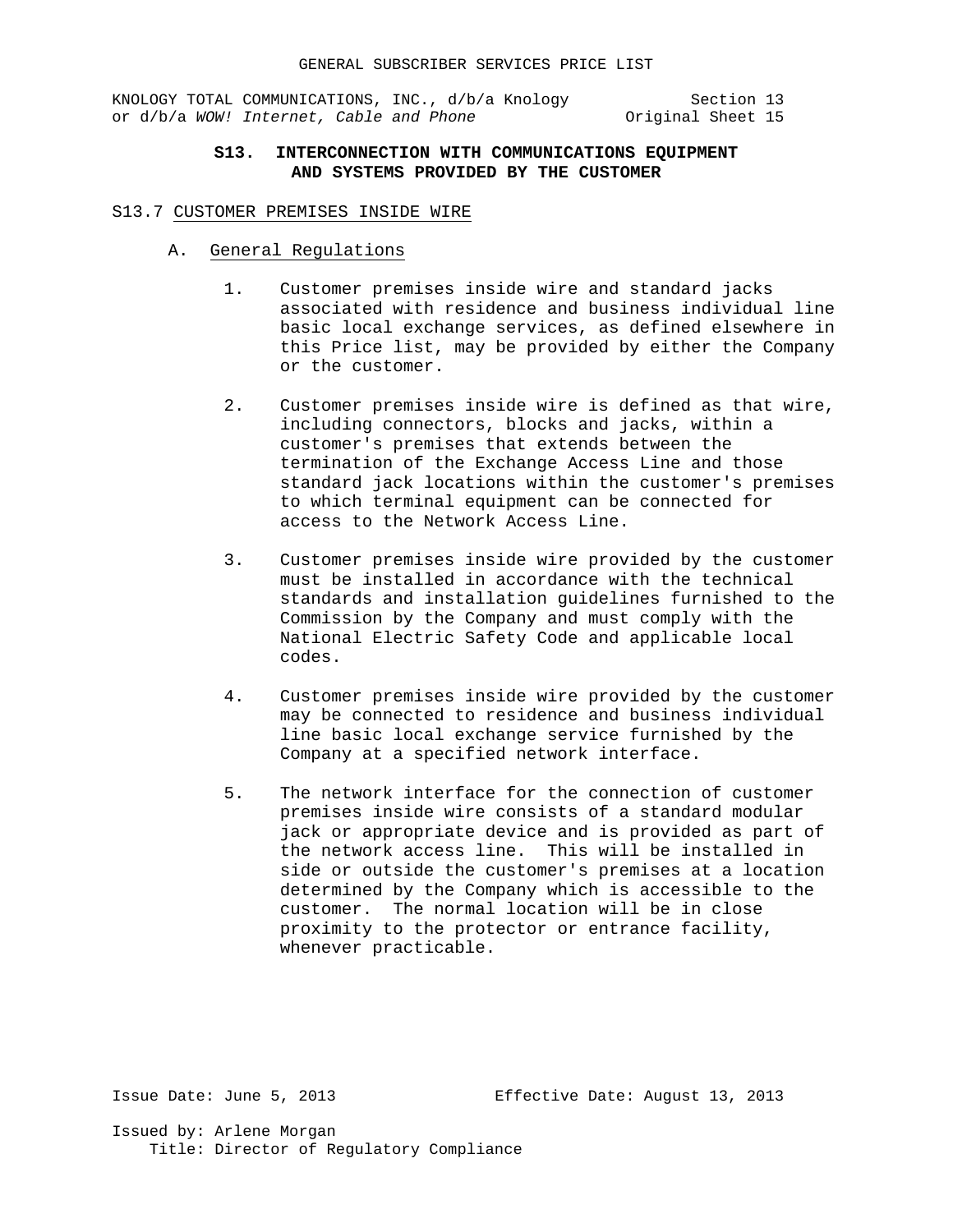## S13. INTERCONNECTION WITH COMMUNICATIONS EQUIPMENT AND SYSTEMS PROVIDED BY THE CUSTOMER

### S13.7 CUSTOMER PREMISES INSIDE WIRE

#### A. General Regulations

1. Customer premises inside wire and standard jacks associated with residence and business individual line basic local exchange services, as defined elsewhere in this Price list, may be provided by either the Company or the customer.

2. Customer premises inside wire is defined as that wire, including connectors, blocks and jacks, within a customer's premises that extends between the termination of the Exchange Access Line and those standard jack locations within the customer's premises to which terminal equipment can be connected for access to the Network Access Line.

3. Customer premises inside wire provided by the customer must be installed in accordance with the technical standards and installation guidelines furnished to the Commission by the Company and must comply with the National Electric Safety Code and applicable local codes.

4. Customer premises inside wire provided by the customer may be connected to residence and business individual line basic local exchange service furnished by the Company at a specified network interface.

5. The network interface for the connection of customer premises inside wire consists of a standard modular jack or appropriate device and is provided as part of the network access line. This will be installed in side or outside the customer's premises at a location determined by the Company which is accessible to the customer. The normal location will be in close proximity to the protector or entrance facility, whenever practicable.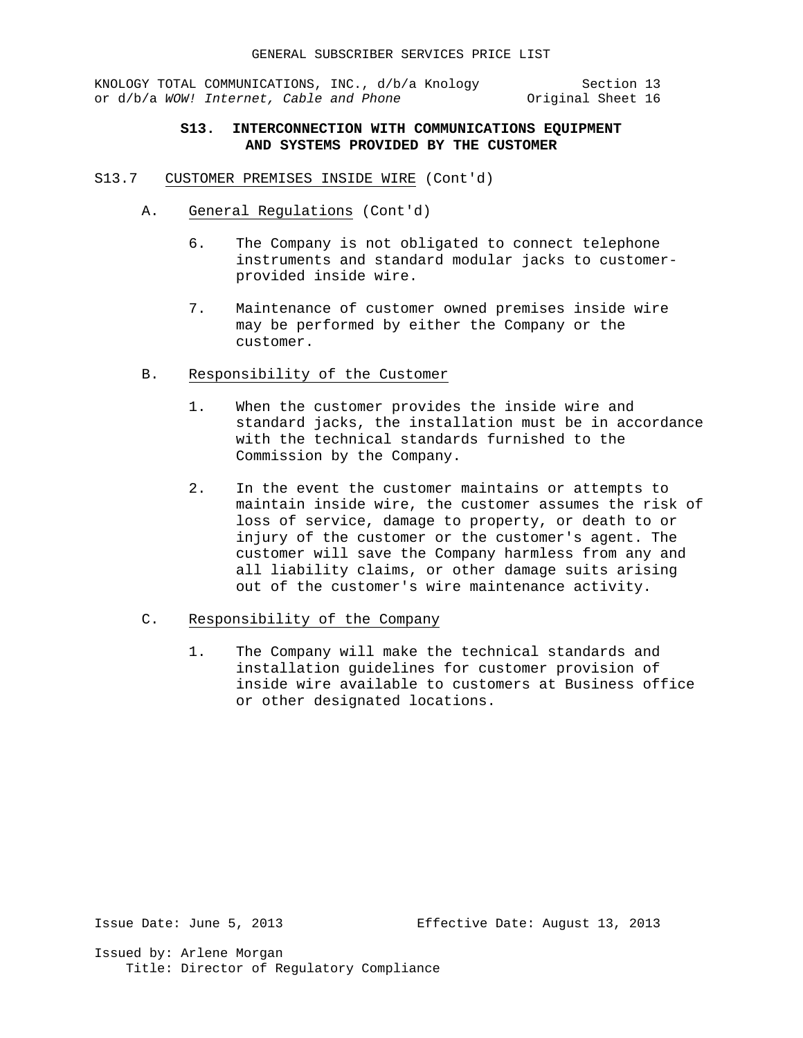## S13. INTERCONNECTION WITH COMMUNICATIONS EQUIPMENT AND SYSTEMS PROVIDED BY THE CUSTOMER

S13.7 CUSTOMER PREMISES INSIDE WIRE (Cont'd)

A. General Regulations (Cont'd)

6. The Company is not obligated to connect telephone instruments and standard modular jacks to customer-provided inside wire.

7. Maintenance of customer owned premises inside wire may be performed by either the Company or the customer.

B. Responsibility of the Customer

1. When the customer provides the inside wire and standard jacks, the installation must be in accordance with the technical standards furnished to the Commission by the Company.

2. In the event the customer maintains or attempts to maintain inside wire, the customer assumes the risk of loss of service, damage to property, or death to or injury of the customer or the customer's agent. The customer will save the Company harmless from any and all liability claims, or other damage suits arising out of the customer's wire maintenance activity.

C. Responsibility of the Company

1. The Company will make the technical standards and installation guidelines for customer provision of inside wire available to customers at Business office or other designated locations.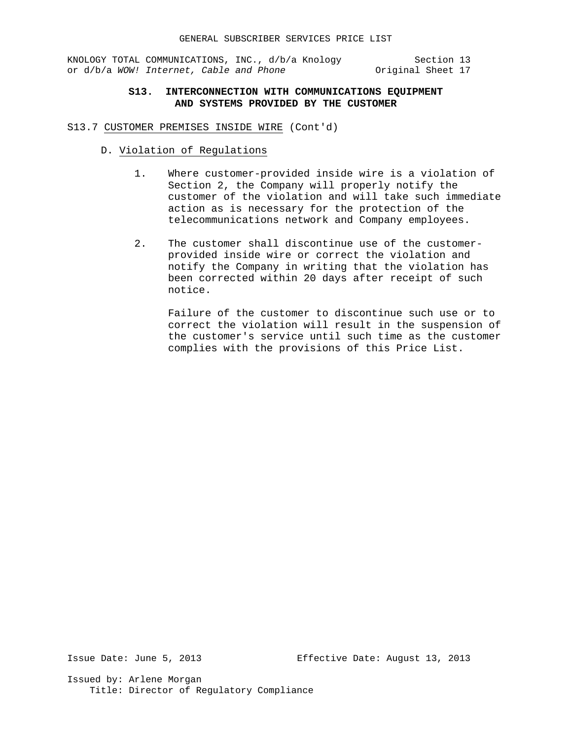## S13. INTERCONNECTION WITH COMMUNICATIONS EQUIPMENT AND SYSTEMS PROVIDED BY THE CUSTOMER

S13.7 CUSTOMER PREMISES INSIDE WIRE (Cont'd)

D. Violation of Regulations

1. Where customer-provided inside wire is a violation of Section 2, the Company will properly notify the customer of the violation and will take such immediate action as is necessary for the protection of the telecommunications network and Company employees.

2. The customer shall discontinue use of the customer-provided inside wire or correct the violation and notify the Company in writing that the violation has been corrected within 20 days after receipt of such notice.

   Failure of the customer to discontinue such use or to correct the violation will result in the suspension of the customer's service until such time as the customer complies with the provisions of this Price List.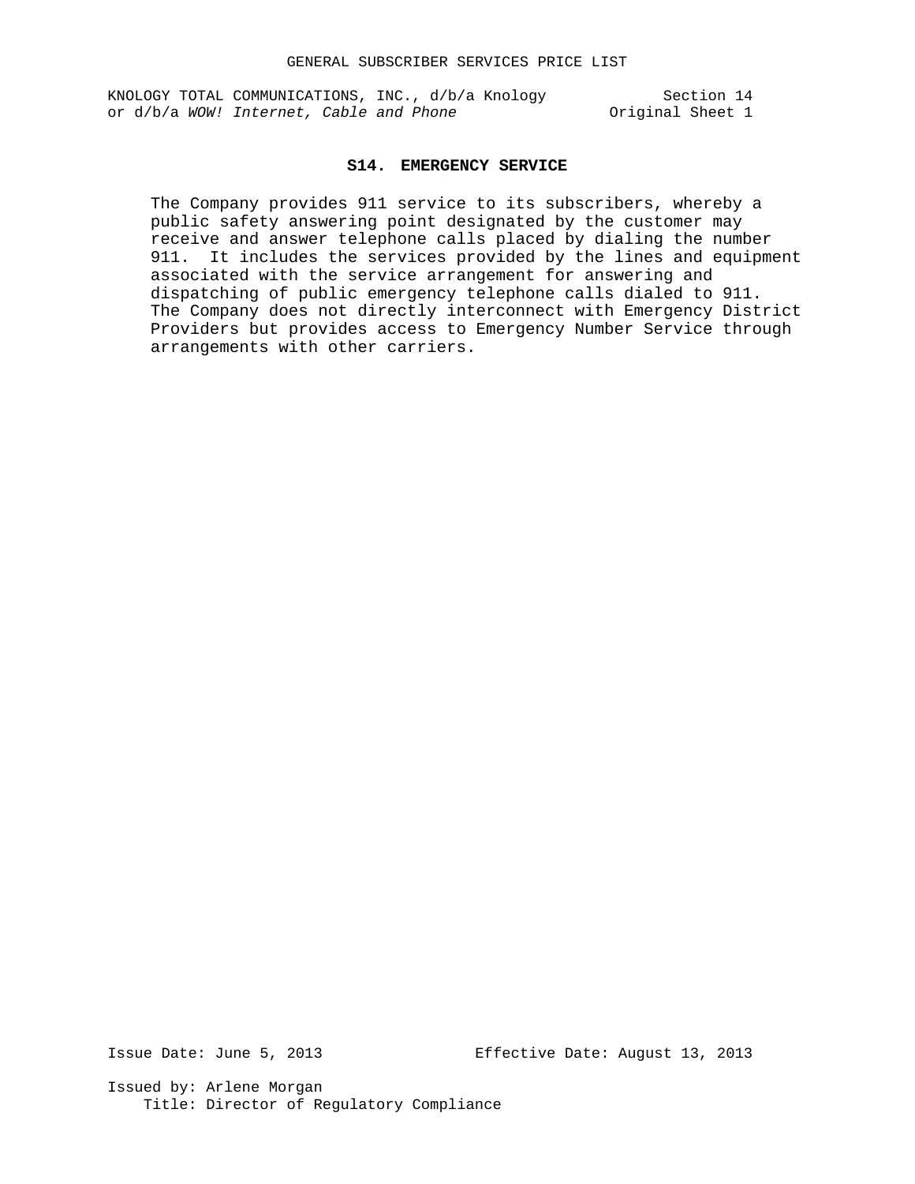## S14. EMERGENCY SERVICE

The Company provides 911 service to its subscribers, whereby a public safety answering point designated by the customer may receive and answer telephone calls placed by dialing the number 911. It includes the services provided by the lines and equipment associated with the service arrangement for answering and dispatching of public emergency telephone calls dialed to 911. The Company does not directly interconnect with Emergency District Providers but provides access to Emergency Number Service through arrangements with other carriers.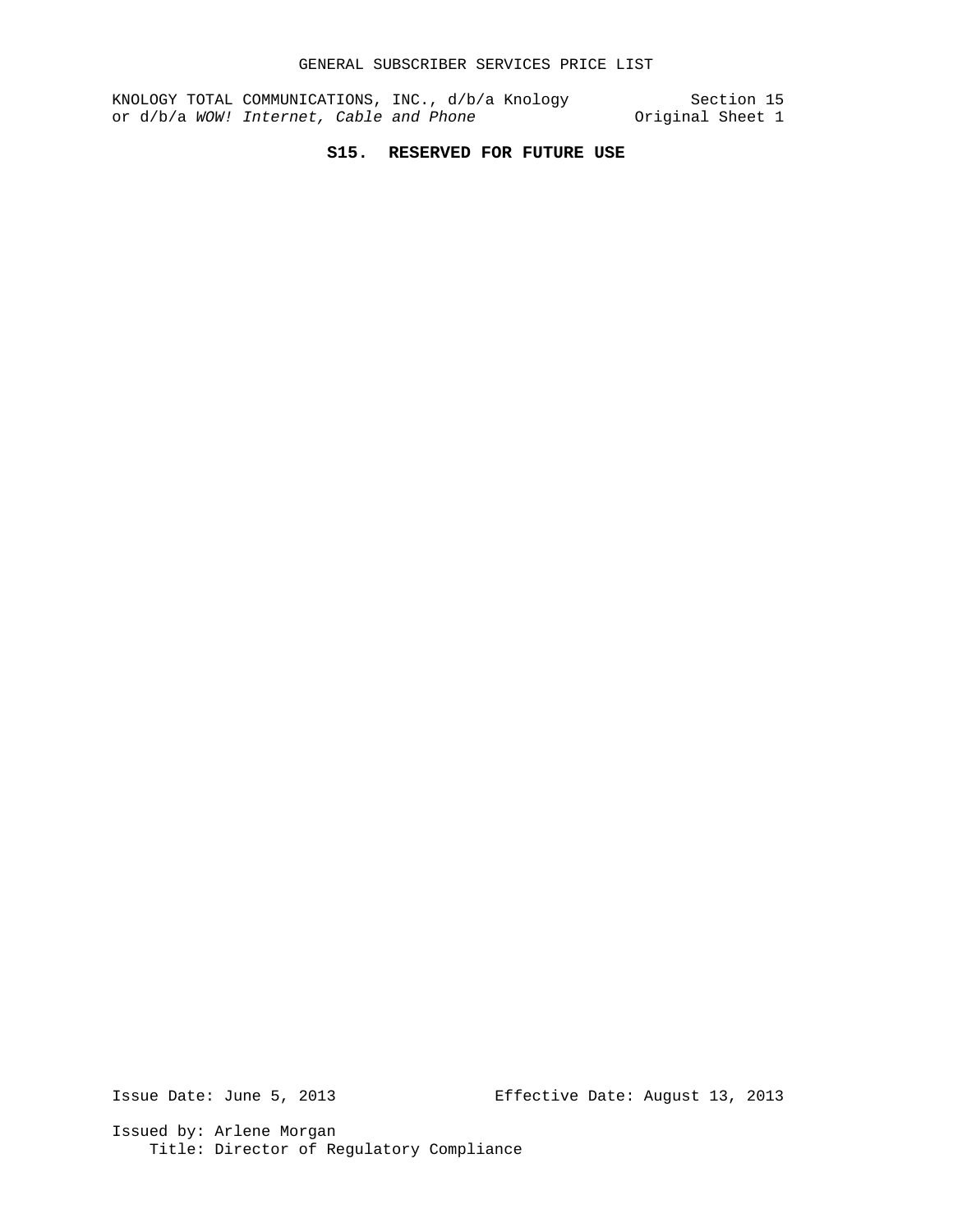# S15. RESERVED FOR FUTURE USE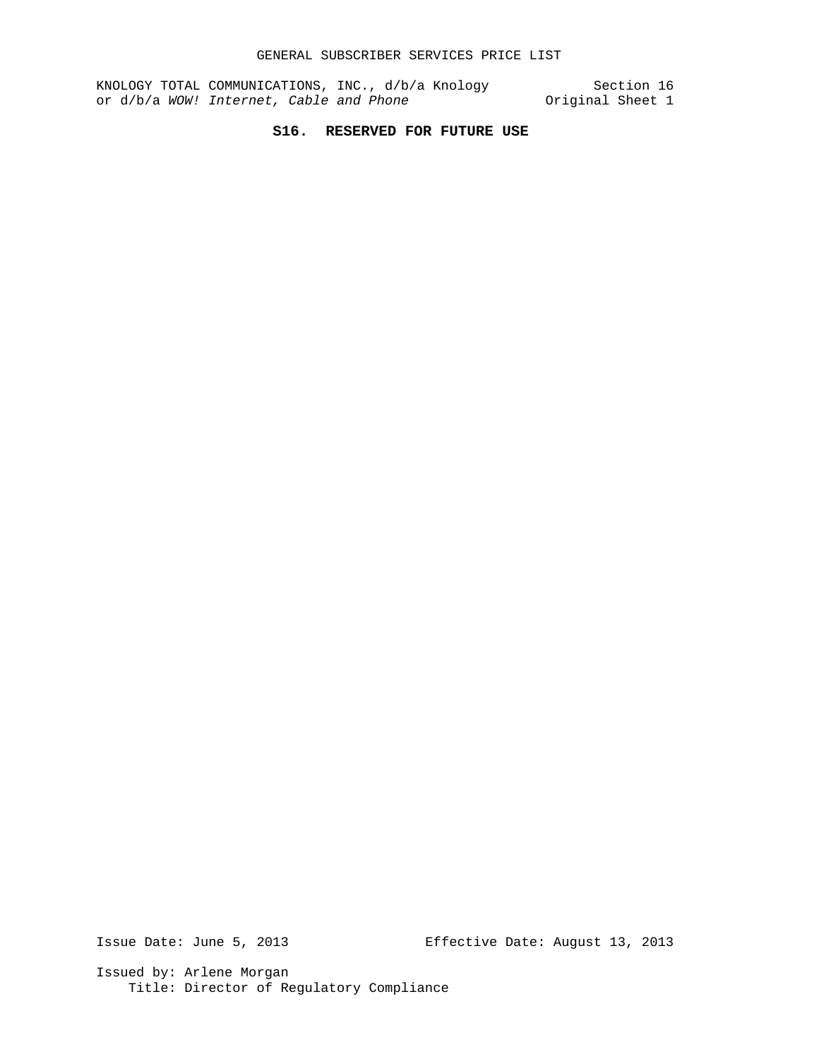# S16. RESERVED FOR FUTURE USE

Issue Date: June 5, 2013 Effective Date: August 13, 2013

Issued by: Arlene Morgan
Title: Director of Regulatory Compliance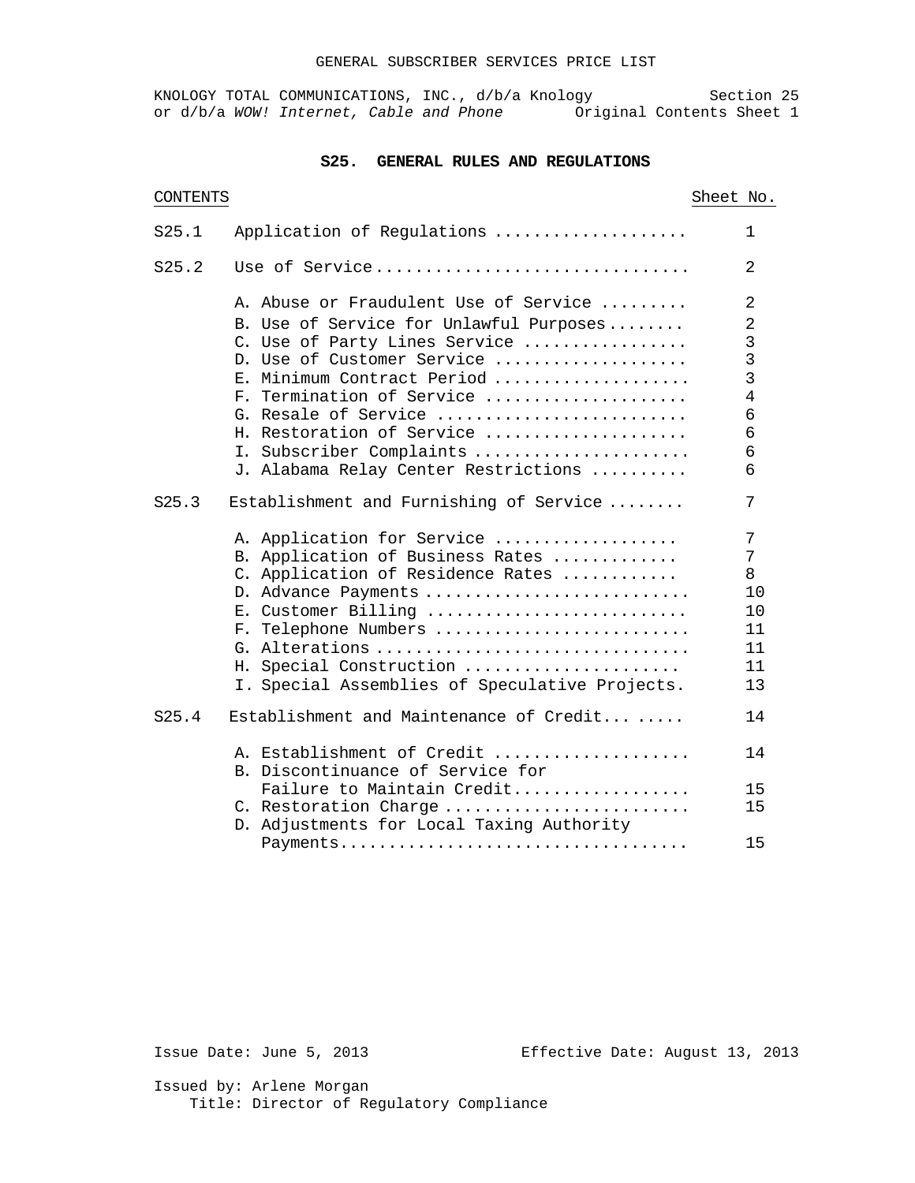GENERAL SUBSCRIBER SERVICES PRICE LIST

KNOLOGY TOTAL COMMUNICATIONS, INC., d/b/a Knology or d/b/a *WOW! Internet, Cable and Phone*

Section 25
Original Contents Sheet 1

## S25. GENERAL RULES AND REGULATIONS

| CONTENTS | | Sheet No. |
|---|---|---|
| S25.1 | Application of Regulations | 1 |
| S25.2 | Use of Service | 2 |
| | A. Abuse or Fraudulent Use of Service | 2 |
| | B. Use of Service for Unlawful Purposes | 2 |
| | C. Use of Party Lines Service | 3 |
| | D. Use of Customer Service | 3 |
| | E. Minimum Contract Period | 3 |
| | F. Termination of Service | 4 |
| | G. Resale of Service | 6 |
| | H. Restoration of Service | 6 |
| | I. Subscriber Complaints | 6 |
| | J. Alabama Relay Center Restrictions | 6 |
| S25.3 | Establishment and Furnishing of Service | 7 |
| | A. Application for Service | 7 |
| | B. Application of Business Rates | 7 |
| | C. Application of Residence Rates | 8 |
| | D. Advance Payments | 10 |
| | E. Customer Billing | 10 |
| | F. Telephone Numbers | 11 |
| | G. Alterations | 11 |
| | H. Special Construction | 11 |
| | I. Special Assemblies of Speculative Projects. | 13 |
| S25.4 | Establishment and Maintenance of Credit | 14 |
| | A. Establishment of Credit | 14 |
| | B. Discontinuance of Service for Failure to Maintain Credit | 15 |
| | C. Restoration Charge | 15 |
| | D. Adjustments for Local Taxing Authority Payments | 15 |

Issue Date: June 5, 2013 Effective Date: August 13, 2013

Issued by: Arlene Morgan
Title: Director of Regulatory Compliance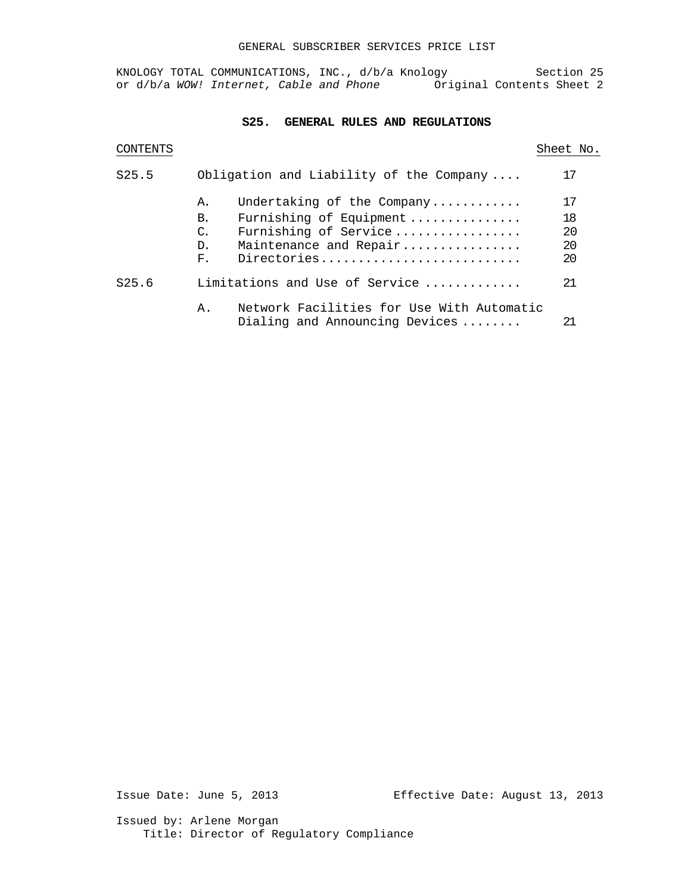GENERAL SUBSCRIBER SERVICES PRICE LIST

KNOLOGY TOTAL COMMUNICATIONS, INC., d/b/a Knology or d/b/a *WOW! Internet, Cable and Phone*

Section 25
Original Contents Sheet 2

## S25. GENERAL RULES AND REGULATIONS

| CONTENTS | | | Sheet No. |
|---|---|---|---|
| S25.5 | Obligation and Liability of the Company.... | | 17 |
| | A. | Undertaking of the Company............ | 17 |
| | B. | Furnishing of Equipment............... | 18 |
| | C. | Furnishing of Service................. | 20 |
| | D. | Maintenance and Repair................ | 20 |
| | F. | Directories........................... | 20 |
| S25.6 | Limitations and Use of Service ............ | | 21 |
| | A. | Network Facilities for Use With Automatic Dialing and Announcing Devices ........ | 21 |

Issue Date: June 5, 2013 Effective Date: August 13, 2013

Issued by: Arlene Morgan
Title: Director of Regulatory Compliance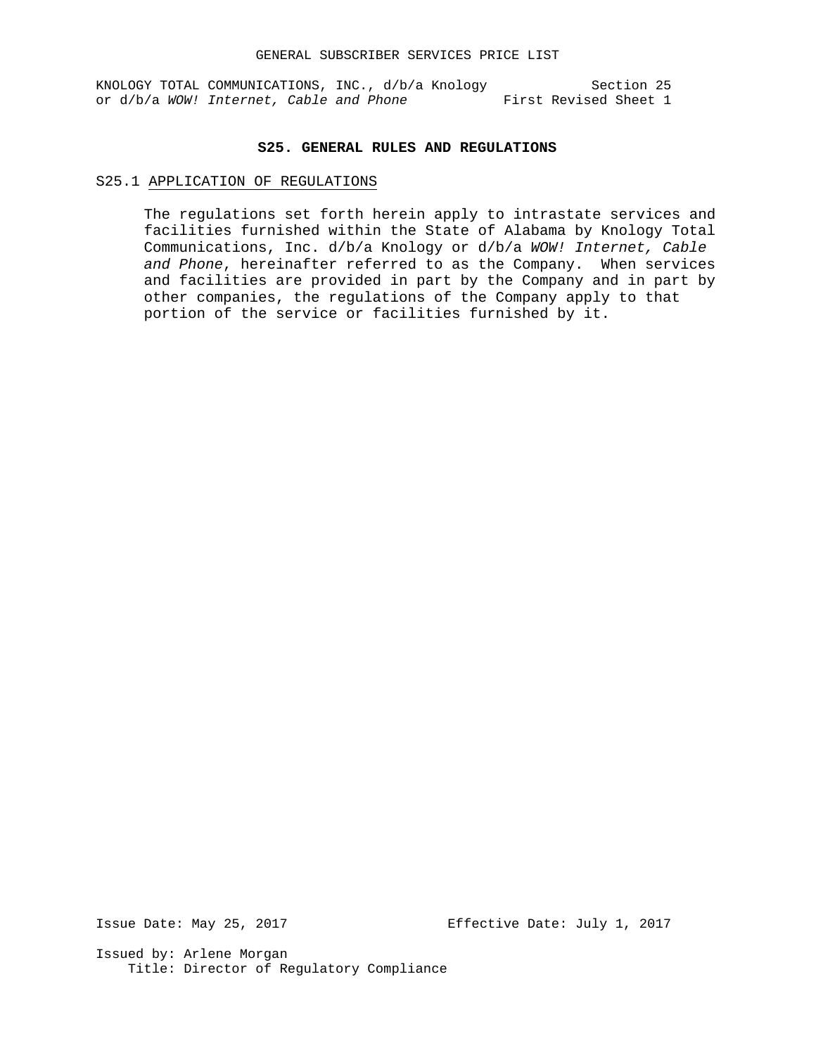## S25. GENERAL RULES AND REGULATIONS

### S25.1 APPLICATION OF REGULATIONS

The regulations set forth herein apply to intrastate services and facilities furnished within the State of Alabama by Knology Total Communications, Inc. d/b/a Knology or d/b/a *WOW! Internet, Cable and Phone*, hereinafter referred to as the Company. When services and facilities are provided in part by the Company and in part by other companies, the regulations of the Company apply to that portion of the service or facilities furnished by it.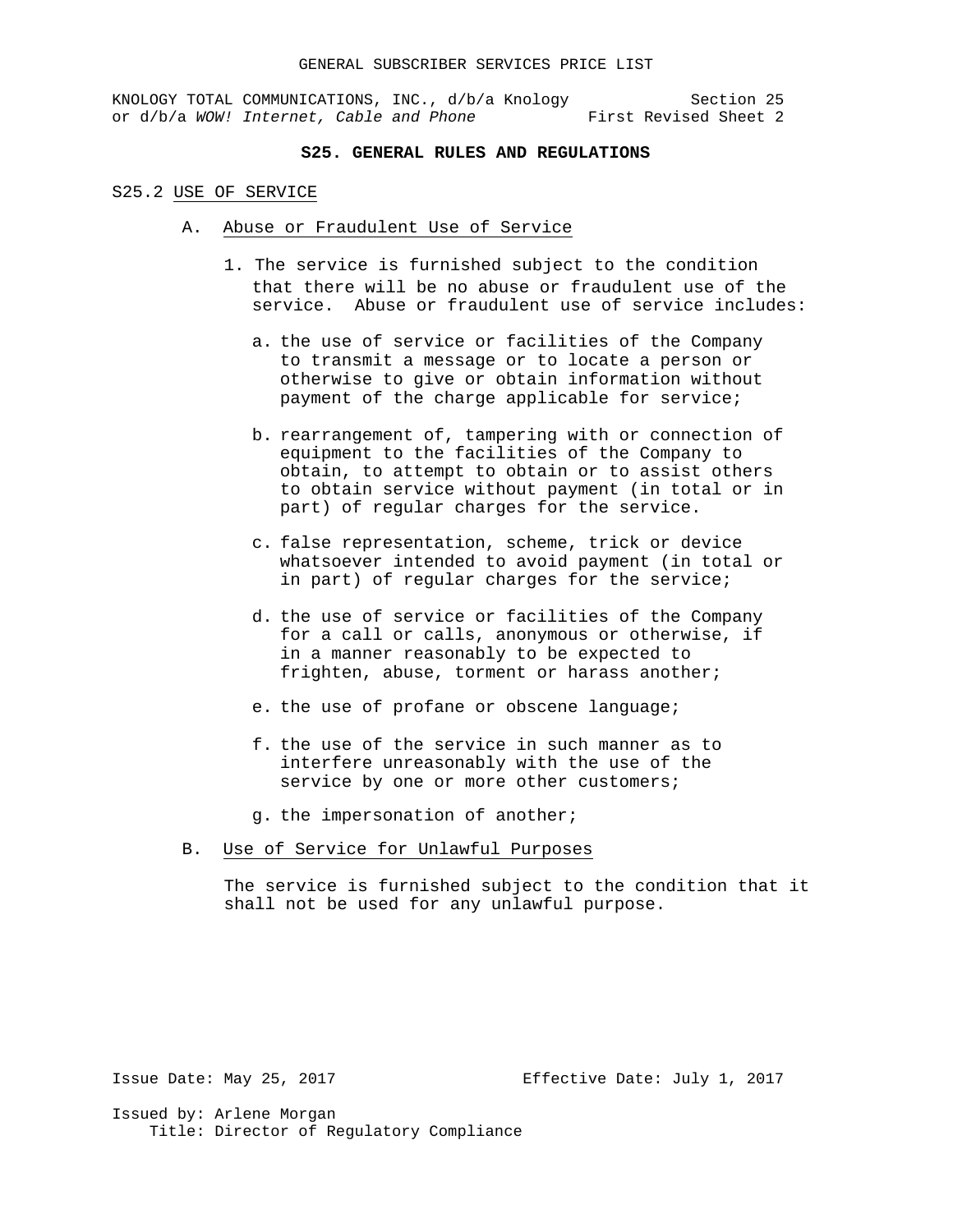## S25. GENERAL RULES AND REGULATIONS

S25.2 USE OF SERVICE

A. Abuse or Fraudulent Use of Service

1. The service is furnished subject to the condition that there will be no abuse or fraudulent use of the service. Abuse or fraudulent use of service includes:

   a. the use of service or facilities of the Company to transmit a message or to locate a person or otherwise to give or obtain information without payment of the charge applicable for service;

   b. rearrangement of, tampering with or connection of equipment to the facilities of the Company to obtain, to attempt to obtain or to assist others to obtain service without payment (in total or in part) of regular charges for the service.

   c. false representation, scheme, trick or device whatsoever intended to avoid payment (in total or in part) of regular charges for the service;

   d. the use of service or facilities of the Company for a call or calls, anonymous or otherwise, if in a manner reasonably to be expected to frighten, abuse, torment or harass another;

   e. the use of profane or obscene language;

   f. the use of the service in such manner as to interfere unreasonably with the use of the service by one or more other customers;

   g. the impersonation of another;

B. Use of Service for Unlawful Purposes

The service is furnished subject to the condition that it shall not be used for any unlawful purpose.

Issue Date: May 25, 2017 Effective Date: July 1, 2017

Issued by: Arlene Morgan
Title: Director of Regulatory Compliance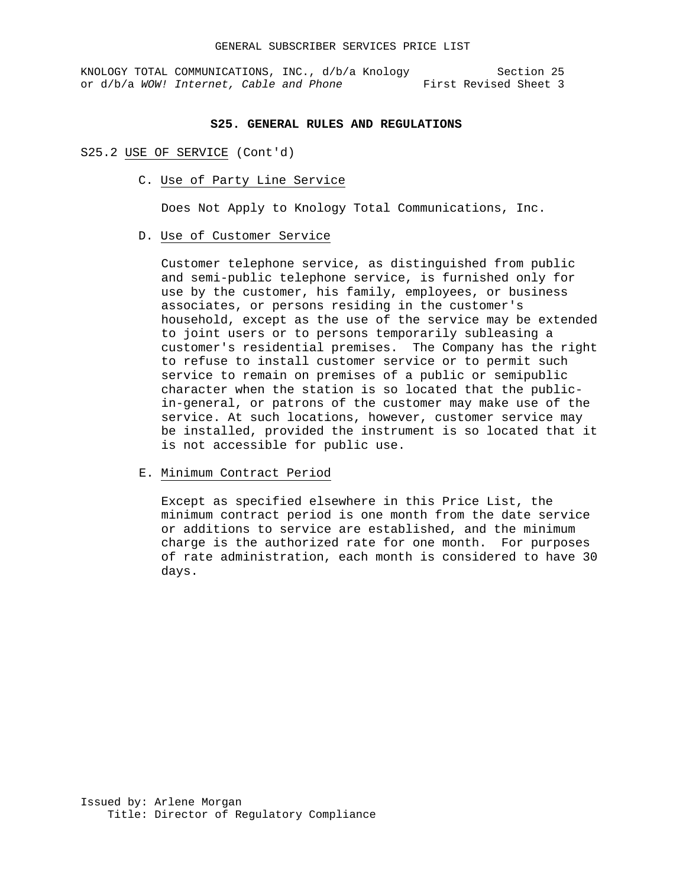KNOLOGY TOTAL COMMUNICATIONS, INC., d/b/a Knology or d/b/a *WOW! Internet, Cable and Phone*

Section 25
First Revised Sheet 3

## S25. GENERAL RULES AND REGULATIONS

S25.2 USE OF SERVICE (Cont'd)

C. Use of Party Line Service

Does Not Apply to Knology Total Communications, Inc.

D. Use of Customer Service

Customer telephone service, as distinguished from public and semi-public telephone service, is furnished only for use by the customer, his family, employees, or business associates, or persons residing in the customer's household, except as the use of the service may be extended to joint users or to persons temporarily subleasing a customer's residential premises. The Company has the right to refuse to install customer service or to permit such service to remain on premises of a public or semipublic character when the station is so located that the public-in-general, or patrons of the customer may make use of the service. At such locations, however, customer service may be installed, provided the instrument is so located that it is not accessible for public use.

E. Minimum Contract Period

Except as specified elsewhere in this Price List, the minimum contract period is one month from the date service or additions to service are established, and the minimum charge is the authorized rate for one month. For purposes of rate administration, each month is considered to have 30 days.

Issued by: Arlene Morgan
Title: Director of Regulatory Compliance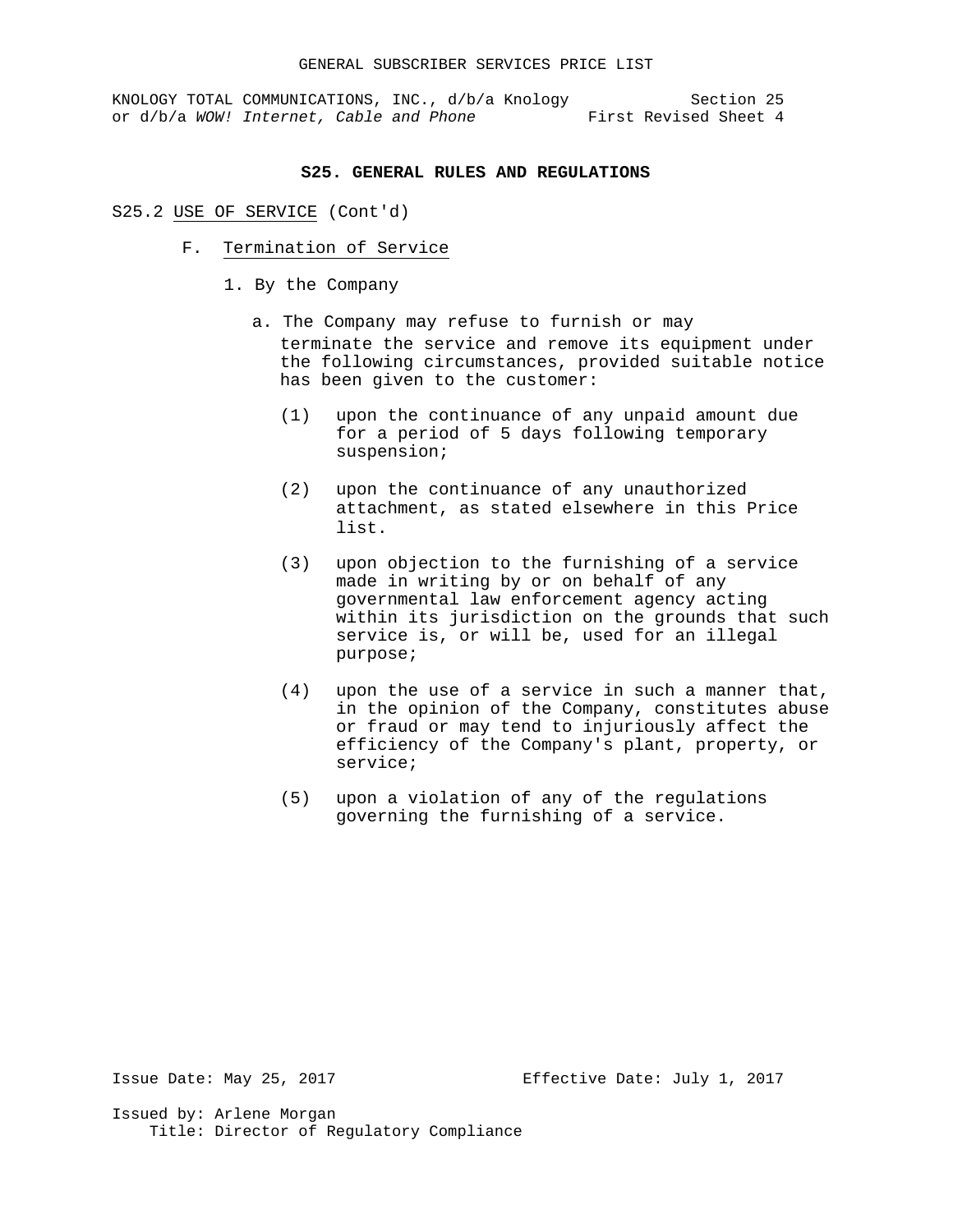## S25. GENERAL RULES AND REGULATIONS

S25.2 USE OF SERVICE (Cont'd)

F. Termination of Service

1. By the Company

   a. The Company may refuse to furnish or may terminate the service and remove its equipment under the following circumstances, provided suitable notice has been given to the customer:

      (1) upon the continuance of any unpaid amount due for a period of 5 days following temporary suspension;

      (2) upon the continuance of any unauthorized attachment, as stated elsewhere in this Price list.

      (3) upon objection to the furnishing of a service made in writing by or on behalf of any governmental law enforcement agency acting within its jurisdiction on the grounds that such service is, or will be, used for an illegal purpose;

      (4) upon the use of a service in such a manner that, in the opinion of the Company, constitutes abuse or fraud or may tend to injuriously affect the efficiency of the Company's plant, property, or service;

      (5) upon a violation of any of the regulations governing the furnishing of a service.

Issue Date: May 25, 2017 Effective Date: July 1, 2017

Issued by: Arlene Morgan
Title: Director of Regulatory Compliance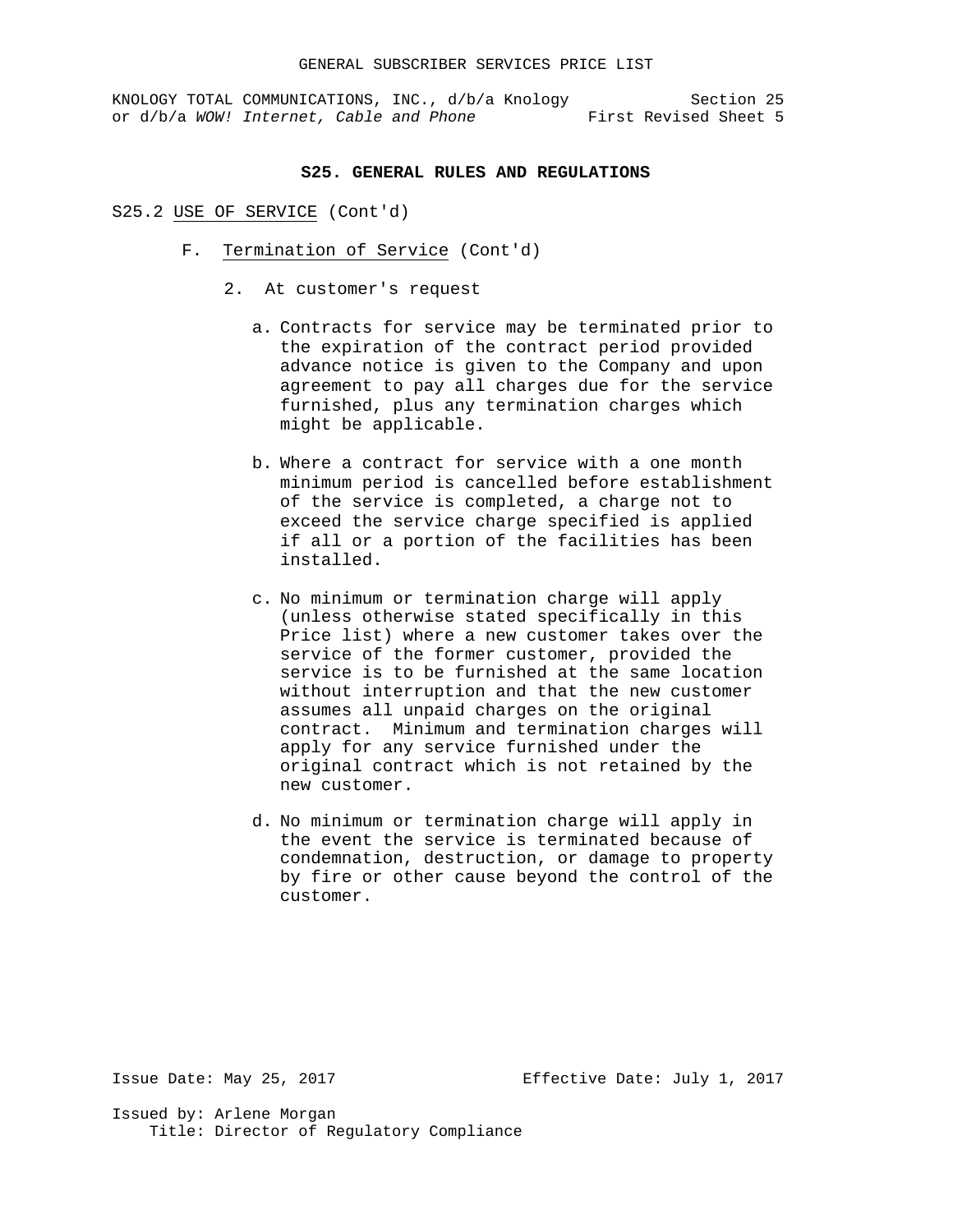## S25. GENERAL RULES AND REGULATIONS

S25.2 USE OF SERVICE (Cont'd)

F. Termination of Service (Cont'd)

2. At customer's request

   a. Contracts for service may be terminated prior to the expiration of the contract period provided advance notice is given to the Company and upon agreement to pay all charges due for the service furnished, plus any termination charges which might be applicable.

   b. Where a contract for service with a one month minimum period is cancelled before establishment of the service is completed, a charge not to exceed the service charge specified is applied if all or a portion of the facilities has been installed.

   c. No minimum or termination charge will apply (unless otherwise stated specifically in this Price list) where a new customer takes over the service of the former customer, provided the service is to be furnished at the same location without interruption and that the new customer assumes all unpaid charges on the original contract. Minimum and termination charges will apply for any service furnished under the original contract which is not retained by the new customer.

   d. No minimum or termination charge will apply in the event the service is terminated because of condemnation, destruction, or damage to property by fire or other cause beyond the control of the customer.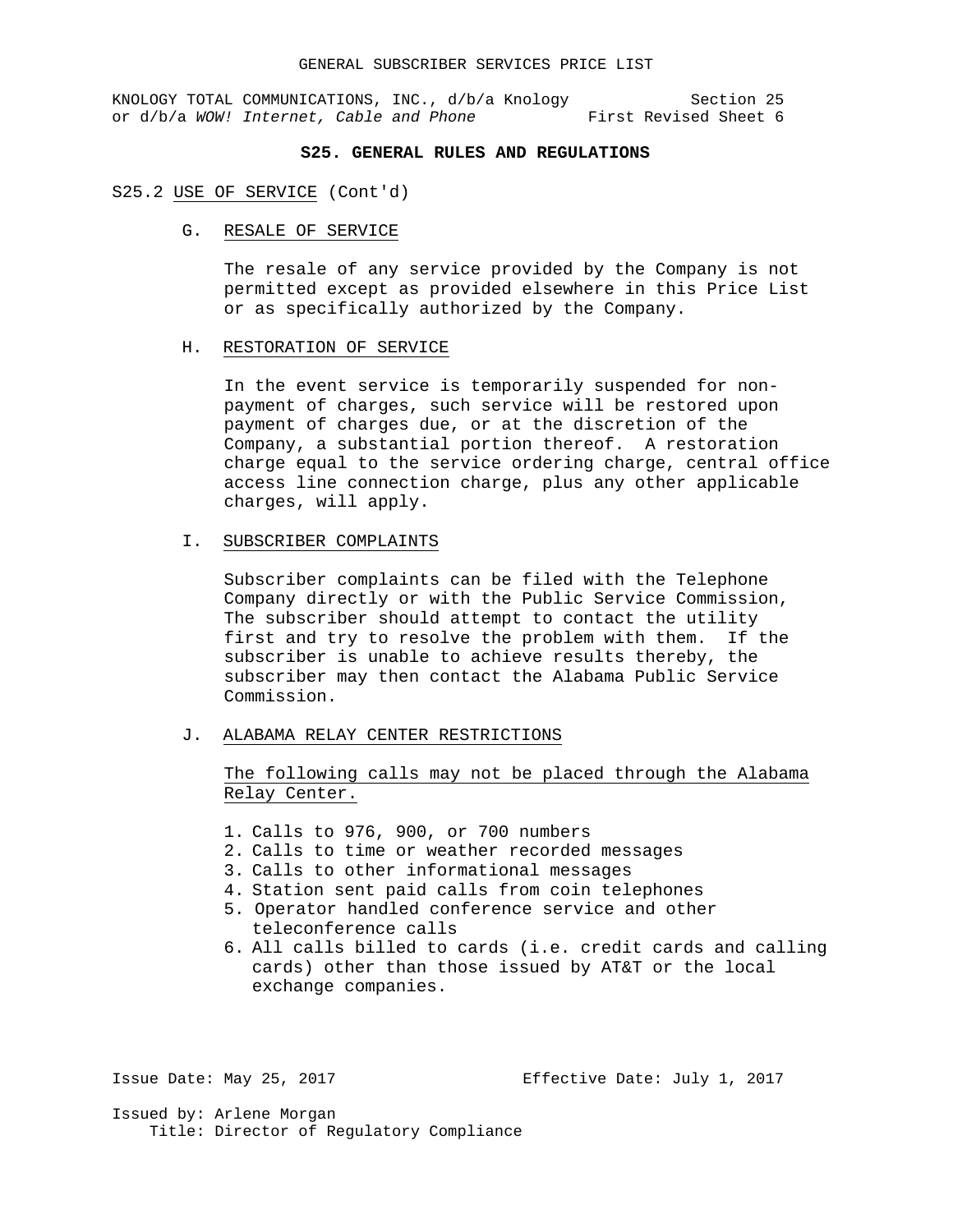## S25. GENERAL RULES AND REGULATIONS

S25.2 USE OF SERVICE (Cont'd)

### G. RESALE OF SERVICE

The resale of any service provided by the Company is not permitted except as provided elsewhere in this Price List or as specifically authorized by the Company.

### H. RESTORATION OF SERVICE

In the event service is temporarily suspended for non-payment of charges, such service will be restored upon payment of charges due, or at the discretion of the Company, a substantial portion thereof. A restoration charge equal to the service ordering charge, central office access line connection charge, plus any other applicable charges, will apply.

### I. SUBSCRIBER COMPLAINTS

Subscriber complaints can be filed with the Telephone Company directly or with the Public Service Commission, The subscriber should attempt to contact the utility first and try to resolve the problem with them. If the subscriber is unable to achieve results thereby, the subscriber may then contact the Alabama Public Service Commission.

### J. ALABAMA RELAY CENTER RESTRICTIONS

The following calls may not be placed through the Alabama Relay Center.

1. Calls to 976, 900, or 700 numbers
2. Calls to time or weather recorded messages
3. Calls to other informational messages
4. Station sent paid calls from coin telephones
5. Operator handled conference service and other teleconference calls
6. All calls billed to cards (i.e. credit cards and calling cards) other than those issued by AT&T or the local exchange companies.

Issue Date: May 25, 2017

Effective Date: July 1, 2017

Issued by: Arlene Morgan
Title: Director of Regulatory Compliance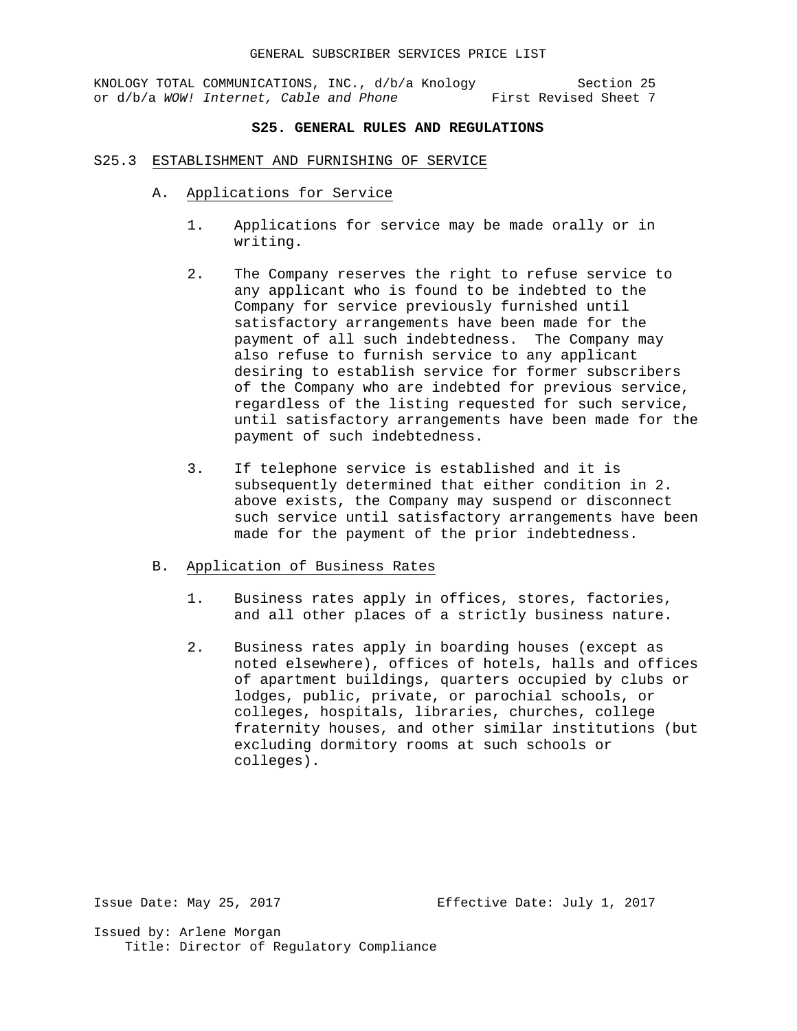## S25. GENERAL RULES AND REGULATIONS

### S25.3 ESTABLISHMENT AND FURNISHING OF SERVICE

#### A. Applications for Service

1. Applications for service may be made orally or in writing.

2. The Company reserves the right to refuse service to any applicant who is found to be indebted to the Company for service previously furnished until satisfactory arrangements have been made for the payment of all such indebtedness. The Company may also refuse to furnish service to any applicant desiring to establish service for former subscribers of the Company who are indebted for previous service, regardless of the listing requested for such service, until satisfactory arrangements have been made for the payment of such indebtedness.

3. If telephone service is established and it is subsequently determined that either condition in 2. above exists, the Company may suspend or disconnect such service until satisfactory arrangements have been made for the payment of the prior indebtedness.

#### B. Application of Business Rates

1. Business rates apply in offices, stores, factories, and all other places of a strictly business nature.

2. Business rates apply in boarding houses (except as noted elsewhere), offices of hotels, halls and offices of apartment buildings, quarters occupied by clubs or lodges, public, private, or parochial schools, or colleges, hospitals, libraries, churches, college fraternity houses, and other similar institutions (but excluding dormitory rooms at such schools or colleges).

Issue Date: May 25, 2017

Effective Date: July 1, 2017

Issued by: Arlene Morgan
Title: Director of Regulatory Compliance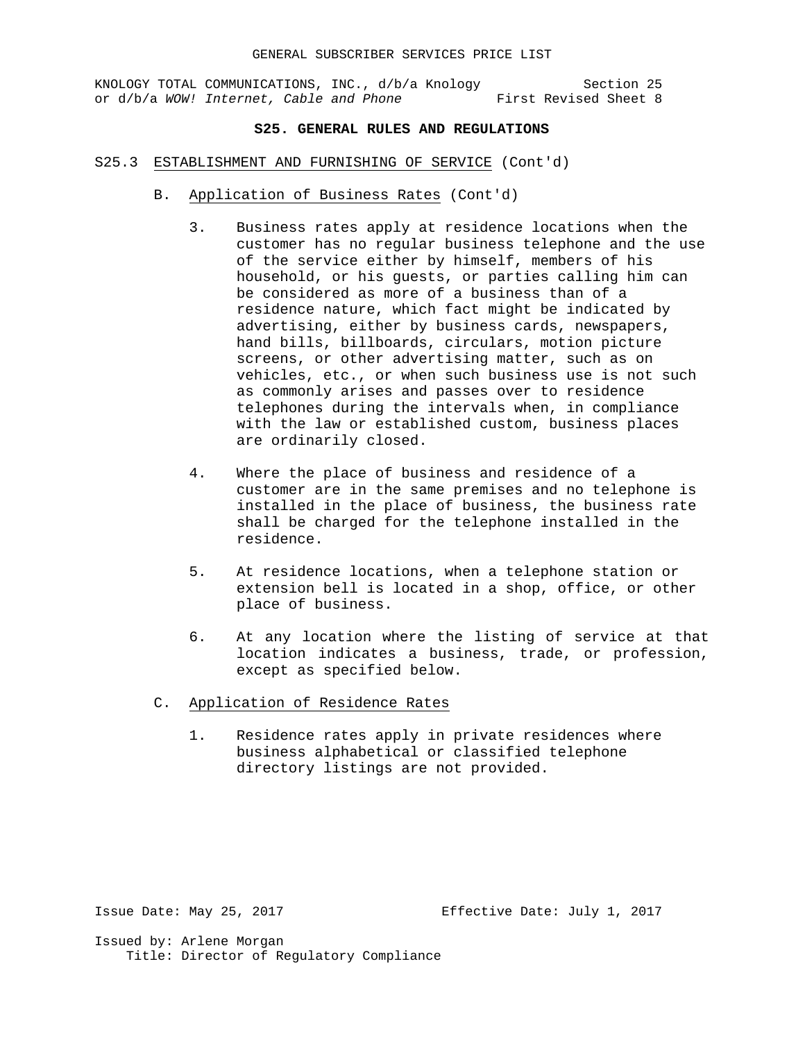## S25. GENERAL RULES AND REGULATIONS

S25.3 ESTABLISHMENT AND FURNISHING OF SERVICE (Cont'd)

B. Application of Business Rates (Cont'd)

3. Business rates apply at residence locations when the customer has no regular business telephone and the use of the service either by himself, members of his household, or his guests, or parties calling him can be considered as more of a business than of a residence nature, which fact might be indicated by advertising, either by business cards, newspapers, hand bills, billboards, circulars, motion picture screens, or other advertising matter, such as on vehicles, etc., or when such business use is not such as commonly arises and passes over to residence telephones during the intervals when, in compliance with the law or established custom, business places are ordinarily closed.

4. Where the place of business and residence of a customer are in the same premises and no telephone is installed in the place of business, the business rate shall be charged for the telephone installed in the residence.

5. At residence locations, when a telephone station or extension bell is located in a shop, office, or other place of business.

6. At any location where the listing of service at that location indicates a business, trade, or profession, except as specified below.

C. Application of Residence Rates

1. Residence rates apply in private residences where business alphabetical or classified telephone directory listings are not provided.

Issue Date: May 25, 2017 Effective Date: July 1, 2017

Issued by: Arlene Morgan
Title: Director of Regulatory Compliance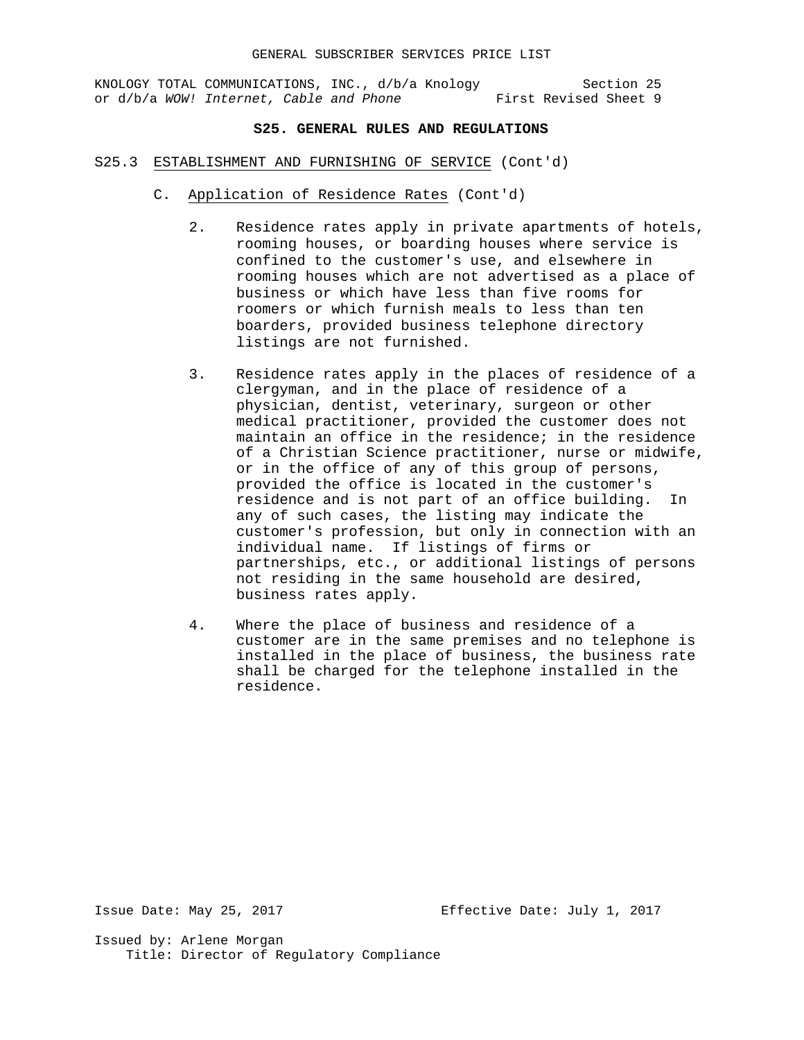## S25. GENERAL RULES AND REGULATIONS

S25.3 ESTABLISHMENT AND FURNISHING OF SERVICE (Cont'd)

C. Application of Residence Rates (Cont'd)

2. Residence rates apply in private apartments of hotels, rooming houses, or boarding houses where service is confined to the customer's use, and elsewhere in rooming houses which are not advertised as a place of business or which have less than five rooms for roomers or which furnish meals to less than ten boarders, provided business telephone directory listings are not furnished.

3. Residence rates apply in the places of residence of a clergyman, and in the place of residence of a physician, dentist, veterinary, surgeon or other medical practitioner, provided the customer does not maintain an office in the residence; in the residence of a Christian Science practitioner, nurse or midwife, or in the office of any of this group of persons, provided the office is located in the customer's residence and is not part of an office building. In any of such cases, the listing may indicate the customer's profession, but only in connection with an individual name. If listings of firms or partnerships, etc., or additional listings of persons not residing in the same household are desired, business rates apply.

4. Where the place of business and residence of a customer are in the same premises and no telephone is installed in the place of business, the business rate shall be charged for the telephone installed in the residence.

Issue Date: May 25, 2017 Effective Date: July 1, 2017

Issued by: Arlene Morgan
Title: Director of Regulatory Compliance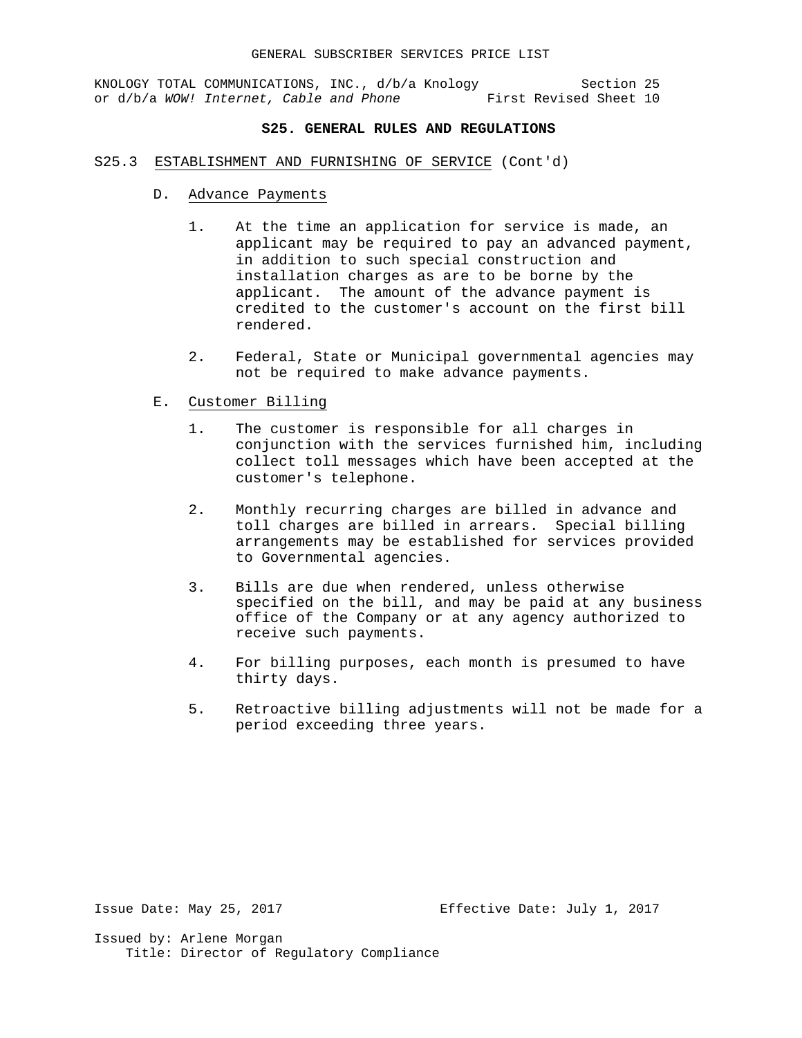## S25. GENERAL RULES AND REGULATIONS

S25.3 ESTABLISHMENT AND FURNISHING OF SERVICE (Cont'd)

D. Advance Payments

1. At the time an application for service is made, an applicant may be required to pay an advanced payment, in addition to such special construction and installation charges as are to be borne by the applicant. The amount of the advance payment is credited to the customer's account on the first bill rendered.

2. Federal, State or Municipal governmental agencies may not be required to make advance payments.

E. Customer Billing

1. The customer is responsible for all charges in conjunction with the services furnished him, including collect toll messages which have been accepted at the customer's telephone.

2. Monthly recurring charges are billed in advance and toll charges are billed in arrears. Special billing arrangements may be established for services provided to Governmental agencies.

3. Bills are due when rendered, unless otherwise specified on the bill, and may be paid at any business office of the Company or at any agency authorized to receive such payments.

4. For billing purposes, each month is presumed to have thirty days.

5. Retroactive billing adjustments will not be made for a period exceeding three years.

Issue Date: May 25, 2017 Effective Date: July 1, 2017

Issued by: Arlene Morgan
Title: Director of Regulatory Compliance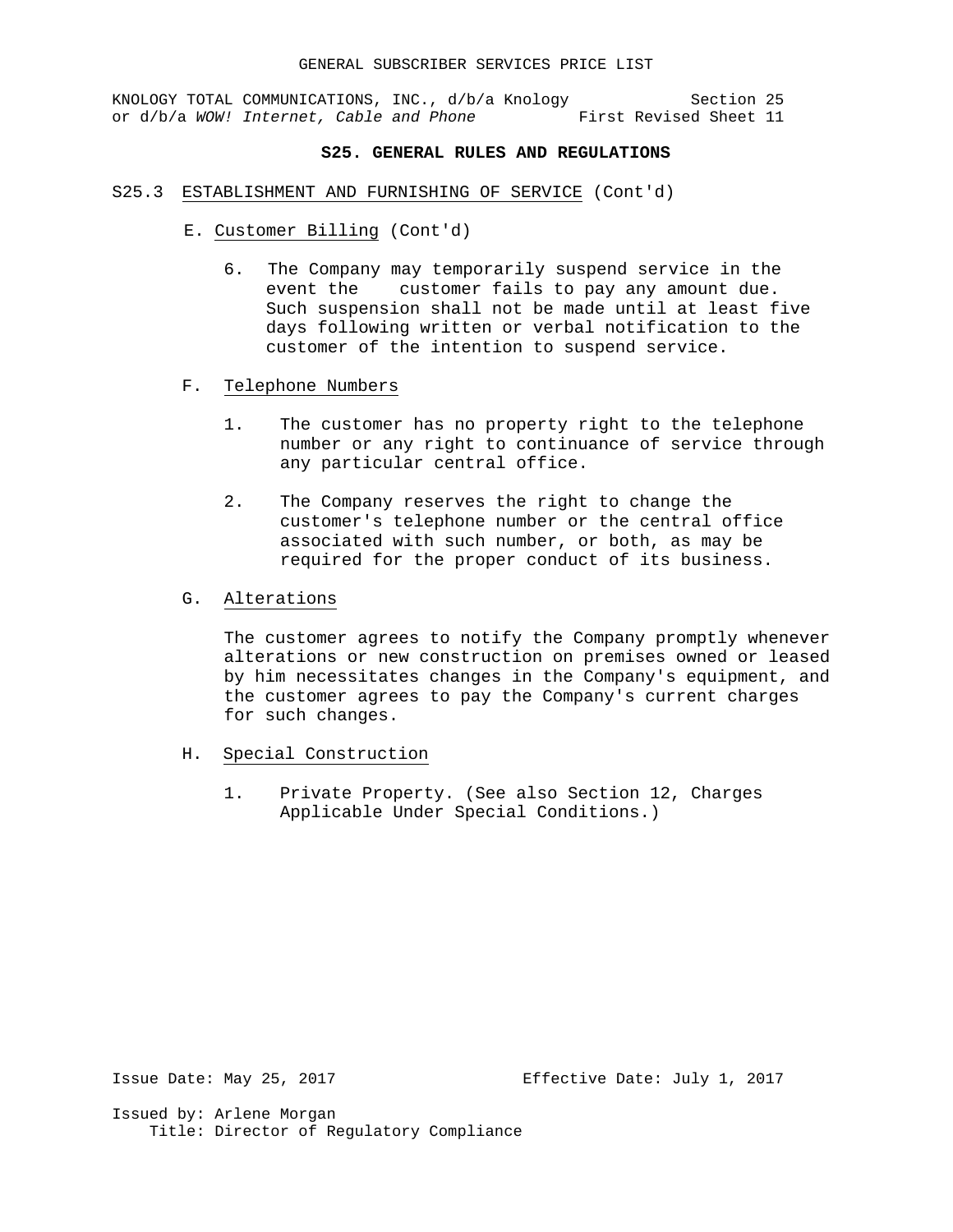## S25. GENERAL RULES AND REGULATIONS

S25.3 ESTABLISHMENT AND FURNISHING OF SERVICE (Cont'd)

E. Customer Billing (Cont'd)

6. The Company may temporarily suspend service in the event the customer fails to pay any amount due. Such suspension shall not be made until at least five days following written or verbal notification to the customer of the intention to suspend service.

F. Telephone Numbers

1. The customer has no property right to the telephone number or any right to continuance of service through any particular central office.

2. The Company reserves the right to change the customer's telephone number or the central office associated with such number, or both, as may be required for the proper conduct of its business.

G. Alterations

The customer agrees to notify the Company promptly whenever alterations or new construction on premises owned or leased by him necessitates changes in the Company's equipment, and the customer agrees to pay the Company's current charges for such changes.

H. Special Construction

1. Private Property. (See also Section 12, Charges Applicable Under Special Conditions.)

Issue Date: May 25, 2017 Effective Date: July 1, 2017

Issued by: Arlene Morgan
Title: Director of Regulatory Compliance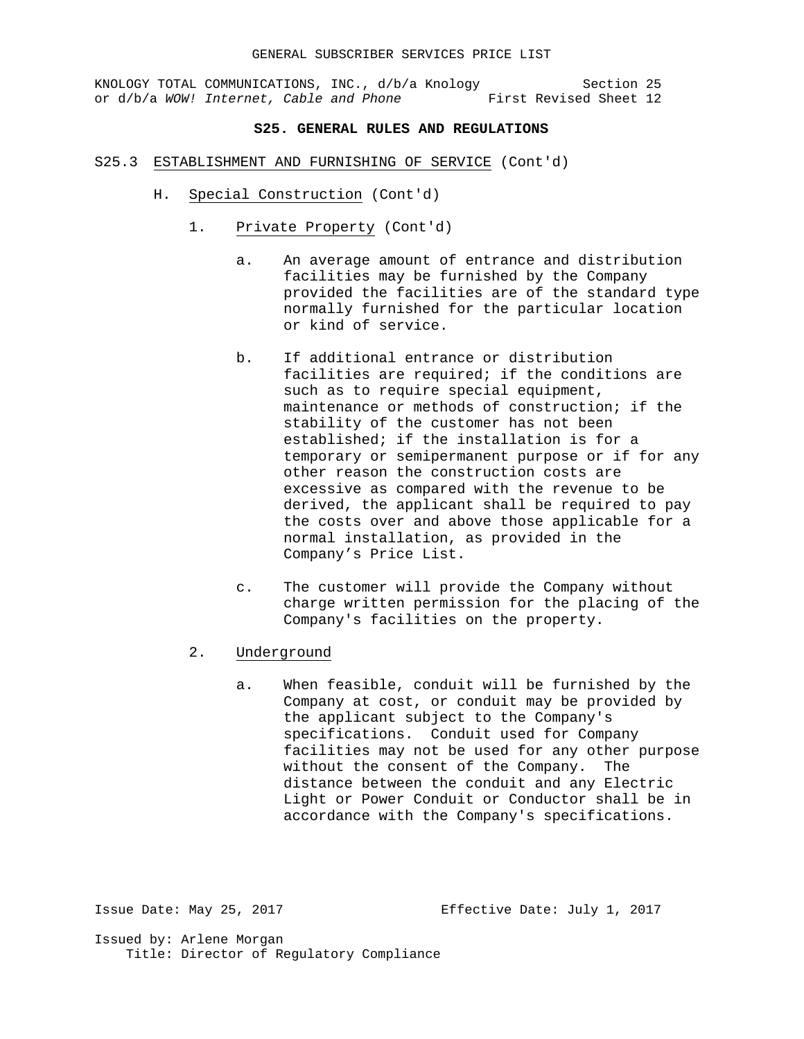## S25. GENERAL RULES AND REGULATIONS

S25.3 ESTABLISHMENT AND FURNISHING OF SERVICE (Cont'd)

H. Special Construction (Cont'd)

1. Private Property (Cont'd)

   a. An average amount of entrance and distribution facilities may be furnished by the Company provided the facilities are of the standard type normally furnished for the particular location or kind of service.

   b. If additional entrance or distribution facilities are required; if the conditions are such as to require special equipment, maintenance or methods of construction; if the stability of the customer has not been established; if the installation is for a temporary or semipermanent purpose or if for any other reason the construction costs are excessive as compared with the revenue to be derived, the applicant shall be required to pay the costs over and above those applicable for a normal installation, as provided in the Company's Price List.

   c. The customer will provide the Company without charge written permission for the placing of the Company's facilities on the property.

2. Underground

   a. When feasible, conduit will be furnished by the Company at cost, or conduit may be provided by the applicant subject to the Company's specifications. Conduit used for Company facilities may not be used for any other purpose without the consent of the Company. The distance between the conduit and any Electric Light or Power Conduit or Conductor shall be in accordance with the Company's specifications.

Issue Date: May 25, 2017 Effective Date: July 1, 2017

Issued by: Arlene Morgan
Title: Director of Regulatory Compliance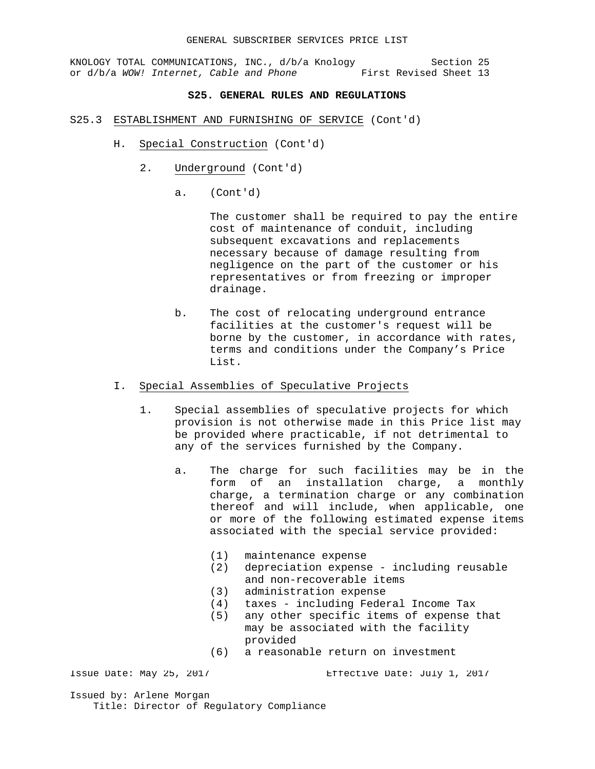## S25. GENERAL RULES AND REGULATIONS

S25.3 ESTABLISHMENT AND FURNISHING OF SERVICE (Cont'd)

H. Special Construction (Cont'd)

2. Underground (Cont'd)

a. (Cont'd)

The customer shall be required to pay the entire cost of maintenance of conduit, including subsequent excavations and replacements necessary because of damage resulting from negligence on the part of the customer or his representatives or from freezing or improper drainage.

b. The cost of relocating underground entrance facilities at the customer's request will be borne by the customer, in accordance with rates, terms and conditions under the Company's Price List.

I. Special Assemblies of Speculative Projects

1. Special assemblies of speculative projects for which provision is not otherwise made in this Price list may be provided where practicable, if not detrimental to any of the services furnished by the Company.

a. The charge for such facilities may be in the form of an installation charge, a monthly charge, a termination charge or any combination thereof and will include, when applicable, one or more of the following estimated expense items associated with the special service provided:

(1) maintenance expense
(2) depreciation expense - including reusable and non-recoverable items
(3) administration expense
(4) taxes - including Federal Income Tax
(5) any other specific items of expense that may be associated with the facility provided
(6) a reasonable return on investment

Issue Date: May 25, 2017 Effective Date: July 1, 2017

Issued by: Arlene Morgan
Title: Director of Regulatory Compliance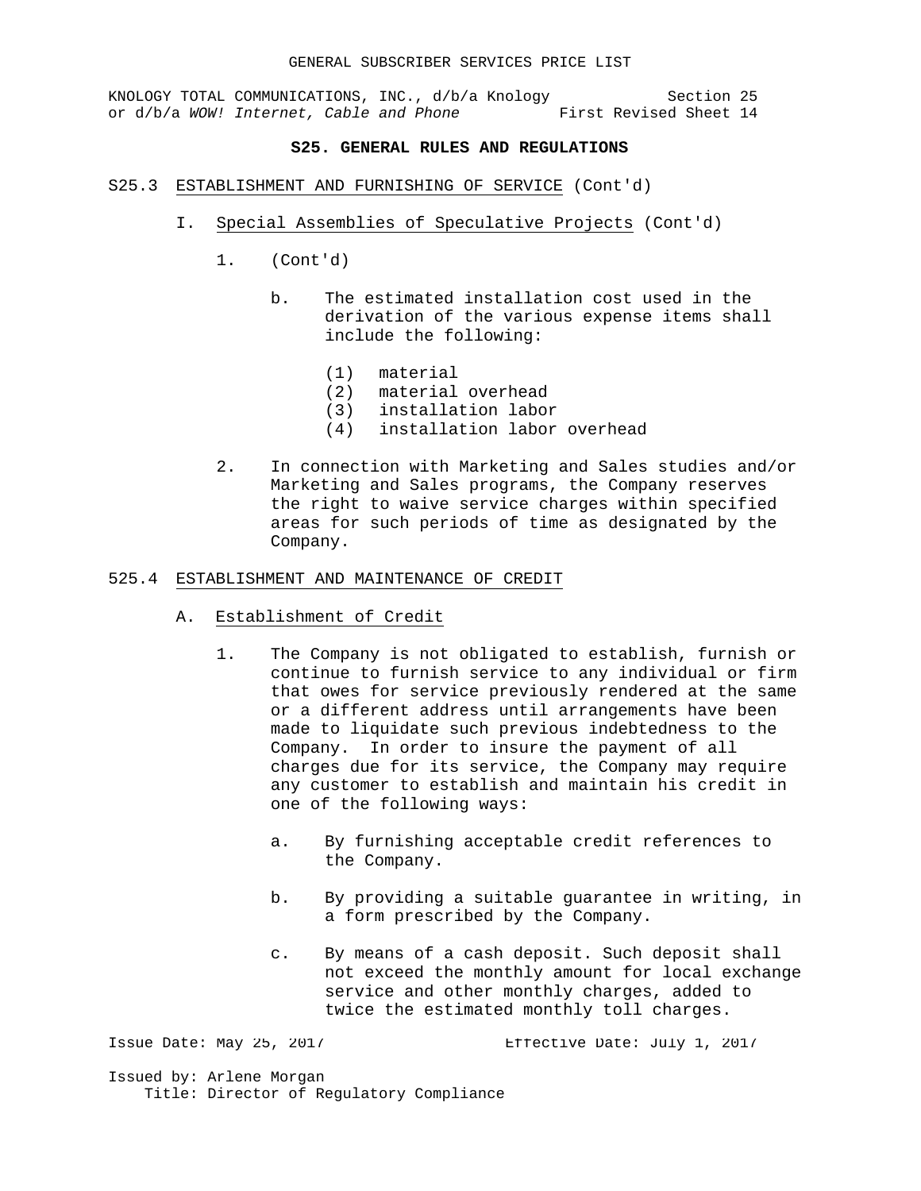## S25. GENERAL RULES AND REGULATIONS

S25.3 ESTABLISHMENT AND FURNISHING OF SERVICE (Cont'd)

I. Special Assemblies of Speculative Projects (Cont'd)

1. (Cont'd)

   b. The estimated installation cost used in the derivation of the various expense items shall include the following:

      (1) material
      (2) material overhead
      (3) installation labor
      (4) installation labor overhead

2. In connection with Marketing and Sales studies and/or Marketing and Sales programs, the Company reserves the right to waive service charges within specified areas for such periods of time as designated by the Company.

525.4 ESTABLISHMENT AND MAINTENANCE OF CREDIT

A. Establishment of Credit

1. The Company is not obligated to establish, furnish or continue to furnish service to any individual or firm that owes for service previously rendered at the same or a different address until arrangements have been made to liquidate such previous indebtedness to the Company. In order to insure the payment of all charges due for its service, the Company may require any customer to establish and maintain his credit in one of the following ways:

   a. By furnishing acceptable credit references to the Company.

   b. By providing a suitable guarantee in writing, in a form prescribed by the Company.

   c. By means of a cash deposit. Such deposit shall not exceed the monthly amount for local exchange service and other monthly charges, added to twice the estimated monthly toll charges.

Issue Date: May 25, 2017 Effective Date: July 1, 2017

Issued by: Arlene Morgan
Title: Director of Regulatory Compliance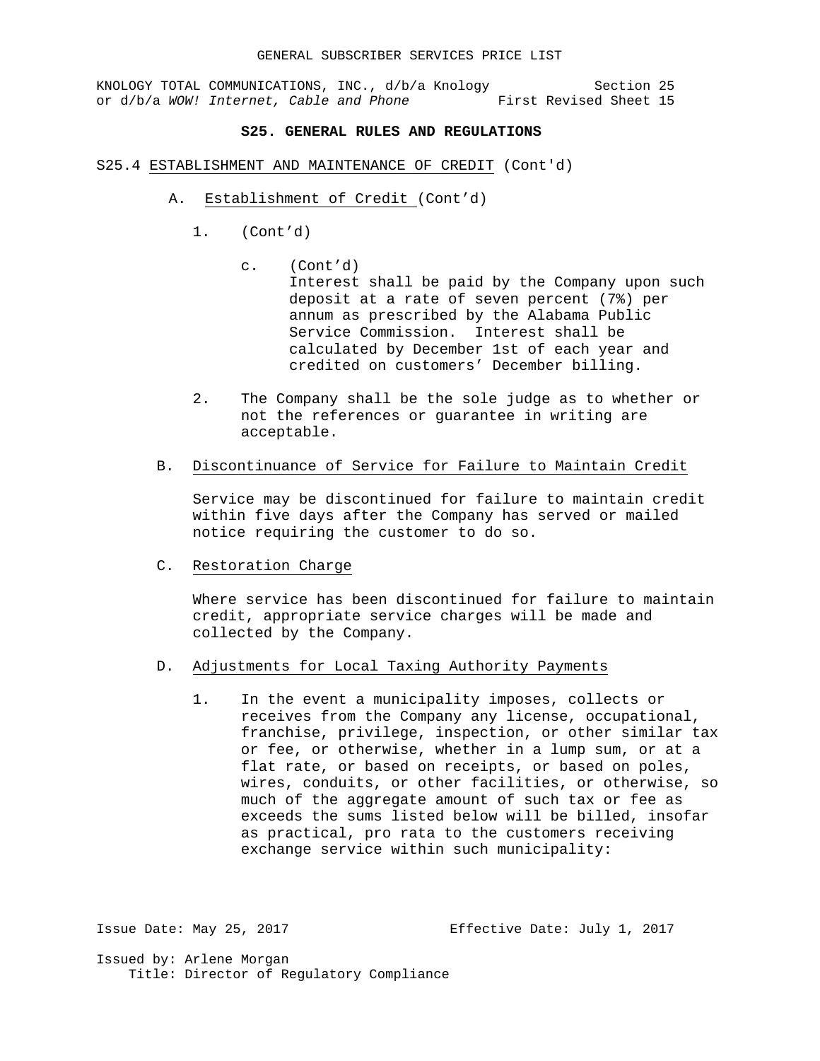GENERAL SUBSCRIBER SERVICES PRICE LIST

KNOLOGY TOTAL COMMUNICATIONS, INC., d/b/a Knology — Section 25
or d/b/a *WOW! Internet, Cable and Phone* — First Revised Sheet 15

## S25. GENERAL RULES AND REGULATIONS

S25.4 ESTABLISHMENT AND MAINTENANCE OF CREDIT (Cont'd)

A. Establishment of Credit (Cont'd)

1. (Cont'd)

   c. (Cont'd)
   Interest shall be paid by the Company upon such deposit at a rate of seven percent (7%) per annum as prescribed by the Alabama Public Service Commission. Interest shall be calculated by December 1st of each year and credited on customers' December billing.

2. The Company shall be the sole judge as to whether or not the references or guarantee in writing are acceptable.

B. Discontinuance of Service for Failure to Maintain Credit

Service may be discontinued for failure to maintain credit within five days after the Company has served or mailed notice requiring the customer to do so.

C. Restoration Charge

Where service has been discontinued for failure to maintain credit, appropriate service charges will be made and collected by the Company.

D. Adjustments for Local Taxing Authority Payments

1. In the event a municipality imposes, collects or receives from the Company any license, occupational, franchise, privilege, inspection, or other similar tax or fee, or otherwise, whether in a lump sum, or at a flat rate, or based on receipts, or based on poles, wires, conduits, or other facilities, or otherwise, so much of the aggregate amount of such tax or fee as exceeds the sums listed below will be billed, insofar as practical, pro rata to the customers receiving exchange service within such municipality:

Issue Date: May 25, 2017 — Effective Date: July 1, 2017

Issued by: Arlene Morgan
Title: Director of Regulatory Compliance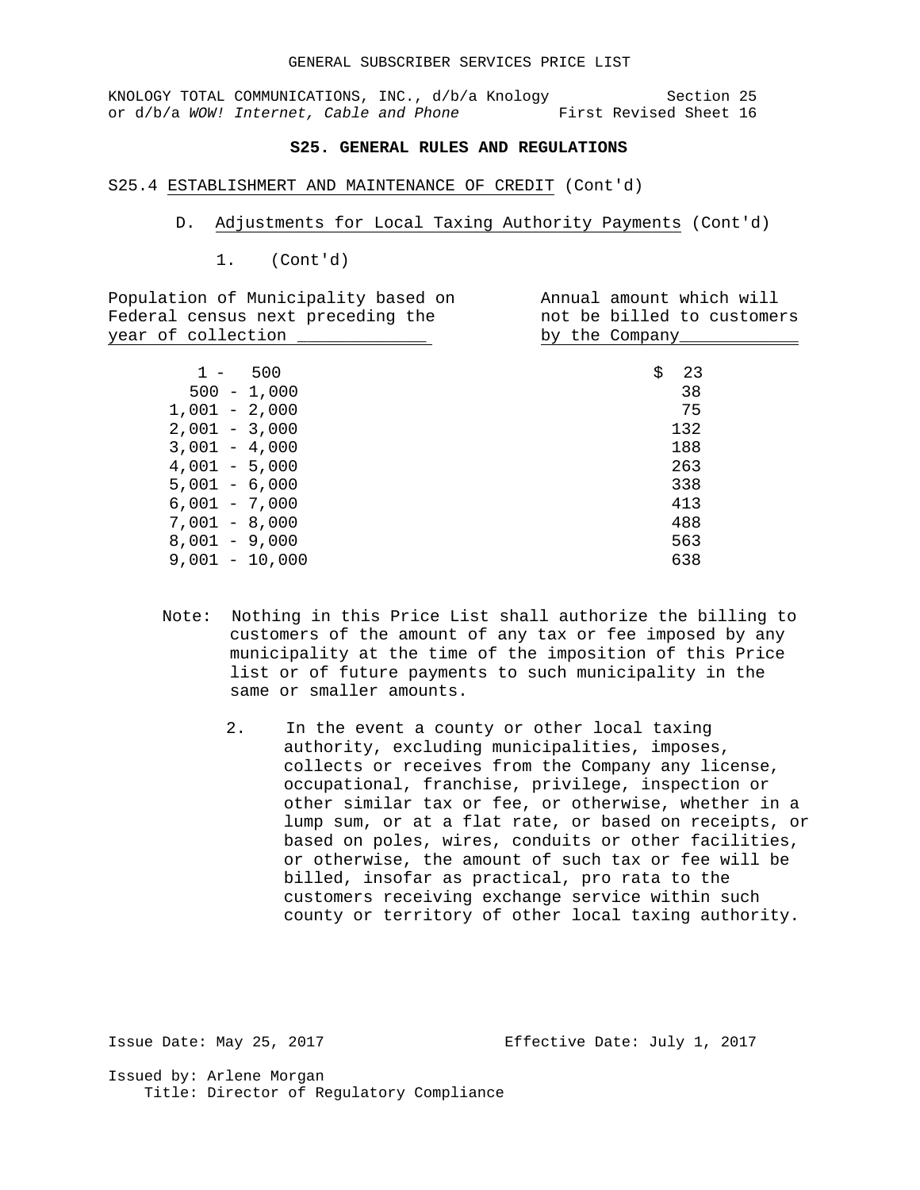GENERAL SUBSCRIBER SERVICES PRICE LIST

KNOLOGY TOTAL COMMUNICATIONS, INC., d/b/a Knology or d/b/a *WOW! Internet, Cable and Phone*

Section 25
First Revised Sheet 16

## S25. GENERAL RULES AND REGULATIONS

S25.4 ESTABLISHMERT AND MAINTENANCE OF CREDIT (Cont'd)

D. Adjustments for Local Taxing Authority Payments (Cont'd)

1. (Cont'd)

| Population of Municipality based on Federal census next preceding the year of collection | Annual amount which will not be billed to customers by the Company |
|---|---|
| 1 - 500 | $ 23 |
| 500 - 1,000 | 38 |
| 1,001 - 2,000 | 75 |
| 2,001 - 3,000 | 132 |
| 3,001 - 4,000 | 188 |
| 4,001 - 5,000 | 263 |
| 5,001 - 6,000 | 338 |
| 6,001 - 7,000 | 413 |
| 7,001 - 8,000 | 488 |
| 8,001 - 9,000 | 563 |
| 9,001 - 10,000 | 638 |

Note: Nothing in this Price List shall authorize the billing to customers of the amount of any tax or fee imposed by any municipality at the time of the imposition of this Price list or of future payments to such municipality in the same or smaller amounts.

2. In the event a county or other local taxing authority, excluding municipalities, imposes, collects or receives from the Company any license, occupational, franchise, privilege, inspection or other similar tax or fee, or otherwise, whether in a lump sum, or at a flat rate, or based on receipts, or based on poles, wires, conduits or other facilities, or otherwise, the amount of such tax or fee will be billed, insofar as practical, pro rata to the customers receiving exchange service within such county or territory of other local taxing authority.

Issue Date: May 25, 2017

Effective Date: July 1, 2017

Issued by: Arlene Morgan
Title: Director of Regulatory Compliance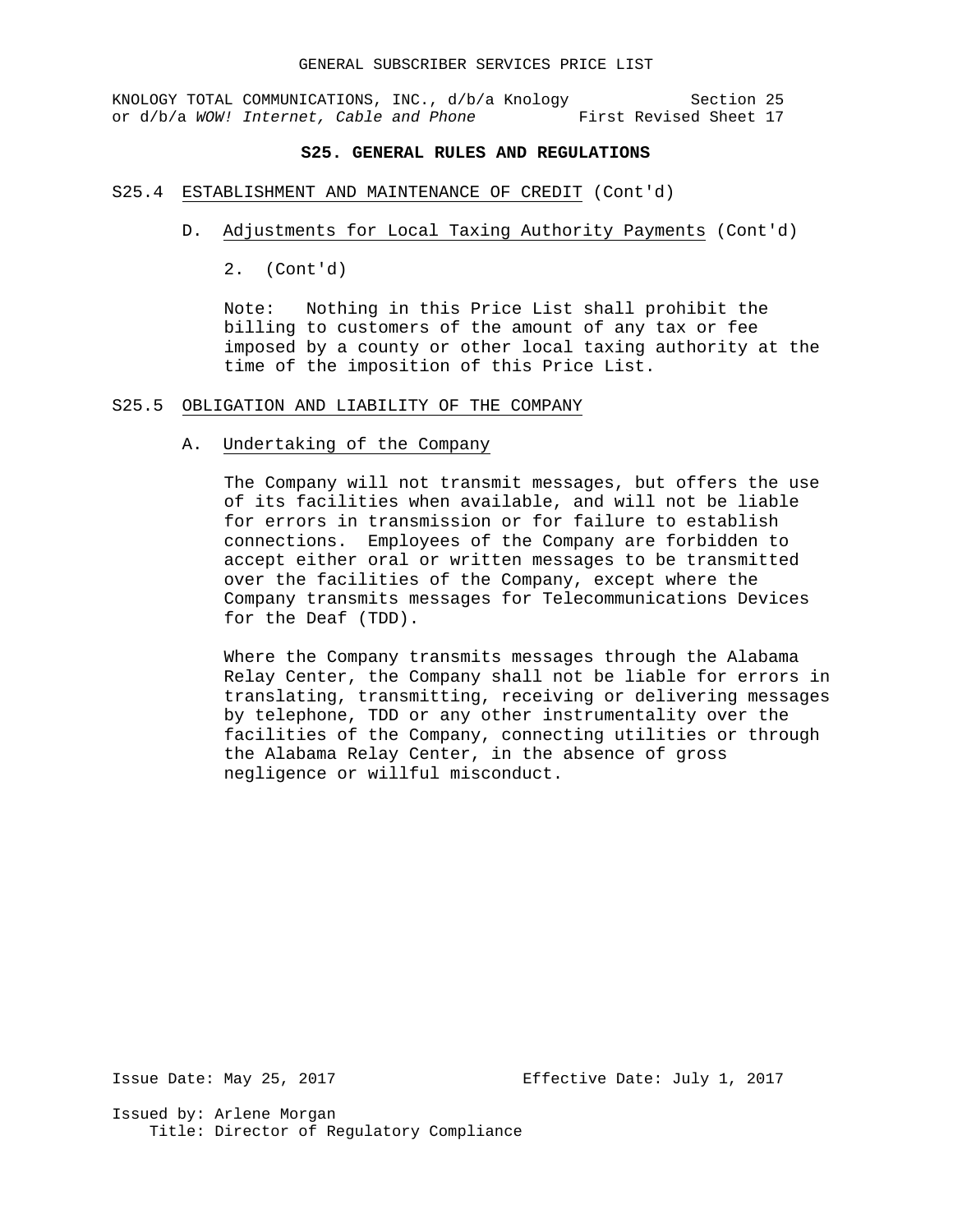## S25. GENERAL RULES AND REGULATIONS

S25.4 ESTABLISHMENT AND MAINTENANCE OF CREDIT (Cont'd)

D. Adjustments for Local Taxing Authority Payments (Cont'd)

2. (Cont'd)

Note: Nothing in this Price List shall prohibit the billing to customers of the amount of any tax or fee imposed by a county or other local taxing authority at the time of the imposition of this Price List.

S25.5 OBLIGATION AND LIABILITY OF THE COMPANY

A. Undertaking of the Company

The Company will not transmit messages, but offers the use of its facilities when available, and will not be liable for errors in transmission or for failure to establish connections. Employees of the Company are forbidden to accept either oral or written messages to be transmitted over the facilities of the Company, except where the Company transmits messages for Telecommunications Devices for the Deaf (TDD).

Where the Company transmits messages through the Alabama Relay Center, the Company shall not be liable for errors in translating, transmitting, receiving or delivering messages by telephone, TDD or any other instrumentality over the facilities of the Company, connecting utilities or through the Alabama Relay Center, in the absence of gross negligence or willful misconduct.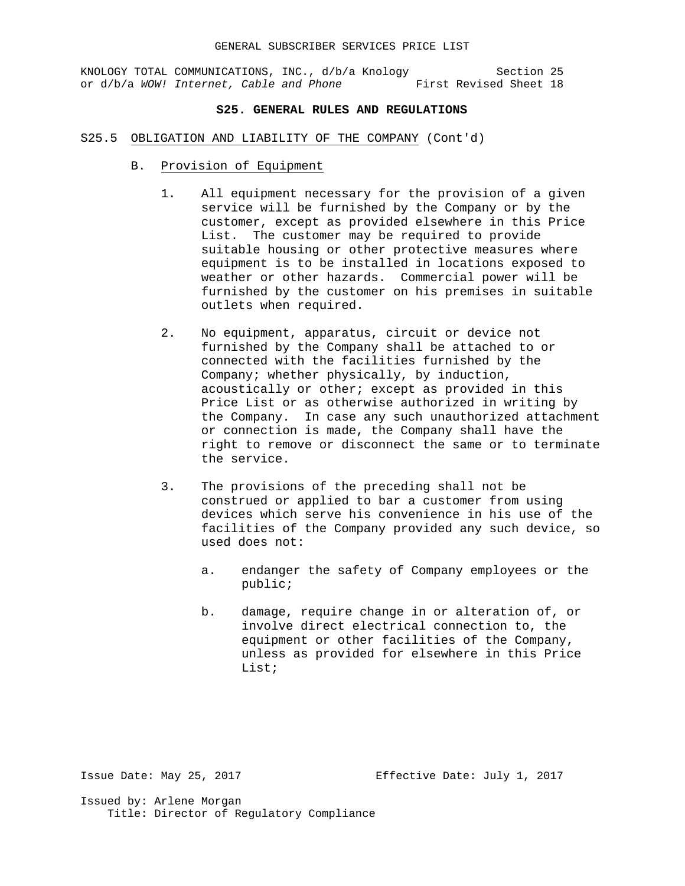## S25. GENERAL RULES AND REGULATIONS

S25.5 OBLIGATION AND LIABILITY OF THE COMPANY (Cont'd)

B. Provision of Equipment

1. All equipment necessary for the provision of a given service will be furnished by the Company or by the customer, except as provided elsewhere in this Price List. The customer may be required to provide suitable housing or other protective measures where equipment is to be installed in locations exposed to weather or other hazards. Commercial power will be furnished by the customer on his premises in suitable outlets when required.

2. No equipment, apparatus, circuit or device not furnished by the Company shall be attached to or connected with the facilities furnished by the Company; whether physically, by induction, acoustically or other; except as provided in this Price List or as otherwise authorized in writing by the Company. In case any such unauthorized attachment or connection is made, the Company shall have the right to remove or disconnect the same or to terminate the service.

3. The provisions of the preceding shall not be construed or applied to bar a customer from using devices which serve his convenience in his use of the facilities of the Company provided any such device, so used does not:

   a. endanger the safety of Company employees or the public;

   b. damage, require change in or alteration of, or involve direct electrical connection to, the equipment or other facilities of the Company, unless as provided for elsewhere in this Price List;

Issue Date: May 25, 2017 Effective Date: July 1, 2017

Issued by: Arlene Morgan
Title: Director of Regulatory Compliance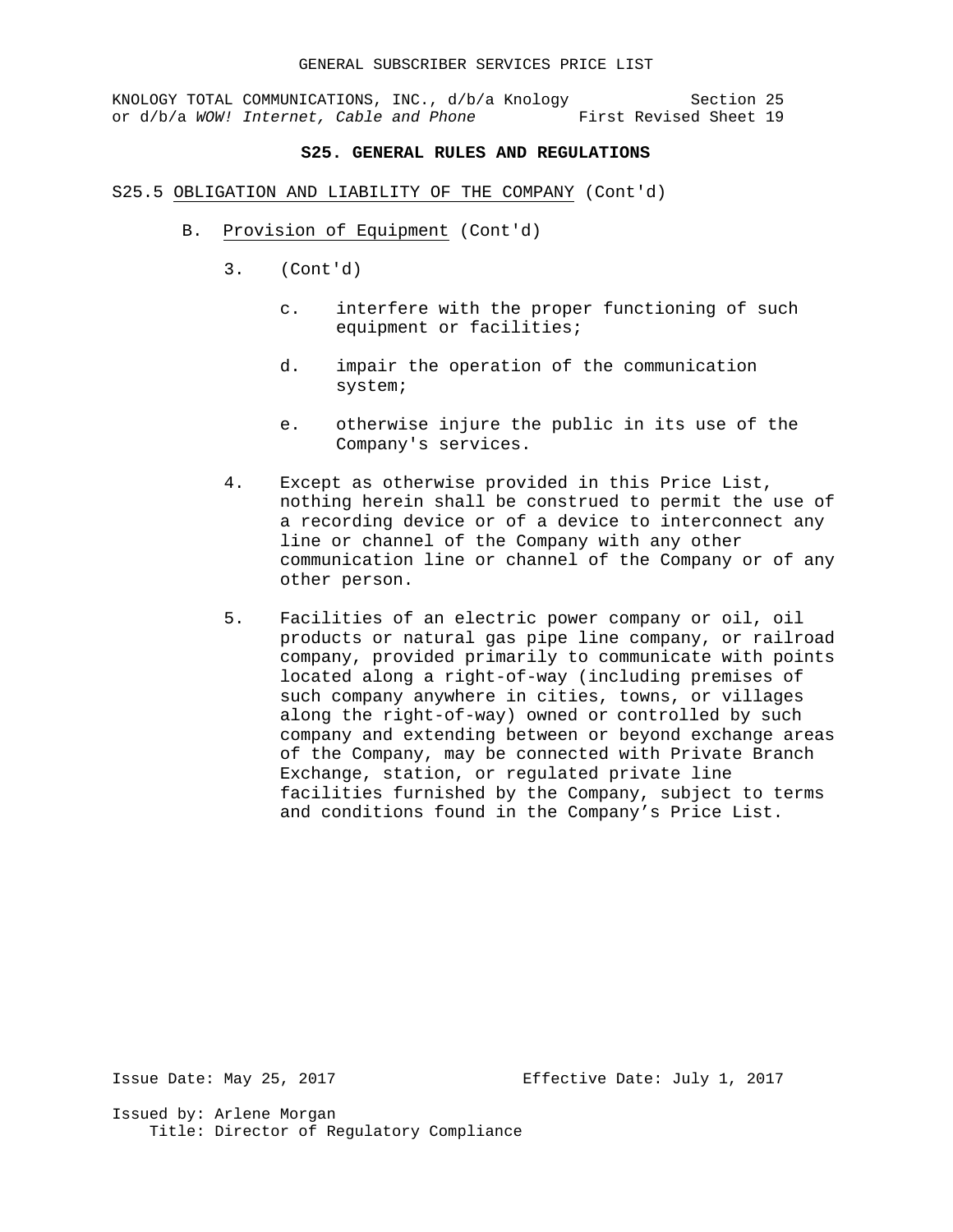## S25. GENERAL RULES AND REGULATIONS

S25.5 OBLIGATION AND LIABILITY OF THE COMPANY (Cont'd)

B. Provision of Equipment (Cont'd)

3. (Cont'd)

   c. interfere with the proper functioning of such equipment or facilities;

   d. impair the operation of the communication system;

   e. otherwise injure the public in its use of the Company's services.

4. Except as otherwise provided in this Price List, nothing herein shall be construed to permit the use of a recording device or of a device to interconnect any line or channel of the Company with any other communication line or channel of the Company or of any other person.

5. Facilities of an electric power company or oil, oil products or natural gas pipe line company, or railroad company, provided primarily to communicate with points located along a right-of-way (including premises of such company anywhere in cities, towns, or villages along the right-of-way) owned or controlled by such company and extending between or beyond exchange areas of the Company, may be connected with Private Branch Exchange, station, or regulated private line facilities furnished by the Company, subject to terms and conditions found in the Company's Price List.

Issue Date: May 25, 2017 Effective Date: July 1, 2017

Issued by: Arlene Morgan
Title: Director of Regulatory Compliance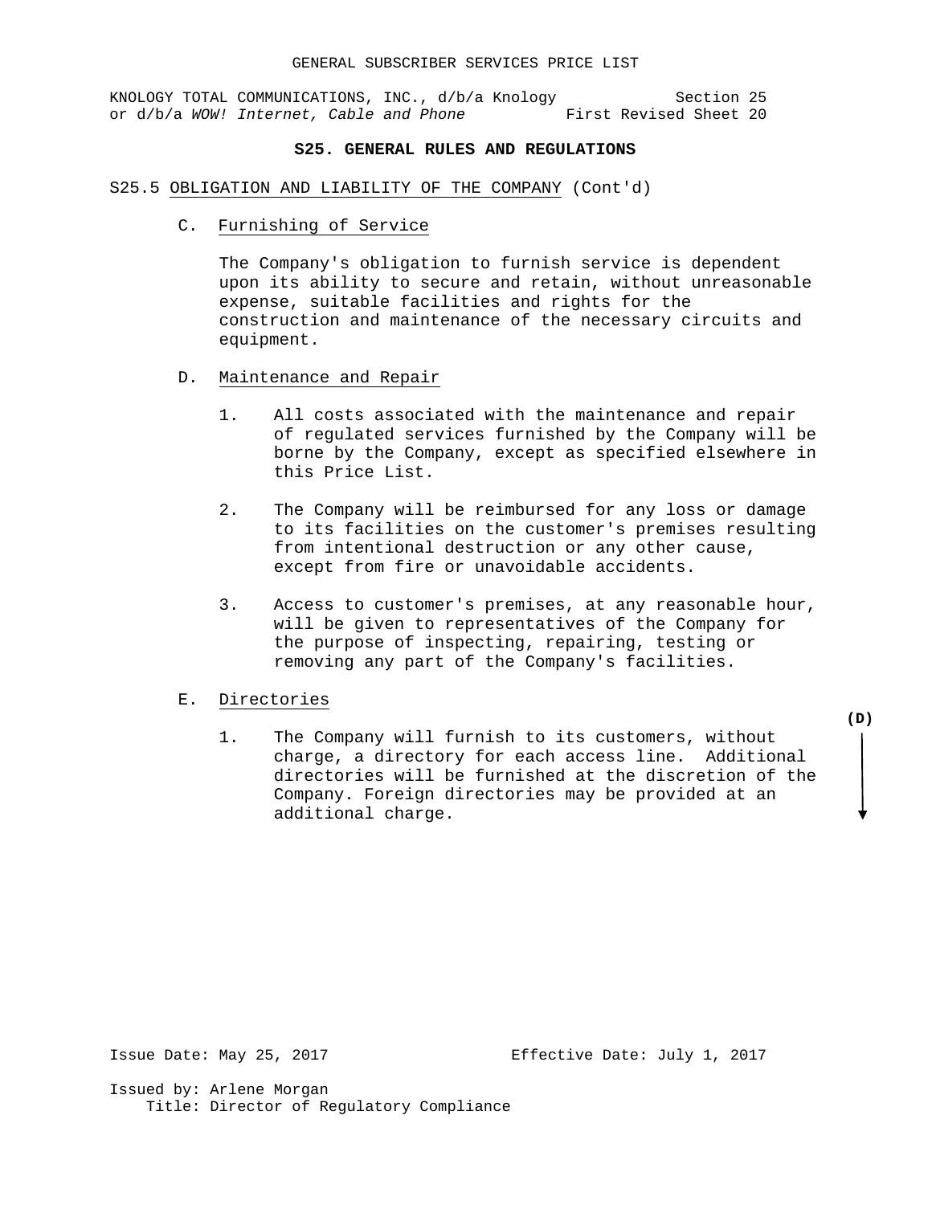KNOLOGY TOTAL COMMUNICATIONS, INC., d/b/a Knology Section 25
or d/b/a *WOW! Internet, Cable and Phone* First Revised Sheet 20

## S25. GENERAL RULES AND REGULATIONS

S25.5 OBLIGATION AND LIABILITY OF THE COMPANY (Cont'd)

C. Furnishing of Service

The Company's obligation to furnish service is dependent upon its ability to secure and retain, without unreasonable expense, suitable facilities and rights for the construction and maintenance of the necessary circuits and equipment.

D. Maintenance and Repair

1. All costs associated with the maintenance and repair of regulated services furnished by the Company will be borne by the Company, except as specified elsewhere in this Price List.

2. The Company will be reimbursed for any loss or damage to its facilities on the customer's premises resulting from intentional destruction or any other cause, except from fire or unavoidable accidents.

3. Access to customer's premises, at any reasonable hour, will be given to representatives of the Company for the purpose of inspecting, repairing, testing or removing any part of the Company's facilities.

E. Directories

**(D)**

1. The Company will furnish to its customers, without charge, a directory for each access line. Additional directories will be furnished at the discretion of the Company. Foreign directories may be provided at an additional charge.

Issue Date: May 25, 2017 Effective Date: July 1, 2017

Issued by: Arlene Morgan
Title: Director of Regulatory Compliance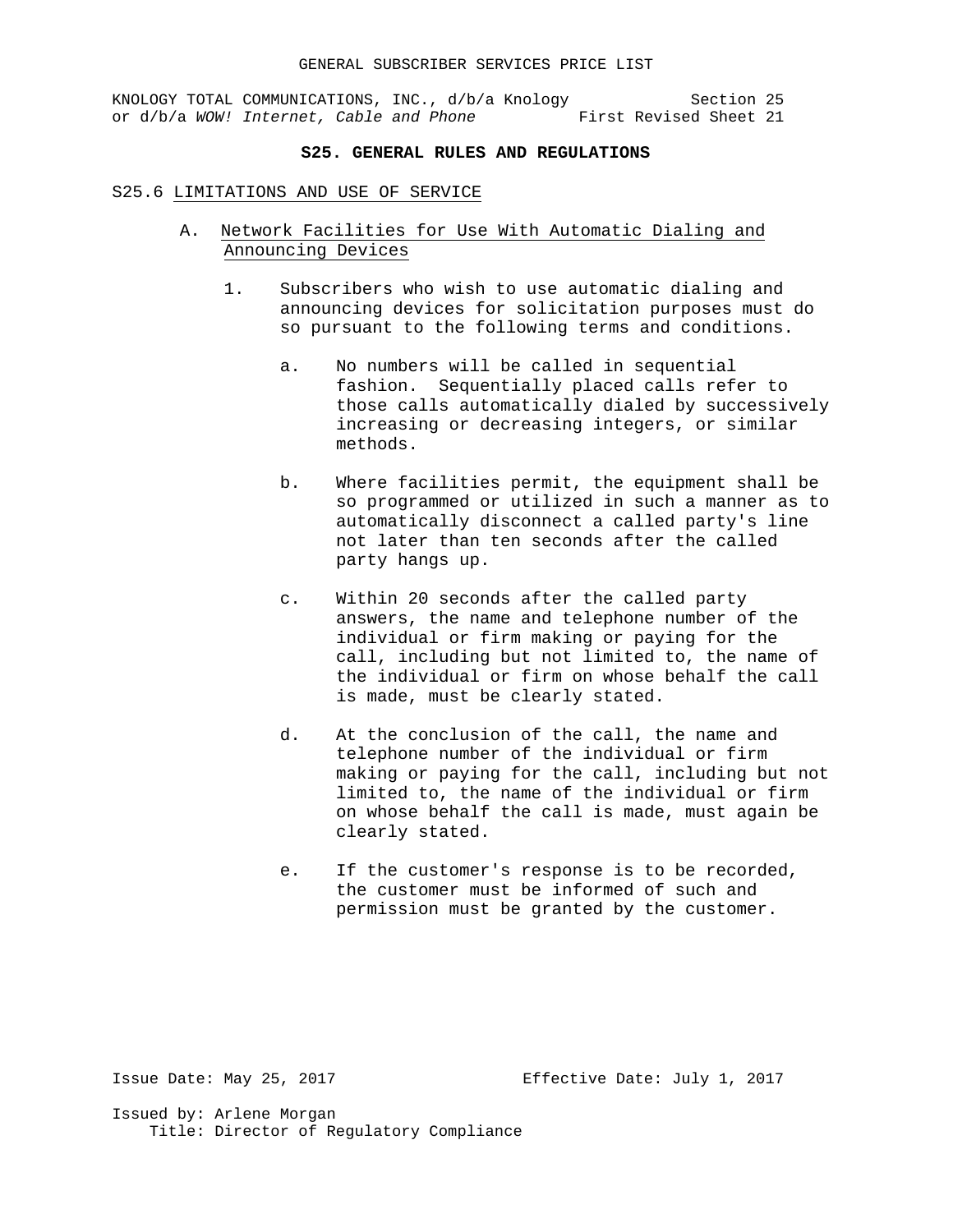## S25. GENERAL RULES AND REGULATIONS

### S25.6 LIMITATIONS AND USE OF SERVICE

A. Network Facilities for Use With Automatic Dialing and Announcing Devices

1. Subscribers who wish to use automatic dialing and announcing devices for solicitation purposes must do so pursuant to the following terms and conditions.

   a. No numbers will be called in sequential fashion. Sequentially placed calls refer to those calls automatically dialed by successively increasing or decreasing integers, or similar methods.

   b. Where facilities permit, the equipment shall be so programmed or utilized in such a manner as to automatically disconnect a called party's line not later than ten seconds after the called party hangs up.

   c. Within 20 seconds after the called party answers, the name and telephone number of the individual or firm making or paying for the call, including but not limited to, the name of the individual or firm on whose behalf the call is made, must be clearly stated.

   d. At the conclusion of the call, the name and telephone number of the individual or firm making or paying for the call, including but not limited to, the name of the individual or firm on whose behalf the call is made, must again be clearly stated.

   e. If the customer's response is to be recorded, the customer must be informed of such and permission must be granted by the customer.

Issue Date: May 25, 2017

Effective Date: July 1, 2017

Issued by: Arlene Morgan
Title: Director of Regulatory Compliance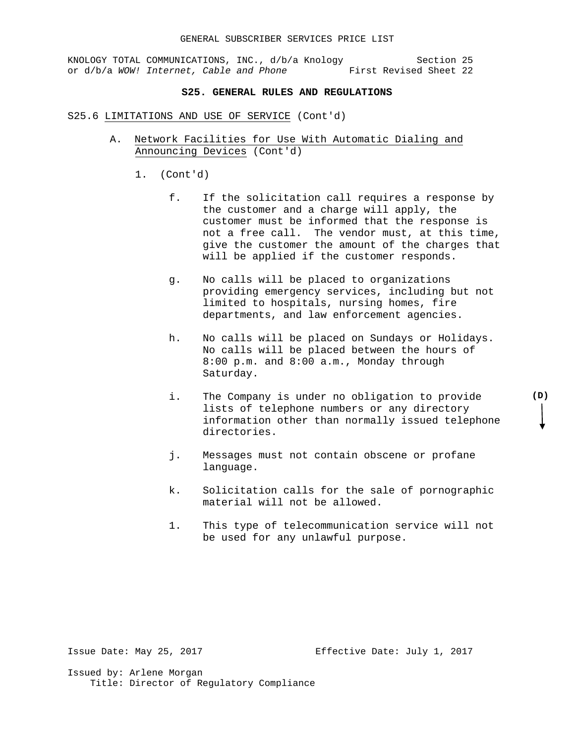# S25. GENERAL RULES AND REGULATIONS

S25.6 LIMITATIONS AND USE OF SERVICE (Cont'd)

A. Network Facilities for Use With Automatic Dialing and Announcing Devices (Cont'd)

1. (Cont'd)

f. If the solicitation call requires a response by the customer and a charge will apply, the customer must be informed that the response is not a free call. The vendor must, at this time, give the customer the amount of the charges that will be applied if the customer responds.

g. No calls will be placed to organizations providing emergency services, including but not limited to hospitals, nursing homes, fire departments, and law enforcement agencies.

h. No calls will be placed on Sundays or Holidays. No calls will be placed between the hours of 8:00 p.m. and 8:00 a.m., Monday through Saturday.

i. The Company is under no obligation to provide lists of telephone numbers or any directory information other than normally issued telephone directories. **(D)**

j. Messages must not contain obscene or profane language.

k. Solicitation calls for the sale of pornographic material will not be allowed.

l. This type of telecommunication service will not be used for any unlawful purpose.

Issue Date: May 25, 2017 Effective Date: July 1, 2017

Issued by: Arlene Morgan
Title: Director of Regulatory Compliance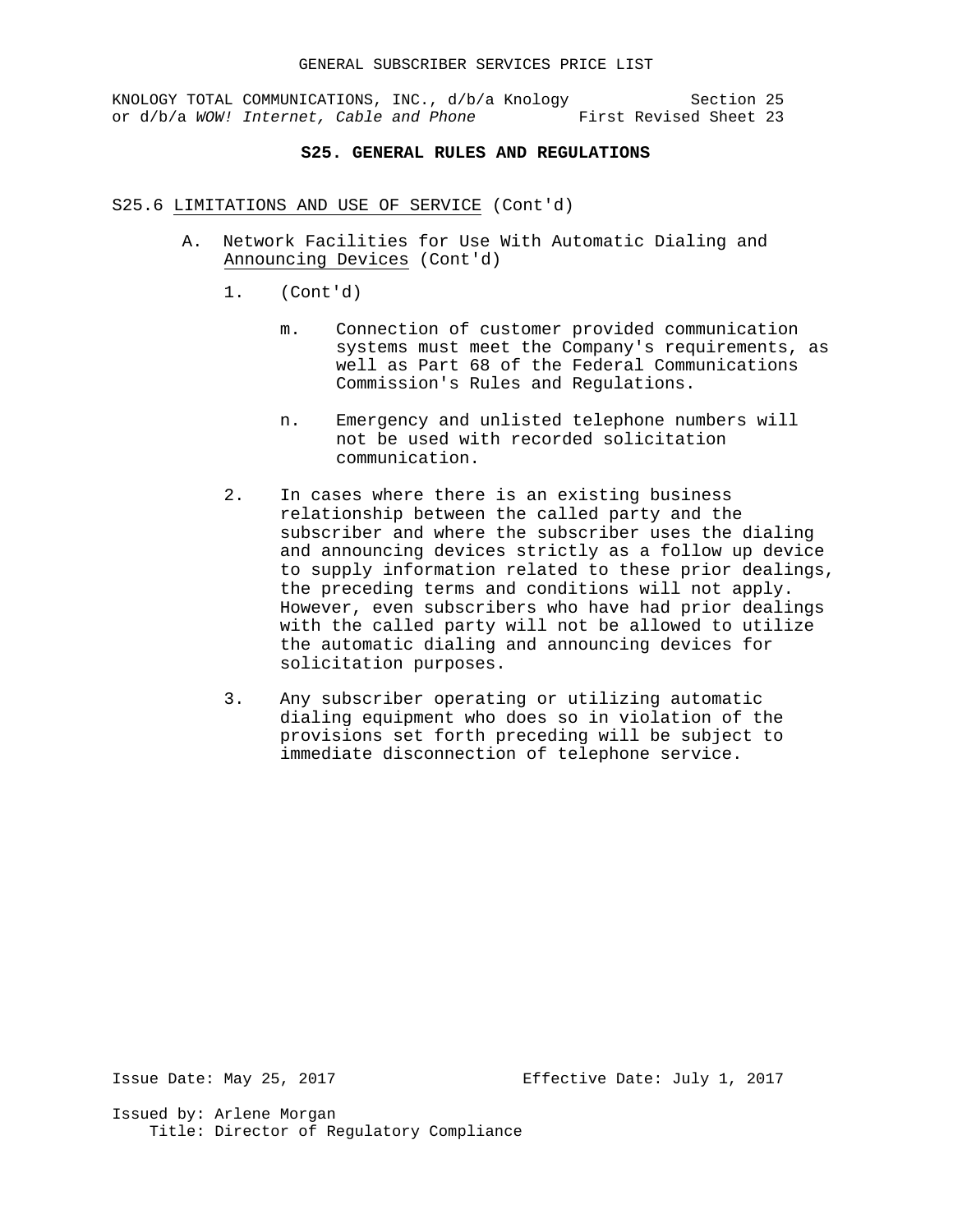## S25. GENERAL RULES AND REGULATIONS

S25.6 LIMITATIONS AND USE OF SERVICE (Cont'd)

A. Network Facilities for Use With Automatic Dialing and Announcing Devices (Cont'd)

1. (Cont'd)

   m. Connection of customer provided communication systems must meet the Company's requirements, as well as Part 68 of the Federal Communications Commission's Rules and Regulations.

   n. Emergency and unlisted telephone numbers will not be used with recorded solicitation communication.

2. In cases where there is an existing business relationship between the called party and the subscriber and where the subscriber uses the dialing and announcing devices strictly as a follow up device to supply information related to these prior dealings, the preceding terms and conditions will not apply. However, even subscribers who have had prior dealings with the called party will not be allowed to utilize the automatic dialing and announcing devices for solicitation purposes.

3. Any subscriber operating or utilizing automatic dialing equipment who does so in violation of the provisions set forth preceding will be subject to immediate disconnection of telephone service.

Issue Date: May 25, 2017 Effective Date: July 1, 2017

Issued by: Arlene Morgan
Title: Director of Regulatory Compliance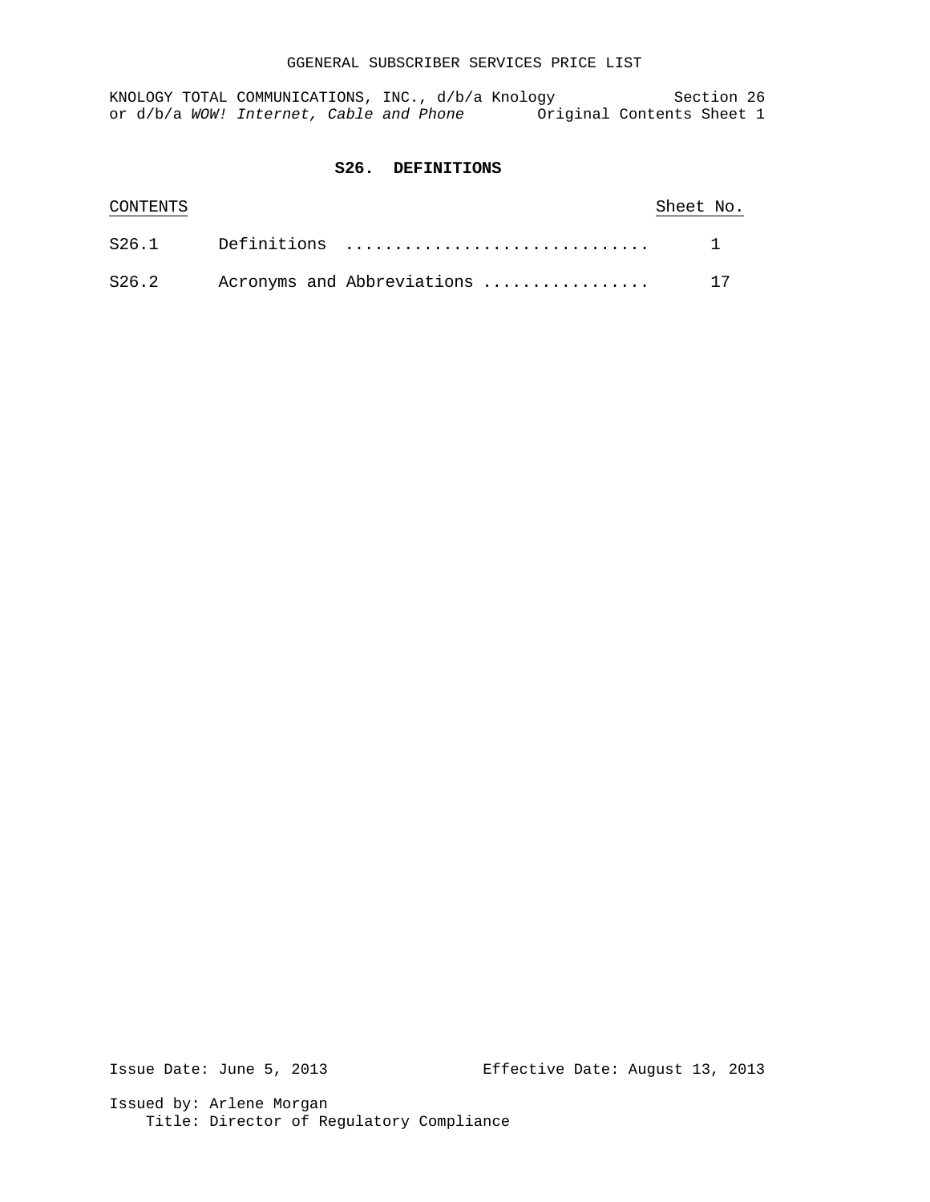# S26. DEFINITIONS

| CONTENTS | | Sheet No. |
|---|---|---|
| S26.1 | Definitions ............................... | 1 |
| S26.2 | Acronyms and Abbreviations ................. | 17 |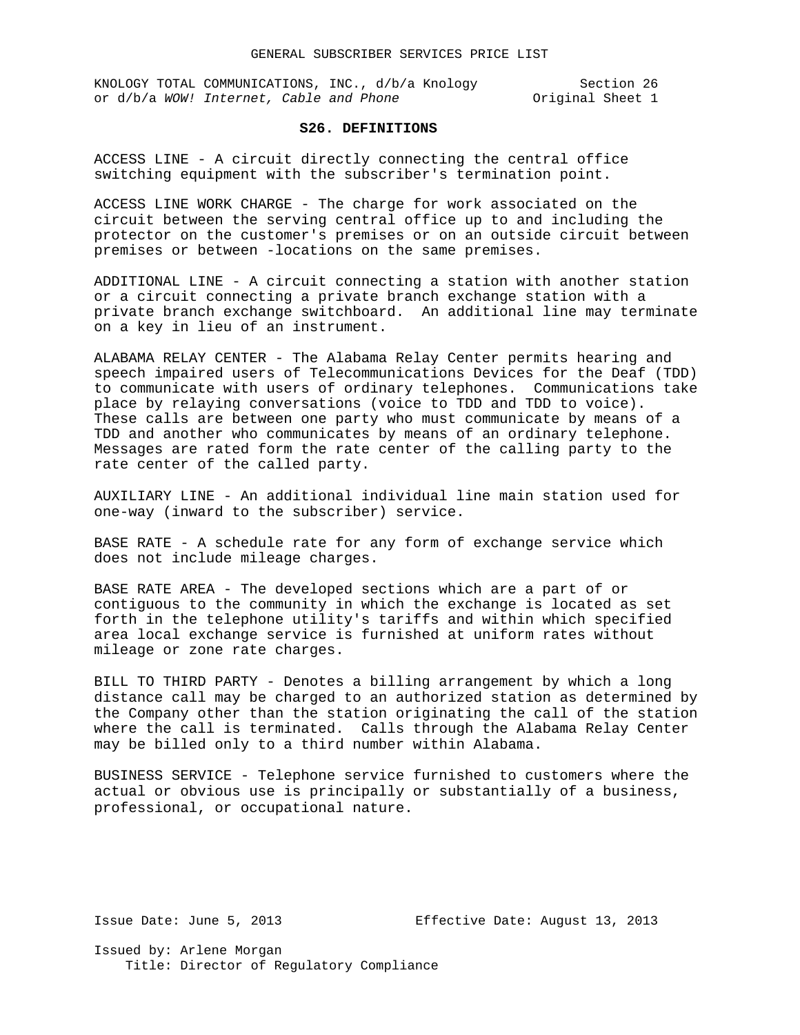## S26. DEFINITIONS

ACCESS LINE - A circuit directly connecting the central office switching equipment with the subscriber's termination point.

ACCESS LINE WORK CHARGE - The charge for work associated on the circuit between the serving central office up to and including the protector on the customer's premises or on an outside circuit between premises or between -locations on the same premises.

ADDITIONAL LINE - A circuit connecting a station with another station or a circuit connecting a private branch exchange station with a private branch exchange switchboard. An additional line may terminate on a key in lieu of an instrument.

ALABAMA RELAY CENTER - The Alabama Relay Center permits hearing and speech impaired users of Telecommunications Devices for the Deaf (TDD) to communicate with users of ordinary telephones. Communications take place by relaying conversations (voice to TDD and TDD to voice). These calls are between one party who must communicate by means of a TDD and another who communicates by means of an ordinary telephone. Messages are rated form the rate center of the calling party to the rate center of the called party.

AUXILIARY LINE - An additional individual line main station used for one-way (inward to the subscriber) service.

BASE RATE - A schedule rate for any form of exchange service which does not include mileage charges.

BASE RATE AREA - The developed sections which are a part of or contiguous to the community in which the exchange is located as set forth in the telephone utility's tariffs and within which specified area local exchange service is furnished at uniform rates without mileage or zone rate charges.

BILL TO THIRD PARTY - Denotes a billing arrangement by which a long distance call may be charged to an authorized station as determined by the Company other than the station originating the call of the station where the call is terminated. Calls through the Alabama Relay Center may be billed only to a third number within Alabama.

BUSINESS SERVICE - Telephone service furnished to customers where the actual or obvious use is principally or substantially of a business, professional, or occupational nature.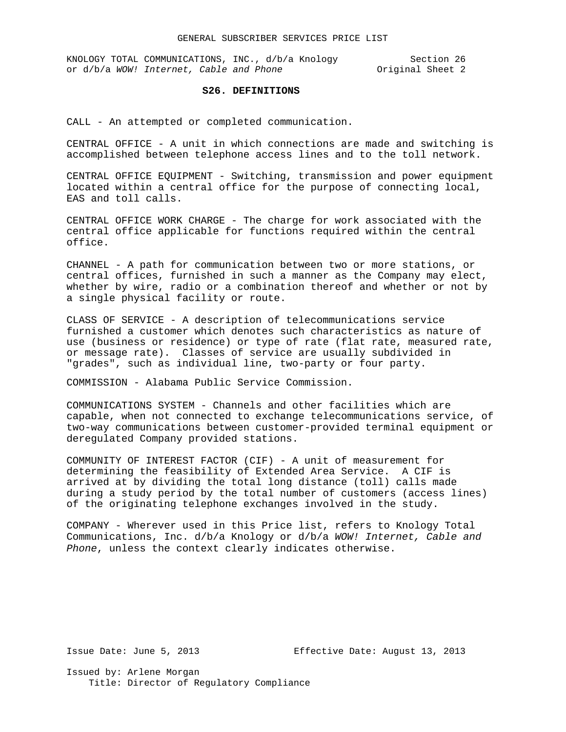## S26. DEFINITIONS

CALL - An attempted or completed communication.

CENTRAL OFFICE - A unit in which connections are made and switching is accomplished between telephone access lines and to the toll network.

CENTRAL OFFICE EQUIPMENT - Switching, transmission and power equipment located within a central office for the purpose of connecting local, EAS and toll calls.

CENTRAL OFFICE WORK CHARGE - The charge for work associated with the central office applicable for functions required within the central office.

CHANNEL - A path for communication between two or more stations, or central offices, furnished in such a manner as the Company may elect, whether by wire, radio or a combination thereof and whether or not by a single physical facility or route.

CLASS OF SERVICE - A description of telecommunications service furnished a customer which denotes such characteristics as nature of use (business or residence) or type of rate (flat rate, measured rate, or message rate). Classes of service are usually subdivided in "grades", such as individual line, two-party or four party.

COMMISSION - Alabama Public Service Commission.

COMMUNICATIONS SYSTEM - Channels and other facilities which are capable, when not connected to exchange telecommunications service, of two-way communications between customer-provided terminal equipment or deregulated Company provided stations.

COMMUNITY OF INTEREST FACTOR (CIF) - A unit of measurement for determining the feasibility of Extended Area Service. A CIF is arrived at by dividing the total long distance (toll) calls made during a study period by the total number of customers (access lines) of the originating telephone exchanges involved in the study.

COMPANY - Wherever used in this Price list, refers to Knology Total Communications, Inc. d/b/a Knology or d/b/a *WOW! Internet, Cable and Phone*, unless the context clearly indicates otherwise.

Issue Date: June 5, 2013 Effective Date: August 13, 2013

Issued by: Arlene Morgan
Title: Director of Regulatory Compliance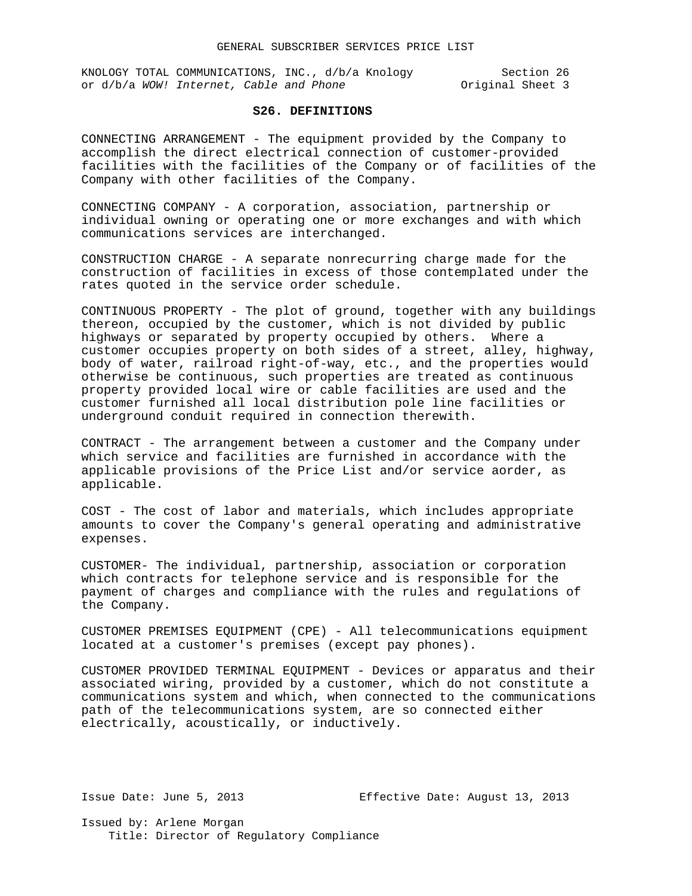## S26. DEFINITIONS

CONNECTING ARRANGEMENT - The equipment provided by the Company to accomplish the direct electrical connection of customer-provided facilities with the facilities of the Company or of facilities of the Company with other facilities of the Company.

CONNECTING COMPANY - A corporation, association, partnership or individual owning or operating one or more exchanges and with which communications services are interchanged.

CONSTRUCTION CHARGE - A separate nonrecurring charge made for the construction of facilities in excess of those contemplated under the rates quoted in the service order schedule.

CONTINUOUS PROPERTY - The plot of ground, together with any buildings thereon, occupied by the customer, which is not divided by public highways or separated by property occupied by others. Where a customer occupies property on both sides of a street, alley, highway, body of water, railroad right-of-way, etc., and the properties would otherwise be continuous, such properties are treated as continuous property provided local wire or cable facilities are used and the customer furnished all local distribution pole line facilities or underground conduit required in connection therewith.

CONTRACT - The arrangement between a customer and the Company under which service and facilities are furnished in accordance with the applicable provisions of the Price List and/or service aorder, as applicable.

COST - The cost of labor and materials, which includes appropriate amounts to cover the Company's general operating and administrative expenses.

CUSTOMER- The individual, partnership, association or corporation which contracts for telephone service and is responsible for the payment of charges and compliance with the rules and regulations of the Company.

CUSTOMER PREMISES EQUIPMENT (CPE) - All telecommunications equipment located at a customer's premises (except pay phones).

CUSTOMER PROVIDED TERMINAL EQUIPMENT - Devices or apparatus and their associated wiring, provided by a customer, which do not constitute a communications system and which, when connected to the communications path of the telecommunications system, are so connected either electrically, acoustically, or inductively.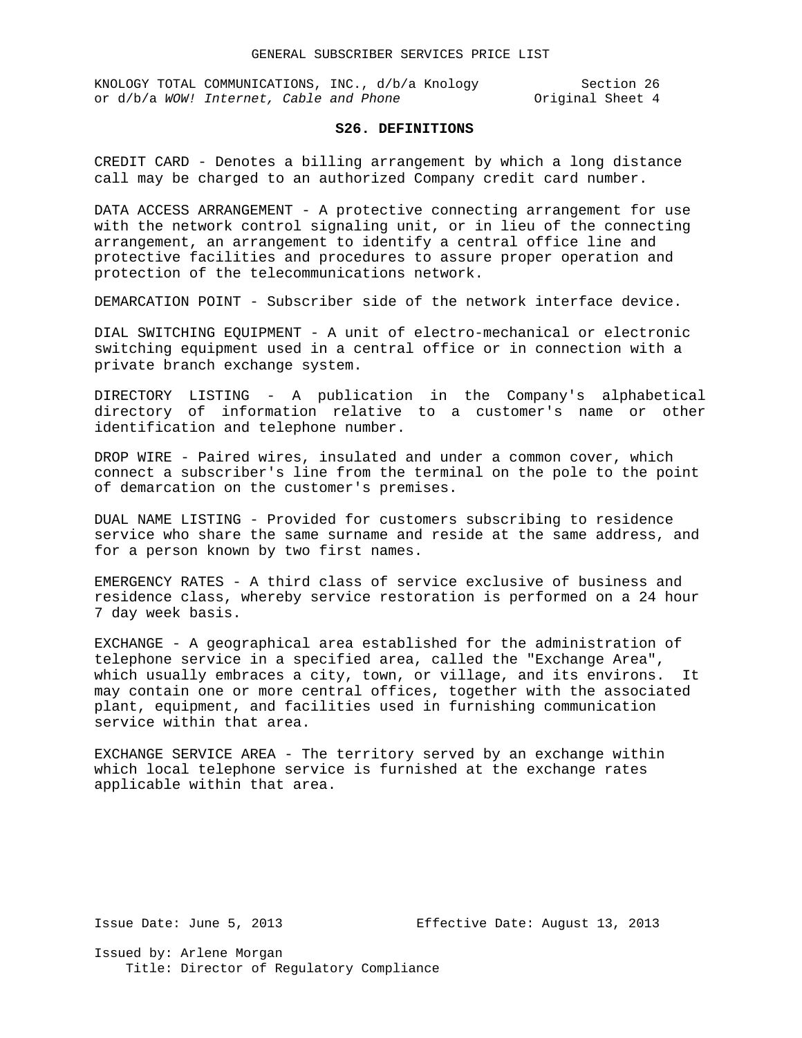## S26. DEFINITIONS

CREDIT CARD - Denotes a billing arrangement by which a long distance call may be charged to an authorized Company credit card number.

DATA ACCESS ARRANGEMENT - A protective connecting arrangement for use with the network control signaling unit, or in lieu of the connecting arrangement, an arrangement to identify a central office line and protective facilities and procedures to assure proper operation and protection of the telecommunications network.

DEMARCATION POINT - Subscriber side of the network interface device.

DIAL SWITCHING EQUIPMENT - A unit of electro-mechanical or electronic switching equipment used in a central office or in connection with a private branch exchange system.

DIRECTORY LISTING - A publication in the Company's alphabetical directory of information relative to a customer's name or other identification and telephone number.

DROP WIRE - Paired wires, insulated and under a common cover, which connect a subscriber's line from the terminal on the pole to the point of demarcation on the customer's premises.

DUAL NAME LISTING - Provided for customers subscribing to residence service who share the same surname and reside at the same address, and for a person known by two first names.

EMERGENCY RATES - A third class of service exclusive of business and residence class, whereby service restoration is performed on a 24 hour 7 day week basis.

EXCHANGE - A geographical area established for the administration of telephone service in a specified area, called the "Exchange Area", which usually embraces a city, town, or village, and its environs. It may contain one or more central offices, together with the associated plant, equipment, and facilities used in furnishing communication service within that area.

EXCHANGE SERVICE AREA - The territory served by an exchange within which local telephone service is furnished at the exchange rates applicable within that area.

Issue Date: June 5, 2013 Effective Date: August 13, 2013

Issued by: Arlene Morgan
Title: Director of Regulatory Compliance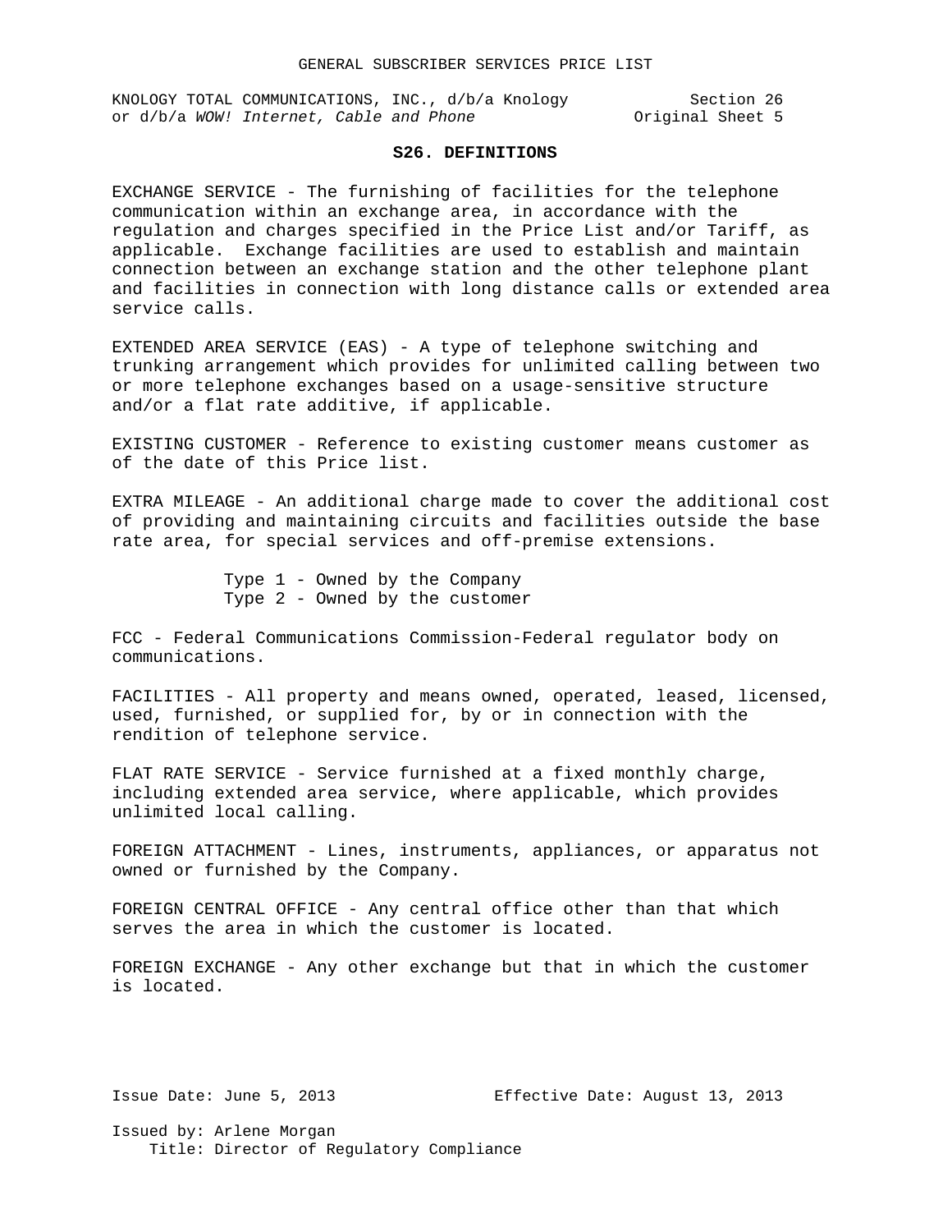## S26. DEFINITIONS

EXCHANGE SERVICE - The furnishing of facilities for the telephone communication within an exchange area, in accordance with the regulation and charges specified in the Price List and/or Tariff, as applicable. Exchange facilities are used to establish and maintain connection between an exchange station and the other telephone plant and facilities in connection with long distance calls or extended area service calls.

EXTENDED AREA SERVICE (EAS) - A type of telephone switching and trunking arrangement which provides for unlimited calling between two or more telephone exchanges based on a usage-sensitive structure and/or a flat rate additive, if applicable.

EXISTING CUSTOMER - Reference to existing customer means customer as of the date of this Price list.

EXTRA MILEAGE - An additional charge made to cover the additional cost of providing and maintaining circuits and facilities outside the base rate area, for special services and off-premise extensions.

Type 1 - Owned by the Company
Type 2 - Owned by the customer

FCC - Federal Communications Commission-Federal regulator body on communications.

FACILITIES - All property and means owned, operated, leased, licensed, used, furnished, or supplied for, by or in connection with the rendition of telephone service.

FLAT RATE SERVICE - Service furnished at a fixed monthly charge, including extended area service, where applicable, which provides unlimited local calling.

FOREIGN ATTACHMENT - Lines, instruments, appliances, or apparatus not owned or furnished by the Company.

FOREIGN CENTRAL OFFICE - Any central office other than that which serves the area in which the customer is located.

FOREIGN EXCHANGE - Any other exchange but that in which the customer is located.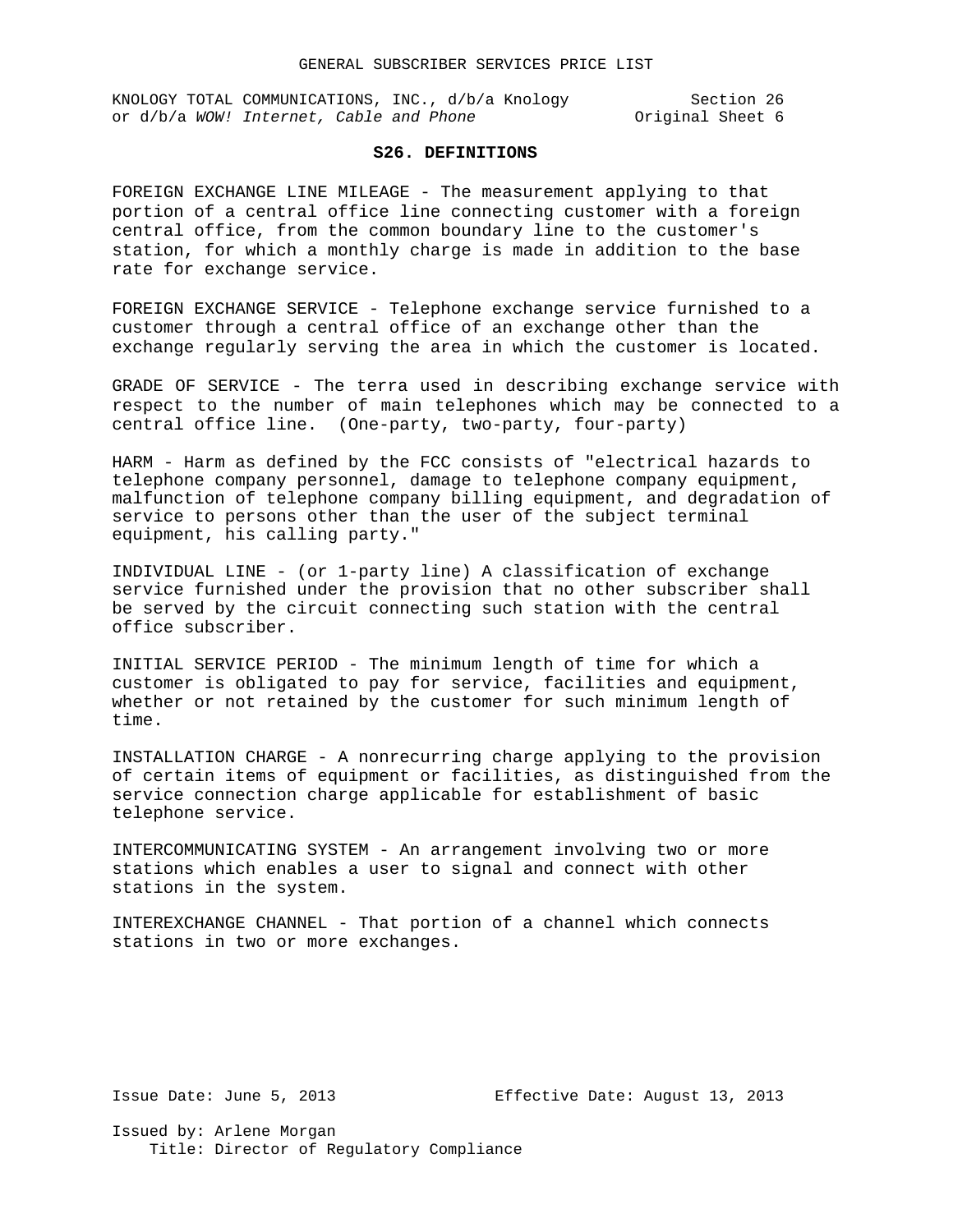## S26. DEFINITIONS

FOREIGN EXCHANGE LINE MILEAGE - The measurement applying to that portion of a central office line connecting customer with a foreign central office, from the common boundary line to the customer's station, for which a monthly charge is made in addition to the base rate for exchange service.

FOREIGN EXCHANGE SERVICE - Telephone exchange service furnished to a customer through a central office of an exchange other than the exchange regularly serving the area in which the customer is located.

GRADE OF SERVICE - The terra used in describing exchange service with respect to the number of main telephones which may be connected to a central office line. (One-party, two-party, four-party)

HARM - Harm as defined by the FCC consists of "electrical hazards to telephone company personnel, damage to telephone company equipment, malfunction of telephone company billing equipment, and degradation of service to persons other than the user of the subject terminal equipment, his calling party."

INDIVIDUAL LINE - (or 1-party line) A classification of exchange service furnished under the provision that no other subscriber shall be served by the circuit connecting such station with the central office subscriber.

INITIAL SERVICE PERIOD - The minimum length of time for which a customer is obligated to pay for service, facilities and equipment, whether or not retained by the customer for such minimum length of time.

INSTALLATION CHARGE - A nonrecurring charge applying to the provision of certain items of equipment or facilities, as distinguished from the service connection charge applicable for establishment of basic telephone service.

INTERCOMMUNICATING SYSTEM - An arrangement involving two or more stations which enables a user to signal and connect with other stations in the system.

INTEREXCHANGE CHANNEL - That portion of a channel which connects stations in two or more exchanges.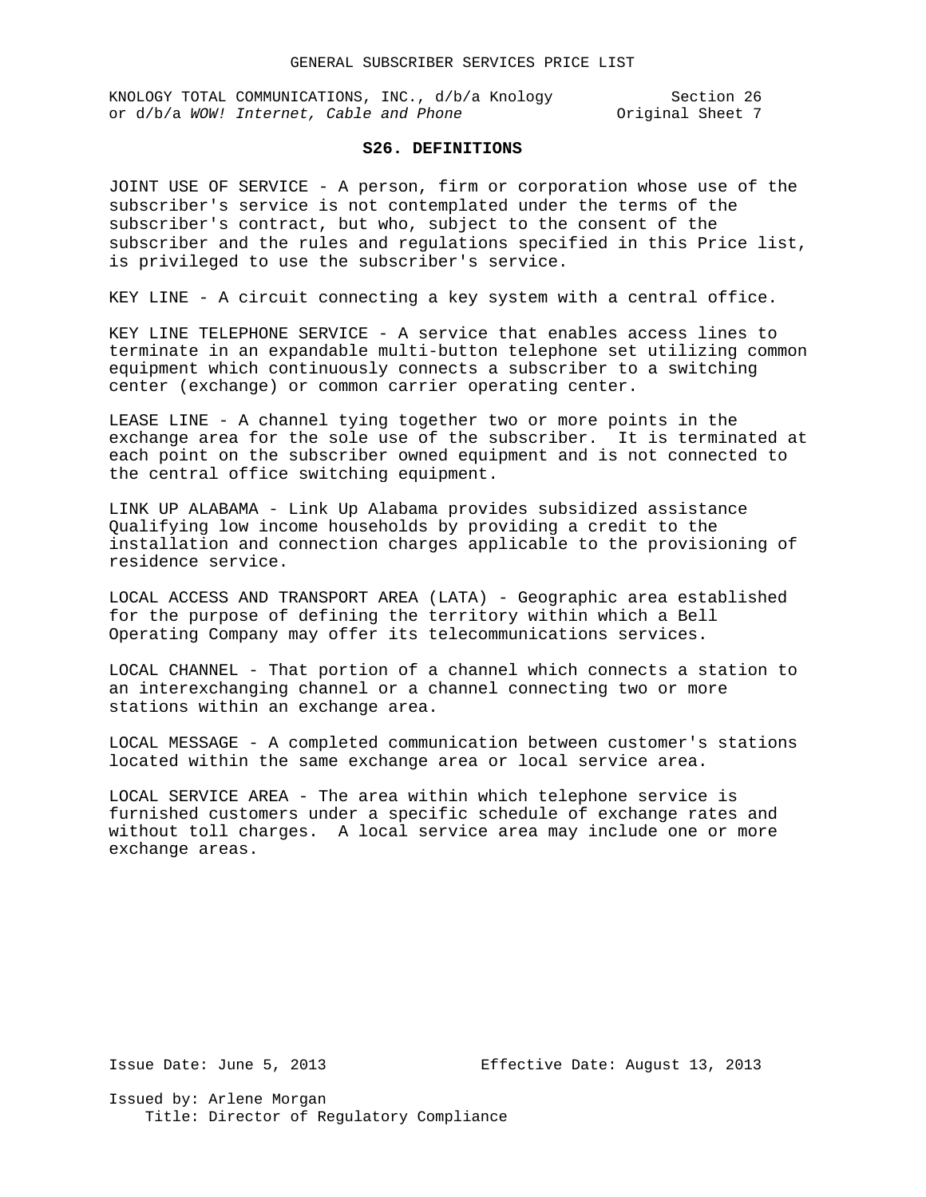## S26. DEFINITIONS

JOINT USE OF SERVICE - A person, firm or corporation whose use of the subscriber's service is not contemplated under the terms of the subscriber's contract, but who, subject to the consent of the subscriber and the rules and regulations specified in this Price list, is privileged to use the subscriber's service.

KEY LINE - A circuit connecting a key system with a central office.

KEY LINE TELEPHONE SERVICE - A service that enables access lines to terminate in an expandable multi-button telephone set utilizing common equipment which continuously connects a subscriber to a switching center (exchange) or common carrier operating center.

LEASE LINE - A channel tying together two or more points in the exchange area for the sole use of the subscriber. It is terminated at each point on the subscriber owned equipment and is not connected to the central office switching equipment.

LINK UP ALABAMA - Link Up Alabama provides subsidized assistance Qualifying low income households by providing a credit to the installation and connection charges applicable to the provisioning of residence service.

LOCAL ACCESS AND TRANSPORT AREA (LATA) - Geographic area established for the purpose of defining the territory within which a Bell Operating Company may offer its telecommunications services.

LOCAL CHANNEL - That portion of a channel which connects a station to an interexchanging channel or a channel connecting two or more stations within an exchange area.

LOCAL MESSAGE - A completed communication between customer's stations located within the same exchange area or local service area.

LOCAL SERVICE AREA - The area within which telephone service is furnished customers under a specific schedule of exchange rates and without toll charges. A local service area may include one or more exchange areas.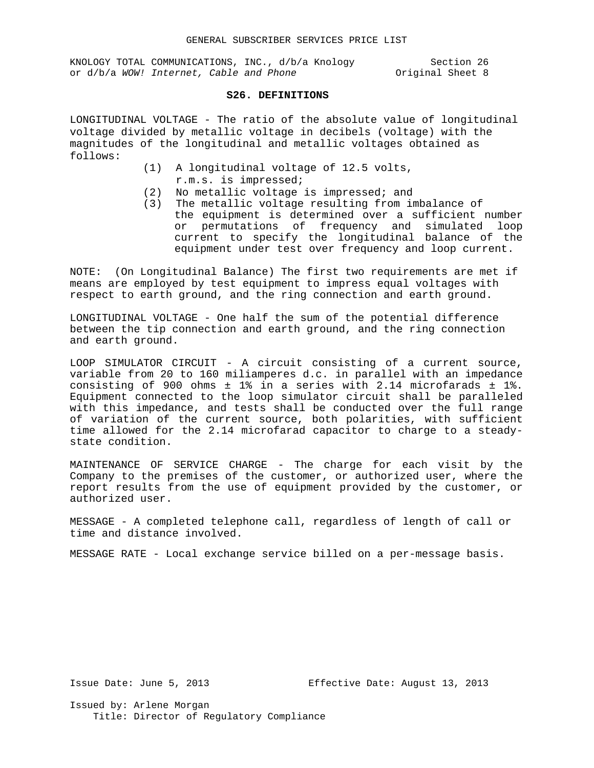## S26. DEFINITIONS

LONGITUDINAL VOLTAGE - The ratio of the absolute value of longitudinal voltage divided by metallic voltage in decibels (voltage) with the magnitudes of the longitudinal and metallic voltages obtained as follows:

(1) A longitudinal voltage of 12.5 volts, r.m.s. is impressed;
(2) No metallic voltage is impressed; and
(3) The metallic voltage resulting from imbalance of the equipment is determined over a sufficient number or permutations of frequency and simulated loop current to specify the longitudinal balance of the equipment under test over frequency and loop current.

NOTE: (On Longitudinal Balance) The first two requirements are met if means are employed by test equipment to impress equal voltages with respect to earth ground, and the ring connection and earth ground.

LONGITUDINAL VOLTAGE - One half the sum of the potential difference between the tip connection and earth ground, and the ring connection and earth ground.

LOOP SIMULATOR CIRCUIT - A circuit consisting of a current source, variable from 20 to 160 miliamperes d.c. in parallel with an impedance consisting of 900 ohms ± 1% in a series with 2.14 microfarads ± 1%. Equipment connected to the loop simulator circuit shall be paralleled with this impedance, and tests shall be conducted over the full range of variation of the current source, both polarities, with sufficient time allowed for the 2.14 microfarad capacitor to charge to a steady-state condition.

MAINTENANCE OF SERVICE CHARGE - The charge for each visit by the Company to the premises of the customer, or authorized user, where the report results from the use of equipment provided by the customer, or authorized user.

MESSAGE - A completed telephone call, regardless of length of call or time and distance involved.

MESSAGE RATE - Local exchange service billed on a per-message basis.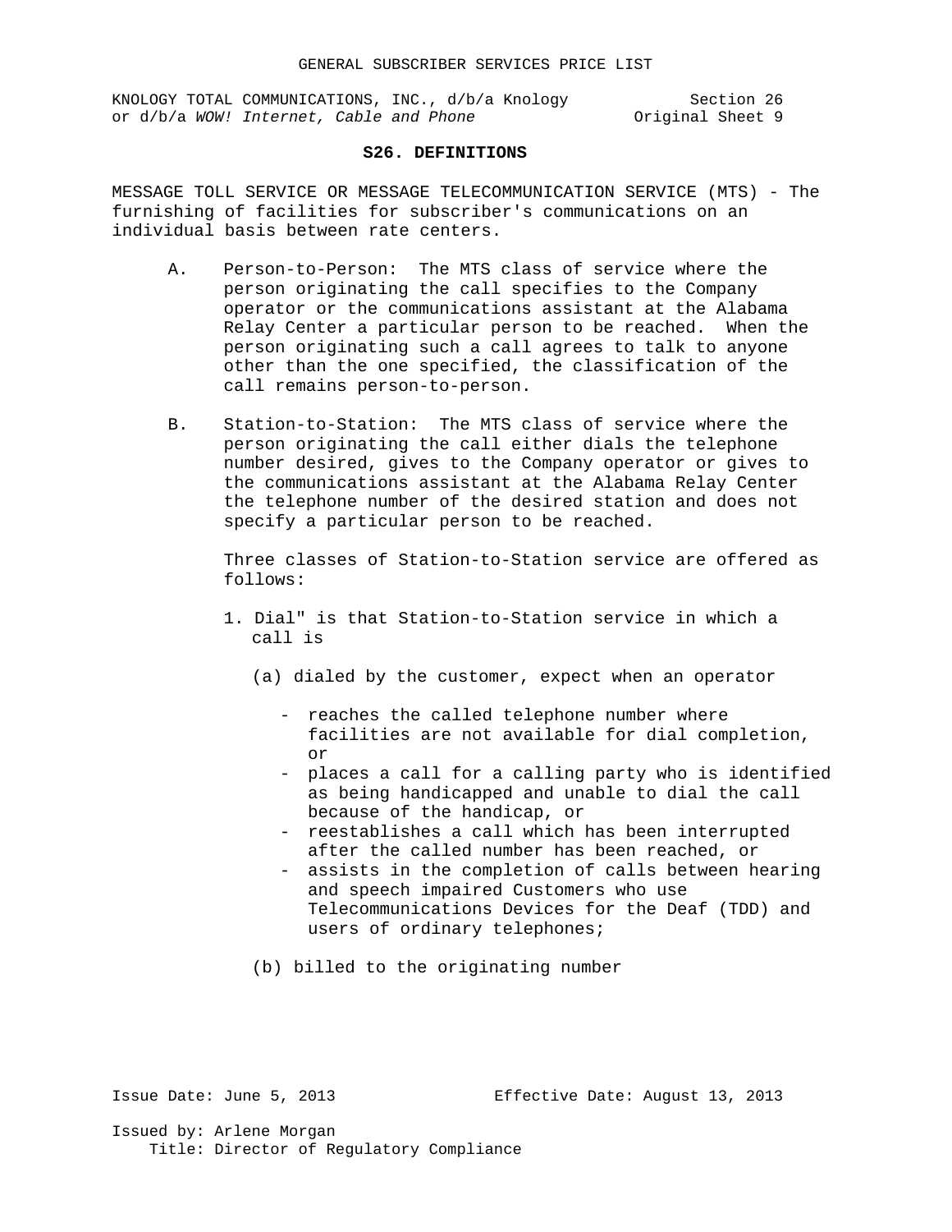## S26. DEFINITIONS

MESSAGE TOLL SERVICE OR MESSAGE TELECOMMUNICATION SERVICE (MTS) - The furnishing of facilities for subscriber's communications on an individual basis between rate centers.

A. Person-to-Person: The MTS class of service where the person originating the call specifies to the Company operator or the communications assistant at the Alabama Relay Center a particular person to be reached. When the person originating such a call agrees to talk to anyone other than the one specified, the classification of the call remains person-to-person.

B. Station-to-Station: The MTS class of service where the person originating the call either dials the telephone number desired, gives to the Company operator or gives to the communications assistant at the Alabama Relay Center the telephone number of the desired station and does not specify a particular person to be reached.

Three classes of Station-to-Station service are offered as follows:

1. Dial" is that Station-to-Station service in which a call is

   (a) dialed by the customer, expect when an operator

   - reaches the called telephone number where facilities are not available for dial completion, or
   - places a call for a calling party who is identified as being handicapped and unable to dial the call because of the handicap, or
   - reestablishes a call which has been interrupted after the called number has been reached, or
   - assists in the completion of calls between hearing and speech impaired Customers who use Telecommunications Devices for the Deaf (TDD) and users of ordinary telephones;

   (b) billed to the originating number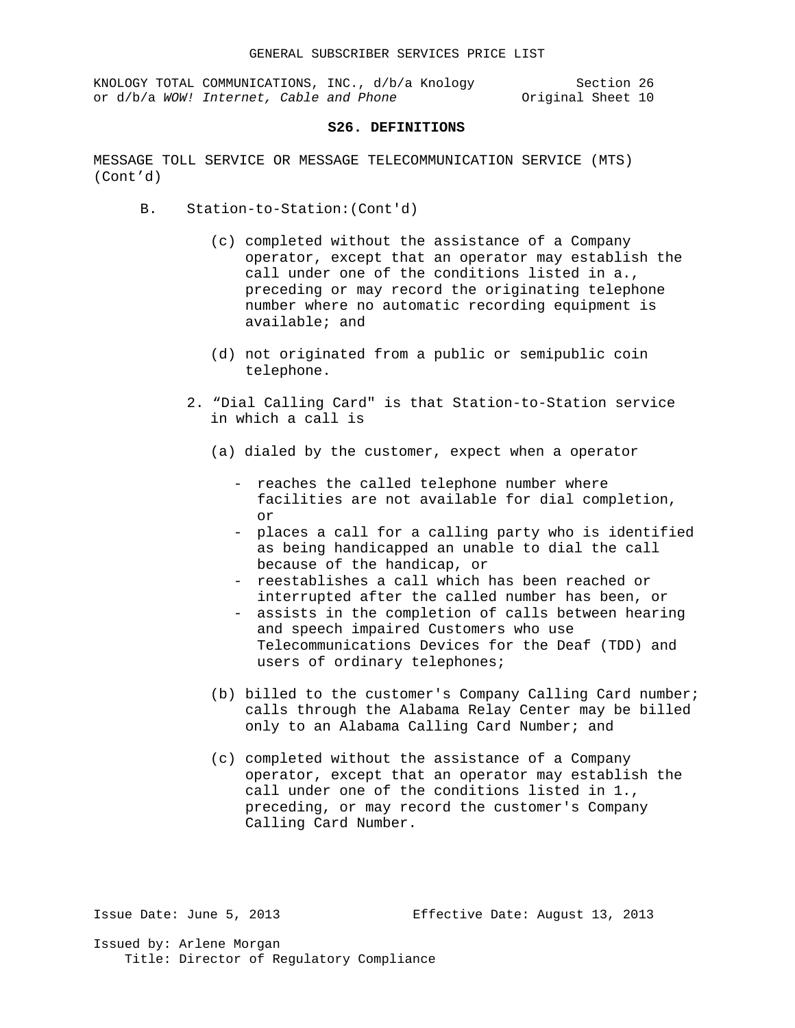## S26. DEFINITIONS

MESSAGE TOLL SERVICE OR MESSAGE TELECOMMUNICATION SERVICE (MTS) (Cont'd)

B. Station-to-Station:(Cont'd)

(c) completed without the assistance of a Company operator, except that an operator may establish the call under one of the conditions listed in a., preceding or may record the originating telephone number where no automatic recording equipment is available; and

(d) not originated from a public or semipublic coin telephone.

2. "Dial Calling Card" is that Station-to-Station service in which a call is

(a) dialed by the customer, expect when a operator

- reaches the called telephone number where facilities are not available for dial completion, or
- places a call for a calling party who is identified as being handicapped an unable to dial the call because of the handicap, or
- reestablishes a call which has been reached or interrupted after the called number has been, or
- assists in the completion of calls between hearing and speech impaired Customers who use Telecommunications Devices for the Deaf (TDD) and users of ordinary telephones;

(b) billed to the customer's Company Calling Card number; calls through the Alabama Relay Center may be billed only to an Alabama Calling Card Number; and

(c) completed without the assistance of a Company operator, except that an operator may establish the call under one of the conditions listed in 1., preceding, or may record the customer's Company Calling Card Number.

Issue Date: June 5, 2013 Effective Date: August 13, 2013

Issued by: Arlene Morgan
Title: Director of Regulatory Compliance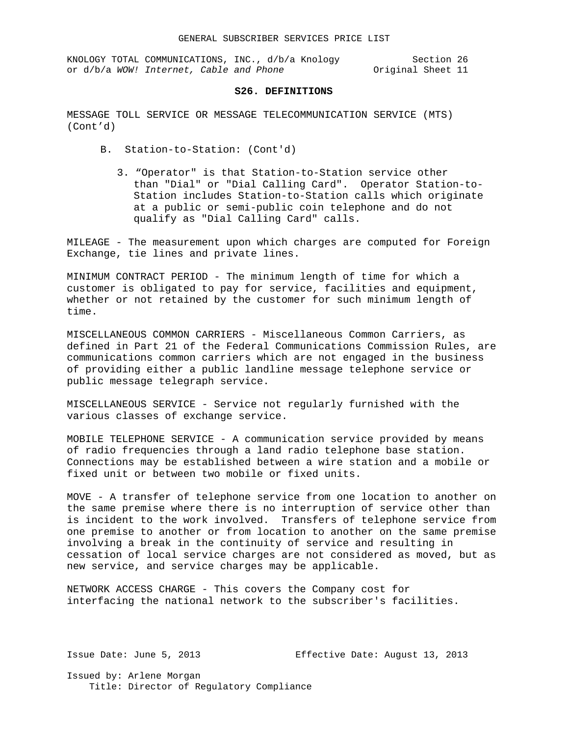## S26. DEFINITIONS

MESSAGE TOLL SERVICE OR MESSAGE TELECOMMUNICATION SERVICE (MTS) (Cont'd)

B. Station-to-Station: (Cont'd)

3. "Operator" is that Station-to-Station service other than "Dial" or "Dial Calling Card". Operator Station-to-Station includes Station-to-Station calls which originate at a public or semi-public coin telephone and do not qualify as "Dial Calling Card" calls.

MILEAGE - The measurement upon which charges are computed for Foreign Exchange, tie lines and private lines.

MINIMUM CONTRACT PERIOD - The minimum length of time for which a customer is obligated to pay for service, facilities and equipment, whether or not retained by the customer for such minimum length of time.

MISCELLANEOUS COMMON CARRIERS - Miscellaneous Common Carriers, as defined in Part 21 of the Federal Communications Commission Rules, are communications common carriers which are not engaged in the business of providing either a public landline message telephone service or public message telegraph service.

MISCELLANEOUS SERVICE - Service not regularly furnished with the various classes of exchange service.

MOBILE TELEPHONE SERVICE - A communication service provided by means of radio frequencies through a land radio telephone base station. Connections may be established between a wire station and a mobile or fixed unit or between two mobile or fixed units.

MOVE - A transfer of telephone service from one location to another on the same premise where there is no interruption of service other than is incident to the work involved. Transfers of telephone service from one premise to another or from location to another on the same premise involving a break in the continuity of service and resulting in cessation of local service charges are not considered as moved, but as new service, and service charges may be applicable.

NETWORK ACCESS CHARGE - This covers the Company cost for interfacing the national network to the subscriber's facilities.

Issue Date: June 5, 2013 Effective Date: August 13, 2013

Issued by: Arlene Morgan
Title: Director of Regulatory Compliance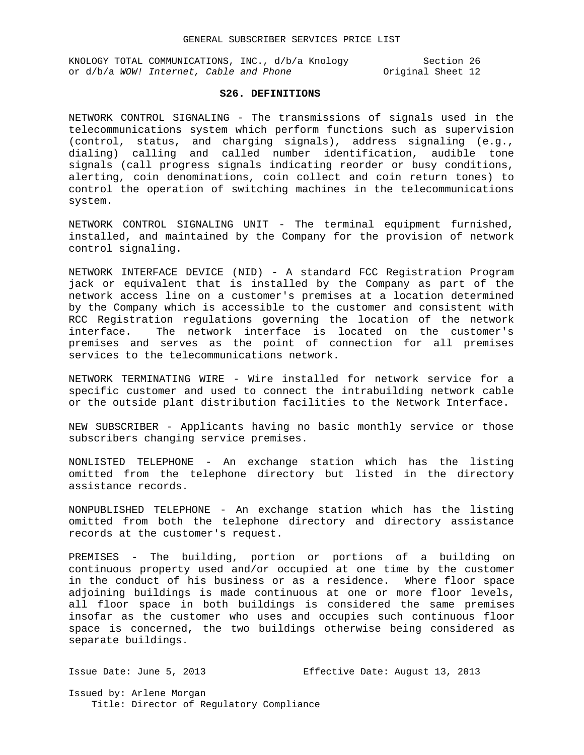## S26. DEFINITIONS

NETWORK CONTROL SIGNALING - The transmissions of signals used in the telecommunications system which perform functions such as supervision (control, status, and charging signals), address signaling (e.g., dialing) calling and called number identification, audible tone signals (call progress signals indicating reorder or busy conditions, alerting, coin denominations, coin collect and coin return tones) to control the operation of switching machines in the telecommunications system.

NETWORK CONTROL SIGNALING UNIT - The terminal equipment furnished, installed, and maintained by the Company for the provision of network control signaling.

NETWORK INTERFACE DEVICE (NID) - A standard FCC Registration Program jack or equivalent that is installed by the Company as part of the network access line on a customer's premises at a location determined by the Company which is accessible to the customer and consistent with RCC Registration regulations governing the location of the network interface. The network interface is located on the customer's premises and serves as the point of connection for all premises services to the telecommunications network.

NETWORK TERMINATING WIRE - Wire installed for network service for a specific customer and used to connect the intrabuilding network cable or the outside plant distribution facilities to the Network Interface.

NEW SUBSCRIBER - Applicants having no basic monthly service or those subscribers changing service premises.

NONLISTED TELEPHONE - An exchange station which has the listing omitted from the telephone directory but listed in the directory assistance records.

NONPUBLISHED TELEPHONE - An exchange station which has the listing omitted from both the telephone directory and directory assistance records at the customer's request.

PREMISES - The building, portion or portions of a building on continuous property used and/or occupied at one time by the customer in the conduct of his business or as a residence. Where floor space adjoining buildings is made continuous at one or more floor levels, all floor space in both buildings is considered the same premises insofar as the customer who uses and occupies such continuous floor space is concerned, the two buildings otherwise being considered as separate buildings.

Issue Date: June 5, 2013 Effective Date: August 13, 2013

Issued by: Arlene Morgan
Title: Director of Regulatory Compliance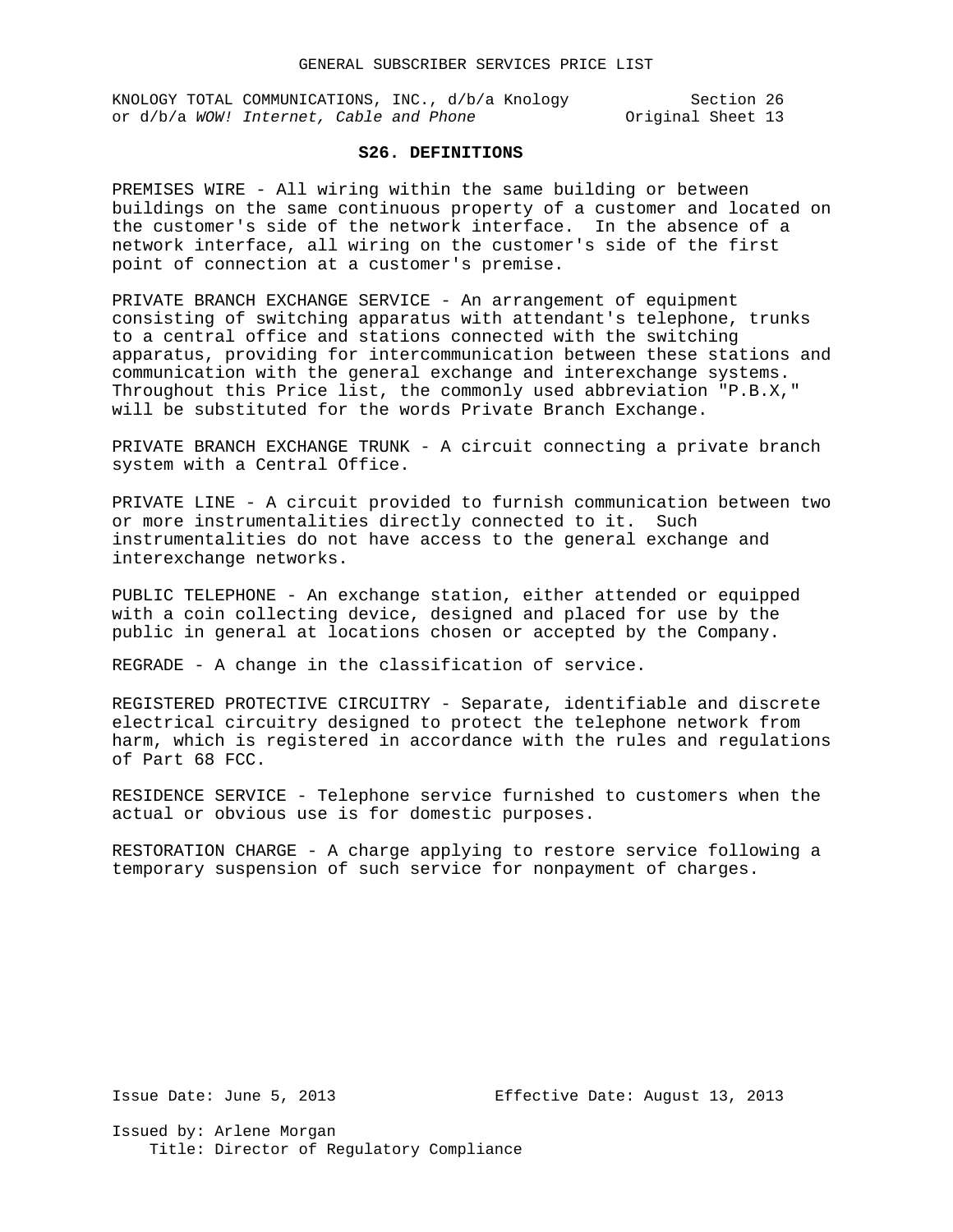## S26. DEFINITIONS

PREMISES WIRE - All wiring within the same building or between buildings on the same continuous property of a customer and located on the customer's side of the network interface. In the absence of a network interface, all wiring on the customer's side of the first point of connection at a customer's premise.

PRIVATE BRANCH EXCHANGE SERVICE - An arrangement of equipment consisting of switching apparatus with attendant's telephone, trunks to a central office and stations connected with the switching apparatus, providing for intercommunication between these stations and communication with the general exchange and interexchange systems. Throughout this Price list, the commonly used abbreviation "P.B.X," will be substituted for the words Private Branch Exchange.

PRIVATE BRANCH EXCHANGE TRUNK - A circuit connecting a private branch system with a Central Office.

PRIVATE LINE - A circuit provided to furnish communication between two or more instrumentalities directly connected to it. Such instrumentalities do not have access to the general exchange and interexchange networks.

PUBLIC TELEPHONE - An exchange station, either attended or equipped with a coin collecting device, designed and placed for use by the public in general at locations chosen or accepted by the Company.

REGRADE - A change in the classification of service.

REGISTERED PROTECTIVE CIRCUITRY - Separate, identifiable and discrete electrical circuitry designed to protect the telephone network from harm, which is registered in accordance with the rules and regulations of Part 68 FCC.

RESIDENCE SERVICE - Telephone service furnished to customers when the actual or obvious use is for domestic purposes.

RESTORATION CHARGE - A charge applying to restore service following a temporary suspension of such service for nonpayment of charges.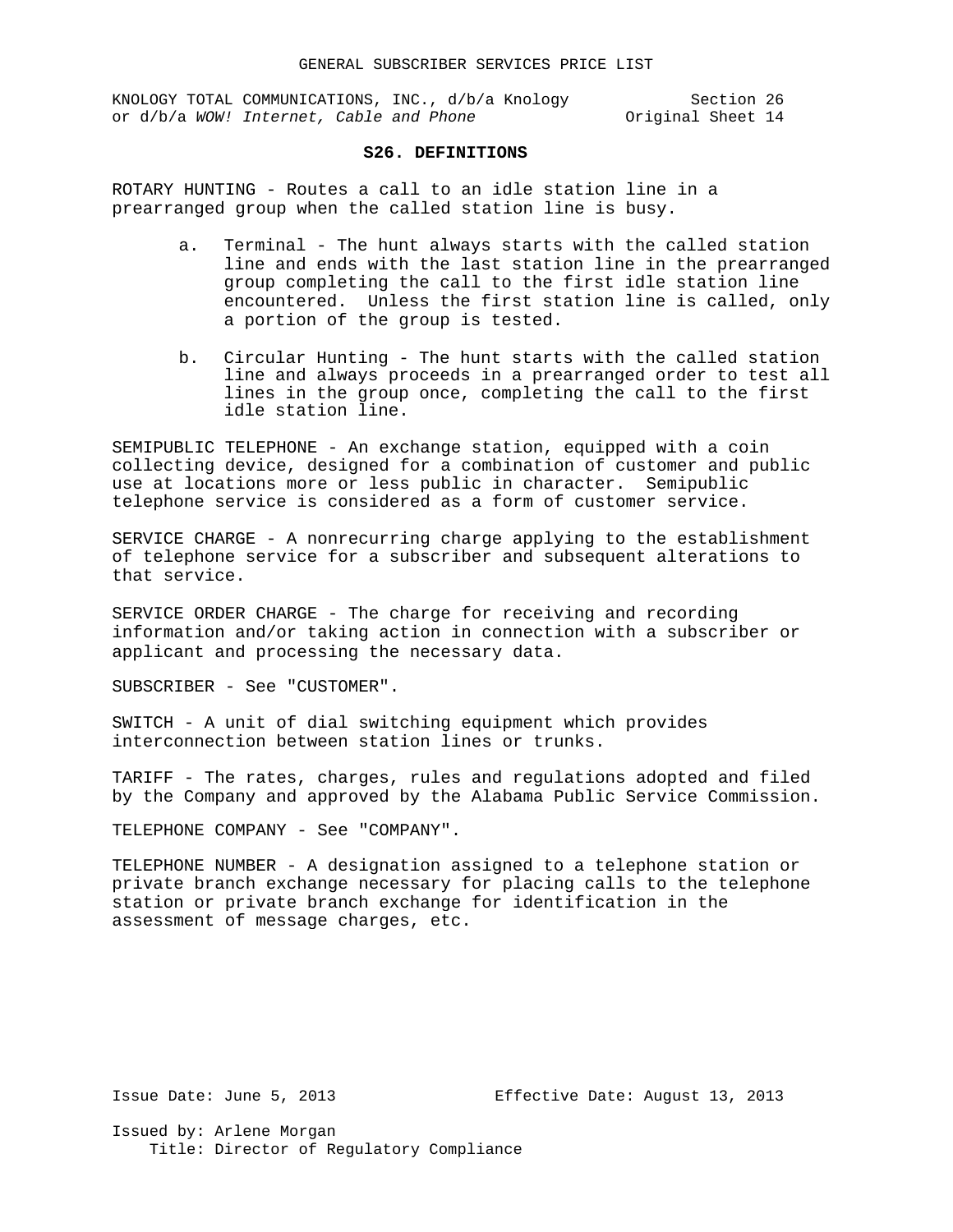## S26. DEFINITIONS

ROTARY HUNTING - Routes a call to an idle station line in a prearranged group when the called station line is busy.

a. Terminal - The hunt always starts with the called station line and ends with the last station line in the prearranged group completing the call to the first idle station line encountered. Unless the first station line is called, only a portion of the group is tested.

b. Circular Hunting - The hunt starts with the called station line and always proceeds in a prearranged order to test all lines in the group once, completing the call to the first idle station line.

SEMIPUBLIC TELEPHONE - An exchange station, equipped with a coin collecting device, designed for a combination of customer and public use at locations more or less public in character. Semipublic telephone service is considered as a form of customer service.

SERVICE CHARGE - A nonrecurring charge applying to the establishment of telephone service for a subscriber and subsequent alterations to that service.

SERVICE ORDER CHARGE - The charge for receiving and recording information and/or taking action in connection with a subscriber or applicant and processing the necessary data.

SUBSCRIBER - See "CUSTOMER".

SWITCH - A unit of dial switching equipment which provides interconnection between station lines or trunks.

TARIFF - The rates, charges, rules and regulations adopted and filed by the Company and approved by the Alabama Public Service Commission.

TELEPHONE COMPANY - See "COMPANY".

TELEPHONE NUMBER - A designation assigned to a telephone station or private branch exchange necessary for placing calls to the telephone station or private branch exchange for identification in the assessment of message charges, etc.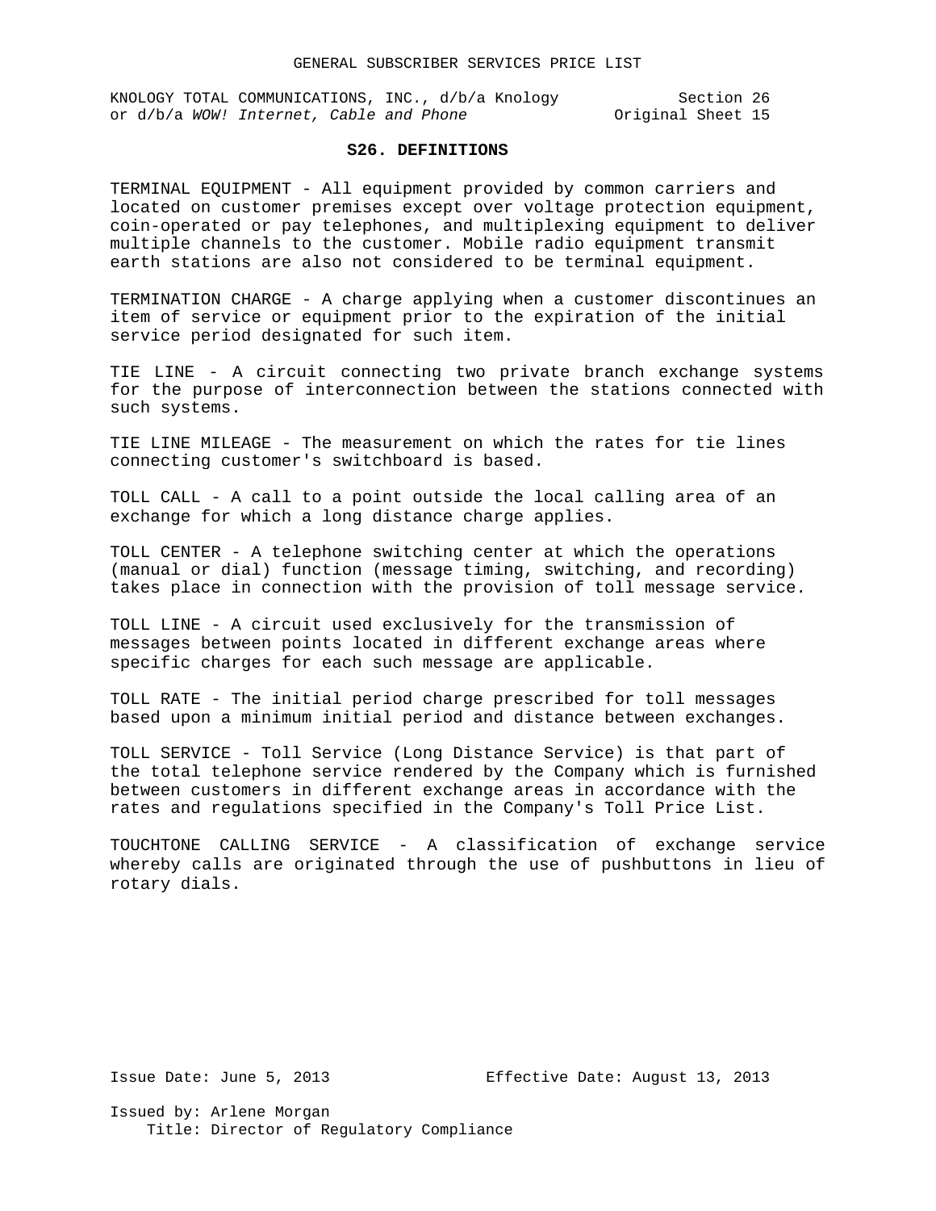## S26. DEFINITIONS

TERMINAL EQUIPMENT - All equipment provided by common carriers and located on customer premises except over voltage protection equipment, coin-operated or pay telephones, and multiplexing equipment to deliver multiple channels to the customer. Mobile radio equipment transmit earth stations are also not considered to be terminal equipment.

TERMINATION CHARGE - A charge applying when a customer discontinues an item of service or equipment prior to the expiration of the initial service period designated for such item.

TIE LINE - A circuit connecting two private branch exchange systems for the purpose of interconnection between the stations connected with such systems.

TIE LINE MILEAGE - The measurement on which the rates for tie lines connecting customer's switchboard is based.

TOLL CALL - A call to a point outside the local calling area of an exchange for which a long distance charge applies.

TOLL CENTER - A telephone switching center at which the operations (manual or dial) function (message timing, switching, and recording) takes place in connection with the provision of toll message service.

TOLL LINE - A circuit used exclusively for the transmission of messages between points located in different exchange areas where specific charges for each such message are applicable.

TOLL RATE - The initial period charge prescribed for toll messages based upon a minimum initial period and distance between exchanges.

TOLL SERVICE - Toll Service (Long Distance Service) is that part of the total telephone service rendered by the Company which is furnished between customers in different exchange areas in accordance with the rates and regulations specified in the Company's Toll Price List.

TOUCHTONE CALLING SERVICE - A classification of exchange service whereby calls are originated through the use of pushbuttons in lieu of rotary dials.

Issue Date: June 5, 2013 Effective Date: August 13, 2013

Issued by: Arlene Morgan
Title: Director of Regulatory Compliance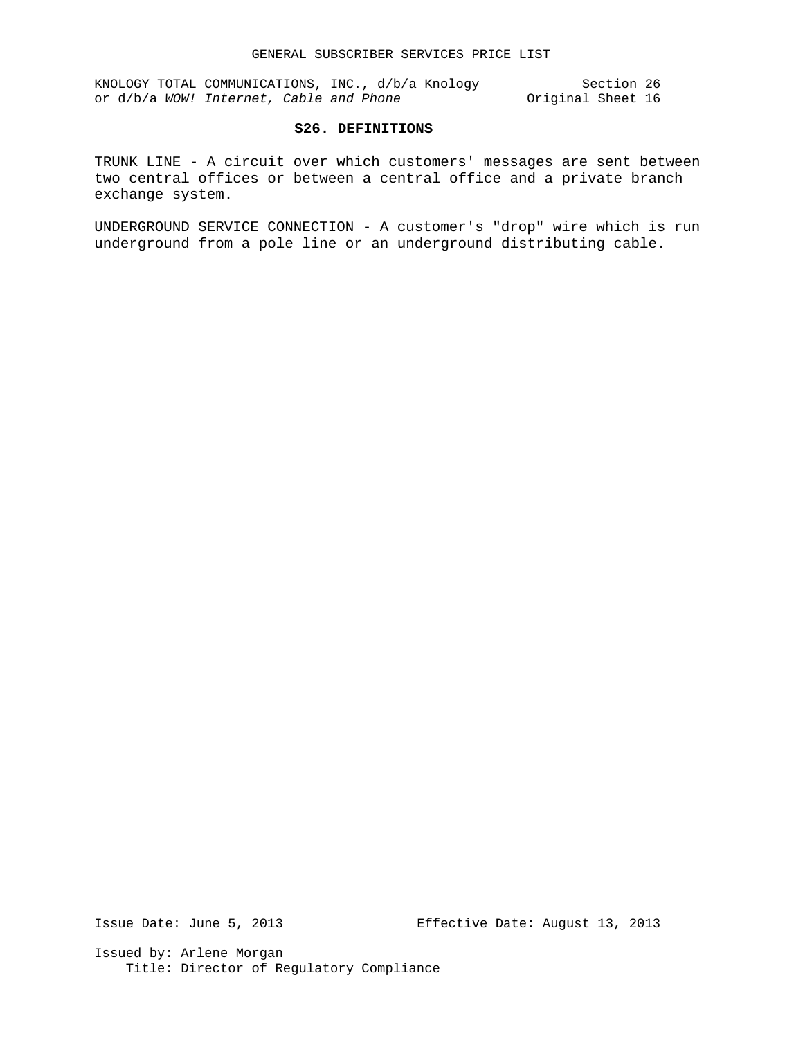## S26. DEFINITIONS

TRUNK LINE - A circuit over which customers' messages are sent between two central offices or between a central office and a private branch exchange system.

UNDERGROUND SERVICE CONNECTION - A customer's "drop" wire which is run underground from a pole line or an underground distributing cable.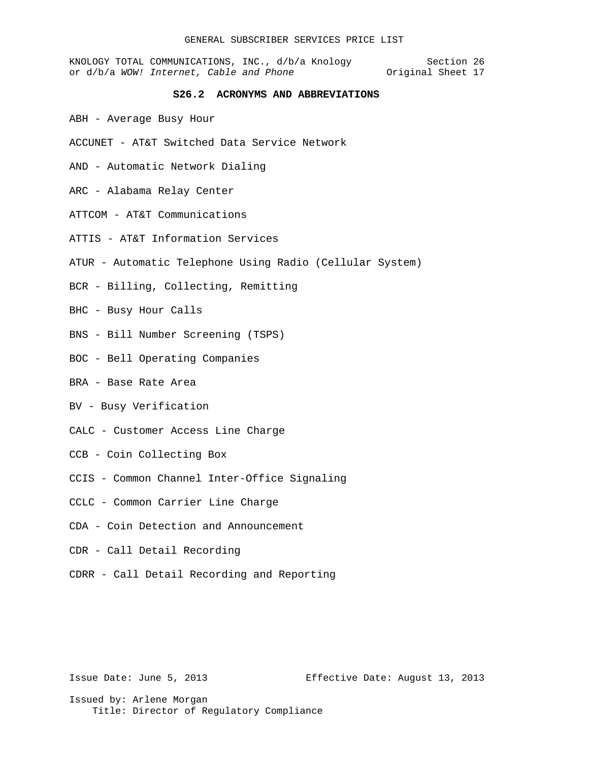## S26.2 ACRONYMS AND ABBREVIATIONS

ABH - Average Busy Hour

ACCUNET - AT&T Switched Data Service Network

AND - Automatic Network Dialing

ARC - Alabama Relay Center

ATTCOM - AT&T Communications

ATTIS - AT&T Information Services

ATUR - Automatic Telephone Using Radio (Cellular System)

BCR - Billing, Collecting, Remitting

BHC - Busy Hour Calls

BNS - Bill Number Screening (TSPS)

BOC - Bell Operating Companies

BRA - Base Rate Area

BV - Busy Verification

CALC - Customer Access Line Charge

CCB - Coin Collecting Box

CCIS - Common Channel Inter-Office Signaling

CCLC - Common Carrier Line Charge

CDA - Coin Detection and Announcement

CDR - Call Detail Recording

CDRR - Call Detail Recording and Reporting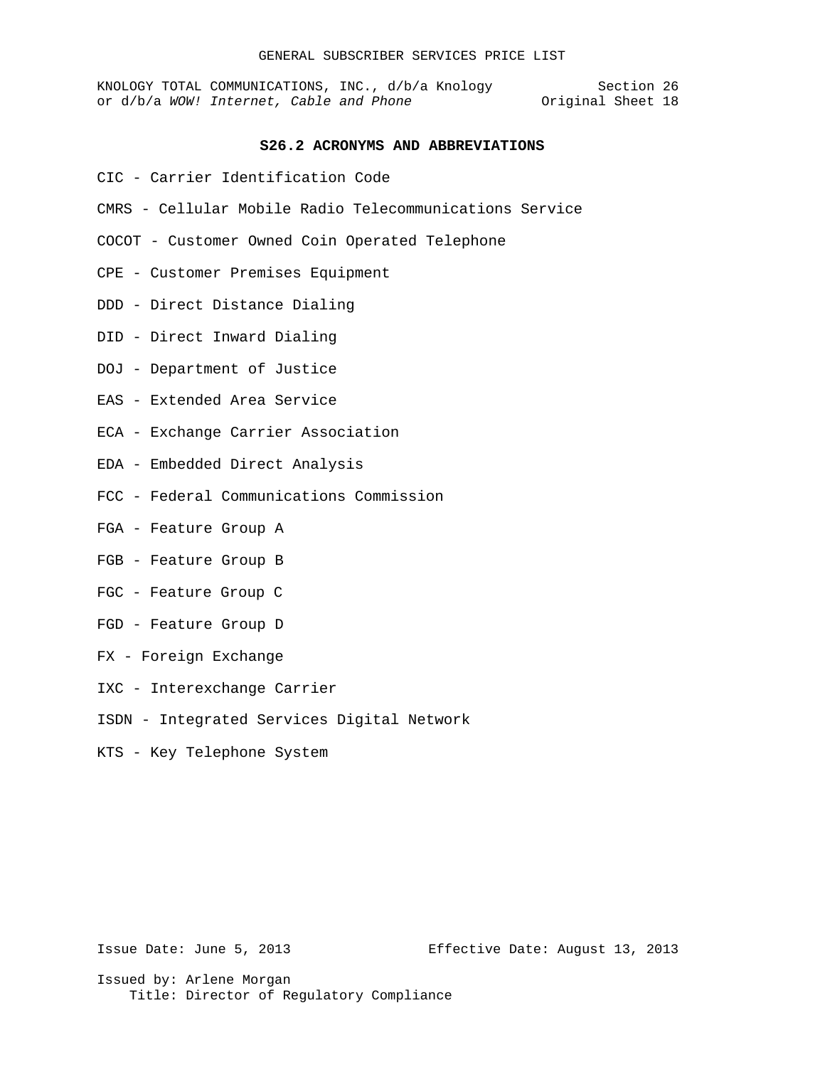## S26.2 ACRONYMS AND ABBREVIATIONS

CIC - Carrier Identification Code

CMRS - Cellular Mobile Radio Telecommunications Service

COCOT - Customer Owned Coin Operated Telephone

CPE - Customer Premises Equipment

DDD - Direct Distance Dialing

DID - Direct Inward Dialing

DOJ - Department of Justice

EAS - Extended Area Service

ECA - Exchange Carrier Association

EDA - Embedded Direct Analysis

FCC - Federal Communications Commission

FGA - Feature Group A

FGB - Feature Group B

FGC - Feature Group C

FGD - Feature Group D

FX - Foreign Exchange

IXC - Interexchange Carrier

ISDN - Integrated Services Digital Network

KTS - Key Telephone System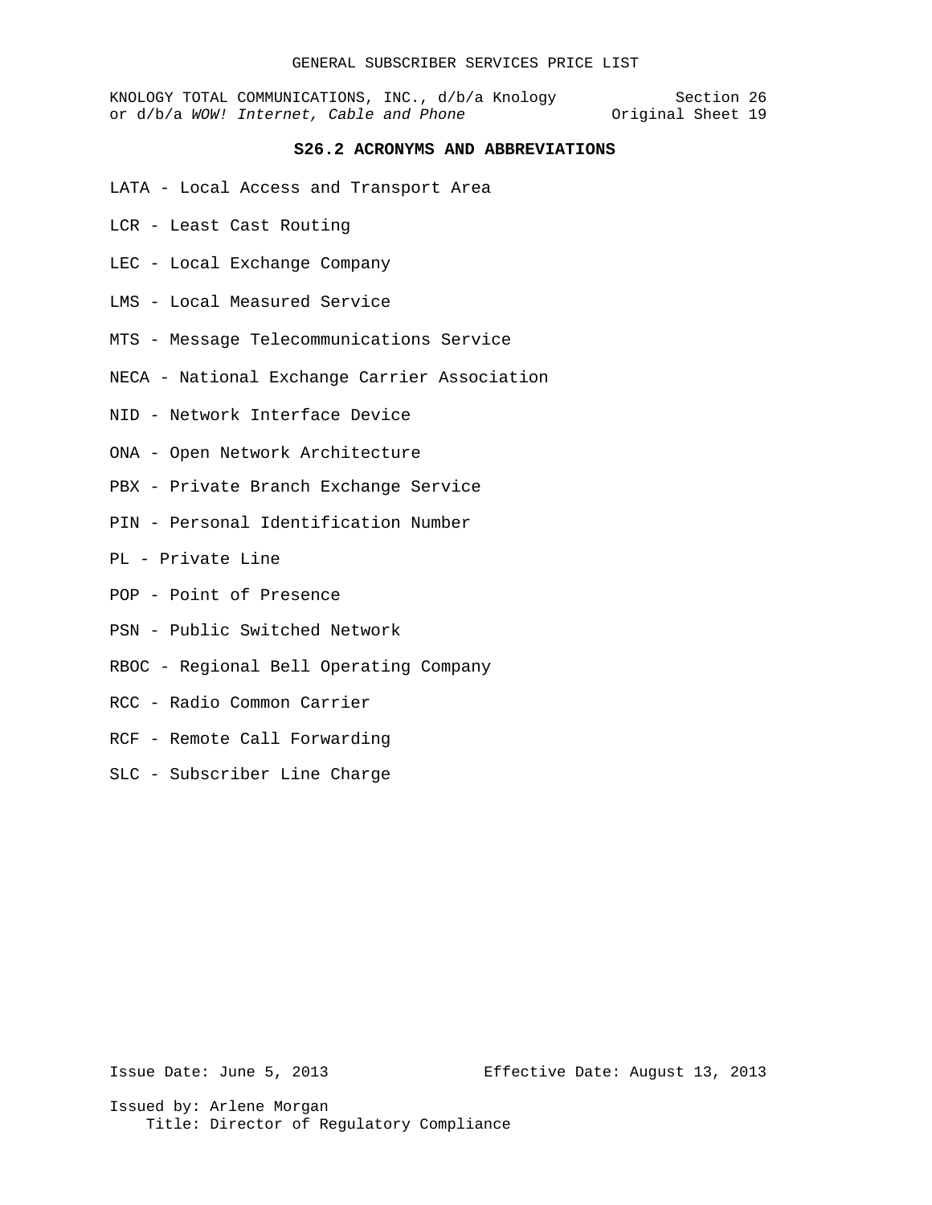## S26.2 ACRONYMS AND ABBREVIATIONS

LATA - Local Access and Transport Area

LCR - Least Cast Routing

LEC - Local Exchange Company

LMS - Local Measured Service

MTS - Message Telecommunications Service

NECA - National Exchange Carrier Association

NID - Network Interface Device

ONA - Open Network Architecture

PBX - Private Branch Exchange Service

PIN - Personal Identification Number

PL - Private Line

POP - Point of Presence

PSN - Public Switched Network

RBOC - Regional Bell Operating Company

RCC - Radio Common Carrier

RCF - Remote Call Forwarding

SLC - Subscriber Line Charge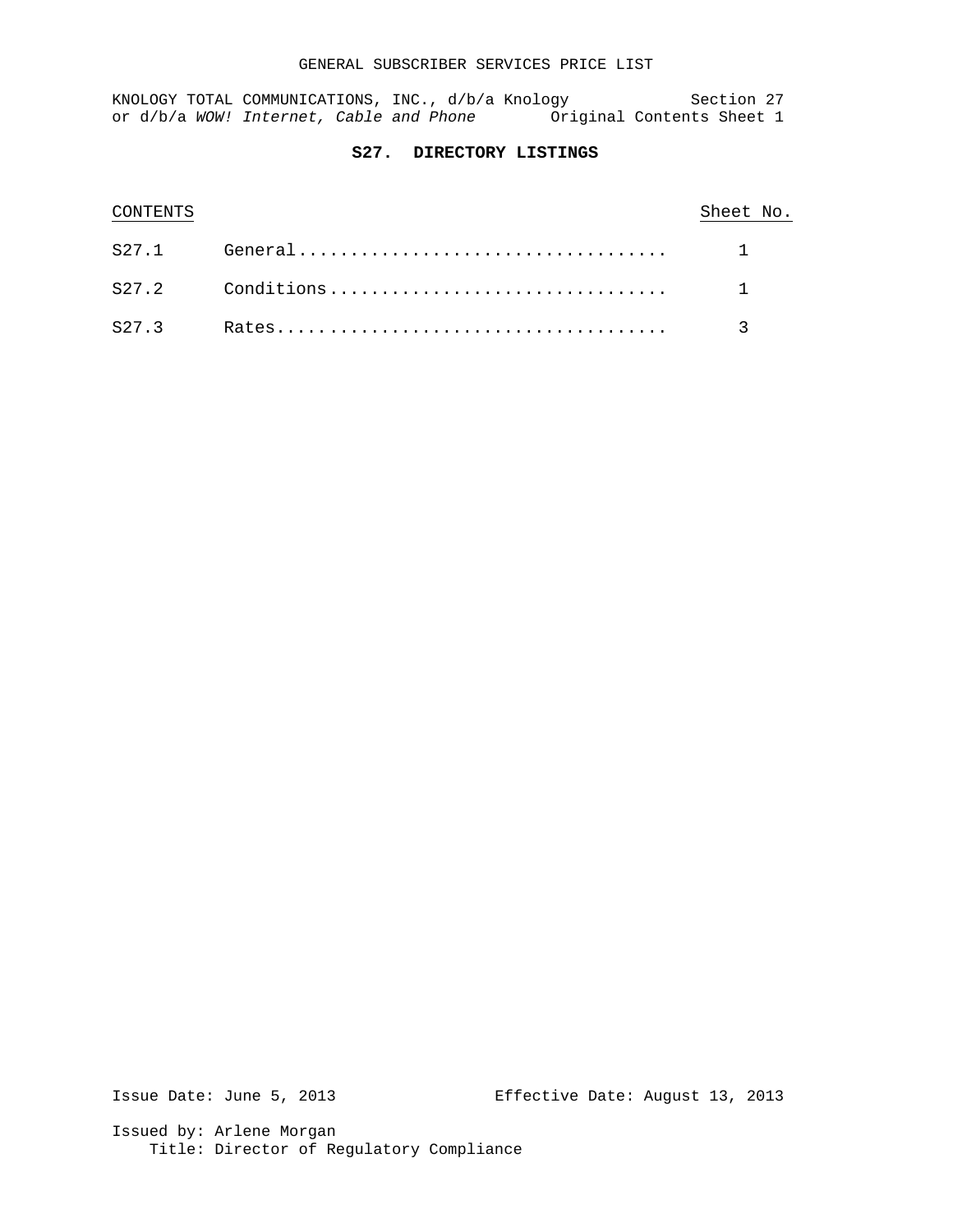GENERAL SUBSCRIBER SERVICES PRICE LIST

KNOLOGY TOTAL COMMUNICATIONS, INC., d/b/a Knology Section 27
or d/b/a *WOW! Internet, Cable and Phone* Original Contents Sheet 1

## S27. DIRECTORY LISTINGS

| CONTENTS | | Sheet No. |
|---|---|---|
| S27.1 | General.................................... | 1 |
| S27.2 | Conditions................................. | 1 |
| S27.3 | Rates...................................... | 3 |

Issue Date: June 5, 2013 Effective Date: August 13, 2013

Issued by: Arlene Morgan
Title: Director of Regulatory Compliance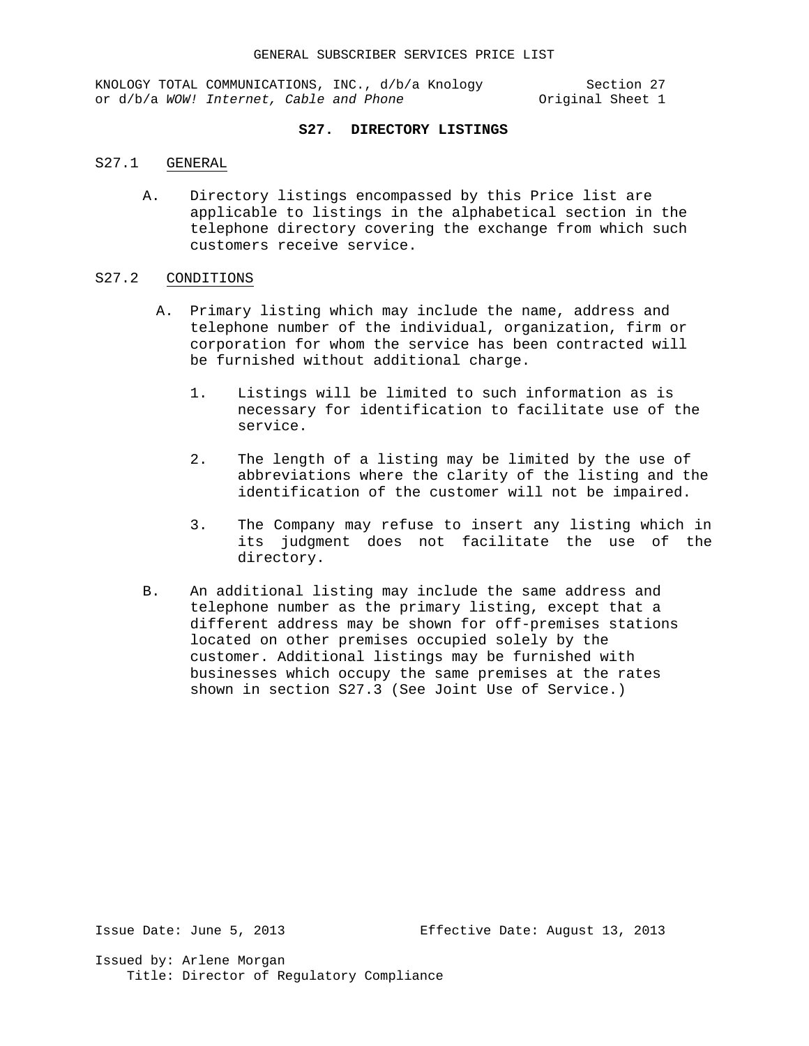# S27. DIRECTORY LISTINGS

## S27.1 GENERAL

A. Directory listings encompassed by this Price list are applicable to listings in the alphabetical section in the telephone directory covering the exchange from which such customers receive service.

## S27.2 CONDITIONS

A. Primary listing which may include the name, address and telephone number of the individual, organization, firm or corporation for whom the service has been contracted will be furnished without additional charge.

1. Listings will be limited to such information as is necessary for identification to facilitate use of the service.

2. The length of a listing may be limited by the use of abbreviations where the clarity of the listing and the identification of the customer will not be impaired.

3. The Company may refuse to insert any listing which in its judgment does not facilitate the use of the directory.

B. An additional listing may include the same address and telephone number as the primary listing, except that a different address may be shown for off-premises stations located on other premises occupied solely by the customer. Additional listings may be furnished with businesses which occupy the same premises at the rates shown in section S27.3 (See Joint Use of Service.)

Issue Date: June 5, 2013 Effective Date: August 13, 2013

Issued by: Arlene Morgan
Title: Director of Regulatory Compliance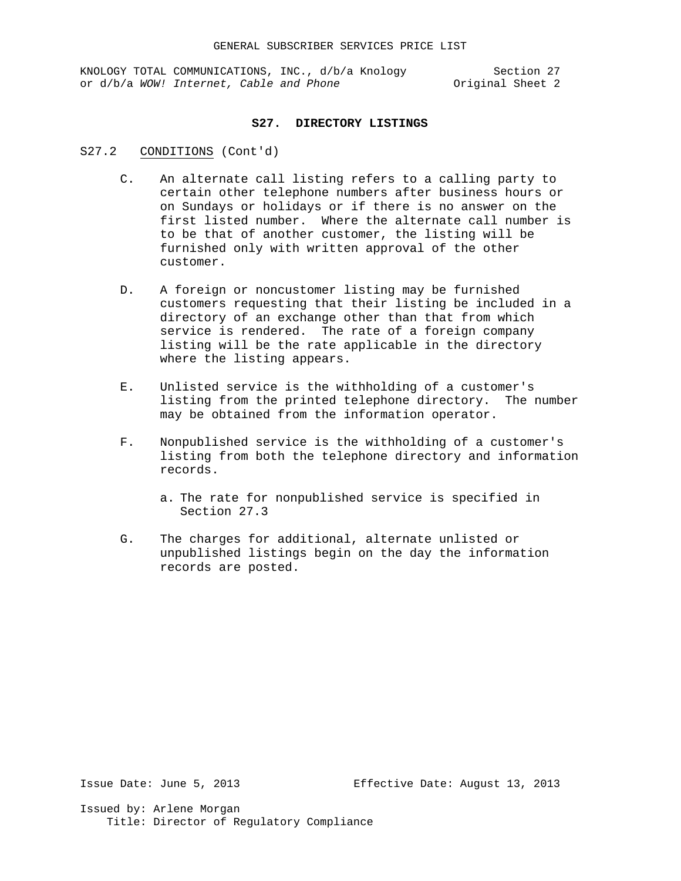## S27. DIRECTORY LISTINGS

S27.2 CONDITIONS (Cont'd)

C. An alternate call listing refers to a calling party to certain other telephone numbers after business hours or on Sundays or holidays or if there is no answer on the first listed number. Where the alternate call number is to be that of another customer, the listing will be furnished only with written approval of the other customer.

D. A foreign or noncustomer listing may be furnished customers requesting that their listing be included in a directory of an exchange other than that from which service is rendered. The rate of a foreign company listing will be the rate applicable in the directory where the listing appears.

E. Unlisted service is the withholding of a customer's listing from the printed telephone directory. The number may be obtained from the information operator.

F. Nonpublished service is the withholding of a customer's listing from both the telephone directory and information records.

   a. The rate for nonpublished service is specified in Section 27.3

G. The charges for additional, alternate unlisted or unpublished listings begin on the day the information records are posted.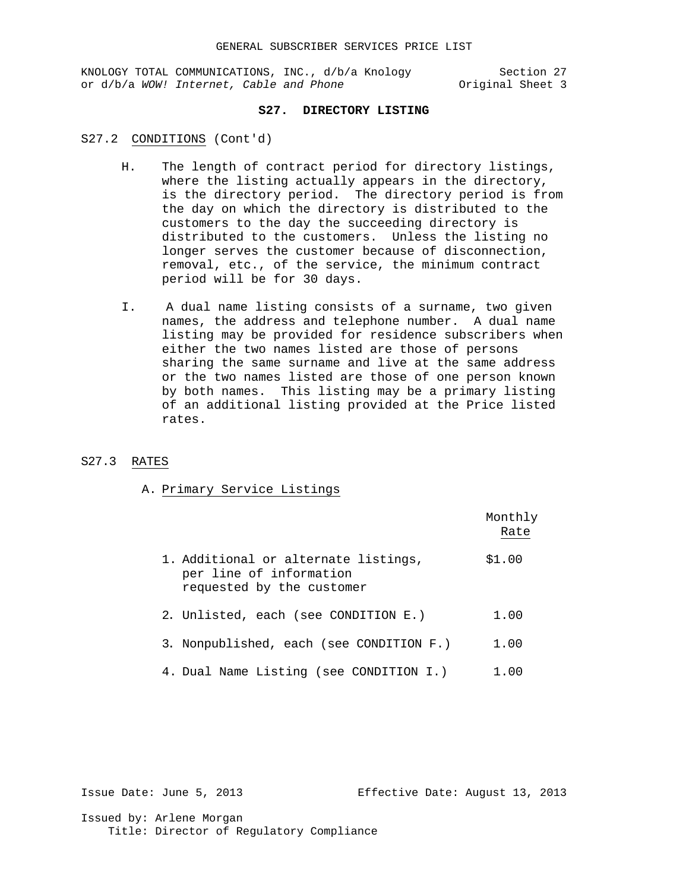### S27. DIRECTORY LISTING

S27.2 CONDITIONS (Cont'd)

H. The length of contract period for directory listings, where the listing actually appears in the directory, is the directory period. The directory period is from the day on which the directory is distributed to the customers to the day the succeeding directory is distributed to the customers. Unless the listing no longer serves the customer because of disconnection, removal, etc., of the service, the minimum contract period will be for 30 days.

I. A dual name listing consists of a surname, two given names, the address and telephone number. A dual name listing may be provided for residence subscribers when either the two names listed are those of persons sharing the same surname and live at the same address or the two names listed are those of one person known by both names. This listing may be a primary listing of an additional listing provided at the Price listed rates.

S27.3 RATES

A. Primary Service Listings

| | Monthly Rate |
|---|---|
| 1. Additional or alternate listings, per line of information requested by the customer | $1.00 |
| 2. Unlisted, each (see CONDITION E.) | 1.00 |
| 3. Nonpublished, each (see CONDITION F.) | 1.00 |
| 4. Dual Name Listing (see CONDITION I.) | 1.00 |

Issue Date: June 5, 2013 Effective Date: August 13, 2013

Issued by: Arlene Morgan
Title: Director of Regulatory Compliance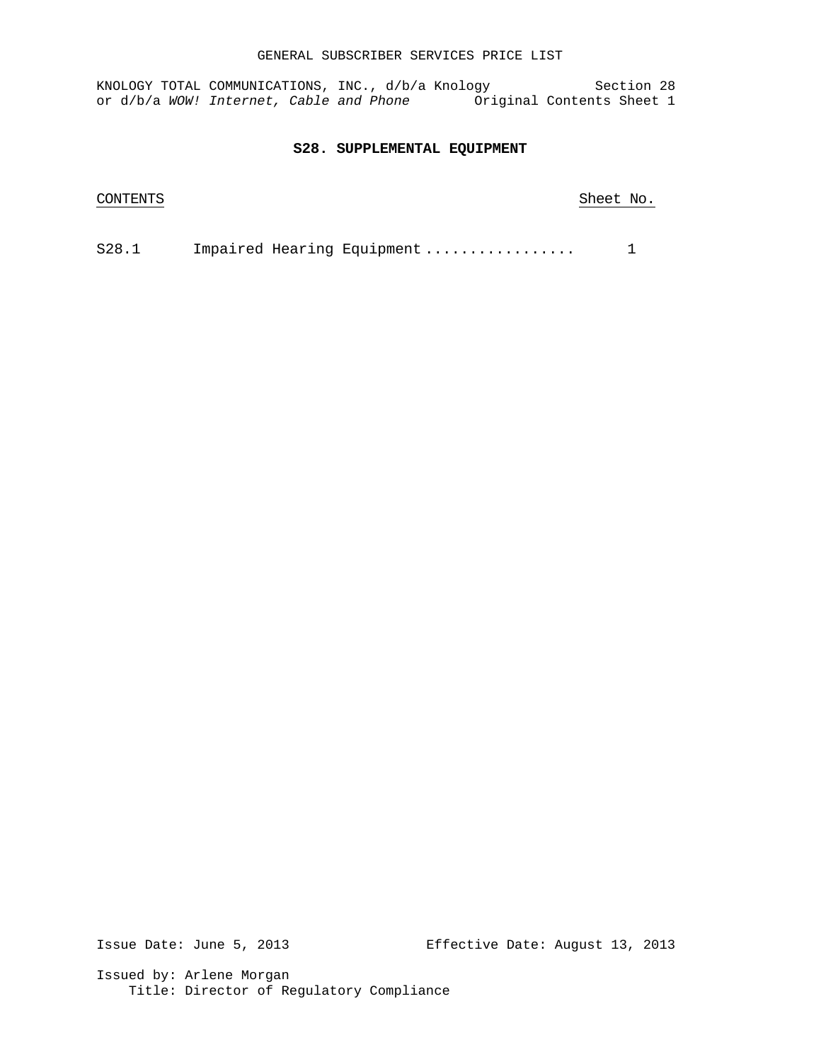# S28. SUPPLEMENTAL EQUIPMENT

| CONTENTS | | Sheet No. |
| --- | --- | --- |
| S28.1 | Impaired Hearing Equipment ................. | 1 |

Issue Date: June 5, 2013 Effective Date: August 13, 2013

Issued by: Arlene Morgan
Title: Director of Regulatory Compliance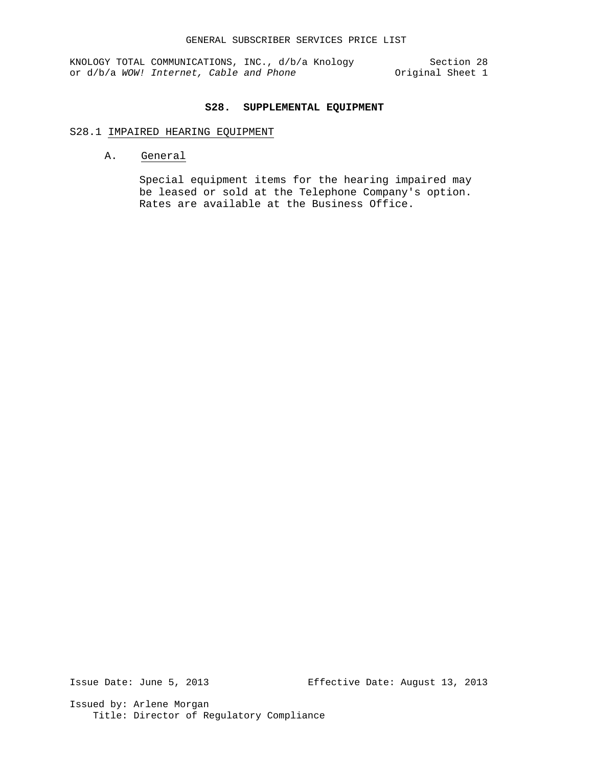## S28. SUPPLEMENTAL EQUIPMENT

### S28.1 IMPAIRED HEARING EQUIPMENT

A. General

Special equipment items for the hearing impaired may be leased or sold at the Telephone Company's option. Rates are available at the Business Office.

Issue Date: June 5, 2013 Effective Date: August 13, 2013

Issued by: Arlene Morgan
Title: Director of Regulatory Compliance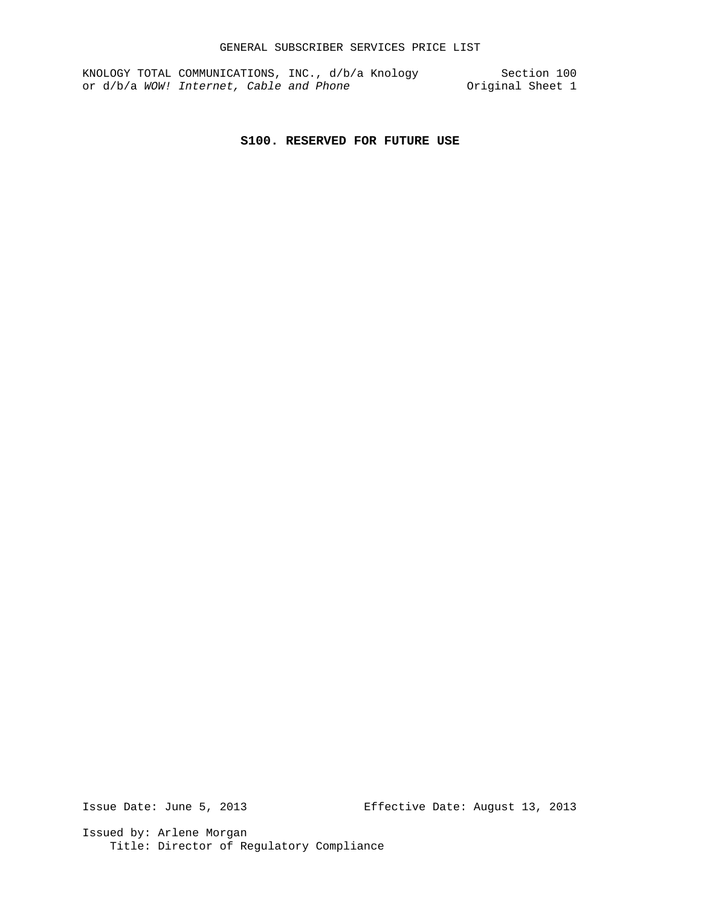# S100. RESERVED FOR FUTURE USE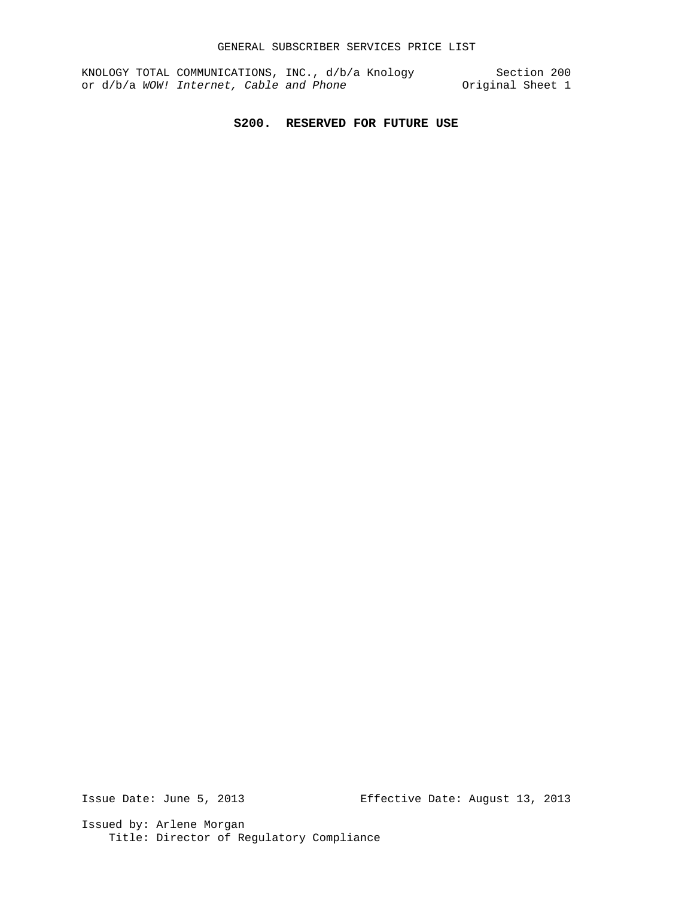# S200. RESERVED FOR FUTURE USE

Issue Date: June 5, 2013 Effective Date: August 13, 2013

Issued by: Arlene Morgan
Title: Director of Regulatory Compliance